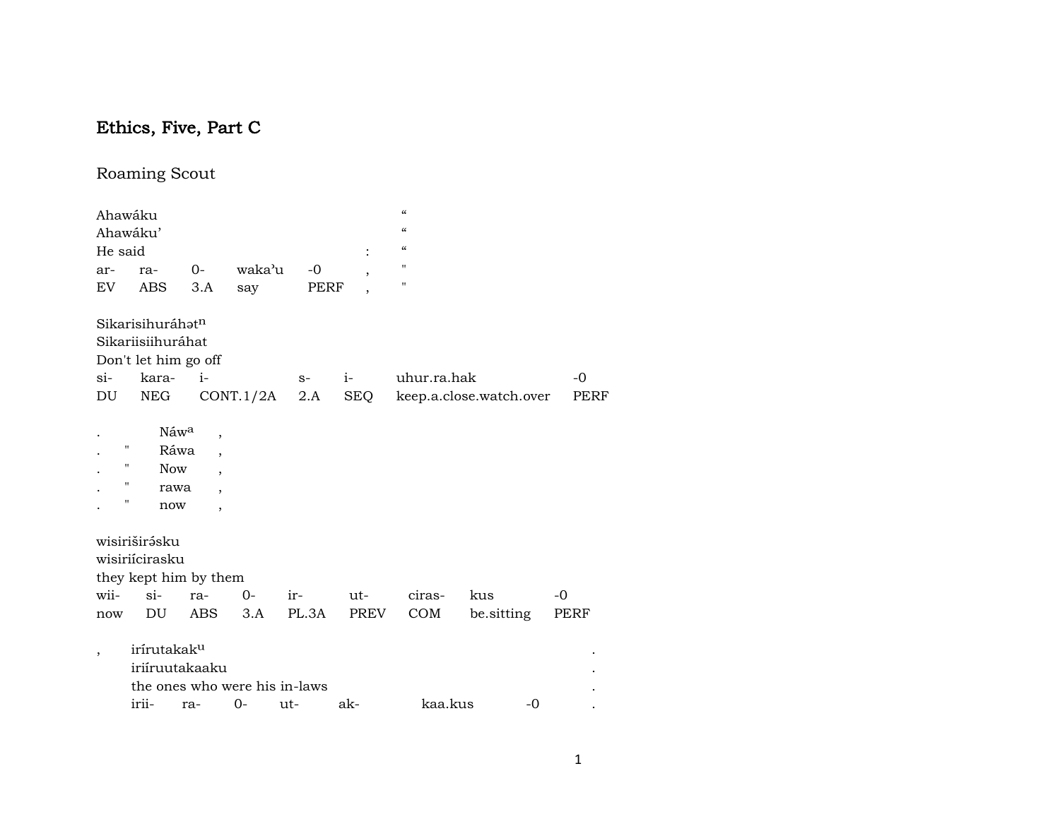# Ethics, Five, Part C

## Roaming Scout

| | | | | | | |
|---|---|---|---|---|---|---|
| Ahawáku | | | | | | “ |
| Ahawáku’ | | | | | | “ |
| He said | | | | | : | “ |
| ar- | ra- | 0- | waka’u | -0 | , | " |
| EV | ABS | 3.A | say | PERF | , | " |

| | | | | | | |
|---|---|---|---|---|---|---|
| Sikarisihuráhət[n] | | | | | | |
| Sikariisiihuráhat | | | | | | |
| Don't let him go off | | | | | | |
| si- | kara- | i- | s- | i- | uhur.ra.hak | -0 |
| DU | NEG | CONT.1/2A | 2.A | SEQ | keep.a.close.watch.over | PERF |

| | | | |
|---|---|---|---|
| . | | Náw[a] | , |
| . | " | Ráwa | , |
| . | " | Now | , |
| . | " | rawa | , |
| . | " | now | , |

| | | | | | | | |
|---|---|---|---|---|---|---|---|
| wisirišir\u0259sku | | | | | | | |
| wisiriícirasku | | | | | | | |
| they kept him by them | | | | | | | |
| wii- | si- | ra- | 0- | ir- | ut- | ciras- | kus | -0 |
| now | DU | ABS | 3.A | PL.3A | PREV | COM | be.sitting | PERF |

| | | | | | | | | |
|---|---|---|---|---|---|---|---|---|
| , | irírutakak[u] | | | | | | | . |
| | iriíruutakaaku | | | | | | | . |
| | the ones who were his in-laws | | | | | | | . |
| | irii- | ra- | 0- | ut- | ak- | kaa.kus | -0 | . |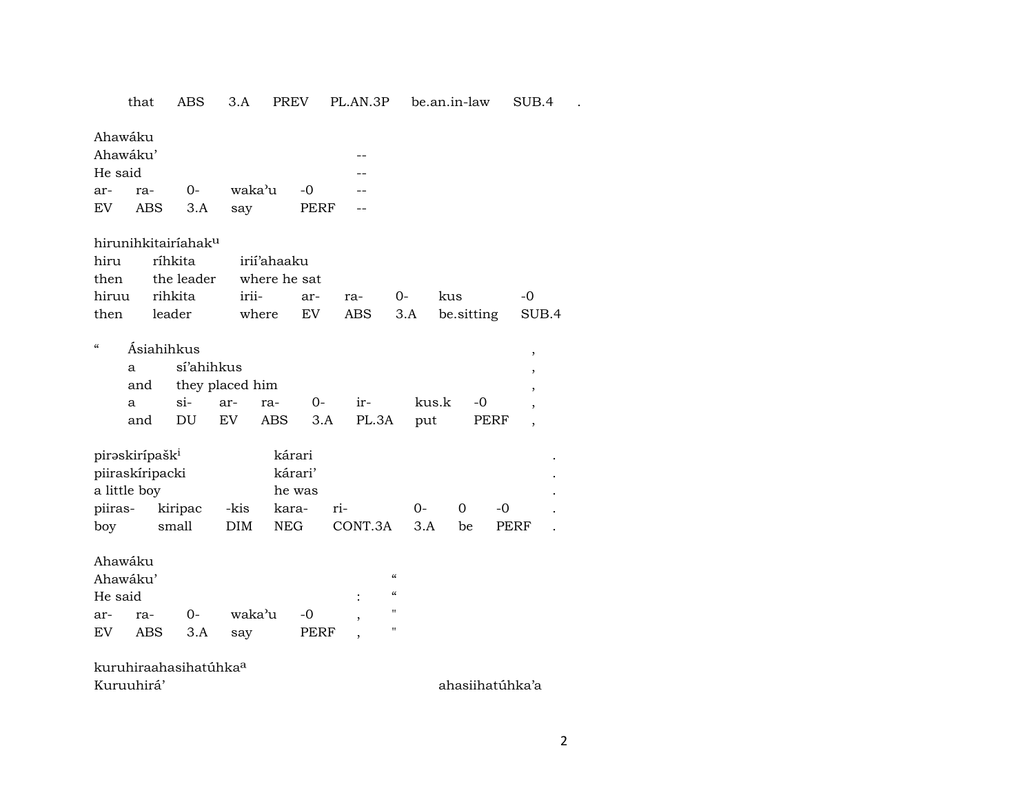| that | ABS | 3.A | PREV | PL.AN.3P | be.an.in-law | SUB.4 | . |
|---|---|---|---|---|---|---|---|

Ahawáku
Ahawáku' --
He said --

| ar- | ra- | 0- | waka'u | -0 | -- |
|---|---|---|---|---|---|
| EV | ABS | 3.A | say | PERF | -- |

hirunihkitairíahak[u]

| hiru | ríhkita | irií'ahaaku | | | | | |
|---|---|---|---|---|---|---|---|
| then | the leader | where he sat | | | | | |
| hiruu | rihkita | irii- | ar- | ra- | 0- | kus | -0 |
| then | leader | where | EV | ABS | 3.A | be.sitting | SUB.4 |

" Ásiahihkus ,

| a | sí'ahihkus | | | | | | | ,|
|---|---|---|---|---|---|---|---|---|
| and | they placed him | | | | | | | , |
| a | si- | ar- | ra- | 0- | ir- | kus.k | -0 | , |
| and | DU | EV | ABS | 3.A | PL.3A | put | PERF | , |

| pirəskirípašk[i] | | | kárari | | | | | . |
|---|---|---|---|---|---|---|---|---|
| piiraskíripacki | | | kárari' | | | | | . |
| a little boy | | | he was | | | | | . |
| piiras- | kiripac | -kis | kara- | ri- | 0- | 0 | -0 | . |
| boy | small | DIM | NEG | CONT.3A | 3.A | be | PERF | . |

Ahawáku
Ahawáku' "
He said : "

| ar- | ra- | 0- | waka'u | -0 | , | " |
|---|---|---|---|---|---|---|
| EV | ABS | 3.A | say | PERF | , | " |

kuruhiraahasihatúhka[a]
Kuruuhirá' ahasiihatúhka'a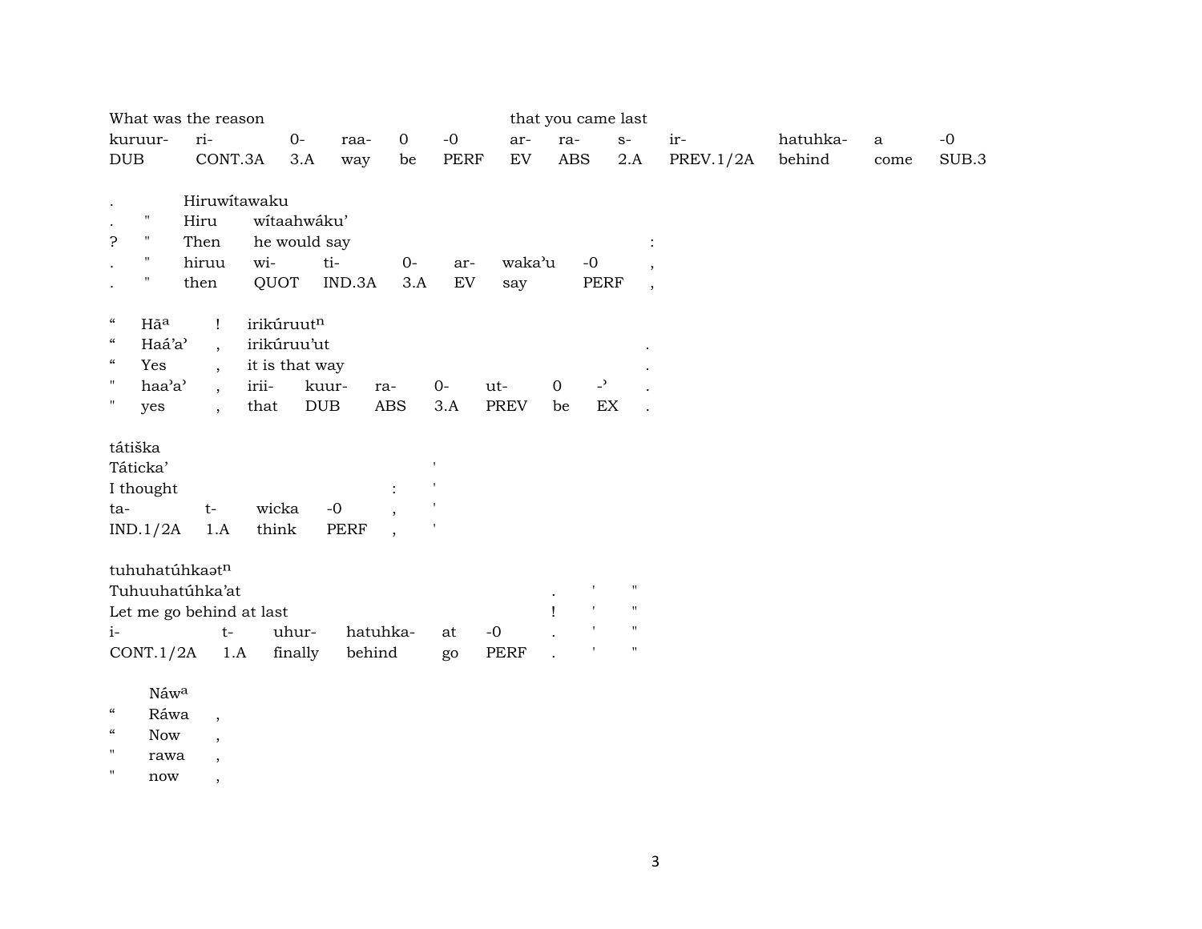| What was the reason | | | | | | that you came last | | | | | | |
|---|---|---|---|---|---|---|---|---|---|---|---|---|
| kuruur- | ri- | 0- | raa- | 0 | -0 | ar- | ra- | s- | ir- | hatuhka- | a | -0 |
| DUB | CONT.3A | 3.A | way | be | PERF | EV | ABS | 2.A | PREV.1/2A | behind | come | SUB.3 |

| . | | Hiruwítawaku | | | | | | | |
|---|---|---|---|---|---|---|---|---|---|
| . | " | Hiru | wítaahwáku' | | | | | | |
| ? | " | Then | he would say | | | | | | : |
| . | " | hiruu | wi- | ti- | 0- | ar- | waka'u | -0 | , |
| . | " | then | QUOT | IND.3A | 3.A | EV | say | PERF | , |

| " | Hāᵃ | ! | irikúruutⁿ | | | | | | |
|---|---|---|---|---|---|---|---|---|---|
| " | Haá'a' | , | irikúruu'ut | | | | | | . |
| " | Yes | , | it is that way | | | | | | . |
| " | haa'a' | , | irii- | kuur- | ra- | 0- | ut- | 0 | -' . |
| " | yes | , | that | DUB | ABS | 3.A | PREV | be | EX . |

| tátiška | | | | | |
|---|---|---|---|---|---|
| Táticka' | | | | | ' |
| I thought | | | | : | ' |
| ta- | t- | wicka | -0 | , | ' |
| IND.1/2A | 1.A | think | PERF | , | ' |

| tuhuhatúhkaətⁿ | | | | | | | | |
|---|---|---|---|---|---|---|---|---|
| Tuhuuhatúhka'at | | | | | | . | ' | " |
| Let me go behind at last | | | | | | ! | ' | " |
| i- | t- | uhur- | hatuhka- | at | -0 | . | ' | " |
| CONT.1/2A | 1.A | finally | behind | go | PERF | . | ' | " |

| | Náwᵃ | |
|---|---|---|
| " | Ráwa | , |
| " | Now | , |
| " | rawa | , |
| " | now | , |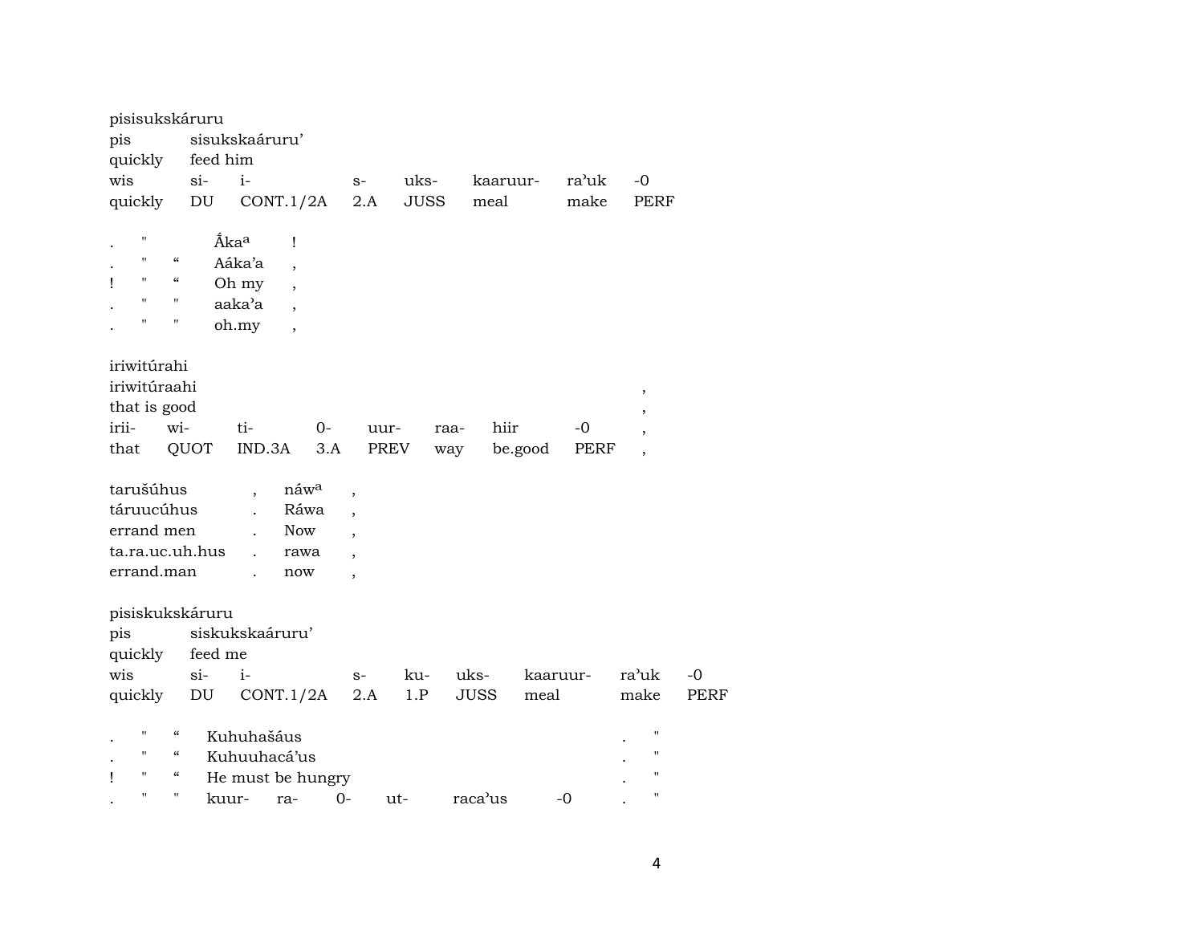pisisukskáruru
pis sisukskaáruru’
quickly feed him

| wis | si- | i- | s- | uks- | kaaruur- | ra’uk | -0 |
|---|---|---|---|---|---|---|---|
| quickly | DU | CONT.1/2A | 2.A | JUSS | meal | make | PERF |

| | | | | |
|---|---|---|---|---|
| . | " | | Ấkaª | ! |
| . | " | “ | Aáka’a | , |
| ! | " | “ | Oh my | , |
| . | " | " | aaka’a | , |
| . | " | " | oh.my | , |

iriwitúrahi ,
iriwitúraahi ,
that is good ,

| irii- | wi- | ti- | 0- | uur- | raa- | hiir | -0 | , |
|---|---|---|---|---|---|---|---|---|
| that | QUOT | IND.3A | 3.A | PREV | way | be.good | PERF | , |

| | | | |
|---|---|---|---|
| tarušúhus | , | náwª | , |
| táruucúhus | . | Ráwa | , |
| errand men | . | Now | , |
| ta.ra.uc.uh.hus | . | rawa | , |
| errand.man | . | now | , |

pisiskukskáruru
pis siskukskaáruru’
quickly feed me

| wis | si- | i- | s- | ku- | uks- | kaaruur- | ra’uk | -0 |
|---|---|---|---|---|---|---|---|---|
| quickly | DU | CONT.1/2A | 2.A | 1.P | JUSS | meal | make | PERF |

| | | | | | | | | | | |
|---|---|---|---|---|---|---|---|---|---|---|
| . | " | “ | Kuhuhašáus | | | | | | . | " |
| . | " | “ | Kuhuuhacá’us | | | | | | . | " |
| ! | " | “ | He must be hungry | | | | | | . | " |
| . | " | " | kuur- | ra- | 0- | ut- | raca’us | -0 | . | " |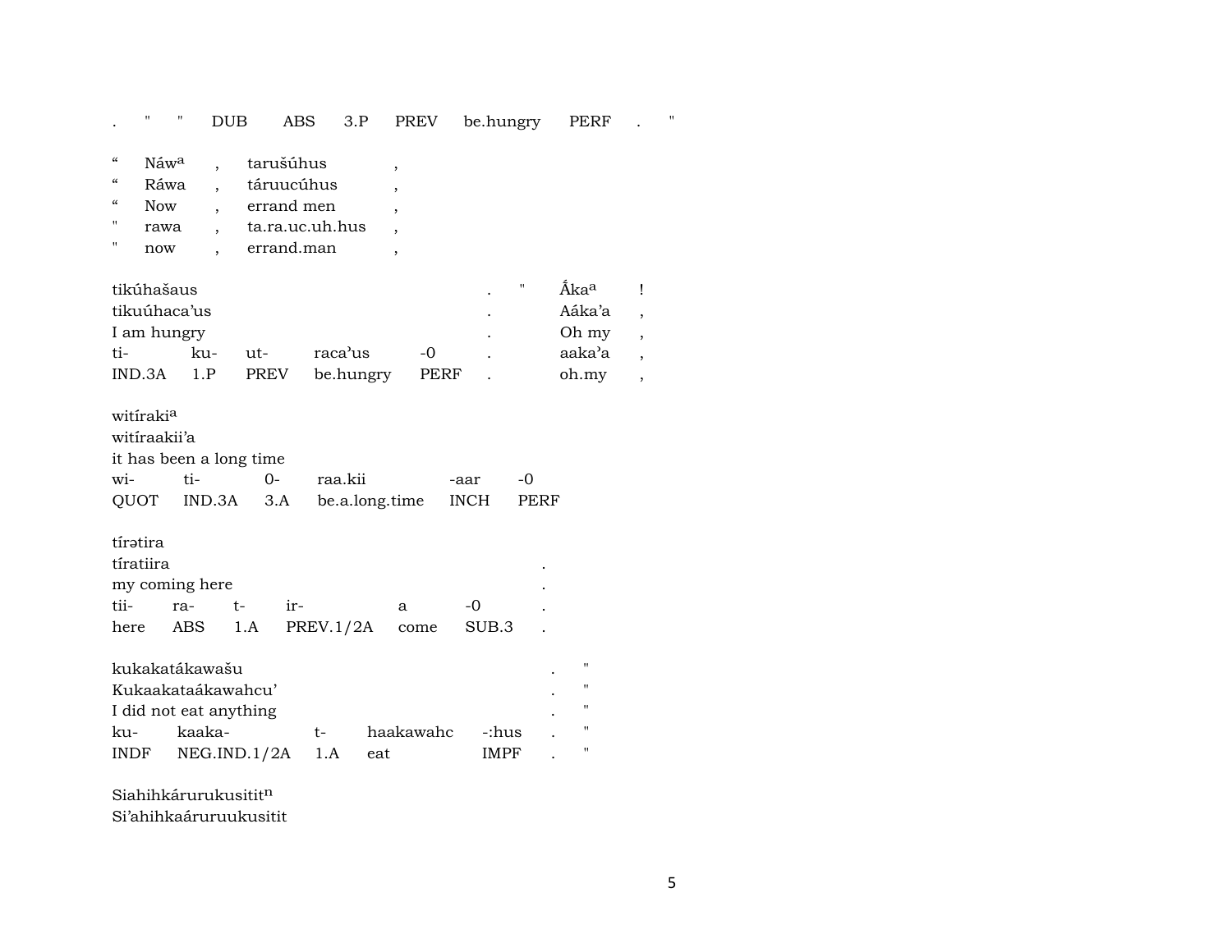.   "   "   DUB   ABS   3.P   PREV   be.hungry   PERF   .   "

| | | | | |
|---|---|---|---|---|
| " | Náw[a] | , | tarušúhus | , |
| " | Ráwa | , | táruucúhus | , |
| " | Now | , | errand men | , |
| " | rawa | , | ta.ra.uc.uh.hus | , |
| " | now | , | errand.man | , |

| | | | | | | | | |
|---|---|---|---|---|---|---|---|---|
| tikúhašaus | | | | | . | " | Ấka[a] | ! |
| tikuúhaca'us | | | | | . | | Aáka'a | , |
| I am hungry | | | | | . | | Oh my | , |
| ti- | ku- | ut- | raca'us | -0 | . | | aaka'a | , |
| IND.3A | 1.P | PREV | be.hungry | PERF | . | | oh.my | , |

| | | | | | |
|---|---|---|---|---|---|
| witíraki[a] | | | | | |
| witíraakii'a | | | | | |
| it has been a long time | | | | | |
| wi- | ti- | 0- | raa.kii | -aar | -0 |
| QUOT | IND.3A | 3.A | be.a.long.time | INCH | PERF |

| | | | | | | |
|---|---|---|---|---|---|---|
| tírətira | | | | | | |
| tíratiira | | | | | | . |
| my coming here | | | | | | . |
| tii- | ra- | t- | ir- | a | -0 | . |
| here | ABS | 1.A | PREV.1/2A | come | SUB.3 | . |

| | | | | | | |
|---|---|---|---|---|---|---|
| kukakatákawašu | | | | | . | " |
| Kukaakataákawahcu' | | | | | . | " |
| I did not eat anything | | | | | . | " |
| ku- | kaaka- | t- | haakawahc | -:hus | . | " |
| INDF | NEG.IND.1/2A | 1.A | eat | IMPF | . | " |

Siahihkárurukusitit[n]
Si'ahihkaáruruukusitit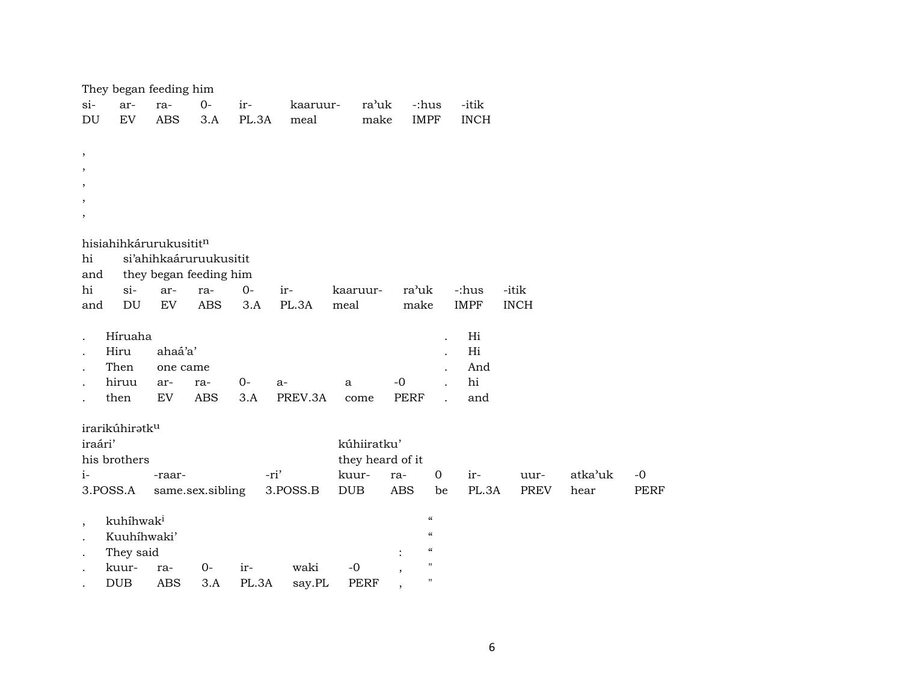They began feeding him

| si- | ar- | ra- | 0- | ir- | kaaruur- | ra'uk | -:hus | -itik |
|---|---|---|---|---|---|---|---|---|
| DU | EV | ABS | 3.A | PL.3A | meal | make | IMPF | INCH |

,
,
,
,
,

hisiahihkárurukusitit$^{n}$

| hi | si'ahihkaáruruukusitit | | | | | | | | |
|---|---|---|---|---|---|---|---|---|---|
| and | they began feeding him | | | | | | | | |
| hi | si- | ar- | ra- | 0- | ir- | kaaruur- | ra'uk | -:hus | -itik |
| and | DU | EV | ABS | 3.A | PL.3A | meal | make | IMPF | INCH |

| . | Híruaha | | | | | | | . | Hi |
|---|---|---|---|---|---|---|---|---|---|
| . | Hiru | ahaá'a' | | | | | | . | Hi |
| . | Then | one came | | | | | | . | And |
| . | hiruu | ar- | ra- | 0- | a- | a | -0 | . | hi |
| . | then | EV | ABS | 3.A | PREV.3A | come | PERF | . | and |

irarikúhirətk$^{u}$

| iraári' | | | kúhiiratku' | | | | | | |
|---|---|---|---|---|---|---|---|---|---|
| his brothers | | | they heard of it | | | | | | |
| i- | -raar- | -ri' | kuur- | ra- | 0 | ir- | uur- | atka'uk | -0 |
| 3.POSS.A | same.sex.sibling | 3.POSS.B | DUB | ABS | be | PL.3A | PREV | hear | PERF |

| , | kuhíhwak$^{i}$ | | | | | | " |
|---|---|---|---|---|---|---|---|
| . | Kuuhíhwaki' | | | | | | " |
| . | They said | | | | | : | " |
| . | kuur- | ra- | 0- | ir- | waki | -0 | , | " |
| . | DUB | ABS | 3.A | PL.3A | say.PL | PERF | , | " |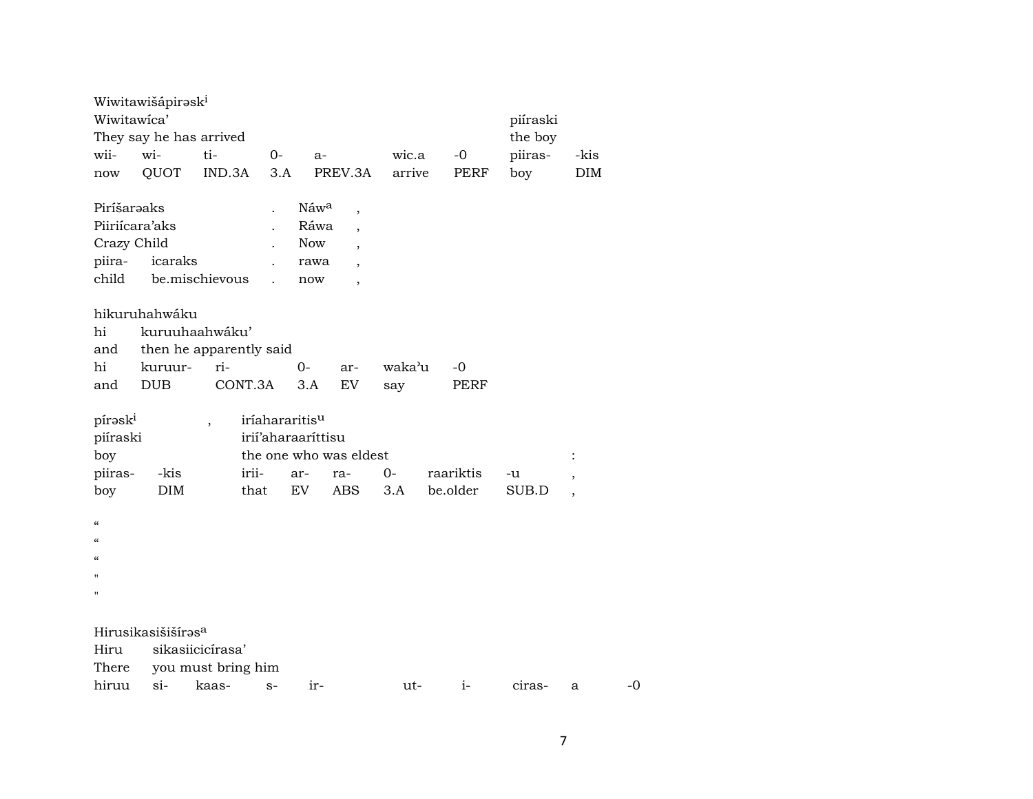Wiwitawišápirəsk[i]
Wiwitawíca' piíraski
They say he has arrived the boy

| wii- | wi- | ti- | 0- | a- | wic.a | -0 | piiras- | -kis |
|---|---|---|---|---|---|---|---|---|
| now | QUOT | IND.3A | 3.A | PREV.3A | arrive | PERF | boy | DIM |

Piríšarəaks . Náw[a] ,
Piiriícara'aks . Ráwa ,
Crazy Child . Now ,

| piira- | icaraks | . | rawa | , |
|---|---|---|---|---|
| child | be.mischievous | . | now | , |

hikuruhahwáku
hi kuruuhaahwáku'
and then he apparently said

| hi | kuruur- | ri- | 0- | ar- | waka'u | -0 |
|---|---|---|---|---|---|---|
| and | DUB | CONT.3A | 3.A | EV | say | PERF |

pírəsk[i] , iríahararitis[u]
piíraski irií'aharaaríttisu
boy the one who was eldest :

| piiras- | -kis | irii- | ar- | ra- | 0- | raariktis | -u | , |
|---|---|---|---|---|---|---|---|---|
| boy | DIM | that | EV | ABS | 3.A | be.older | SUB.D | , |

"
"
"
"
"

Hirusikasišišírəs[a]
Hiru sikasiicicírasa'
There you must bring him

| hiruu | si- | kaas- | s- | ir- | ut- | i- | ciras- | a | -0 |
|---|---|---|---|---|---|---|---|---|---|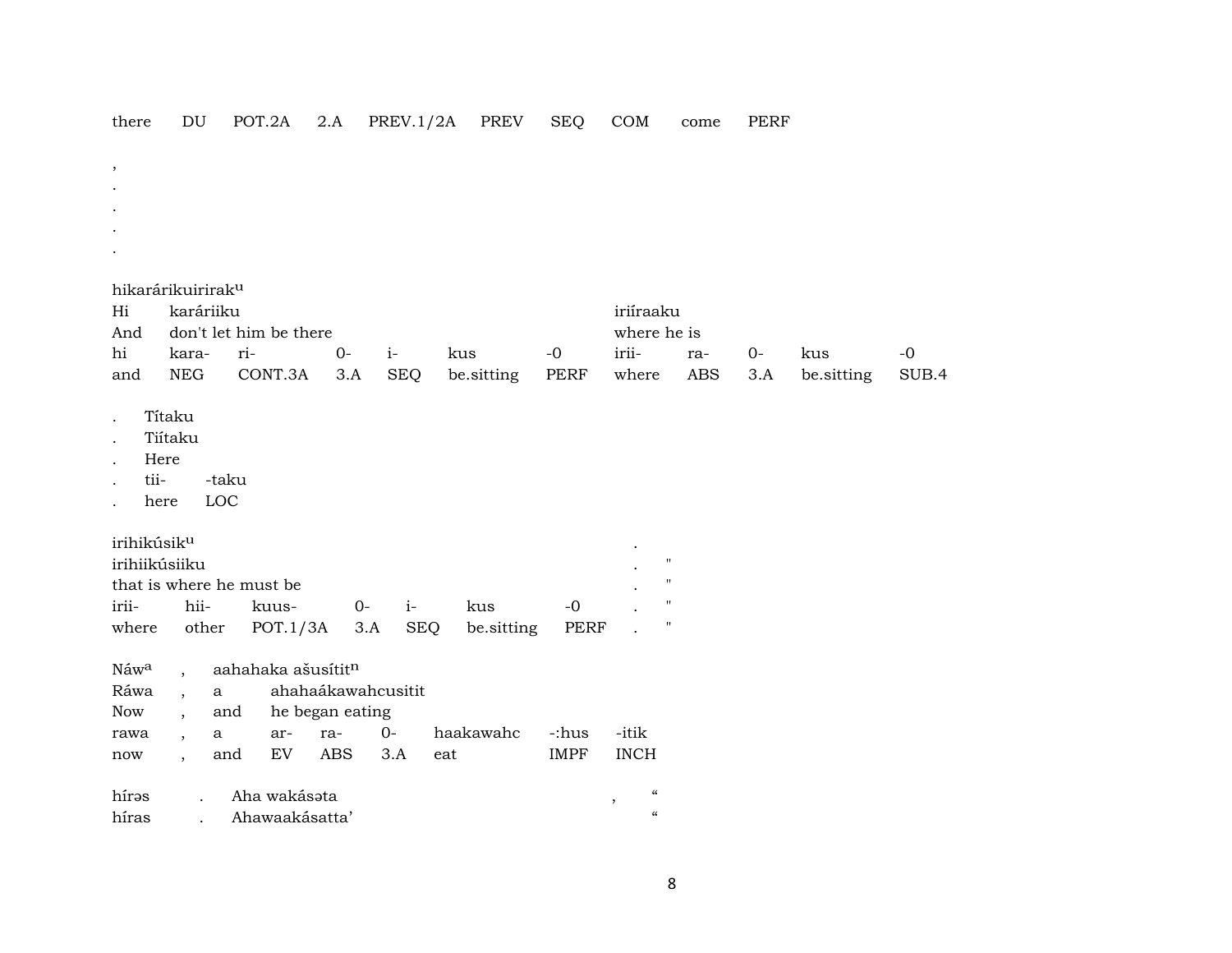there DU POT.2A 2.A PREV.1/2A PREV SEQ COM come PERF

,
.
.
.
.

hikarárikuirirak$^{u}$

| Hi | karáriiku | | | | | | iriíraaku | | | | |
|---|---|---|---|---|---|---|---|---|---|---|---|
| And | don't let him be there | | | | | | where he is | | | | |
| hi | kara- | ri- | 0- | i- | kus | -0 | irii- | ra- | 0- | kus | -0 |
| and | NEG | CONT.3A | 3.A | SEQ | be.sitting | PERF | where | ABS | 3.A | be.sitting | SUB.4 |

| . | Títaku | |
|---|---|---|
| . | Tiítaku | |
| . | Here | |
| . | tii- | -taku |
| . | here | LOC |

irihikúsik$^{u}$

| irihiikúsiiku | | | | | | | . | " |
|---|---|---|---|---|---|---|---|---|
| that is where he must be | | | | | | | . | " |
| irii- | hii- | kuus- | 0- | i- | kus | -0 | . | " |
| where | other | POT.1/3A | 3.A | SEQ | be.sitting | PERF | . | " |

Náw$^{a}$ , aahahaka ašusítit$^{n}$

| Ráwa | , | a | ahahaákawahcusitit | | | | | |
|---|---|---|---|---|---|---|---|---|
| Now | , | and | he began eating | | | | | |
| rawa | , | a | ar- | ra- | 0- | haakawahc | -:hus | -itik |
| now | , | and | EV | ABS | 3.A | eat | IMPF | INCH |

hírəs . Aha wakásəta , “
híras . Ahawaakásatta’ “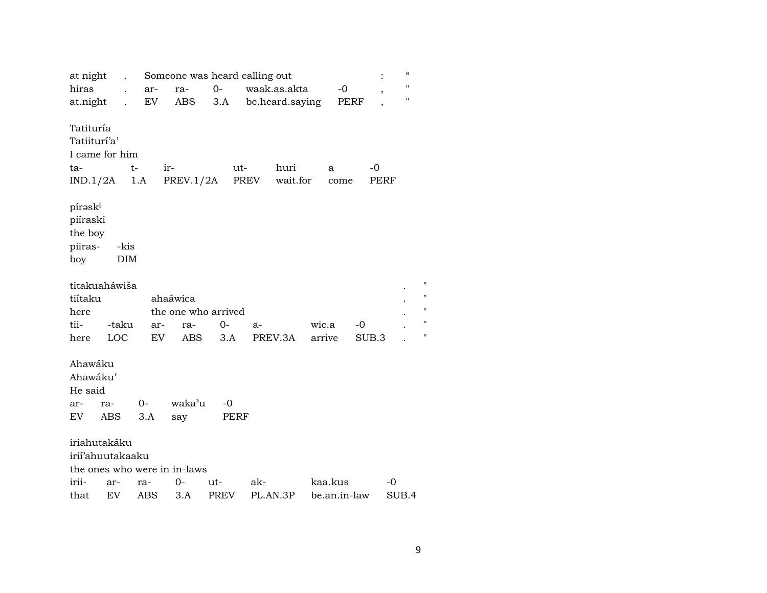| at night | . | Someone was heard calling out | | | | : | “ |
|---|---|---|---|---|---|---|---|
| hiras | . | ar- | ra- | 0- | waak.as.akta | -0 | , | " |
| at.night | . | EV | ABS | 3.A | be.heard.saying | PERF | , | " |

Tatituría
Tatiiturí’a’
I came for him

| ta- | t- | ir- | ut- | huri | a | -0 |
|---|---|---|---|---|---|---|
| IND.1/2A | 1.A | PREV.1/2A | PREV | wait.for | come | PERF |

píraskⁱ
piíraski
the boy

| piiras- | -kis |
|---|---|
| boy | DIM |

| titakuaháwiša | | | | | | | | . | " |
|---|---|---|---|---|---|---|---|---|---|
| tiítaku | | ahaáwica | | | | | | . | " |
| here | | the one who arrived | | | | | | . | " |
| tii- | -taku | ar- | ra- | 0- | a- | wic.a | -0 | . | " |
| here | LOC | EV | ABS | 3.A | PREV.3A | arrive | SUB.3 | . | " |

Ahawáku
Ahawáku’
He said

| ar- | ra- | 0- | wakaʾu | -0 |
|---|---|---|---|---|
| EV | ABS | 3.A | say | PERF |

iriahutakáku
irií’ahuutakaaku
the ones who were in in-laws

| irii- | ar- | ra- | 0- | ut- | ak- | kaa.kus | -0 |
|---|---|---|---|---|---|---|---|
| that | EV | ABS | 3.A | PREV | PL.AN.3P | be.an.in-law | SUB.4 |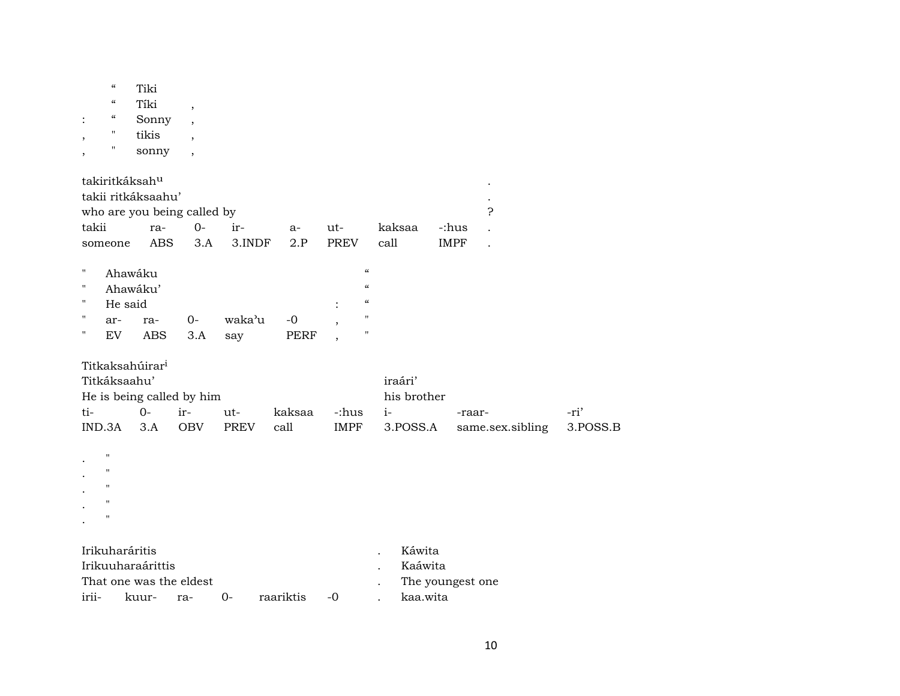| | " | Tiki | |
|---|---|---|---|
| | " | Tíki | , |
| : | " | Sonny | , |
| , | " | tikis | , |
| , | " | sonny | , |

| takiritkáksah$^{u}$ | | | | | | | | . |
|---|---|---|---|---|---|---|---|---|
| takii ritkáksaahu’ | | | | | | | | . |
| who are you being called by | | | | | | | | ? |
| takii | ra- | 0- | ir- | a- | ut- | kaksaa | -:hus | . |
| someone | ABS | 3.A | 3.INDF | 2.P | PREV | call | IMPF | . |

| " | Ahawáku | | | | | | " |
|---|---|---|---|---|---|---|---|
| " | Ahawáku’ | | | | | | " |
| " | He said | | | | | : | " |
| " | ar- | ra- | 0- | waka’u | -0 | , | " |
| " | EV | ABS | 3.A | say | PERF | , | " |

| Titkaksahúirar$^{i}$ | | | | | | | | |
|---|---|---|---|---|---|---|---|---|
| Titkáksaahu’ | | | | | | iraári’ | | |
| He is being called by him | | | | | | his brother | | |
| ti- | 0- | ir- | ut- | kaksaa | -:hus | i- | -raar- | -ri’ |
| IND.3A | 3.A | OBV | PREV | call | IMPF | 3.POSS.A | same.sex.sibling | 3.POSS.B |

| . | " |
|---|---|
| . | " |
| . | " |
| . | " |
| . | " |

| Irikuharáritis | | | | | | . | Káwita |
|---|---|---|---|---|---|---|---|
| Irikuuharaárittis | | | | | | . | Kaáwita |
| That one was the eldest | | | | | | . | The youngest one |
| irii- | kuur- | ra- | 0- | raariktis | -0 | . | kaa.wita |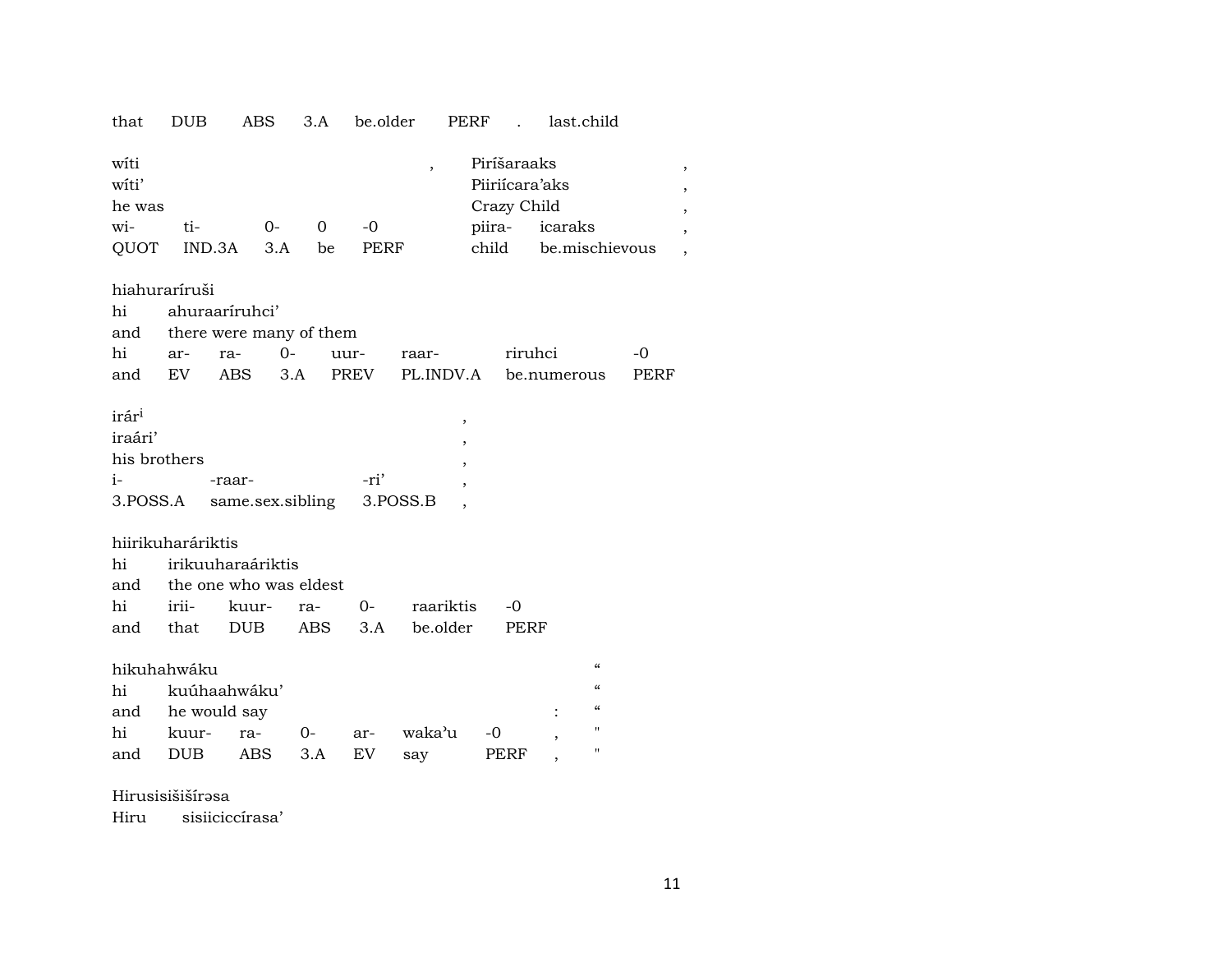that DUB ABS 3.A be.older PERF . last.child

wíti , Piríšaraaks ,
wíti' Piiriícara'aks ,
he was Crazy Child ,
wi- ti- 0- 0 -0 piira- icaraks ,
QUOT IND.3A 3.A be PERF child be.mischievous ,

hiahuraríruši
hi ahuraaríruhci'
and there were many of them
hi ar- ra- 0- uur- raar- riruhci -0
and EV ABS 3.A PREV PL.INDV.A be.numerous PERF

irár[i] ,
iraári' ,
his brothers ,
i- -raar- -ri' ,
3.POSS.A same.sex.sibling 3.POSS.B ,

hiirikuharáriktis
hi irikuuharaáriktis
and the one who was eldest
hi irii- kuur- ra- 0- raariktis -0
and that DUB ABS 3.A be.older PERF

hikuhahwáku "
hi kuúhaahwáku' "
and he would say : "
hi kuur- ra- 0- ar- waka'u -0 , "
and DUB ABS 3.A EV say PERF , "

Hirusisišišírəsa
Hiru sisiiciccírasa'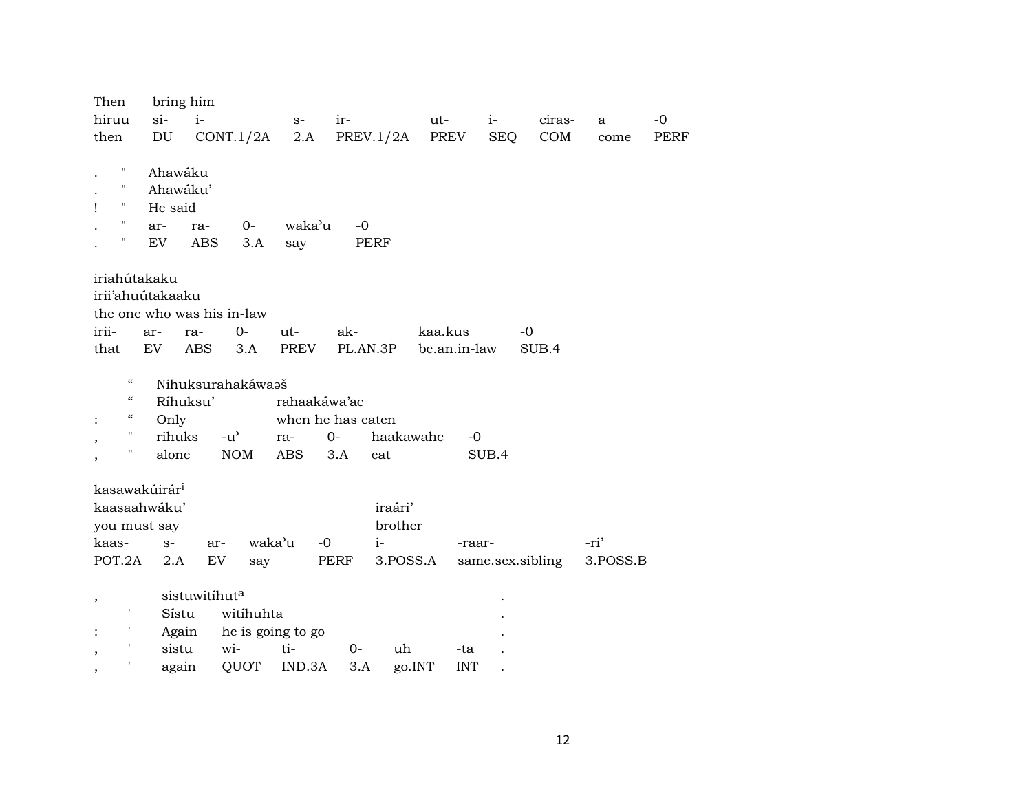| Then | bring him | | | | | | | | |
|---|---|---|---|---|---|---|---|---|---|
| hiruu | si- | i- | s- | ir- | ut- | i- | ciras- | a | -0 |
| then | DU | CONT.1/2A | 2.A | PREV.1/2A | PREV | SEQ | COM | come | PERF |

| | | | | | | |
|---|---|---|---|---|---|---|
| . | " | Ahawáku | | | | |
| . | " | Ahawáku’ | | | | |
| ! | " | He said | | | | |
| . | " | ar- | ra- | 0- | wakaʾu | -0 |
| . | " | EV | ABS | 3.A | say | PERF |

| iriahútakaku | | | | | | |
|---|---|---|---|---|---|---|
| irii’ahuútakaaku | | | | | | |
| the one who was his in-law | | | | | | |
| irii- | ar- | ra- | 0- | ut- | ak- | kaa.kus | -0 |
| that | EV | ABS | 3.A | PREV | PL.AN.3P | be.an.in-law | SUB.4 |

| | | | | | | | |
|---|---|---|---|---|---|---|---|
| | “ | Nihuksurahakáwaəš | | | | | |
| | “ | Ríhuksu’ | | rahaakáwa’ac | | | |
| : | “ | Only | | when he has eaten | | | |
| , | " | rihuks | -uʾ | ra- | 0- | haakawahc | -0 |
| , | " | alone | NOM | ABS | 3.A | eat | SUB.4 |

| kasawakúirár[i] | | | | | | | |
|---|---|---|---|---|---|---|---|
| kaasaahwáku’ | | | | | iraári’ | | |
| you must say | | | | | brother | | |
| kaas- | s- | ar- | waka’u | -0 | i- | -raar- | -ri’ |
| POT.2A | 2.A | EV | say | PERF | 3.POSS.A | same.sex.sibling | 3.POSS.B |

| | | | | | | | |
|---|---|---|---|---|---|---|---|
| , | | sistuwitíhut[a] | | | | | . |
| | ' | Sístu | witíhuhta | | | | . |
| : | ' | Again | he is going to go | | | | . |
| , | ' | sistu | wi- | ti- | 0- | uh | -ta | . |
| , | ' | again | QUOT | IND.3A | 3.A | go.INT | INT | . |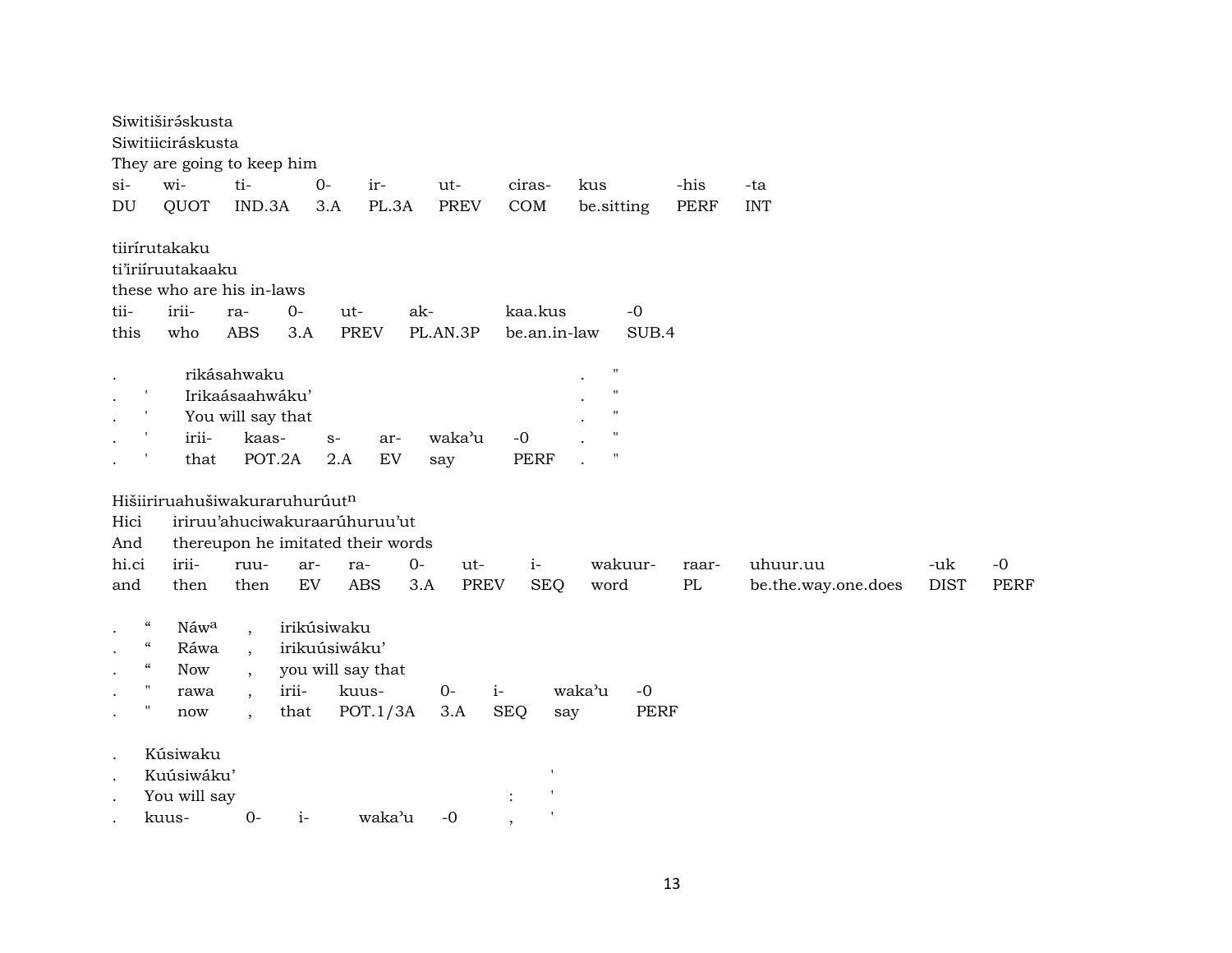Siwitiširə́skusta
Siwitiiciráskusta
They are going to keep him

| si- | wi- | ti- | 0- | ir- | ut- | ciras- | kus | -his | -ta |
|---|---|---|---|---|---|---|---|---|---|
| DU | QUOT | IND.3A | 3.A | PL.3A | PREV | COM | be.sitting | PERF | INT |

tiirírutakaku
ti'iriíruutakaaku
these who are his in-laws

| tii- | irii- | ra- | 0- | ut- | ak- | kaa.kus | -0 |
|---|---|---|---|---|---|---|---|
| this | who | ABS | 3.A | PREV | PL.AN.3P | be.an.in-law | SUB.4 |

| . | | rikásahwaku | | | | | . | " |
|---|---|---|---|---|---|---|---|---|
| . | ' | Irikaásaahwáku' | | | | | . | " |
| . | ' | You will say that | | | | | . | " |
| . | ' | irii- | kaas- | s- | ar- | waka'u | -0 | . | " |
| . | ' | that | POT.2A | 2.A | EV | say | PERF | . | " |

Hišiiriruahušiwakuraruhurúut$^{n}$
Hici iriruu'ahuciwakuraarúhuruu'ut
And thereupon he imitated their words

| hi.ci | irii- | ruu- | ar- | ra- | 0- | ut- | i- | wakuur- | raar- | uhuur.uu | -uk | -0 |
|---|---|---|---|---|---|---|---|---|---|---|---|---|
| and | then | then | EV | ABS | 3.A | PREV | SEQ | word | PL | be.the.way.one.does | DIST | PERF |

| . | " | Náw$^{a}$ | , | irikúsiwaku | | | | |
|---|---|---|---|---|---|---|---|---|
| . | " | Ráwa | , | irikuúsiwáku' | | | | |
| . | " | Now | , | you will say that | | | | |
| . | " | rawa | , | irii- | kuus- | 0- | i- | waka'u | -0 |
| . | " | now | , | that | POT.1/3A | 3.A | SEQ | say | PERF |

| . | Kúsiwaku | | | | | ' |
|---|---|---|---|---|---|---|
| . | Kuúsiwáku' | | | | | ' |
| . | You will say | | | | : | ' |
| . | kuus- | 0- | i- | waka'u | -0 , | ' |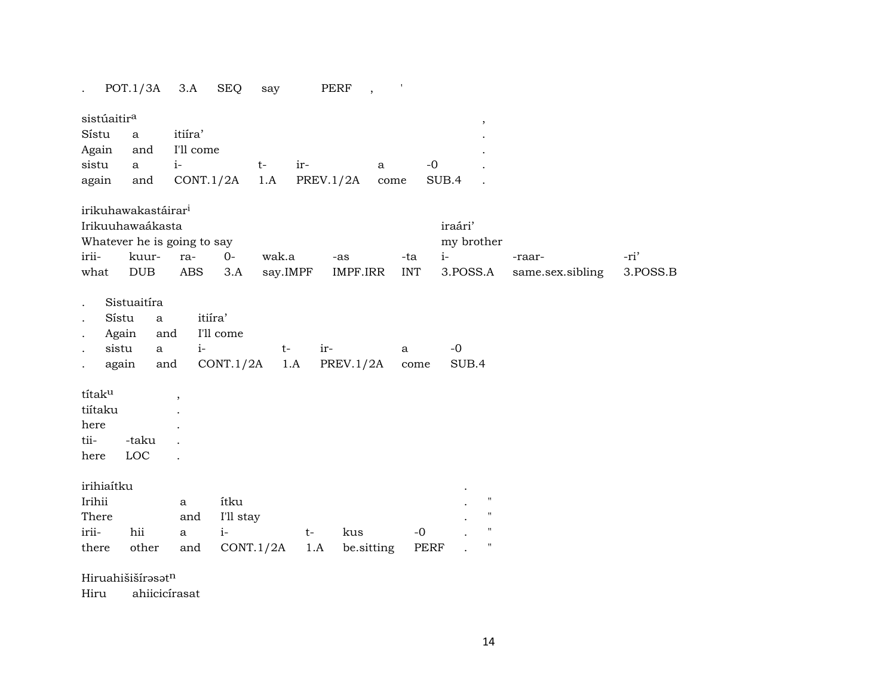.  POT.1/3A  3.A  SEQ  say  PERF  ,  '

sistúaitir[a] ,
Sístu  a  itiíra' .
Again  and  I'll come .
sistu  a  i-  t-  ir-  a  -0 .
again  and  CONT.1/2A  1.A  PREV.1/2A  come  SUB.4 .

irikuhawakastáirar[i]
Irikuuhawaákasta  iraári'
Whatever he is going to say  my brother
irii-  kuur-  ra-  0-  wak.a  -as  -ta  i-  -raar-  -ri'
what  DUB  ABS  3.A  say.IMPF  IMPF.IRR  INT  3.POSS.A  same.sex.sibling  3.POSS.B

.  Sistuaitíra
.  Sístu  a  itiíra'
.  Again  and  I'll come
.  sistu  a  i-  t-  ir-  a  -0
.  again  and  CONT.1/2A  1.A  PREV.1/2A  come  SUB.4

títak[u] ,
tiítaku .
here .
tii-  -taku .
here  LOC .

irihiaítku .
Irihii  a  ítku .  "
There  and  I'll stay .  "
irii-  hii  a  i-  t-  kus  -0 .  "
there  other  and  CONT.1/2A  1.A  be.sitting  PERF .  "

Hiruahišišírəsət[n]
Hiru  ahiicicírasat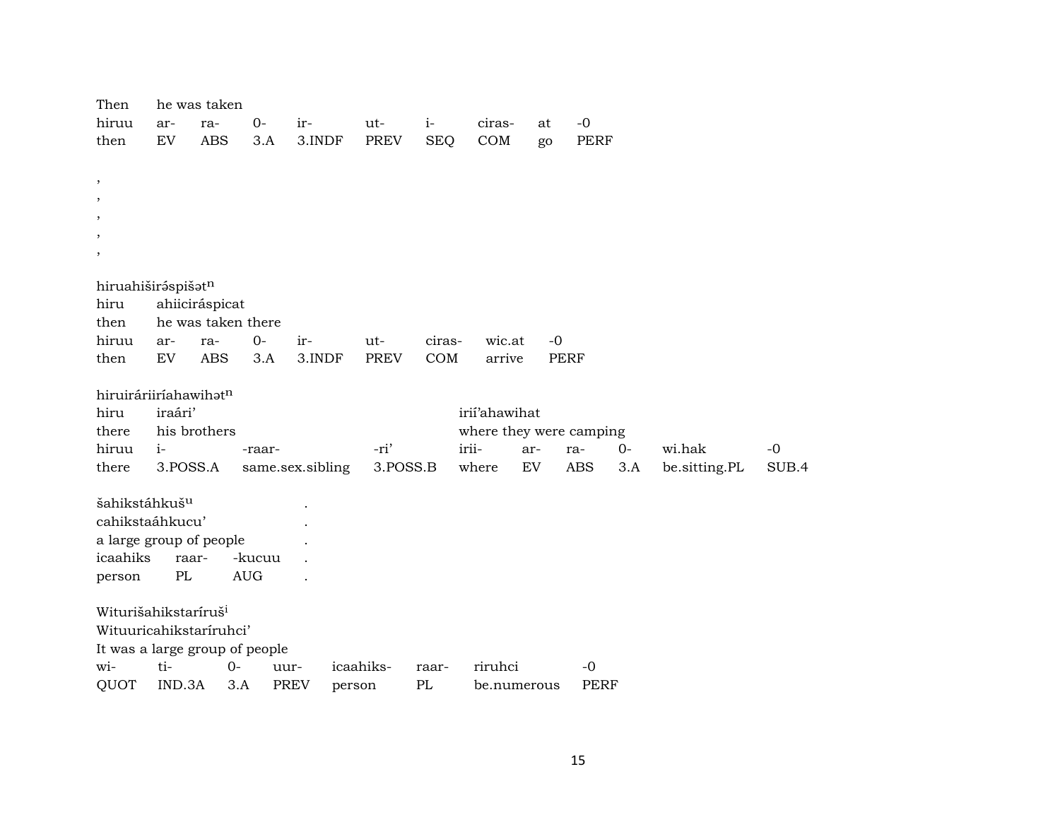| Then | he was taken | | | | | | | |
|---|---|---|---|---|---|---|---|---|
| hiruu | ar- | ra- | 0- | ir- | ut- | i- | ciras- | at | -0 |
| then | EV | ABS | 3.A | 3.INDF | PREV | SEQ | COM | go | PERF |

,
,
,
,
,

hiruahiširə́spišətn

| hiru | ahiiciráspicat | | | | | | |
|---|---|---|---|---|---|---|---|
| then | he was taken there | | | | | | |
| hiruu | ar- | ra- | 0- | ir- | ut- | ciras- | wic.at | -0 |
| then | EV | ABS | 3.A | 3.INDF | PREV | COM | arrive | PERF |

hiruiráriiríahawihətn

| hiru | iraári’ | | | irií’ahawihat | | | | | |
|---|---|---|---|---|---|---|---|---|---|
| there | his brothers | | | where they were camping | | | | | |
| hiruu | i- | -raar- | -ri’ | irii- | ar- | ra- | 0- | wi.hak | -0 |
| there | 3.POSS.A | same.sex.sibling | 3.POSS.B | where | EV | ABS | 3.A | be.sitting.PL | SUB.4 |

šahikstáhkušu .

| cahikstaáhkucu’ | | | . |
|---|---|---|---|
| a large group of people | | | . |
| icaahiks | raar- | -kucuu | . |
| person | PL | AUG | . |

Wituríšahikstaríruši

| Wituuricahikstaríruhci’ | | | | | | | |
|---|---|---|---|---|---|---|---|
| It was a large group of people | | | | | | | |
| wi- | ti- | 0- | uur- | icaahiks- | raar- | riruhci | -0 |
| QUOT | IND.3A | 3.A | PREV | person | PL | be.numerous | PERF |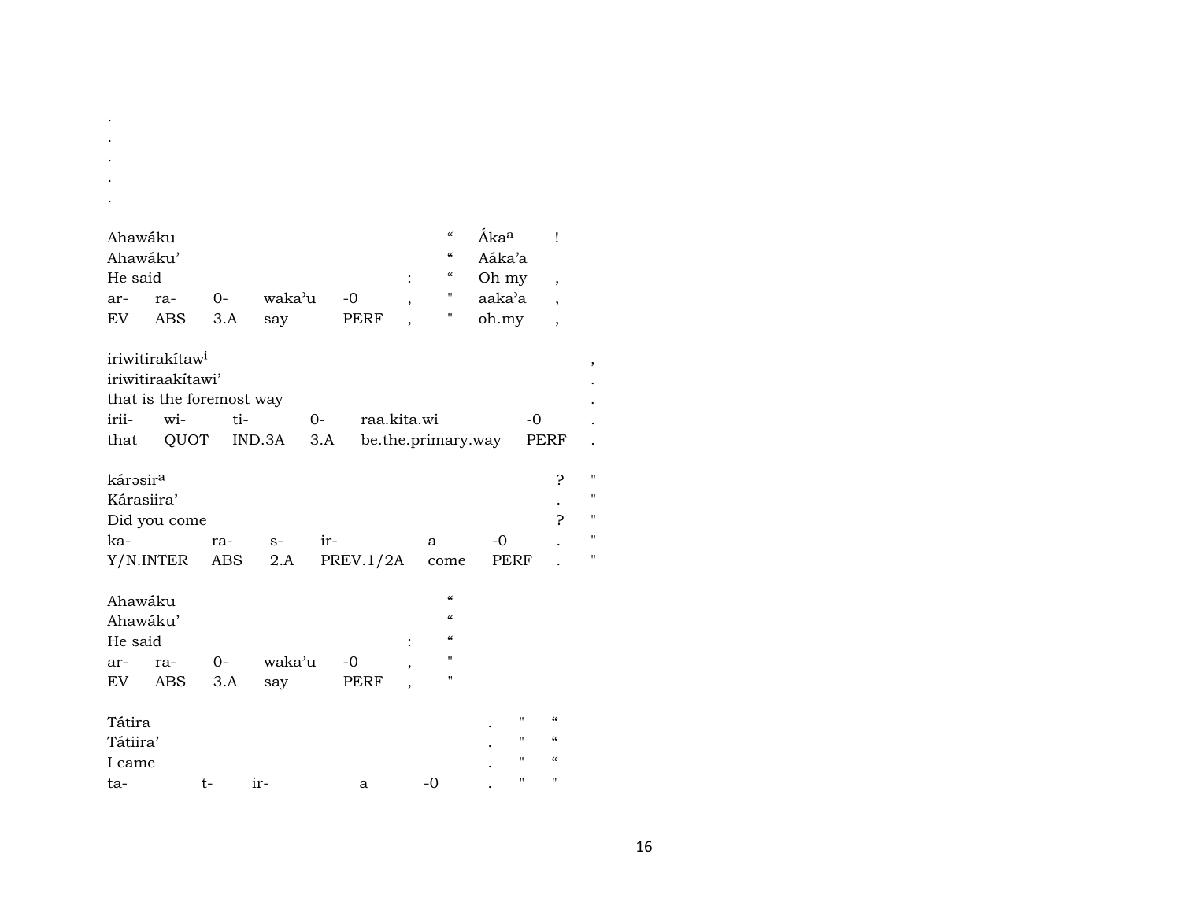.
.
.
.
.

| Ahawáku | | | | | | “ | Ắkaª | ! |
|---|---|---|---|---|---|---|---|---|
| Ahawáku’ | | | | | | “ | Aáka’a | |
| He said | | | | | : | “ | Oh my | , |
| ar- | ra- | 0- | waka’u | -0 | , | " | aaka’a | , |
| EV | ABS | 3.A | say | PERF | , | " | oh.my | , |

| iriwitirakítawⁱ | | | | | | , |
|---|---|---|---|---|---|---|
| iriwitiraakítawi’ | | | | | | . |
| that is the foremost way | | | | | | . |
| irii- | wi- | ti- | 0- | raa.kita.wi | -0 | . |
| that | QUOT | IND.3A | 3.A | be.the.primary.way | PERF | . |

| kárəsirª | | | | | | ? | " |
|---|---|---|---|---|---|---|---|
| Kárasiira’ | | | | | | . | " |
| Did you come | | | | | | ? | " |
| ka- | ra- | s- | ir- | a | -0 | . | " |
| Y/N.INTER | ABS | 2.A | PREV.1/2A | come | PERF | . | " |

| Ahawáku | | | | | | “ |
|---|---|---|---|---|---|---|
| Ahawáku’ | | | | | | “ |
| He said | | | | | : | “ |
| ar- | ra- | 0- | waka’u | -0 | , | " |
| EV | ABS | 3.A | say | PERF | , | " |

| Tátira | | | | | . | " | “ |
|---|---|---|---|---|---|---|---|
| Tátiira’ | | | | | . | " | “ |
| I came | | | | | . | " | “ |
| ta- | t- | ir- | a | -0 | . | " | " |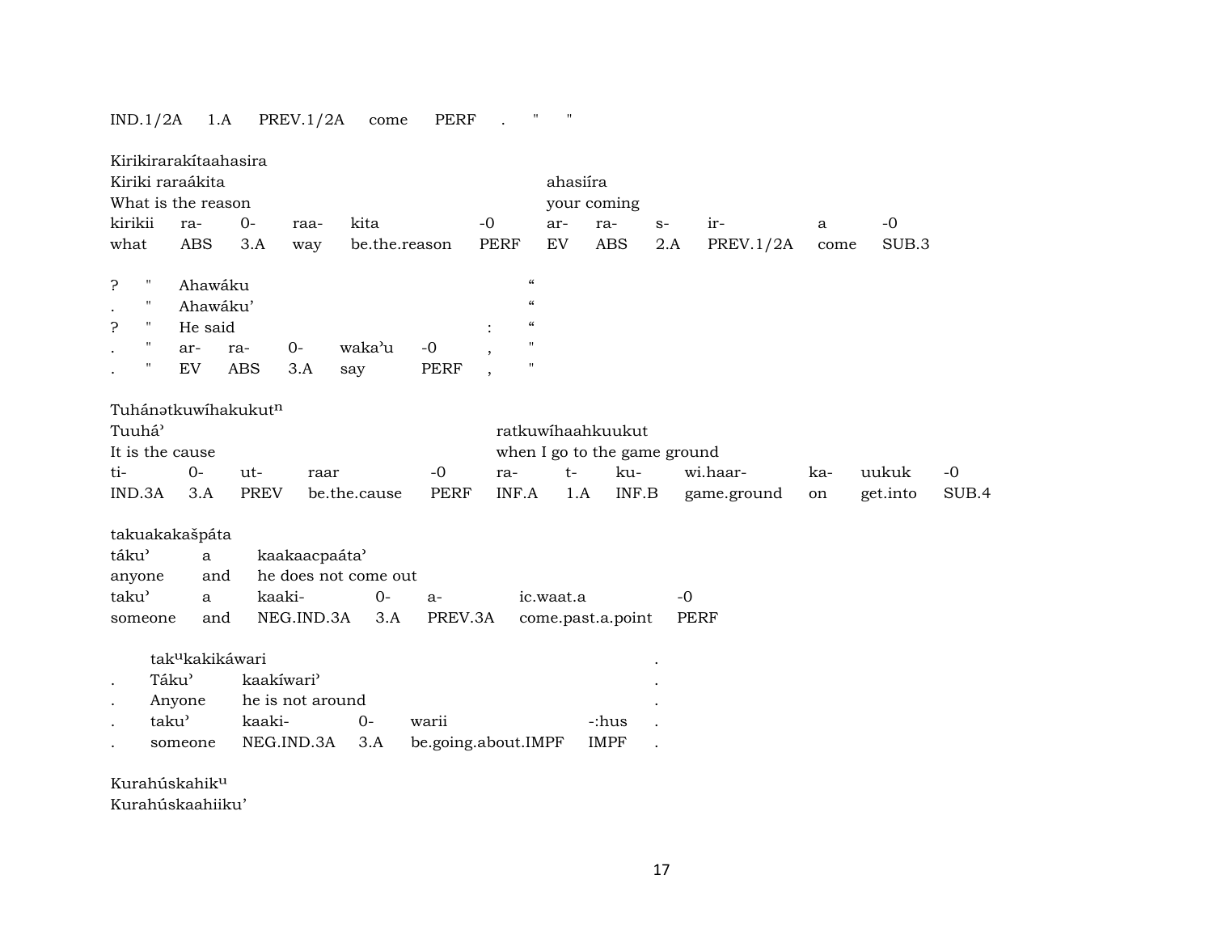| IND.1/2A | 1.A | PREV.1/2A | come | PERF | . | " | " |
|---|---|---|---|---|---|---|---|

Kirikirarakítaahasira

| Kiriki raraákita | | | | | | ahasiíra | | | | | |
|---|---|---|---|---|---|---|---|---|---|---|---|
| What is the reason | | | | | | your coming | | | | | |
| kirikii | ra- | 0- | raa- | kita | -0 | ar- | ra- | s- | ir- | a | -0 |
| what | ABS | 3.A | way | be.the.reason | PERF | EV | ABS | 2.A | PREV.1/2A | come | SUB.3 |

| ? | " | Ahawáku | | | | | | “ |
|---|---|---|---|---|---|---|---|---|
| . | " | Ahawáku’ | | | | | | “ |
| ? | " | He said | | | | | : | “ |
| . | " | ar- | ra- | 0- | waka’u | -0 | , | " |
| . | " | EV | ABS | 3.A | say | PERF | , | " |

Tuhánətkuwíhakukut$^{n}$

| Tuuhá’ | | | | | ratkuwíhaahkuukut | | | | | | |
|---|---|---|---|---|---|---|---|---|---|---|---|
| It is the cause | | | | | when I go to the game ground | | | | | | |
| ti- | 0- | ut- | raar | -0 | ra- | t- | ku- | wi.haar- | ka- | uukuk | -0 |
| IND.3A | 3.A | PREV | be.the.cause | PERF | INF.A | 1.A | INF.B | game.ground | on | get.into | SUB.4 |

takuakakašpáta

| táku’ | a | kaakaacpaáta’ | | | | |
|---|---|---|---|---|---|---|
| anyone | and | he does not come out | | | | |
| taku’ | a | kaaki- | 0- | a- | ic.waat.a | -0 |
| someone | and | NEG.IND.3A | 3.A | PREV.3A | come.past.a.point | PERF |

| | tak$^{u}$kakikáwari | | | | | . |
|---|---|---|---|---|---|---|
| . | Táku’ | kaakíwari’ | | | | . |
| . | Anyone | he is not around | | | | . |
| . | taku’ | kaaki- | 0- | warii | -:hus | . |
| . | someone | NEG.IND.3A | 3.A | be.going.about.IMPF | IMPF | . |

Kurahúskahik$^{u}$

Kurahúskaahiiku’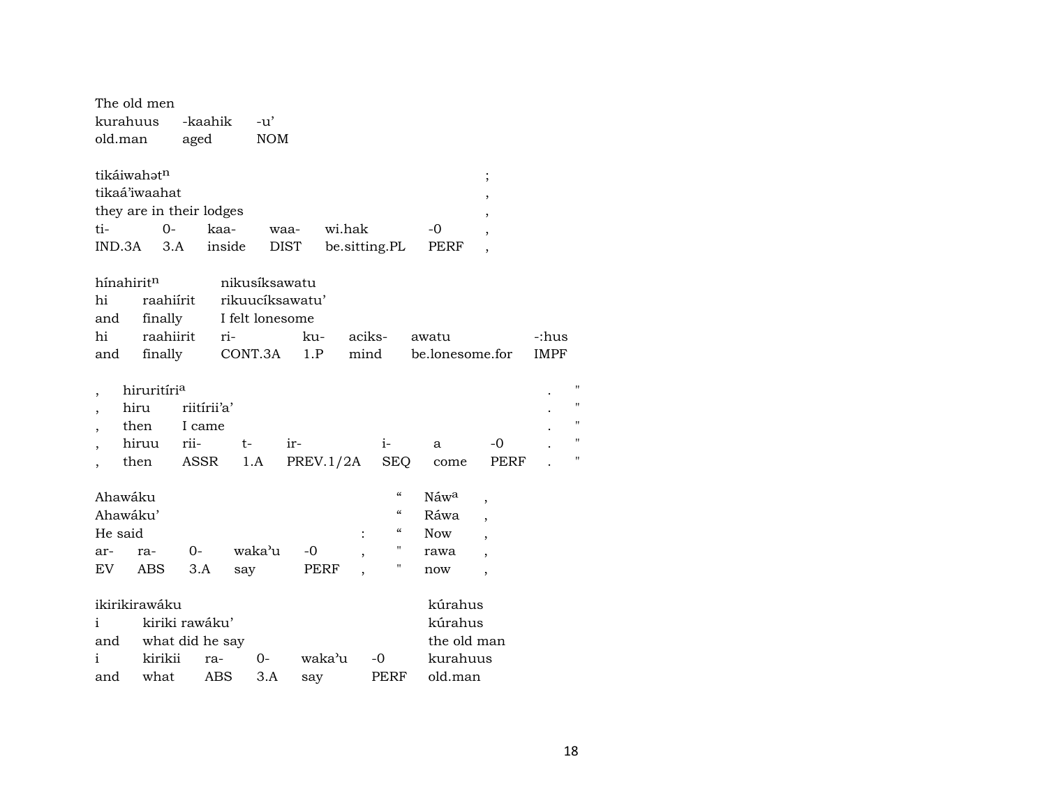The old men
kurahuus -kaahik -u'
old.man aged NOM

| tikáiwahət[n] | | | | | | ; |
|---|---|---|---|---|---|---|
| tikaá'iwaahat | | | | | | , |
| they are in their lodges | | | | | | , |
| ti- | 0- | kaa- | waa- | wi.hak | -0 | , |
| IND.3A | 3.A | inside | DIST | be.sitting.PL | PERF | , |

| hínahirit[n] | | nikusíksawatu | | | | |
|---|---|---|---|---|---|---|
| hi | raahiírit | rikuucíksawatu' | | | | |
| and | finally | I felt lonesome | | | | |
| hi | raahiirit | ri- | ku- | aciks- | awatu | -:hus |
| and | finally | CONT.3A | 1.P | mind | be.lonesome.for | IMPF |

| , | hiruritíri[a] | | | | | | | . | " |
|---|---|---|---|---|---|---|---|---|---|
| , | hiru | riitírii'a' | | | | | | . | " |
| , | then | I came | | | | | | . | " |
| , | hiruu | rii- | t- | ir- | i- | a | -0 | . | " |
| , | then | ASSR | 1.A | PREV.1/2A | SEQ | come | PERF | . | " |

| Ahawáku | | | | | | " | Náw[a] | , |
|---|---|---|---|---|---|---|---|---|
| Ahawáku' | | | | | | " | Ráwa | , |
| He said | | | | | : | " | Now | , |
| ar- | ra- | 0- | waka'u | -0 | , | " | rawa | , |
| EV | ABS | 3.A | say | PERF | , | " | now | , |

| ikirikirawáku | | | | | | kúrahus |
|---|---|---|---|---|---|---|
| i | kiriki rawáku' | | | | | kúrahus |
| and | what did he say | | | | | the old man |
| i | kirikii | ra- | 0- | waka'u | -0 | kurahuus |
| and | what | ABS | 3.A | say | PERF | old.man |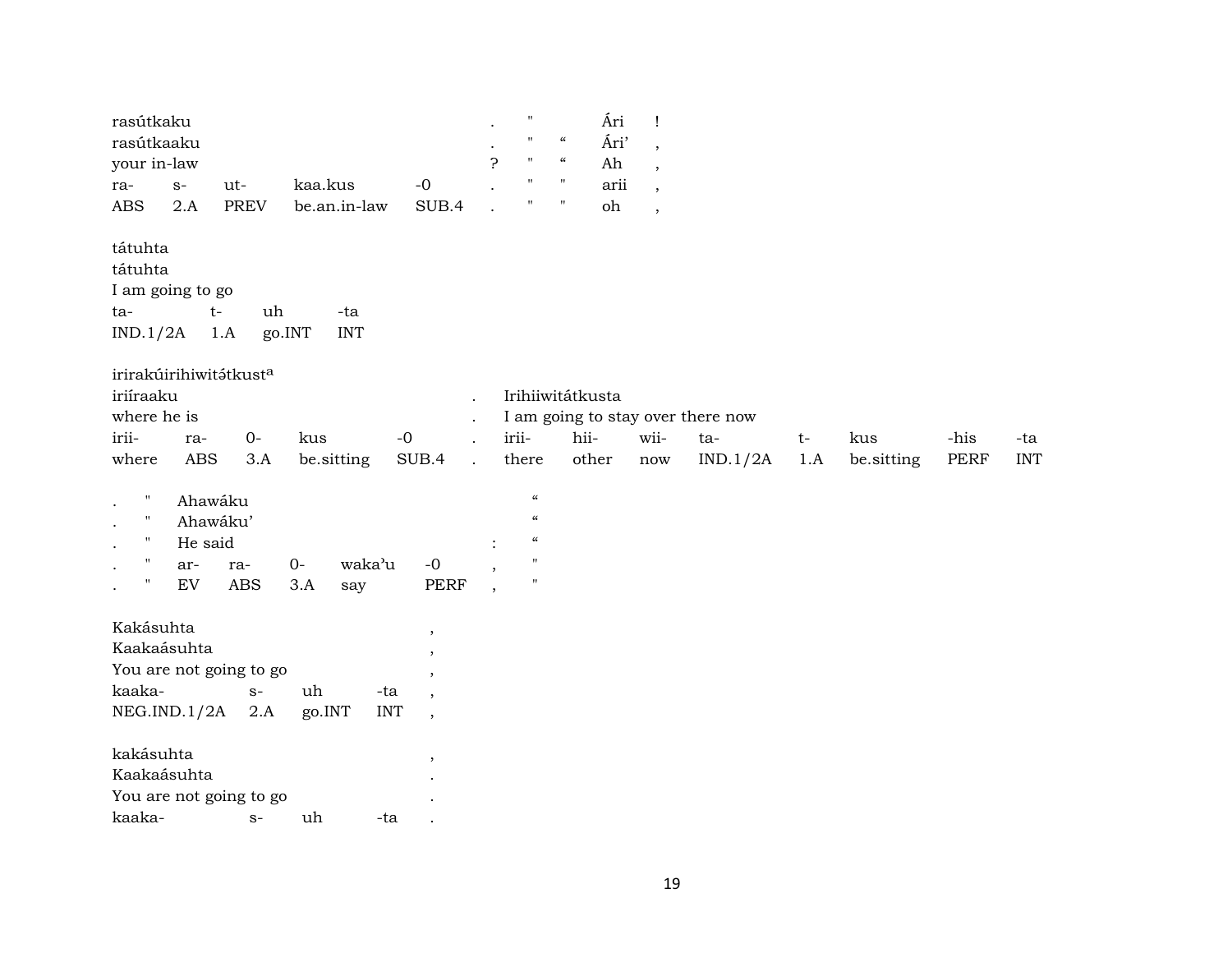| rasútkaku | | | | | . | " | | Ári | ! |
|---|---|---|---|---|---|---|---|---|---|
| rasútkaaku | | | | | . | " | “ | Ári’ | , |
| your in-law | | | | | ? | " | “ | Ah | , |
| ra- | s- | ut- | kaa.kus | -0 | . | " | " | arii | , |
| ABS | 2.A | PREV | be.an.in-law | SUB.4 | . | " | " | oh | , |

| tátuhta | | | |
|---|---|---|---|
| tátuhta | | | |
| I am going to go | | | |
| ta- | t- | uh | -ta |
| IND.1/2A | 1.A | go.INT | INT |

irirakúirihiwitə́tkust$^{a}$

| iriíraaku | | | | | . | Irihiiwitátkusta | | | | | | | |
|---|---|---|---|---|---|---|---|---|---|---|---|---|---|
| where he is | | | | | . | I am going to stay over there now | | | | | | | |
| irii- | ra- | 0- | kus | -0 | . | irii- | hii- | wii- | ta- | t- | kus | -his | -ta |
| where | ABS | 3.A | be.sitting | SUB.4 | . | there | other | now | IND.1/2A | 1.A | be.sitting | PERF | INT |

| . | " | Ahawáku | | | | | | “ |
|---|---|---|---|---|---|---|---|---|
| . | " | Ahawáku’ | | | | | | “ |
| . | " | He said | | | | | : | “ |
| . | " | ar- | ra- | 0- | waka’u | -0 | , | " |
| . | " | EV | ABS | 3.A | say | PERF | , | " |

| Kakásuhta | | | | , |
|---|---|---|---|---|
| Kaakaásuhta | | | | , |
| You are not going to go | | | | , |
| kaaka- | s- | uh | -ta | , |
| NEG.IND.1/2A | 2.A | go.INT | INT | , |

| kakásuhta | | | | , |
|---|---|---|---|---|
| Kaakaásuhta | | | | . |
| You are not going to go | | | | . |
| kaaka- | s- | uh | -ta | . |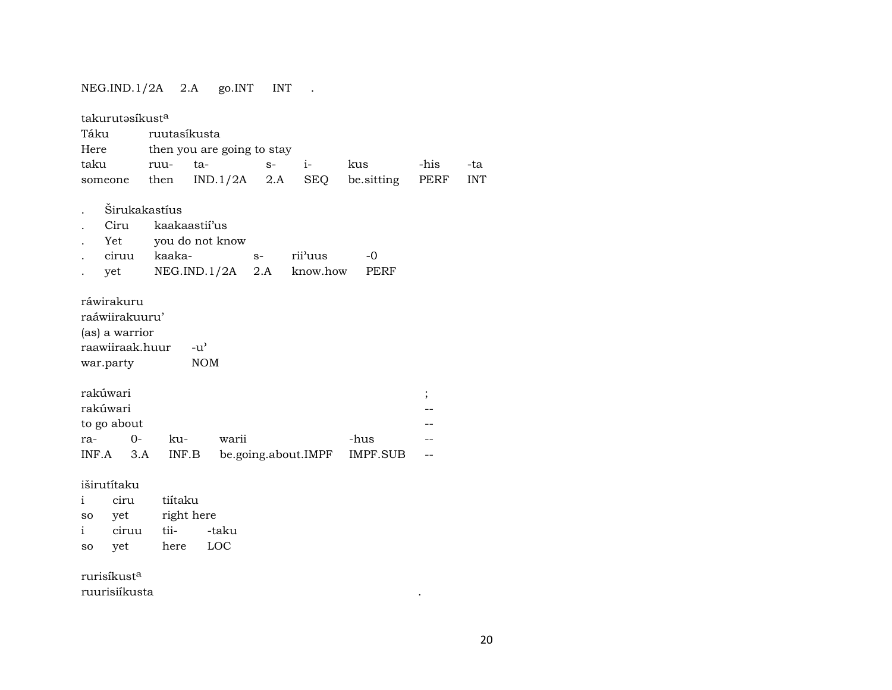NEG.IND.1/2A 2.A go.INT INT .

takurutəsíkust[a]

| Táku | ruutasíkusta | | | | | | |
|---|---|---|---|---|---|---|---|
| Here | then you are going to stay | | | | | | |
| taku | ruu- | ta- | s- | i- | kus | -his | -ta |
| someone | then | IND.1/2A | 2.A | SEQ | be.sitting | PERF | INT |

| . | Širukakastíus | | | | |
|---|---|---|---|---|---|
| . | Ciru | kaakaastií'us | | | |
| . | Yet | you do not know | | | |
| . | ciruu | kaaka- | s- | rii'uus | -0 |
| . | yet | NEG.IND.1/2A | 2.A | know.how | PERF |

ráwirakuru

raáwiirakuuru'

(as) a warrior

| raawiiraak.huur | -u' |
|---|---|
| war.party | NOM |

| rakúwari | | | | | ; |
|---|---|---|---|---|---|
| rakúwari | | | | | -- |
| to go about | | | | | -- |
| ra- | 0- | ku- | warii | -hus | -- |
| INF.A | 3.A | INF.B | be.going.about.IMPF | IMPF.SUB | -- |

iširutítaku

| i | ciru | tiítaku | |
|---|---|---|---|
| so | yet | right here | |
| i | ciruu | tii- | -taku |
| so | yet | here | LOC |

rurisíkust[a]

ruurisiíkusta .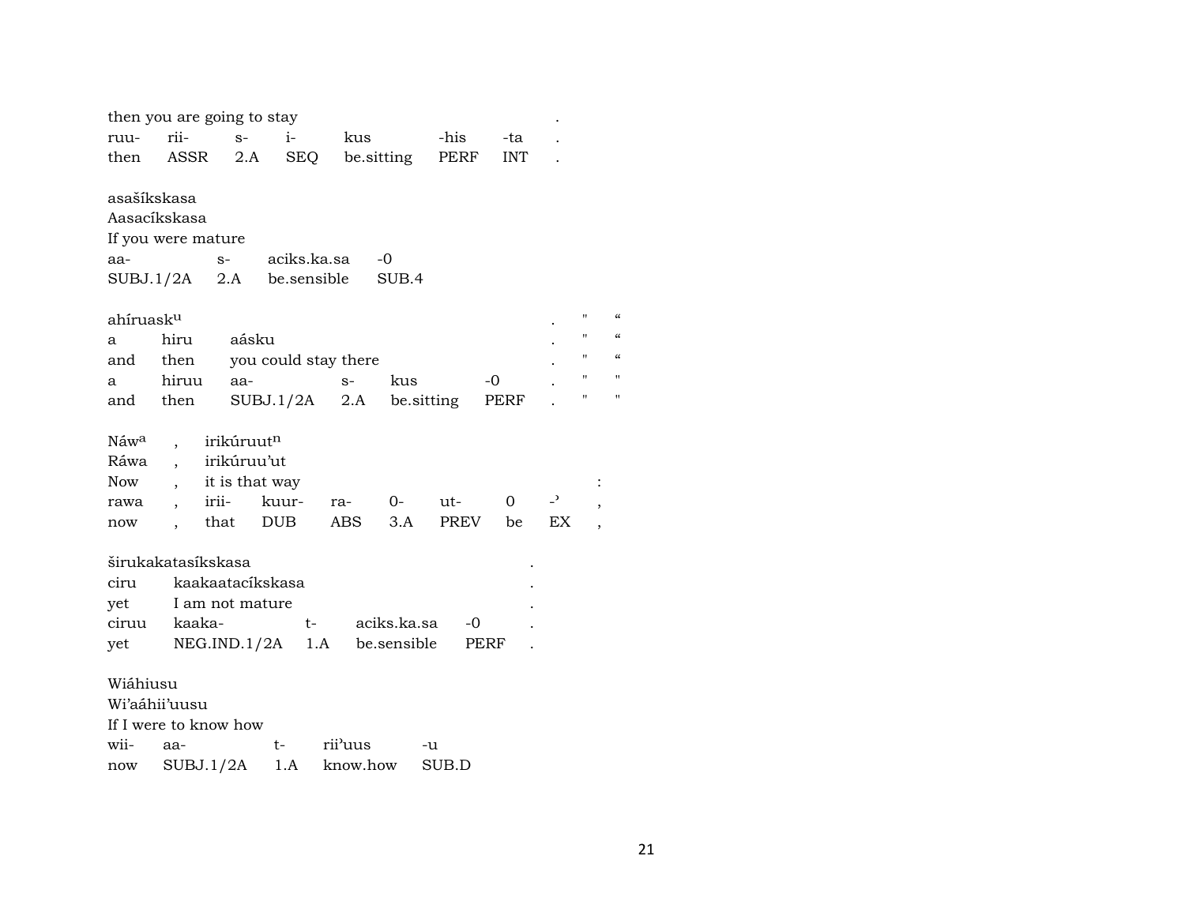then you are going to stay .

| ruu- | rii- | s- | i- | kus | -his | -ta | . |
|---|---|---|---|---|---|---|---|
| then | ASSR | 2.A | SEQ | be.sitting | PERF | INT | . |

asašíkskasa
Aasacíkskasa
If you were mature

| aa- | s- | aciks.ka.sa | -0 |
|---|---|---|---|
| SUBJ.1/2A | 2.A | be.sensible | SUB.4 |

ahíruask^u . " “

| a | hiru | aásku | | | | . | " | “ |
|---|---|---|---|---|---|---|---|---|
| and | then | you could stay there | | | | . | " | “ |
| a | hiruu | aa- | s- | kus | -0 | . | " | " |
| and | then | SUBJ.1/2A | 2.A | be.sitting | PERF | . | " | " |

Náw^a , irikúruut^n
Ráwa , irikúruu’ut
Now , it is that way :

| rawa | , | irii- | kuur- | ra- | 0- | ut- | 0 | -ᵓ | , |
|---|---|---|---|---|---|---|---|---|---|
| now | , | that | DUB | ABS | 3.A | PREV | be | EX | , |

širukakatasíkskasa .

| ciru | kaakaatacíkskasa | | | | . |
|---|---|---|---|---|---|
| yet | I am not mature | | | | . |
| ciruu | kaaka- | t- | aciks.ka.sa | -0 | . |
| yet | NEG.IND.1/2A | 1.A | be.sensible | PERF | . |

Wiáhiusu
Wi’aáhii’uusu
If I were to know how

| wii- | aa- | t- | rii’uus | -u |
|---|---|---|---|---|
| now | SUBJ.1/2A | 1.A | know.how | SUB.D |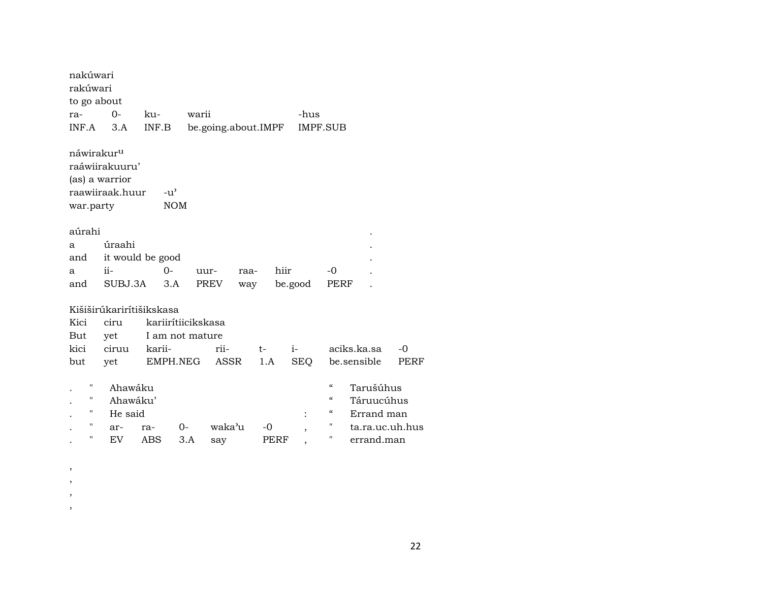nakúwari
rakúwari
to go about

| ra- | 0- | ku- | warii | -hus |
|---|---|---|---|---|
| INF.A | 3.A | INF.B | be.going.about.IMPF | IMPF.SUB |

náwirakur^u
raáwiirakuuru'
(as) a warrior

| raawiiraak.huur | -u' |
|---|---|
| war.party | NOM |

| aúrahi | | | | | | | . |
|---|---|---|---|---|---|---|---|
| a | úraahi | | | | | | . |
| and | it would be good | | | | | | . |
| a | ii- | 0- | uur- | raa- | hiir | -0 | . |
| and | SUBJ.3A | 3.A | PREV | way | be.good | PERF | . |

| Kišiširúkariríti šikskasa | | | | | | | |
|---|---|---|---|---|---|---|---|
| Kici | ciru | kariirítiicikskasa | | | | | |
| But | yet | I am not mature | | | | | |
| kici | ciruu | karii- | rii- | t- | i- | aciks.ka.sa | -0 |
| but | yet | EMPH.NEG | ASSR | 1.A | SEQ | be.sensible | PERF |

| . | " | Ahawáku | | | | | | “ | Tarušúhus |
|---|---|---|---|---|---|---|---|---|---|
| . | " | Ahawáku' | | | | | | “ | Táruucúhus |
| . | " | He said | | | | | : | “ | Errand man |
| . | " | ar- | ra- | 0- | waka'u | -0 | , | " | ta.ra.uc.uh.hus |
| . | " | EV | ABS | 3.A | say | PERF | , | " | errand.man |

,
,
,
,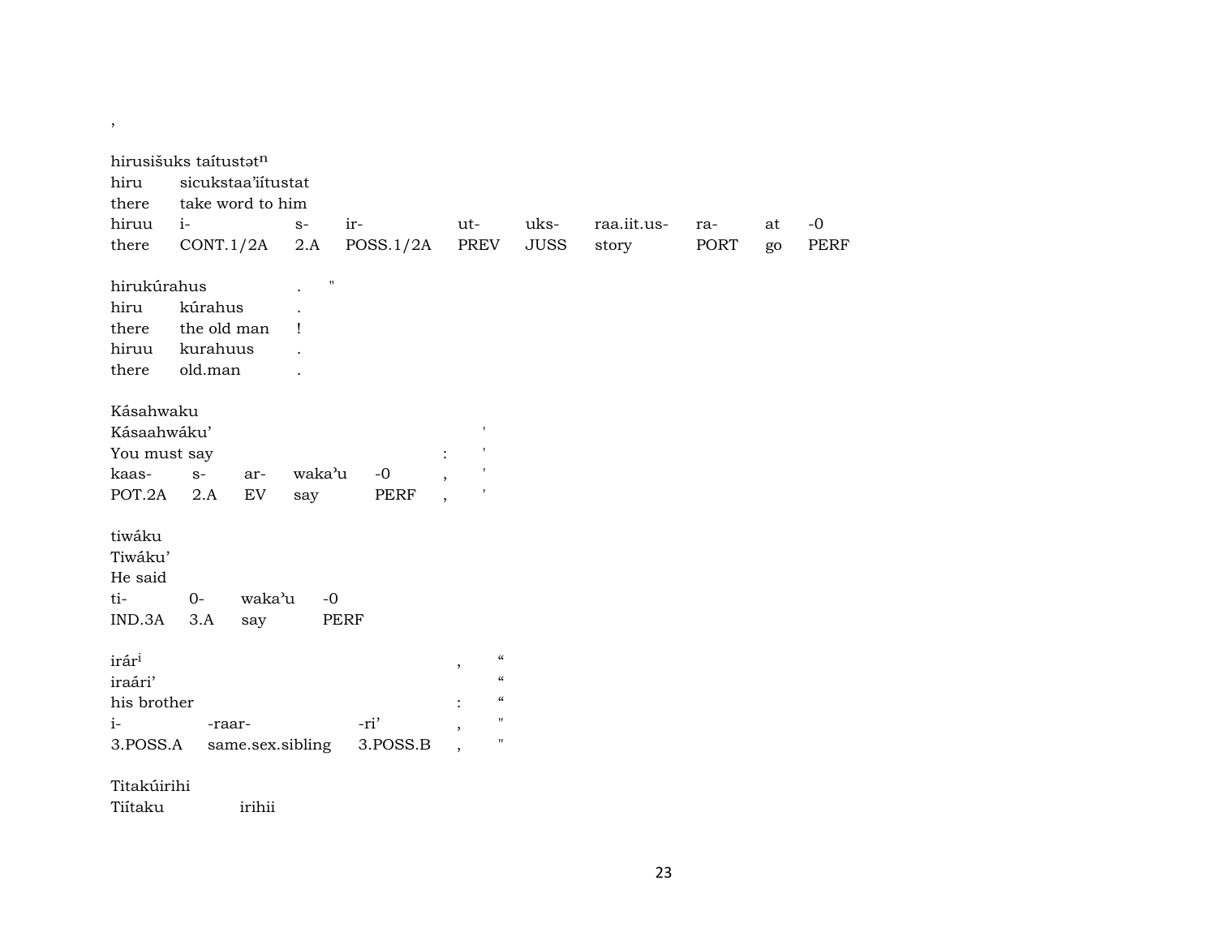,

hirusišuks taítustət^n
hiru sicukstaa'iítustat
there take word to him

| hiruu | i- | s- | ir- | ut- | uks- | raa.iit.us- | ra- | at | -0 |
|---|---|---|---|---|---|---|---|---|---|
| there | CONT.1/2A | 2.A | POSS.1/2A | PREV | JUSS | story | PORT | go | PERF |

| hirukúrahus | | . | " |
|---|---|---|---|
| hiru | kúrahus | . | |
| there | the old man | ! | |
| hiruu | kurahuus | . | |
| there | old.man | . | |

| Kásahwaku | | | | | | |
|---|---|---|---|---|---|---|
| Kásaahwáku' | | | | | | ' |
| You must say | | | | | : | ' |
| kaas- | s- | ar- | waka'u | -0 | , | ' |
| POT.2A | 2.A | EV | say | PERF | , | ' |

| tiwáku | | | |
|---|---|---|---|
| Tiwáku' | | | |
| He said | | | |
| ti- | 0- | waka'u | -0 |
| IND.3A | 3.A | say | PERF |

| irár^i | | | , | " |
|---|---|---|---|---|
| iraári' | | | | " |
| his brother | | | : | " |
| i- | -raar- | -ri' | , | " |
| 3.POSS.A | same.sex.sibling | 3.POSS.B | , | " |

Titakúirihi
Tiítaku irihii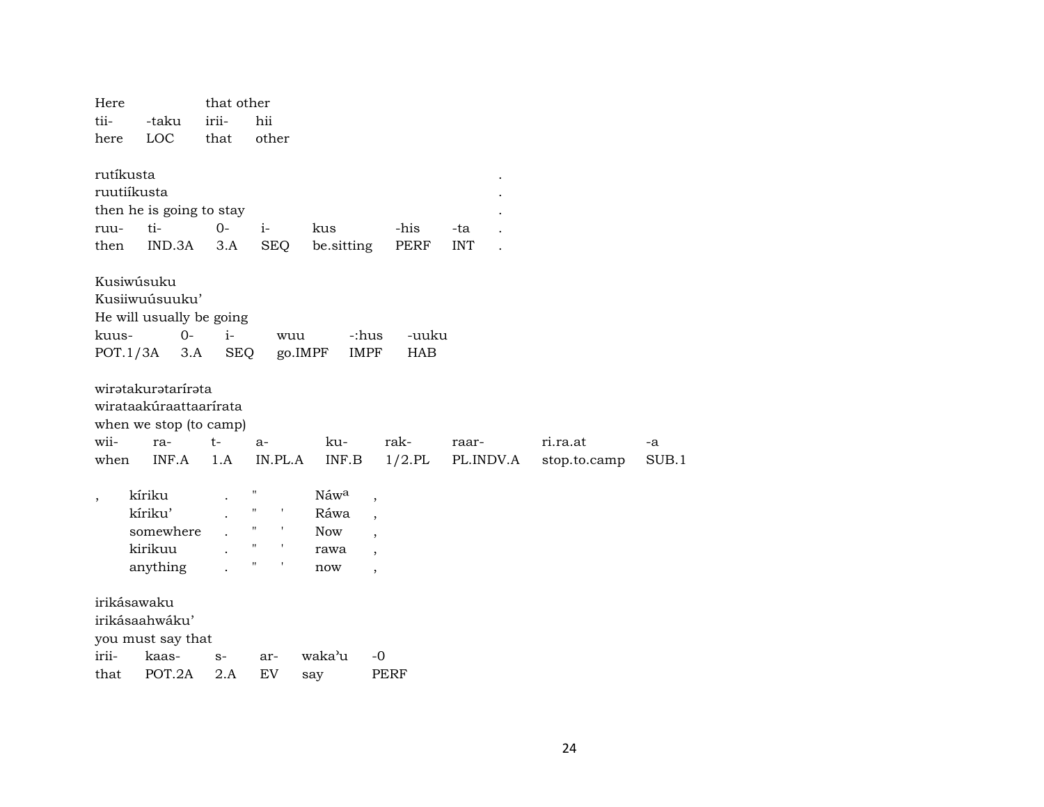| Here | | that other | |
|---|---|---|---|
| tii- | -taku | irii- | hii |
| here | LOC | that | other |

| rutíkusta | | | | | | | . |
|---|---|---|---|---|---|---|---|
| ruutiíkusta | | | | | | | . |
| then he is going to stay | | | | | | | . |
| ruu- | ti- | 0- | i- | kus | -his | -ta | . |
| then | IND.3A | 3.A | SEQ | be.sitting | PERF | INT | . |

| Kusiwúsuku | | | | | |
|---|---|---|---|---|---|
| Kusiiwuúsuuku’ | | | | | |
| He will usually be going | | | | | |
| kuus- | 0- | i- | wuu | -:hus | -uuku |
| POT.1/3A | 3.A | SEQ | go.IMPF | IMPF | HAB |

| wirətakurətarírəta | | | | | | | | |
|---|---|---|---|---|---|---|---|---|
| wirataakúraattaarírata | | | | | | | | |
| when we stop (to camp) | | | | | | | | |
| wii- | ra- | t- | a- | ku- | rak- | raar- | ri.ra.at | -a |
| when | INF.A | 1.A | IN.PL.A | INF.B | 1/2.PL | PL.INDV.A | stop.to.camp | SUB.1 |

| , | kíriku | . | " | | Náw[a] | , |
|---|---|---|---|---|---|---|
| | kíriku’ | . | " | ' | Ráwa | , |
| | somewhere | . | " | ' | Now | , |
| | kirikuu | . | " | ' | rawa | , |
| | anything | . | " | ' | now | , |

| irikásawaku | | | | | |
|---|---|---|---|---|---|
| irikásaahwáku’ | | | | | |
| you must say that | | | | | |
| irii- | kaas- | s- | ar- | wakaʼu | -0 |
| that | POT.2A | 2.A | EV | say | PERF |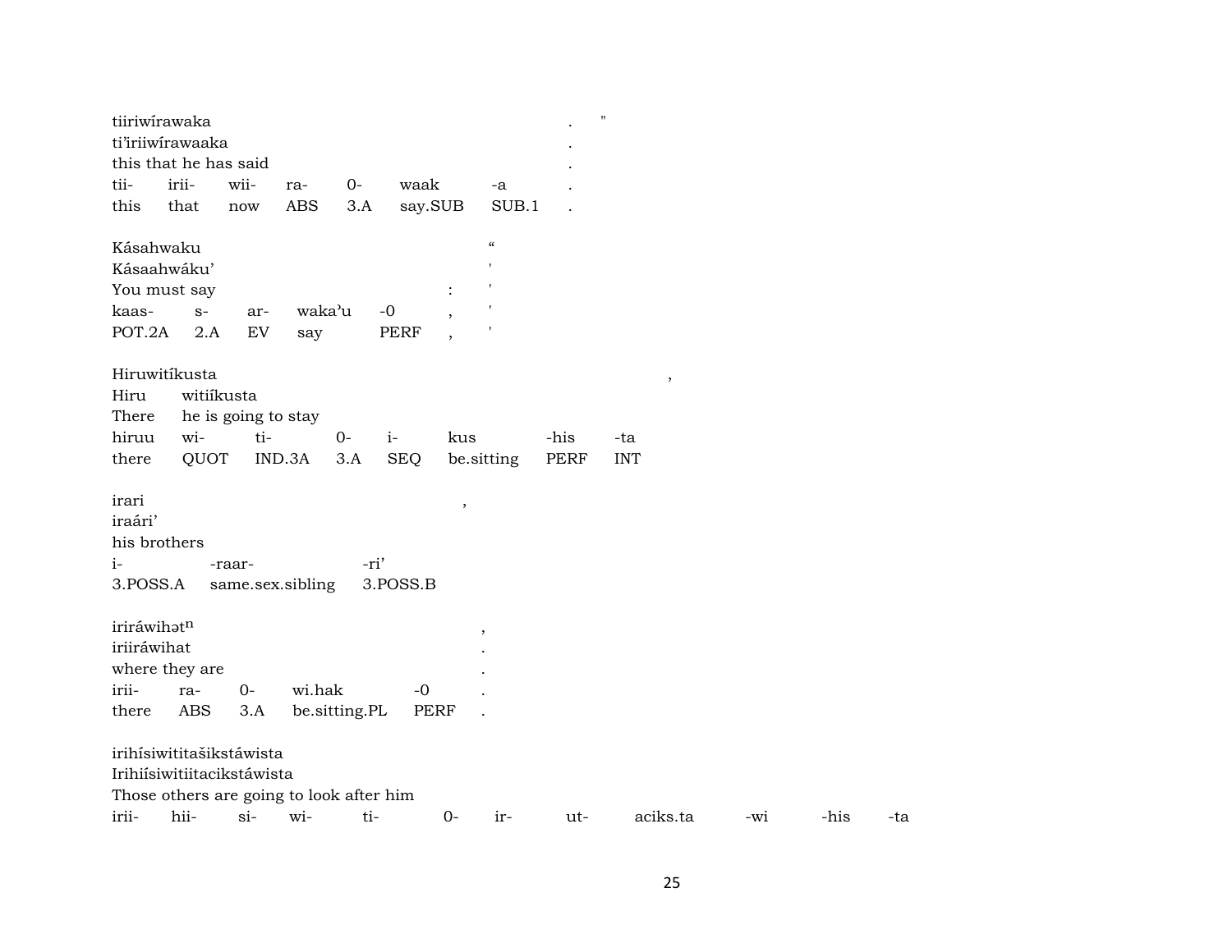tiiriwírawaka . "
ti'iriiwírawaaka .
this that he has said .

| tii- | irii- | wii- | ra- | 0- | waak | -a | . |
|---|---|---|---|---|---|---|---|
| this | that | now | ABS | 3.A | say.SUB | SUB.1 | . |

Kásahwaku "
Kásaahwáku' '
You must say : '

| kaas- | s- | ar- | waka'u | -0 | , | ' |
|---|---|---|---|---|---|---|
| POT.2A | 2.A | EV | say | PERF | , | ' |

Hiruwitíkusta ,
Hiru witiíkusta
There he is going to stay

| hiruu | wi- | ti- | 0- | i- | kus | -his | -ta |
|---|---|---|---|---|---|---|---|
| there | QUOT | IND.3A | 3.A | SEQ | be.sitting | PERF | INT |

irari ,
iraári'
his brothers

| i- | -raar- | -ri' |
|---|---|---|
| 3.POSS.A | same.sex.sibling | 3.POSS.B |

iriráwihət$^{n}$ ,
iriiráwihat .
where they are .

| irii- | ra- | 0- | wi.hak | -0 | . |
|---|---|---|---|---|---|
| there | ABS | 3.A | be.sitting.PL | PERF | . |

irihísiwititašikstáwista
Irihiísiwitiitacikstáwista
Those others are going to look after him

| irii- | hii- | si- | wi- | ti- | 0- | ir- | ut- | aciks.ta | -wi | -his | -ta |
|---|---|---|---|---|---|---|---|---|---|---|---|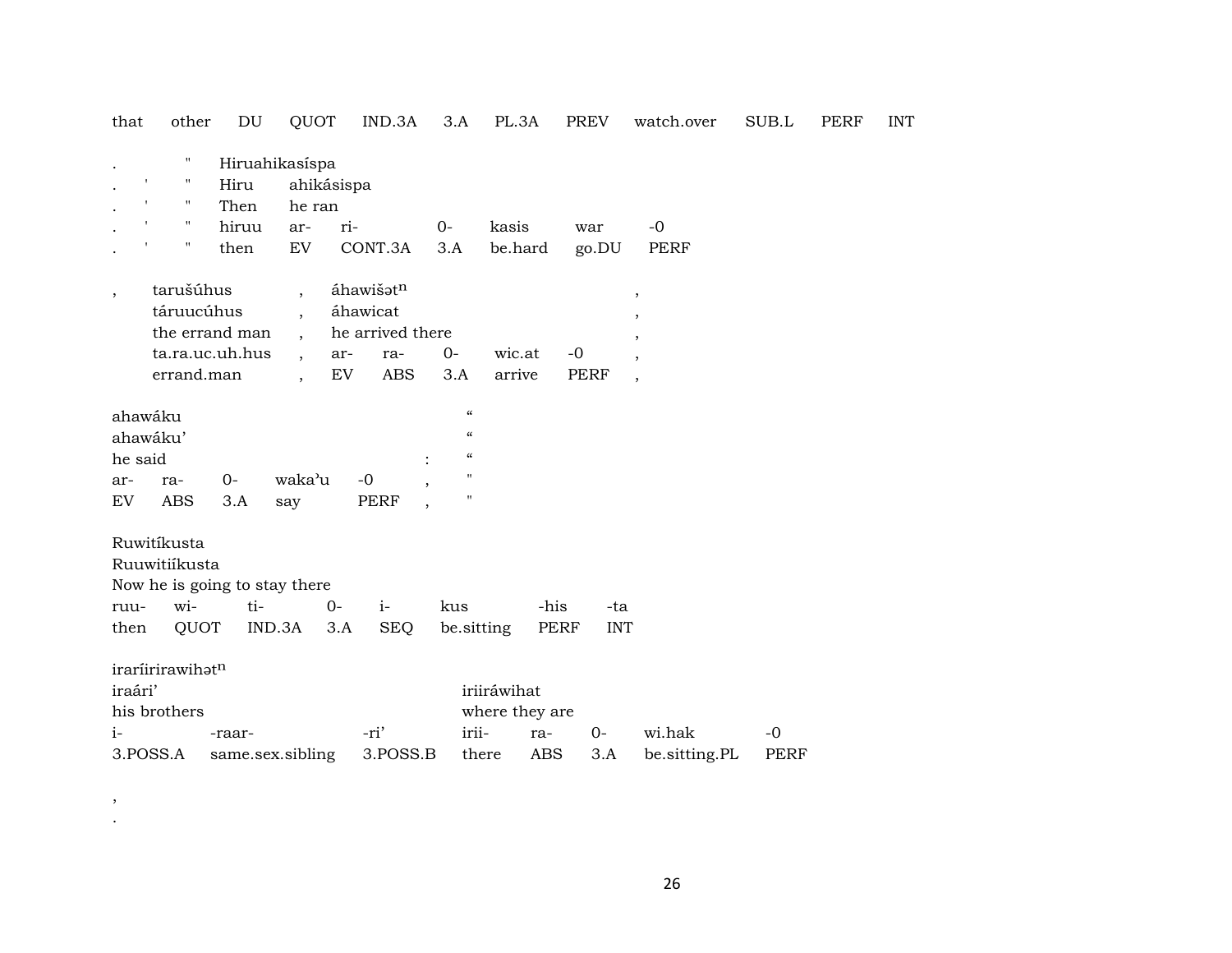| that | other | DU | QUOT | IND.3A | 3.A | PL.3A | PREV | watch.over | SUB.L | PERF | INT |
|---|---|---|---|---|---|---|---|---|---|---|---|

| . | | " | Hiruahikasíspa | | | | | | |
|---|---|---|---|---|---|---|---|---|---|
| . | ' | " | Hiru | ahikásispa | | | | | |
| . | ' | " | Then | he ran | | | | | |
| . | ' | " | hiruu | ar- | ri- | 0- | kasis | war | -0 |
| . | ' | " | then | EV | CONT.3A | 3.A | be.hard | go.DU | PERF |

| , | tarušúhus | , | áhawišətn | | | | | , |
|---|---|---|---|---|---|---|---|---|
| | táruucúhus | , | áhawicat | | | | | , |
| | the errand man | , | he arrived there | | | | | , |
| | ta.ra.uc.uh.hus | , | ar- | ra- | 0- | wic.at | -0 | , |
| | errand.man | , | EV | ABS | 3.A | arrive | PERF | , |

| ahawáku | | | | | | " |
|---|---|---|---|---|---|---|
| ahawáku' | | | | | | " |
| he said | | | | | : | " |
| ar- | ra- | 0- | waka'u | -0 | , | " |
| EV | ABS | 3.A | say | PERF | , | " |

| Ruwitíkusta | | | | | | | |
|---|---|---|---|---|---|---|---|
| Ruuwitiíkusta | | | | | | | |
| Now he is going to stay there | | | | | | | |
| ruu- | wi- | ti- | 0- | i- | kus | -his | -ta |
| then | QUOT | IND.3A | 3.A | SEQ | be.sitting | PERF | INT |

| iraríirirawihətn | | | | | | | |
|---|---|---|---|---|---|---|---|
| iraári' | | | iriiráwihat | | | | |
| his brothers | | | where they are | | | | |
| i- | -raar- | -ri' | irii- | ra- | 0- | wi.hak | -0 |
| 3.POSS.A | same.sex.sibling | 3.POSS.B | there | ABS | 3.A | be.sitting.PL | PERF |

,
.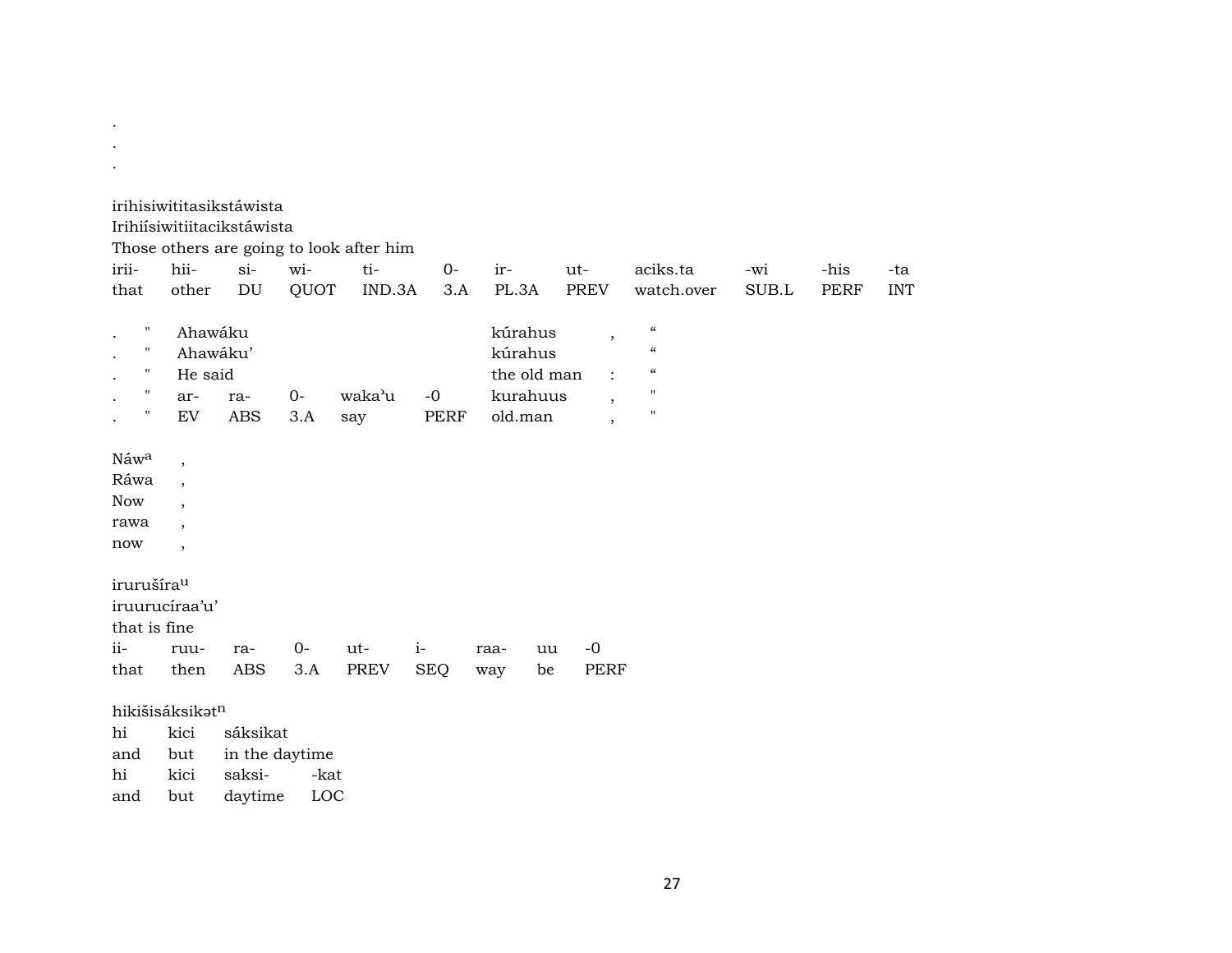.
.
.

irihisiwititasikstáwista
Irihiísiwitiitacikstáwista
Those others are going to look after him

| irii- | hii- | si- | wi- | ti- | 0- | ir- | ut- | aciks.ta | -wi | -his | -ta |
|---|---|---|---|---|---|---|---|---|---|---|---|
| that | other | DU | QUOT | IND.3A | 3.A | PL.3A | PREV | watch.over | SUB.L | PERF | INT |

| . | " | Ahawáku | | | | | kúrahus | , | “ |
|---|---|---|---|---|---|---|---|---|---|
| . | " | Ahawáku’ | | | | | kúrahus | | “ |
| . | " | He said | | | | | the old man | : | “ |
| . | " | ar- | ra- | 0- | waka’u | -0 | kurahuus | , | " |
| . | " | EV | ABS | 3.A | say | PERF | old.man | , | " |

Náw^a ,
Ráwa ,
Now ,
rawa ,
now ,

irurušíra^u
iruurucíraa’u’
that is fine

| ii- | ruu- | ra- | 0- | ut- | i- | raa- | uu | -0 |
|---|---|---|---|---|---|---|---|---|
| that | then | ABS | 3.A | PREV | SEQ | way | be | PERF |

hikišisáksikət^n

| hi | kici | sáksikat | |
|---|---|---|---|
| and | but | in the daytime | |
| hi | kici | saksi- | -kat |
| and | but | daytime | LOC |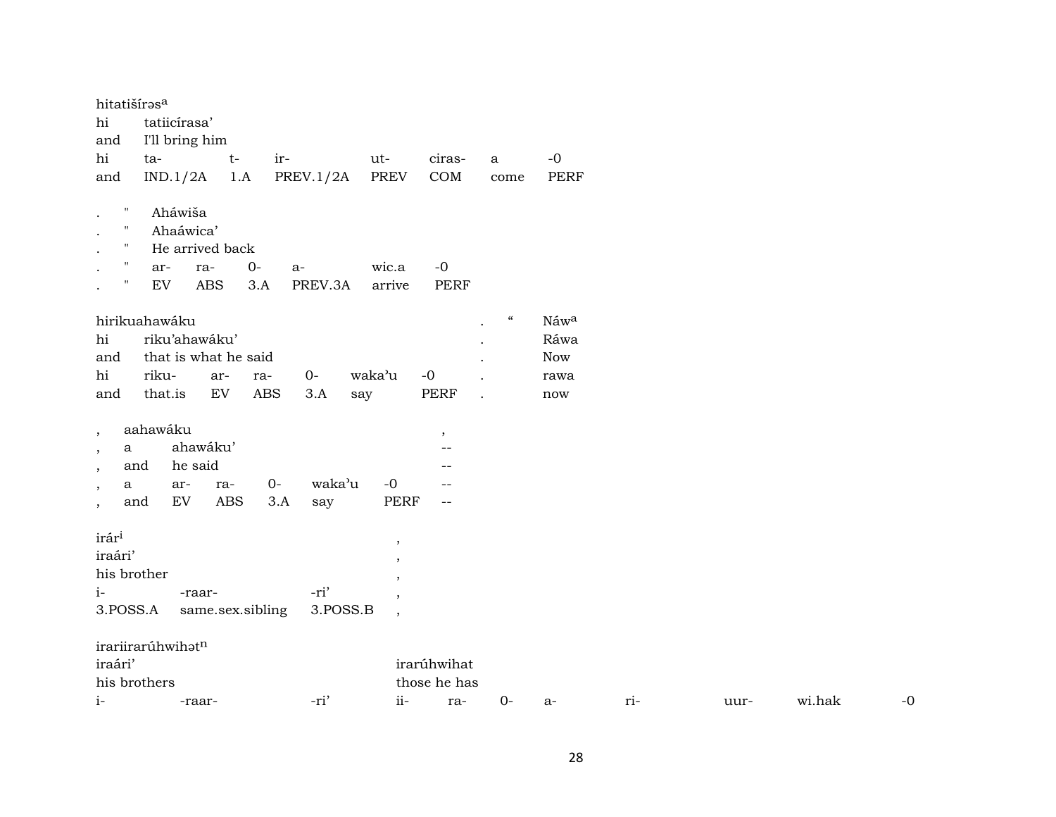hitatišírəs[a]
hi tatiicírasa'
and I'll bring him

| hi | ta- | t- | ir- | ut- | ciras- | a | -0 |
|---|---|---|---|---|---|---|---|
| and | IND.1/2A | 1.A | PREV.1/2A | PREV | COM | come | PERF |

. " Aháwiša
. " Ahaáwica'
. " He arrived back

| . | " | ar- | ra- | 0- | a- | wic.a | -0 |
|---|---|---|---|---|---|---|---|
| . | " | EV | ABS | 3.A | PREV.3A | arrive | PERF |

hirikuahawáku . " Náw[a]
hi riku'ahawáku' . Ráwa
and that is what he said . Now

| hi | riku- | ar- | ra- | 0- | waka'u | -0 | . | rawa |
|---|---|---|---|---|---|---|---|---|
| and | that.is | EV | ABS | 3.A | say | PERF | . | now |

, aahawáku ,
, a ahawáku' --
, and he said --

| , | a | ar- | ra- | 0- | waka'u | -0 | -- |
|---|---|---|---|---|---|---|---|
| , | and | EV | ABS | 3.A | say | PERF | -- |

irár[i] ,
iraári' ,
his brother ,

| i- | -raar- | -ri' | , |
|---|---|---|---|
| 3.POSS.A | same.sex.sibling | 3.POSS.B | , |

irariirarúhwihət[n]
iraári' irarúhwihat
his brothers those he has

| i- | -raar- | -ri' | ii- | ra- | 0- | a- | ri- | uur- | wi.hak | -0 |
|---|---|---|---|---|---|---|---|---|---|---|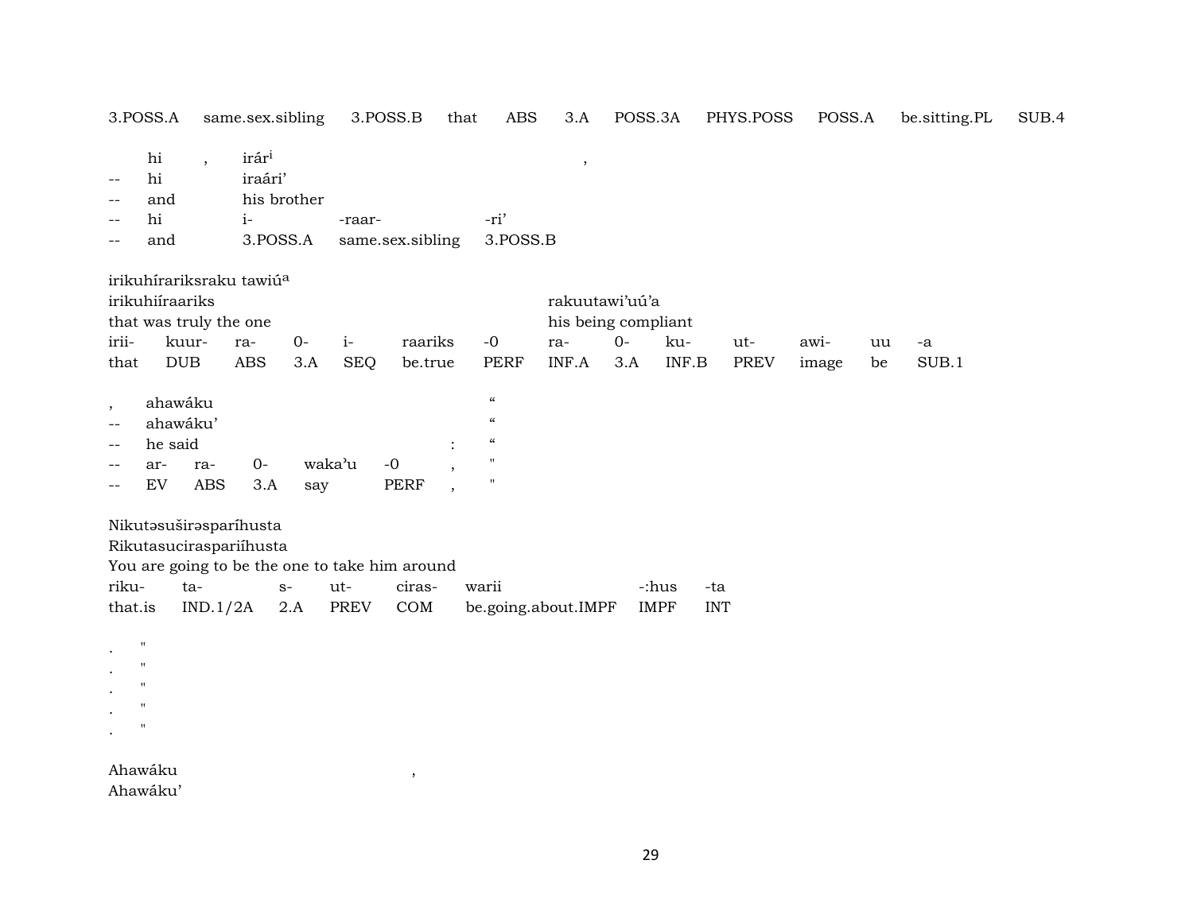3.POSS.A same.sex.sibling 3.POSS.B that ABS 3.A POSS.3A PHYS.POSS POSS.A be.sitting.PL SUB.4

| | hi | , | irár[i] | | | , |
|---|---|---|---|---|---|---|
| -- | hi | | iraári’ | | | |
| -- | and | | his brother | | | |
| -- | hi | | i- | -raar- | -ri’ | |
| -- | and | | 3.POSS.A | same.sex.sibling | 3.POSS.B | |

irikuhírariksraku tawiú[a]

| irikuhiíraariks | | | | | | | rakuutawi’uú’a | | | | | | |
|---|---|---|---|---|---|---|---|---|---|---|---|---|---|
| that was truly the one | | | | | | | his being compliant | | | | | | |
| irii- | kuur- | ra- | 0- | i- | raariks | -0 | ra- | 0- | ku- | ut- | awi- | uu | -a |
| that | DUB | ABS | 3.A | SEQ | be.true | PERF | INF.A | 3.A | INF.B | PREV | image | be | SUB.1 |

| , | ahawáku | | | | | | “ |
|---|---|---|---|---|---|---|---|
| -- | ahawáku’ | | | | | | “ |
| -- | he said | | | | | : | “ |
| -- | ar- | ra- | 0- | waka’u | -0 | , | " |
| -- | EV | ABS | 3.A | say | PERF | , | " |

Nikutəsuširəsparíhusta

| Rikutasucirasparíihusta | | | | | | | |
|---|---|---|---|---|---|---|---|
| You are going to be the one to take him around | | | | | | | |
| riku- | ta- | s- | ut- | ciras- | warii | -:hus | -ta |
| that.is | IND.1/2A | 2.A | PREV | COM | be.going.about.IMPF | IMPF | INT |

. "
. "
. "
. "
. "

Ahawáku ,
Ahawáku’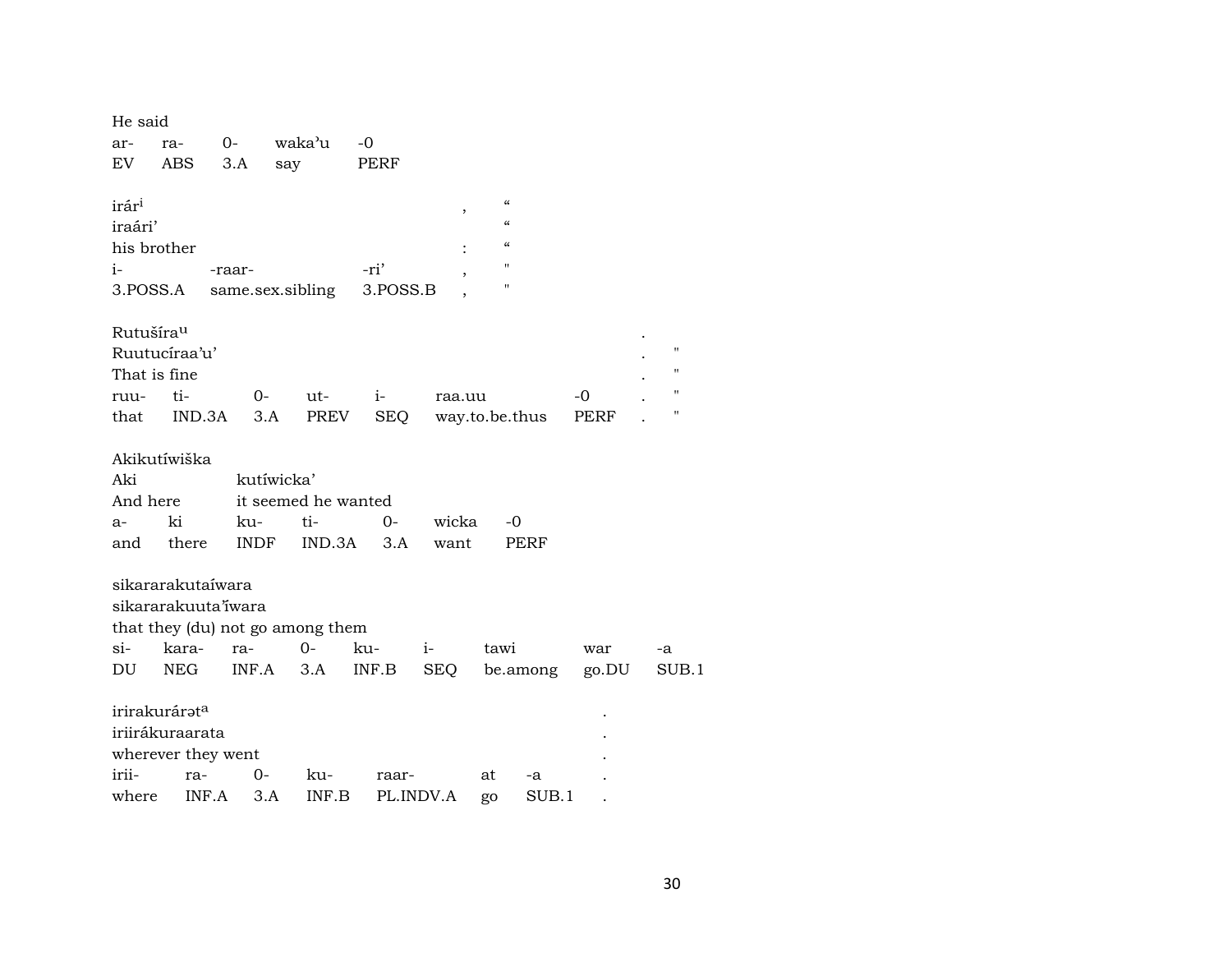He said

| ar- | ra- | 0- | waka'u | -0 |
|---|---|---|---|---|
| EV | ABS | 3.A | say | PERF |

irár[i] , "
iraári' "
his brother : "

| i- | -raar- | -ri' | , | " |
|---|---|---|---|---|
| 3.POSS.A | same.sex.sibling | 3.POSS.B | , | " |

Rutušíra[u] .
Ruutucíraa'u' . "
That is fine . "

| ruu- | ti- | 0- | ut- | i- | raa.uu | -0 | . | " |
|---|---|---|---|---|---|---|---|---|
| that | IND.3A | 3.A | PREV | SEQ | way.to.be.thus | PERF | . | " |

Akikutíwiška
Aki kutíwicka'
And here it seemed he wanted

| a- | ki | ku- | ti- | 0- | wicka | -0 |
|---|---|---|---|---|---|---|
| and | there | INDF | IND.3A | 3.A | want | PERF |

sikararakutaíwara
sikararakuuta'íwara
that they (du) not go among them

| si- | kara- | ra- | 0- | ku- | i- | tawi | war | -a |
|---|---|---|---|---|---|---|---|---|
| DU | NEG | INF.A | 3.A | INF.B | SEQ | be.among | go.DU | SUB.1 |

irirakurárət[a] .
iriirákuraarata .
wherever they went .

| irii- | ra- | 0- | ku- | raar- | at | -a | . |
|---|---|---|---|---|---|---|---|
| where | INF.A | 3.A | INF.B | PL.INDV.A | go | SUB.1 | . |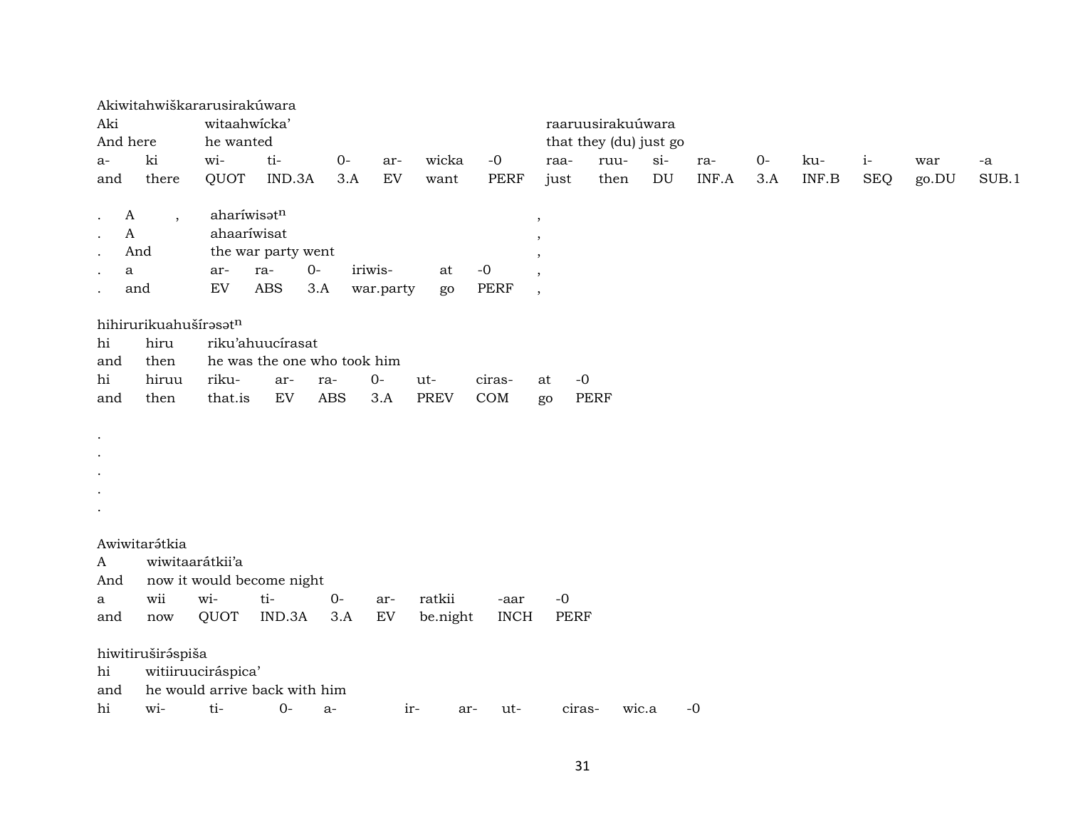Akiwitahwiškararusirakúwara

| Aki | | witaahwícka' | | | | | | raaruusirakuúwara | | | | | | | | |
|---|---|---|---|---|---|---|---|---|---|---|---|---|---|---|---|---|
| And here | | he wanted | | | | | | that they (du) just go | | | | | | | | |
| a- | ki | wi- | ti- | 0- | ar- | wicka | -0 | raa- | ruu- | si- | ra- | 0- | ku- | i- | war | -a |
| and | there | QUOT | IND.3A | 3.A | EV | want | PERF | just | then | DU | INF.A | 3.A | INF.B | SEQ | go.DU | SUB.1 |

| . | A | , | aharíwisət$^{n}$ | | | | | , |
|---|---|---|---|---|---|---|---|---|
| . | A | | ahaaríwisat | | | | | , |
| . | And | | the war party went | | | | | , |
| . | a | | ar- | ra- | 0- | iriwis- | at | -0 | , |
| . | and | | EV | ABS | 3.A | war.party | go | PERF | , |

hihirurikuahušírəsət$^{n}$

| hi | hiru | riku'ahuucírasat | | | | | | | |
|---|---|---|---|---|---|---|---|---|---|
| and | then | he was the one who took him | | | | | | | |
| hi | hiruu | riku- | ar- | ra- | 0- | ut- | ciras- | at | -0 |
| and | then | that.is | EV | ABS | 3.A | PREV | COM | go | PERF |

.
.
.
.
.

Awiwitarə́tkia

| A | wiwitaarátkii'a | | | | | | |
|---|---|---|---|---|---|---|---|
| And | now it would become night | | | | | | |
| a | wii | wi- | ti- | 0- | ar- | ratkii | -aar | -0 |
| and | now | QUOT | IND.3A | 3.A | EV | be.night | INCH | PERF |

hiwitiruširə́spiša

| hi | witiiruuciráspica' | | | | | | | | |
|---|---|---|---|---|---|---|---|---|---|
| and | he would arrive back with him | | | | | | | | |
| hi | wi- | ti- | 0- | a- | ir- | ar- | ut- | ciras- | wic.a | -0 |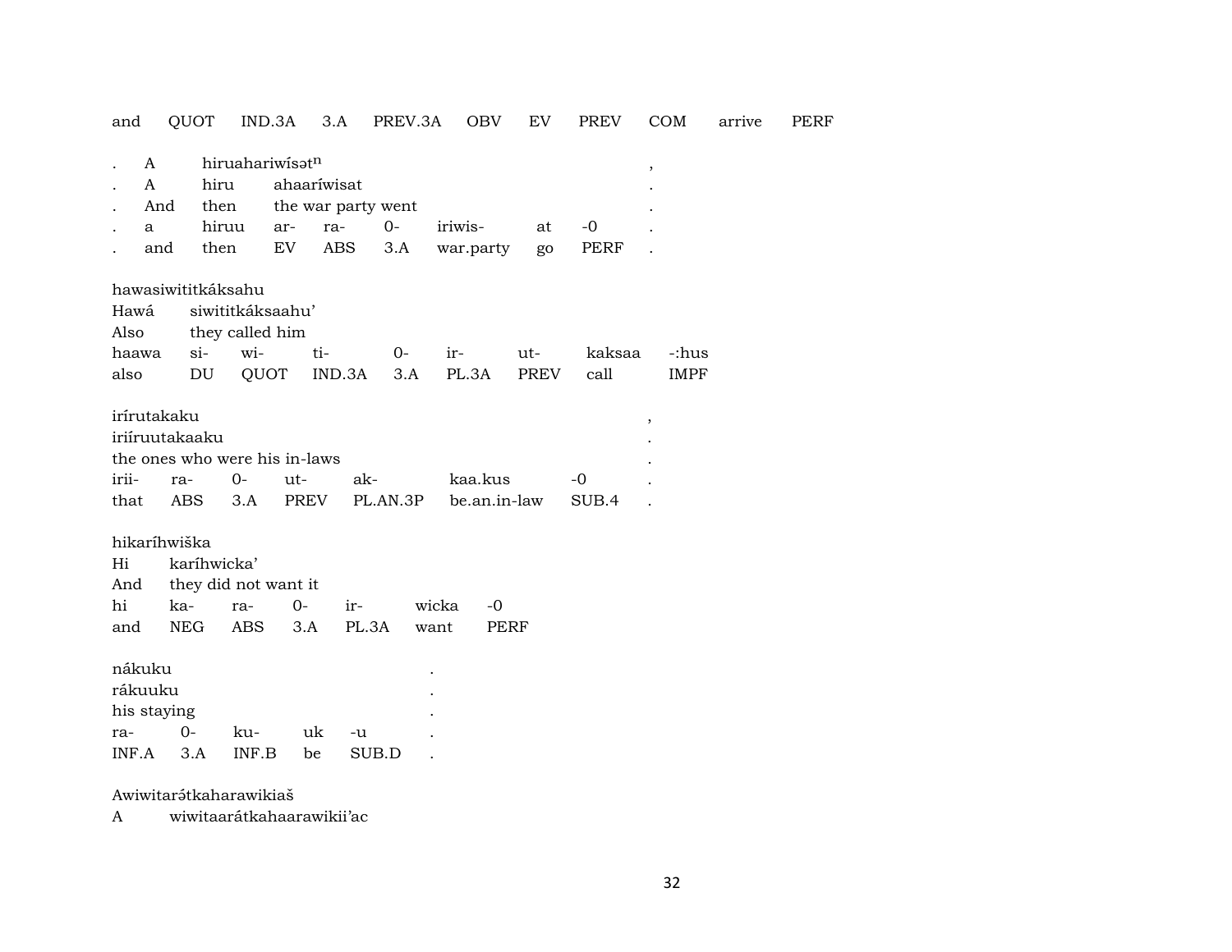and QUOT IND.3A 3.A PREV.3A OBV EV PREV COM arrive PERF

| . | A | hiruahariwísət[n] | | | | | | ， |
|---|---|---|---|---|---|---|---|---|
| . | A | hiru | ahaaríwisat | | | | | . |
| . | And | then | the war party went | | | | | . |
| . | a | hiruu | ar- | ra- | 0- | iriwis- | at | -0 . |
| . | and | then | EV | ABS | 3.A | war.party | go | PERF . |

hawasiwititkáksahu
Hawá siwititkáksaahu'
Also they called him

| haawa | si- | wi- | ti- | 0- | ir- | ut- | kaksaa | -:hus |
|---|---|---|---|---|---|---|---|---|
| also | DU | QUOT | IND.3A | 3.A | PL.3A | PREV | call | IMPF |

irírutakaku ,
iriíruutakaaku .
the ones who were his in-laws .

| irii- | ra- | 0- | ut- | ak- | kaa.kus | -0 | . |
|---|---|---|---|---|---|---|---|
| that | ABS | 3.A | PREV | PL.AN.3P | be.an.in-law | SUB.4 | . |

hikaríhwiška
Hi karíhwicka'
And they did not want it

| hi | ka- | ra- | 0- | ir- | wicka | -0 |
|---|---|---|---|---|---|---|
| and | NEG | ABS | 3.A | PL.3A | want | PERF |

nákuku .
rákuuku .
his staying .

| ra- | 0- | ku- | uk | -u | . |
|---|---|---|---|---|---|
| INF.A | 3.A | INF.B | be | SUB.D | . |

Awiwitarə́tkaharawikiaš
A wiwitaarátkahaarawikii'ac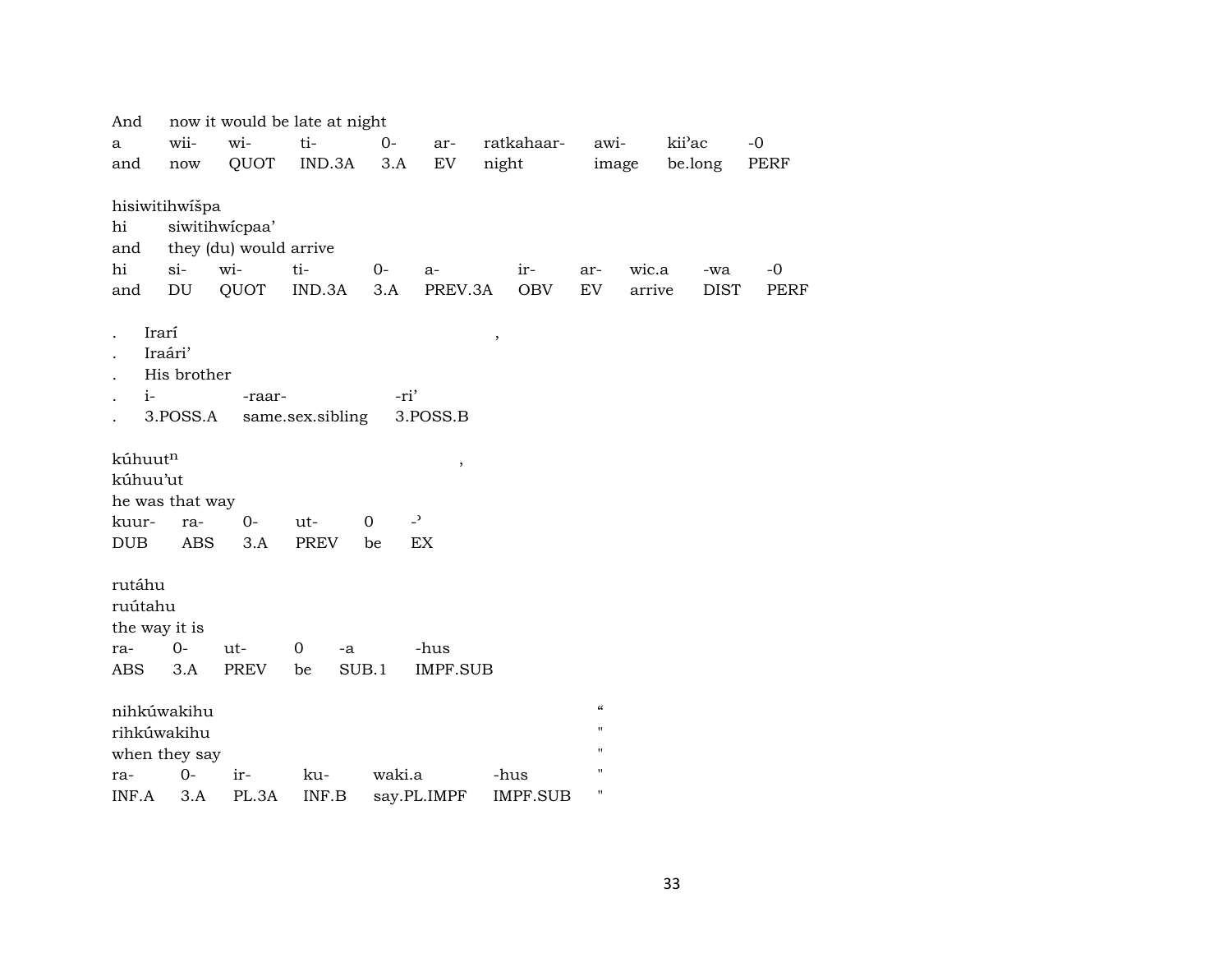And now it would be late at night

| a | wii- | wi- | ti- | 0- | ar- | ratkahaar- | awi- | kii'ac | -0 |
|---|---|---|---|---|---|---|---|---|---|
| and | now | QUOT | IND.3A | 3.A | EV | night | image | be.long | PERF |

hisiwitihwíšpa

hi siwitihwícpaa'

and they (du) would arrive

| hi | si- | wi- | ti- | 0- | a- | ir- | ar- | wic.a | -wa | -0 |
|---|---|---|---|---|---|---|---|---|---|---|
| and | DU | QUOT | IND.3A | 3.A | PREV.3A | OBV | EV | arrive | DIST | PERF |

. Irarí ,

. Iraári'

. His brother

| . | i- | -raar- | -ri' |
|---|---|---|---|
| . | 3.POSS.A | same.sex.sibling | 3.POSS.B |

kúhuut[n] ,

kúhuu'ut

he was that way

| kuur- | ra- | 0- | ut- | 0 | -' |
|---|---|---|---|---|---|
| DUB | ABS | 3.A | PREV | be | EX |

rutáhu

ruútahu

the way it is

| ra- | 0- | ut- | 0 | -a | -hus |
|---|---|---|---|---|---|
| ABS | 3.A | PREV | be | SUB.1 | IMPF.SUB |

nihkúwakihu "

rihkúwakihu "

when they say "

| ra- | 0- | ir- | ku- | waki.a | -hus | " |
|---|---|---|---|---|---|---|
| INF.A | 3.A | PL.3A | INF.B | say.PL.IMPF | IMPF.SUB | " |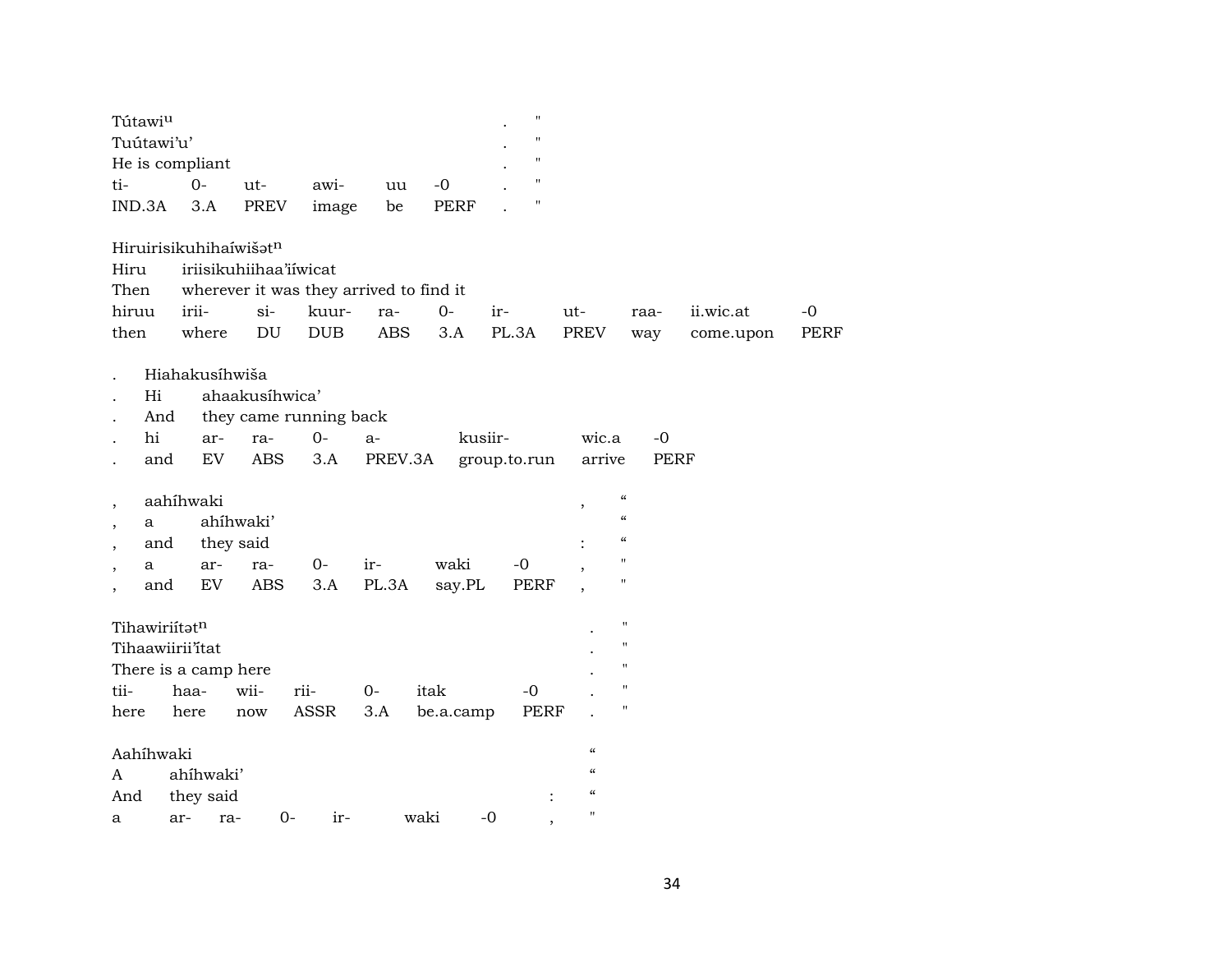Tútawi$^{u}$ . "
Tuútawi'u' . "
He is compliant . "

| ti- | 0- | ut- | awi- | uu | -0 | . | " |
|---|---|---|---|---|---|---|---|
| IND.3A | 3.A | PREV | image | be | PERF | . | " |

Hiruirisikuhihaíwišət$^{n}$
Hiru iriisikuhiihaa'iíwicat
Then wherever it was they arrived to find it

| hiruu | irii- | si- | kuur- | ra- | 0- | ir- | ut- | raa- | ii.wic.at | -0 |
|---|---|---|---|---|---|---|---|---|---|---|
| then | where | DU | DUB | ABS | 3.A | PL.3A | PREV | way | come.upon | PERF |

. Hiahakusíhwiša
. Hi ahaakusíhwica'
. And they came running back

| . | hi | ar- | ra- | 0- | a- | kusiir- | wic.a | -0 |
|---|---|---|---|---|---|---|---|---|
| . | and | EV | ABS | 3.A | PREV.3A | group.to.run | arrive | PERF |

, aahíhwaki , “
, a ahíhwaki' “
, and they said : “

| , | a | ar- | ra- | 0- | ir- | waki | -0 | , | " |
|---|---|---|---|---|---|---|---|---|---|
| , | and | EV | ABS | 3.A | PL.3A | say.PL | PERF | , | " |

Tihawiriítət$^{n}$ . "
Tihaawiirii'ītat . "
There is a camp here . "

| tii- | haa- | wii- | rii- | 0- | itak | -0 | . | " |
|---|---|---|---|---|---|---|---|---|
| here | here | now | ASSR | 3.A | be.a.camp | PERF | . | " |

Aahíhwaki “
A ahíhwaki' “
And they said : “

| a | ar- | ra- | 0- | ir- | waki | -0 | , | " |
|---|---|---|---|---|---|---|---|---|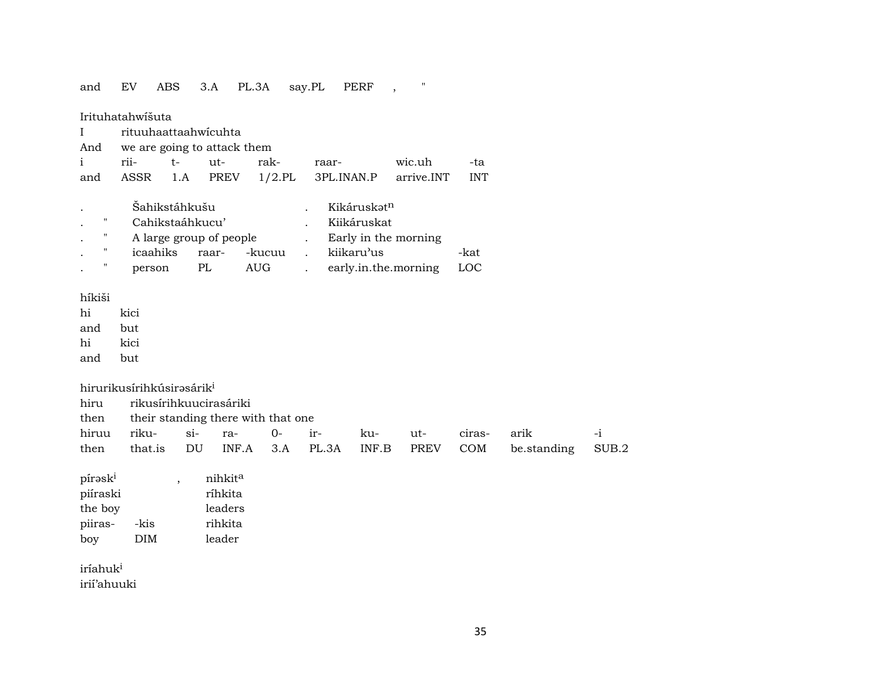| and | EV | ABS | 3.A | PL.3A | say.PL | PERF | , | " |
|---|---|---|---|---|---|---|---|---|

Irituhatahwíšuta

| I | rituuhaattaahwícuhta | | | | | |
|---|---|---|---|---|---|---|
| And | we are going to attack them | | | | | |
| i | rii- | t- | ut- | rak- | raar- | wic.uh | -ta |
| and | ASSR | 1.A | PREV | 1/2.PL | 3PL.INAN.P | arrive.INT | INT |

| . | | Šahikstáhkušu | | | . | Kikáruskət$^{n}$ | |
|---|---|---|---|---|---|---|---|
| . | " | Cahikstaáhkucu' | | | . | Kiikáruskat | |
| . | " | A large group of people | | | . | Early in the morning | |
| . | " | icaahiks | raar- | -kucuu | . | kiikaru'us | -kat |
| . | " | person | PL | AUG | . | early.in.the.morning | LOC |

híkiši

| hi | kici |
|---|---|
| and | but |
| hi | kici |
| and | but |

hirurikusírihkúsirəsárik$^{i}$

| hiru | rikusírihkuucirasáriki | | | | | | | | | |
|---|---|---|---|---|---|---|---|---|---|---|
| then | their standing there with that one | | | | | | | | | |
| hiruu | riku- | si- | ra- | 0- | ir- | ku- | ut- | ciras- | arik | -i |
| then | that.is | DU | INF.A | 3.A | PL.3A | INF.B | PREV | COM | be.standing | SUB.2 |

| pírəsk$^{i}$ | | , | nihkit$^{a}$ |
|---|---|---|---|
| piíraski | | | ríhkita |
| the boy | | | leaders |
| piiras- | -kis | | rihkita |
| boy | DIM | | leader |

iríahuk$^{i}$

irií'ahuuki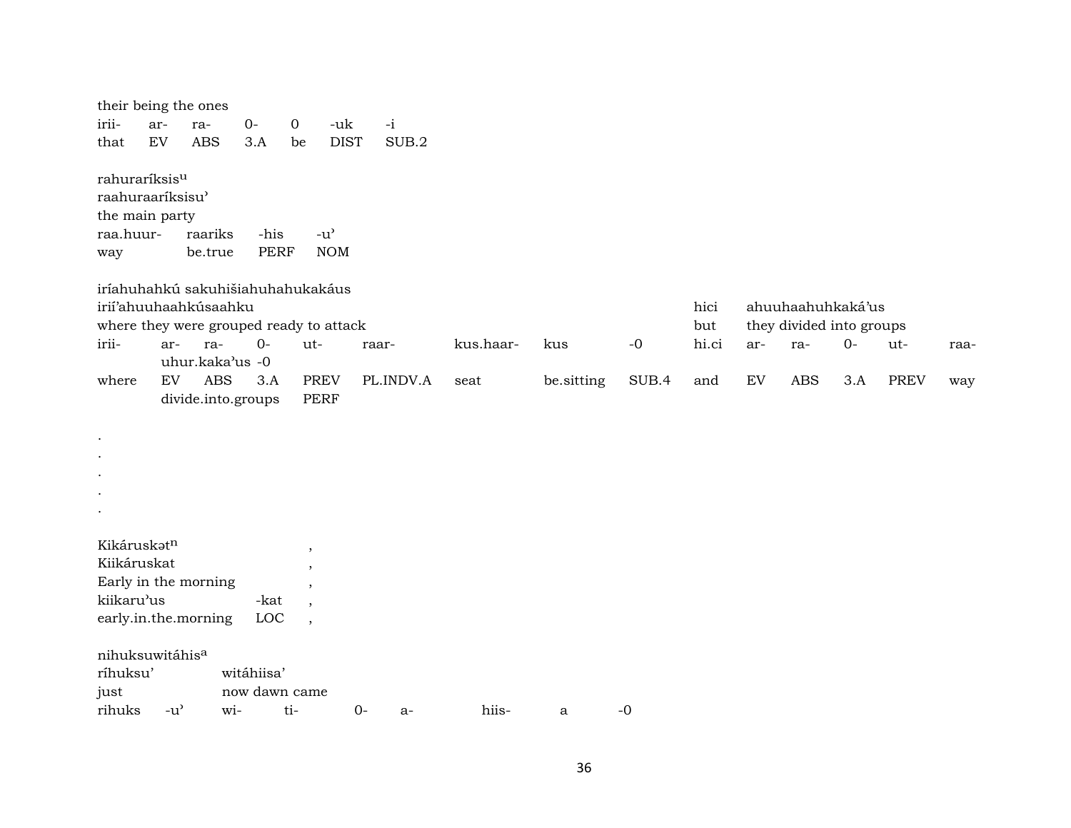their being the ones

| irii- | ar- | ra- | 0- | 0 | -uk | -i |
|---|---|---|---|---|---|---|
| that | EV | ABS | 3.A | be | DIST | SUB.2 |

rahuraríksis$^{u}$
raahuraaríksisu’
the main party

| raa.huur- | raariks | -his | -u’ |
|---|---|---|---|
| way | be.true | PERF | NOM |

iríahuhahkú sakuhišiahuhahukakáus
irií’ahuuhaahkúsaahku — hici ahuuhaahuhkaká’us
where they were grouped ready to attack — but they divided into groups

| irii- | ar- | ra- | 0- | ut- | raar- | kus.haar- | kus | -0 | hi.ci | ar- | ra- | 0- | ut- | raa- |
|---|---|---|---|---|---|---|---|---|---|---|---|---|---|---|
| where | EV | ABS | 3.A | PREV | PL.INDV.A | seat | be.sitting | SUB.4 | and | EV | ABS | 3.A | PREV | way |

| uhur.kaka’us | -0 |
|---|---|
| divide.into.groups | PERF |

.
.
.
.
.

Kikáruskət$^{n}$ ,
Kiikáruskat ,
Early in the morning ,

| kiikaru’us | -kat | , |
|---|---|---|
| early.in.the.morning | LOC | , |

nihuksuwitáhis$^{a}$
ríhuksu’ — witáhiisa’
just — now dawn came

| rihuks | -u’ | wi- | ti- | 0- | a- | hiis- | a | -0 |
|---|---|---|---|---|---|---|---|---|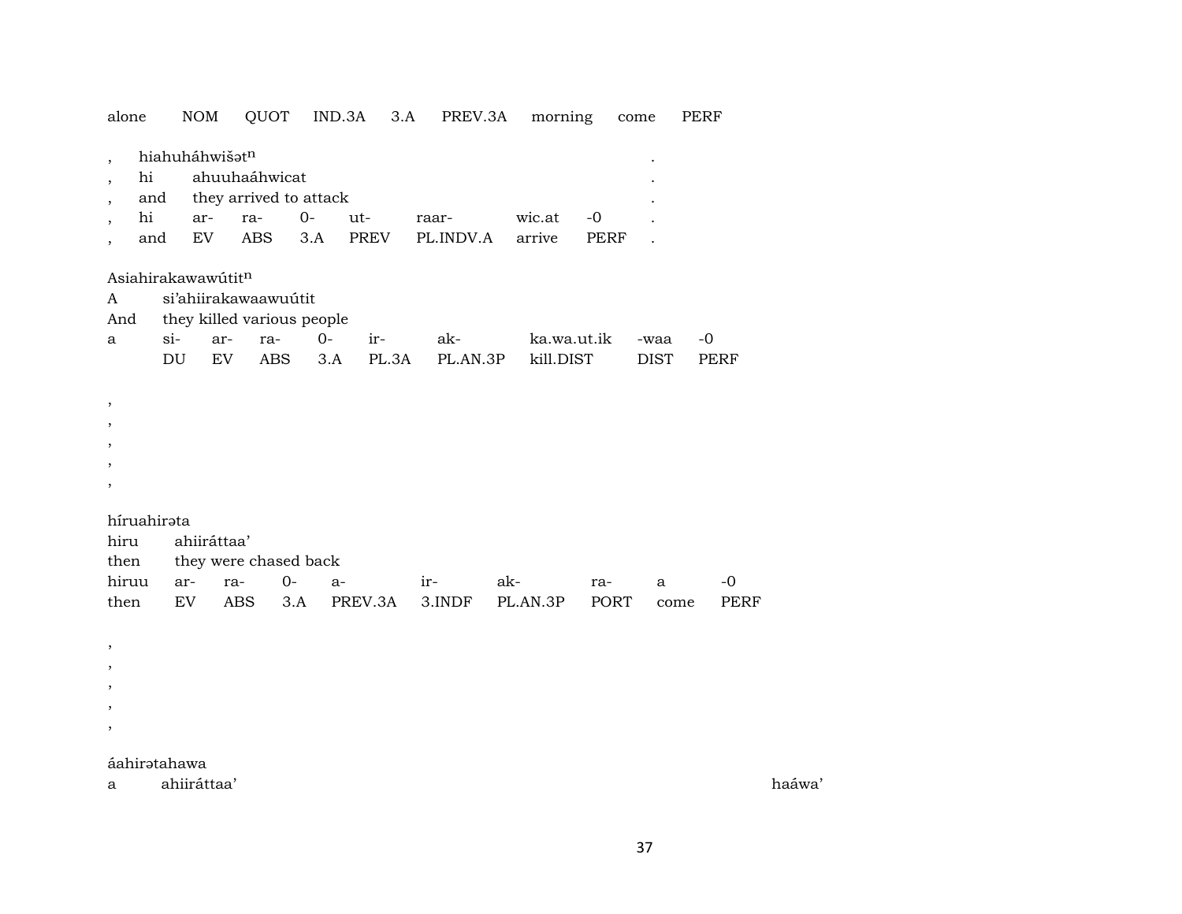alone NOM QUOT IND.3A 3.A PREV.3A morning come PERF

| , | hiahuháhwišət$^{n}$ | | | | | | | | . |
|---|---|---|---|---|---|---|---|---|---|
| , | hi | ahuuhaáhwicat | | | | | | | . |
| , | and | they arrived to attack | | | | | | | . |
| , | hi | ar- | ra- | 0- | ut- | raar- | wic.at | -0 | . |
| , | and | EV | ABS | 3.A | PREV | PL.INDV.A | arrive | PERF | . |

| Asiahirakawawútit$^{n}$ | | | | | | | | | |
|---|---|---|---|---|---|---|---|---|---|
| A | si'ahiirakawaawuútit | | | | | | | | |
| And | they killed various people | | | | | | | | |
| a | si- | ar- | ra- | 0- | ir- | ak- | ka.wa.ut.ik | -waa | -0 |
| | DU | EV | ABS | 3.A | PL.3A | PL.AN.3P | kill.DIST | DIST | PERF |

,
,
,
,
,

| híruahirəta | | | | | | | | | |
|---|---|---|---|---|---|---|---|---|---|
| hiru | ahiiráttaa' | | | | | | | | |
| then | they were chased back | | | | | | | | |
| hiruu | ar- | ra- | 0- | a- | ir- | ak- | ra- | a | -0 |
| then | EV | ABS | 3.A | PREV.3A | 3.INDF | PL.AN.3P | PORT | come | PERF |

,
,
,
,
,

áahirətahawa

a ahiiráttaa' haáwa'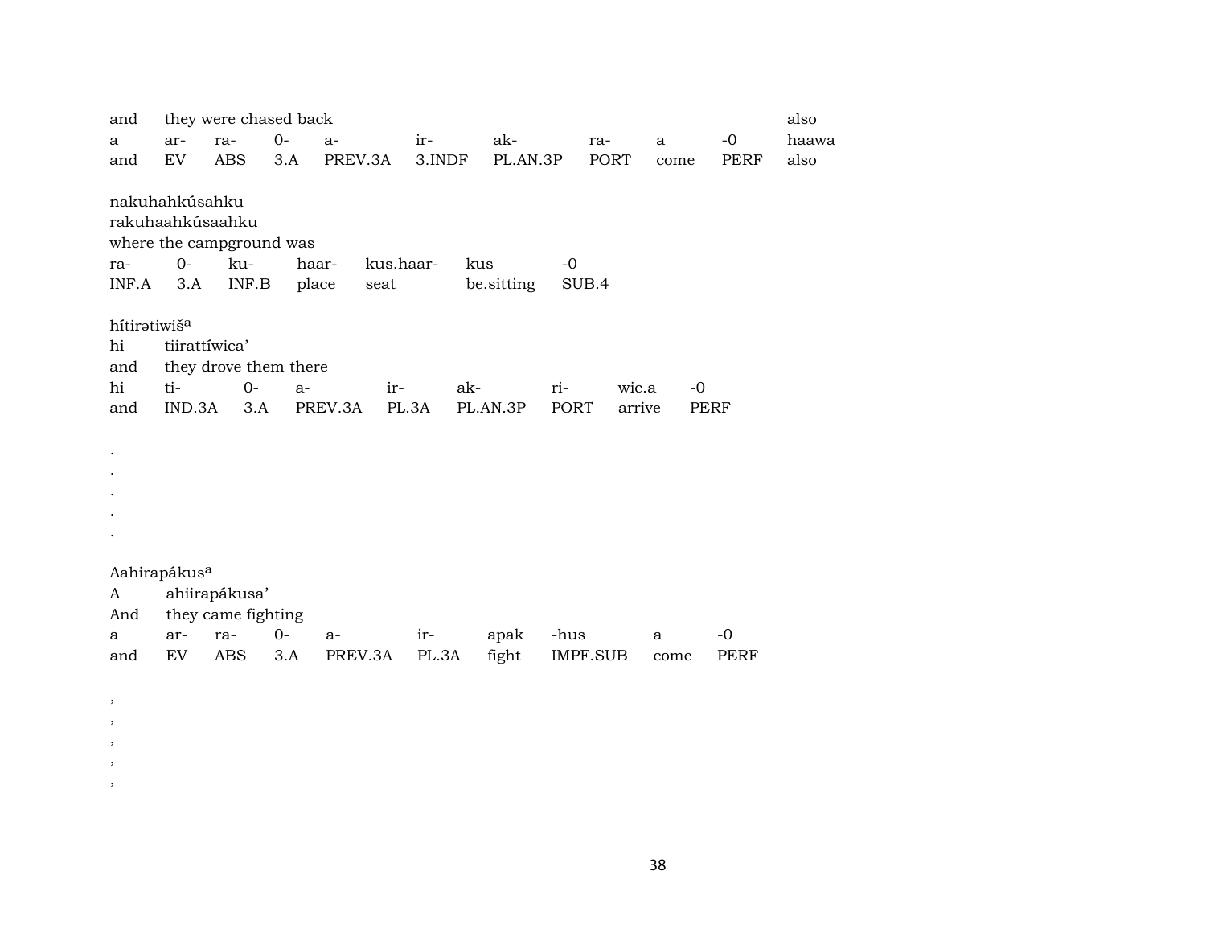| and | they were chased back | | | | | | | | | also |
|---|---|---|---|---|---|---|---|---|---|---|
| a | ar- | ra- | 0- | a- | ir- | ak- | ra- | a | -0 | haawa |
| and | EV | ABS | 3.A | PREV.3A | 3.INDF | PL.AN.3P | PORT | come | PERF | also |

nakuhahkúsahku
rakuhaahkúsaahku
where the campground was

| ra- | 0- | ku- | haar- | kus.haar- | kus | -0 |
|---|---|---|---|---|---|---|
| INF.A | 3.A | INF.B | place | seat | be.sitting | SUB.4 |

hítirətiwiš[a]

| hi | tiirattíwica' | | | | | | | |
|---|---|---|---|---|---|---|---|---|
| and | they drove them there | | | | | | | |
| hi | ti- | 0- | a- | ir- | ak- | ri- | wic.a | -0 |
| and | IND.3A | 3.A | PREV.3A | PL.3A | PL.AN.3P | PORT | arrive | PERF |

.
.
.
.
.

Aahirapákus[a]

| A | ahiirapákusa' | | | | | | | | |
|---|---|---|---|---|---|---|---|---|---|
| And | they came fighting | | | | | | | | |
| a | ar- | ra- | 0- | a- | ir- | apak | -hus | a | -0 |
| and | EV | ABS | 3.A | PREV.3A | PL.3A | fight | IMPF.SUB | come | PERF |

,
,
,
,
,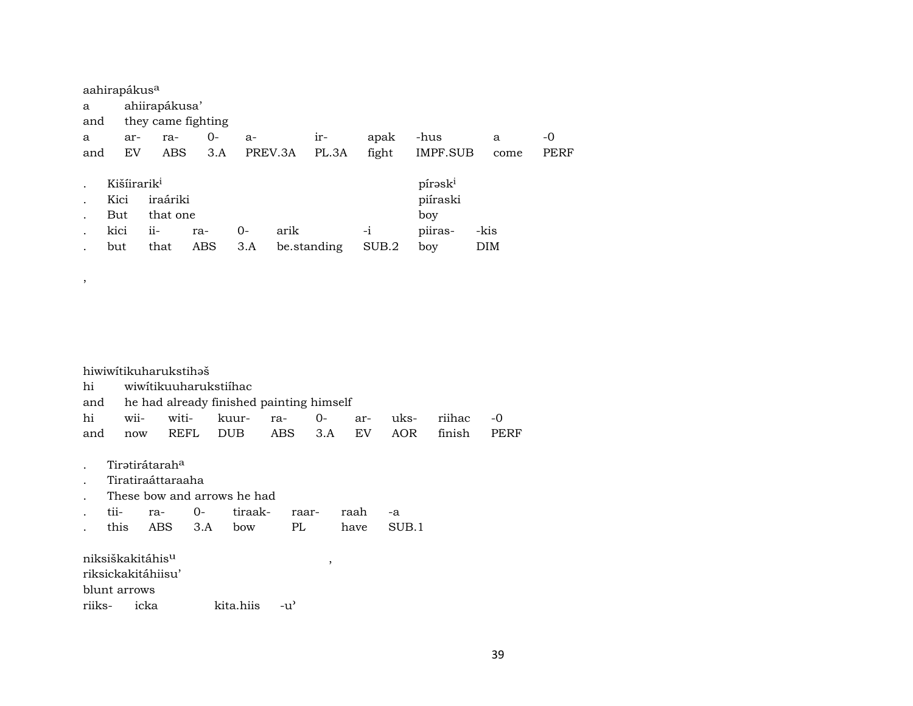aahirapákus[a]
a ahiirapákusa'
and they came fighting

| a | ar- | ra- | 0- | a- | ir- | apak | -hus | a | -0 |
|---|---|---|---|---|---|---|---|---|---|
| and | EV | ABS | 3.A | PREV.3A | PL.3A | fight | IMPF.SUB | come | PERF |

. Kišíirarik[i] pírəsk[i]
. Kici iraáriki piíraski
. But that one boy

| . | kici | ii- | ra- | 0- | arik | -i | piiras- | -kis |
|---|---|---|---|---|---|---|---|---|
| . | but | that | ABS | 3.A | be.standing | SUB.2 | boy | DIM |

,

hiwiwítikuharukstihəš
hi wiwítikuuharukstiíhac
and he had already finished painting himself

| hi | wii- | witi- | kuur- | ra- | 0- | ar- | uks- | riihac | -0 |
|---|---|---|---|---|---|---|---|---|---|
| and | now | REFL | DUB | ABS | 3.A | EV | AOR | finish | PERF |

. Tirətirátarah[a]
. Tiratiraáttaraaha
. These bow and arrows he had

| . | tii- | ra- | 0- | tiraak- | raar- | raah | -a |
|---|---|---|---|---|---|---|---|
| . | this | ABS | 3.A | bow | PL | have | SUB.1 |

niksiškakitáhis[u] ,
riksickakitáhiisu'
blunt arrows

| riiks- | icka | kita.hiis | -u' |
|---|---|---|---|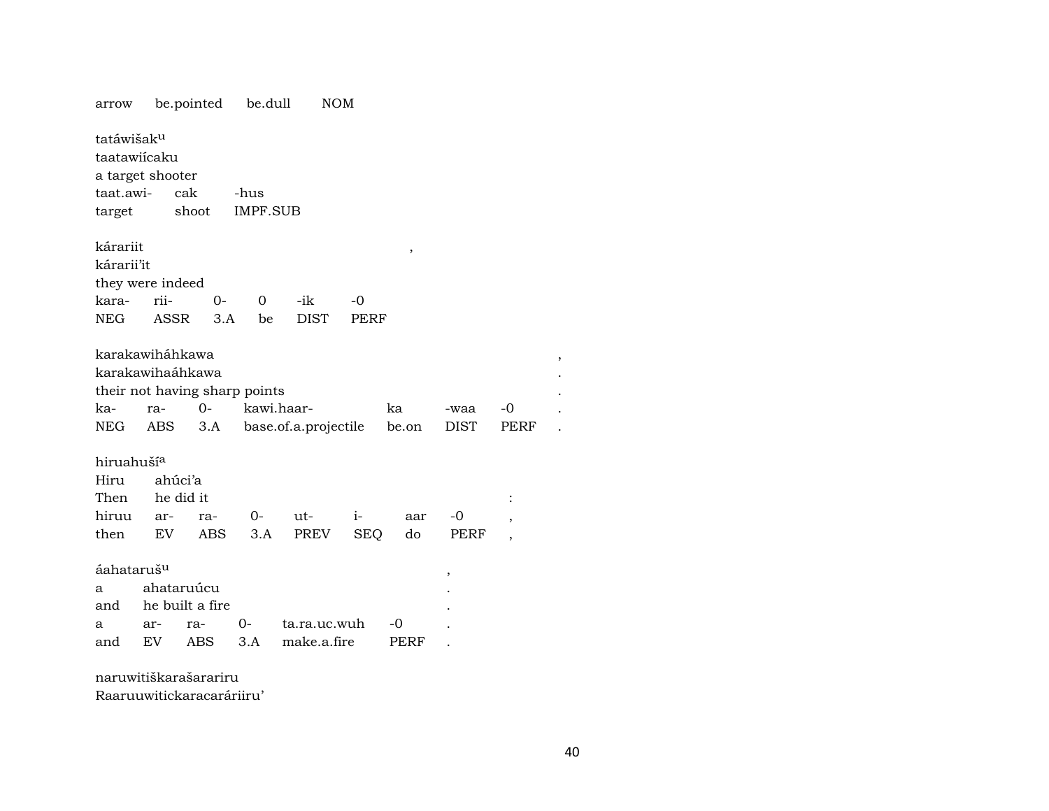arrow be.pointed be.dull NOM

tatáwišak^u
taatawiícaku
a target shooter

| taat.awi- | cak | -hus |
| --- | --- | --- |
| target | shoot | IMPF.SUB |

kárariit ,
kárarii'it
they were indeed

| kara- | rii- | 0- | 0 | -ik | -0 |
| --- | --- | --- | --- | --- | --- |
| NEG | ASSR | 3.A | be | DIST | PERF |

karakawiháhkawa ,
karakawihaáhkawa .
their not having sharp points .

| ka- | ra- | 0- | kawi.haar- | ka | -waa | -0 | . |
| --- | --- | --- | --- | --- | --- | --- | --- |
| NEG | ABS | 3.A | base.of.a.projectile | be.on | DIST | PERF | . |

hiruahuší^a
Hiru ahúci'a
Then he did it :

| hiruu | ar- | ra- | 0- | ut- | i- | aar | -0 | , |
| --- | --- | --- | --- | --- | --- | --- | --- | --- |
| then | EV | ABS | 3.A | PREV | SEQ | do | PERF | , |

áahataruš^u ,
a ahataruúcu .
and he built a fire .

| a | ar- | ra- | 0- | ta.ra.uc.wuh | -0 | . |
| --- | --- | --- | --- | --- | --- | --- |
| and | EV | ABS | 3.A | make.a.fire | PERF | . |

naruwitiškarašarariru
Raaruuwitickaracaráriiru'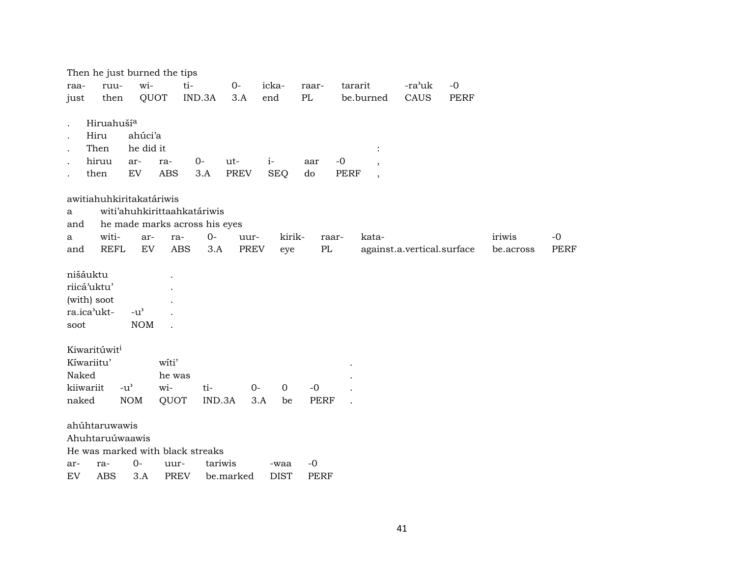Then he just burned the tips

| raa- | ruu- | wi- | ti- | 0- | icka- | raar- | tararit | -ra'uk | -0 |
|---|---|---|---|---|---|---|---|---|---|
| just | then | QUOT | IND.3A | 3.A | end | PL | be.burned | CAUS | PERF |

| . | Hiruahuší[a] | | | | | | | | |
|---|---|---|---|---|---|---|---|---|---|
| . | Hiru | ahúci'a | | | | | | | |
| . | Then | he did it | | | | | | | : |
| . | hiruu | ar- | ra- | 0- | ut- | i- | aar | -0 | , |
| . | then | EV | ABS | 3.A | PREV | SEQ | do | PERF | , |

awitiahuhkiritakatáriwis

| a | witi'ahuhkirittaahkatáriwis | | | | | | | | | |
|---|---|---|---|---|---|---|---|---|---|---|
| and | he made marks across his eyes | | | | | | | | | |
| a | witi- | ar- | ra- | 0- | uur- | kirik- | raar- | kata- | iriwis | -0 |
| and | REFL | EV | ABS | 3.A | PREV | eye | PL | against.a.vertical.surface | be.across | PERF |

| nišáuktu | | . |
|---|---|---|
| riicá'uktu' | | . |
| (with) soot | | . |
| ra.ica'ukt- | -u' | . |
| soot | NOM | . |

Kiwaritúwit[i]

| Kíwariitu' | | wíti' | | | | | . |
|---|---|---|---|---|---|---|---|
| Naked | | he was | | | | | . |
| kiiwariit | -u' | wi- | ti- | 0- | 0 | -0 | . |
| naked | NOM | QUOT | IND.3A | 3.A | be | PERF | . |

ahúhtaruwawis

Ahuhtaruúwaawis

He was marked with black streaks

| ar- | ra- | 0- | uur- | tariwis | -waa | -0 |
|---|---|---|---|---|---|---|
| EV | ABS | 3.A | PREV | be.marked | DIST | PERF |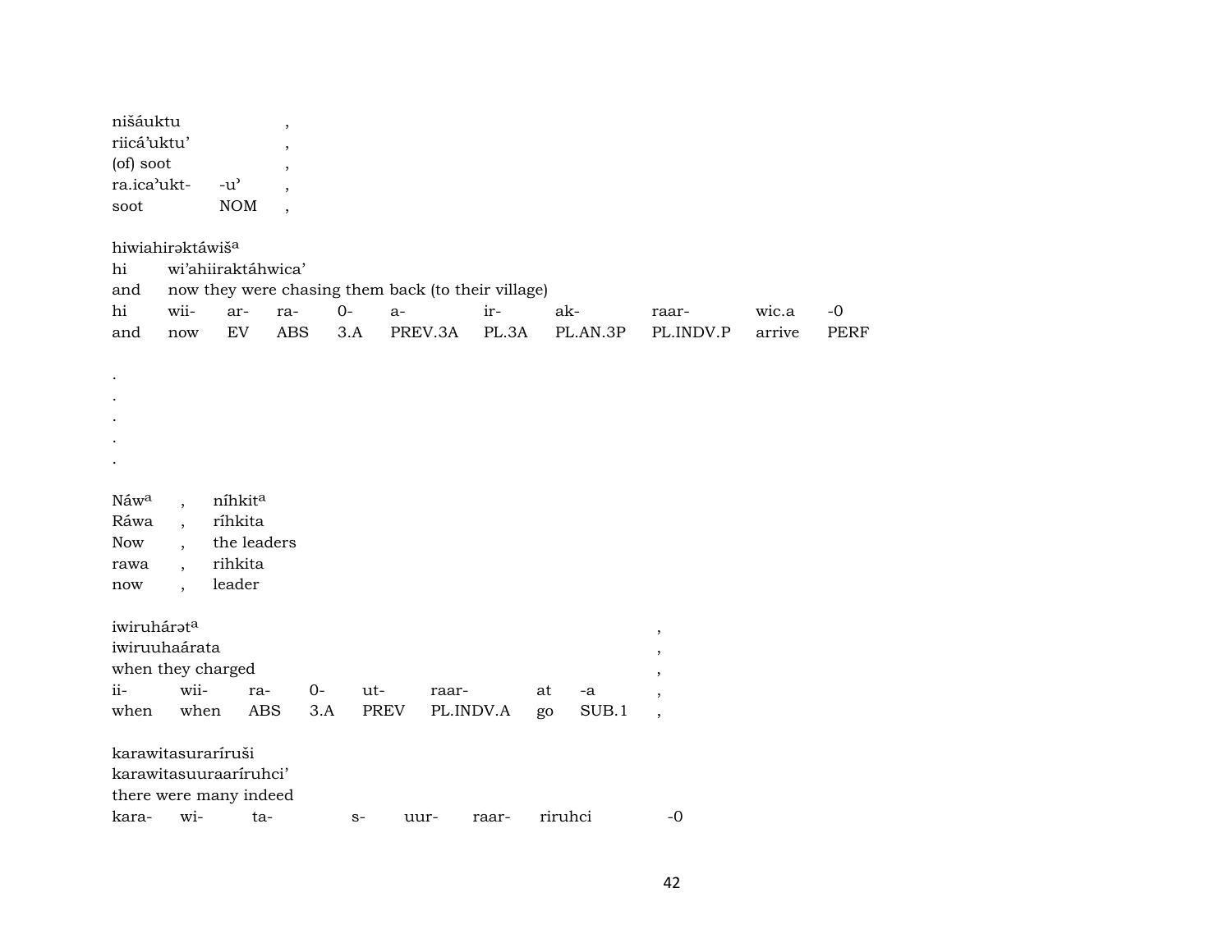nišáuktu ,
riicá'uktu' ,
(of) soot ,
ra.ica'ukt- -u' ,
soot NOM ,

hiwiahirəktáwiš[a]
hi wi'ahiiraktáhwica'
and now they were chasing them back (to their village)

| hi | wii- | ar- | ra- | 0- | a- | ir- | ak- | raar- | wic.a | -0 |
|---|---|---|---|---|---|---|---|---|---|---|
| and | now | EV | ABS | 3.A | PREV.3A | PL.3A | PL.AN.3P | PL.INDV.P | arrive | PERF |

.
.
.
.
.

| Náw[a] | , | níhkit[a] |
|---|---|---|
| Ráwa | , | ríhkita |
| Now | , | the leaders |
| rawa | , | rihkita |
| now | , | leader |

iwiruhárət[a] ,
iwiruuhaárata ,
when they charged ,

| ii- | wii- | ra- | 0- | ut- | raar- | at | -a | , |
|---|---|---|---|---|---|---|---|---|
| when | when | ABS | 3.A | PREV | PL.INDV.A | go | SUB.1 | , |

karawitasuraríruši
karawitasuuraaríruhci'
there were many indeed

| kara- | wi- | ta- | s- | uur- | raar- | riruhci | -0 |
|---|---|---|---|---|---|---|---|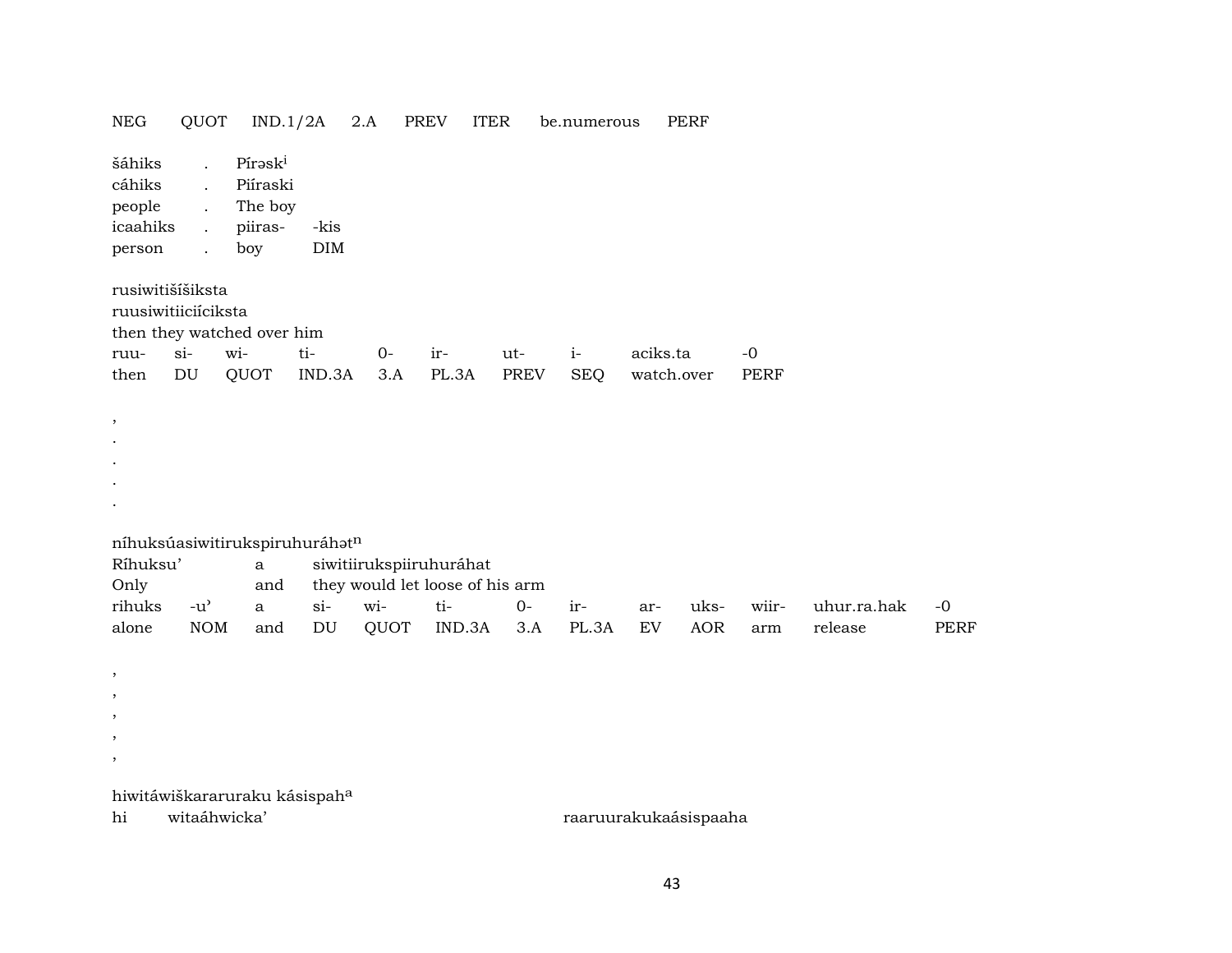| NEG | QUOT | IND.1/2A | 2.A | PREV | ITER | be.numerous | PERF |
|---|---|---|---|---|---|---|---|

| | | | |
|---|---|---|---|
| šáhiks | . | Pírəsk[i] | |
| cáhiks | . | Piíraski | |
| people | . | The boy | |
| icaahiks | . | piiras- | -kis |
| person | . | boy | DIM |

rusiwitišíšiksta
ruusiwitiiciíciksta
then they watched over him

| ruu- | si- | wi- | ti- | 0- | ir- | ut- | i- | aciks.ta | -0 |
|---|---|---|---|---|---|---|---|---|---|
| then | DU | QUOT | IND.3A | 3.A | PL.3A | PREV | SEQ | watch.over | PERF |

,
.
.
.
.

níhuksúasiwitirukspiruhuráhət[n]

| Ríhuksu’ | | a | siwitiirukspiiruhuráhat | | | | | | | | |
|---|---|---|---|---|---|---|---|---|---|---|---|
| Only | | and | they would let loose of his arm | | | | | | | | |
| rihuks | -u’ | a | si- | wi- | ti- | 0- | ir- | ar- | uks- | wiir- | uhur.ra.hak | -0 |
| alone | NOM | and | DU | QUOT | IND.3A | 3.A | PL.3A | EV | AOR | arm | release | PERF |

,
,
,
,
,

hiwitáwiškararuraku kásispah[a]
hi witaáhwicka’ raaruurakukaásispaaha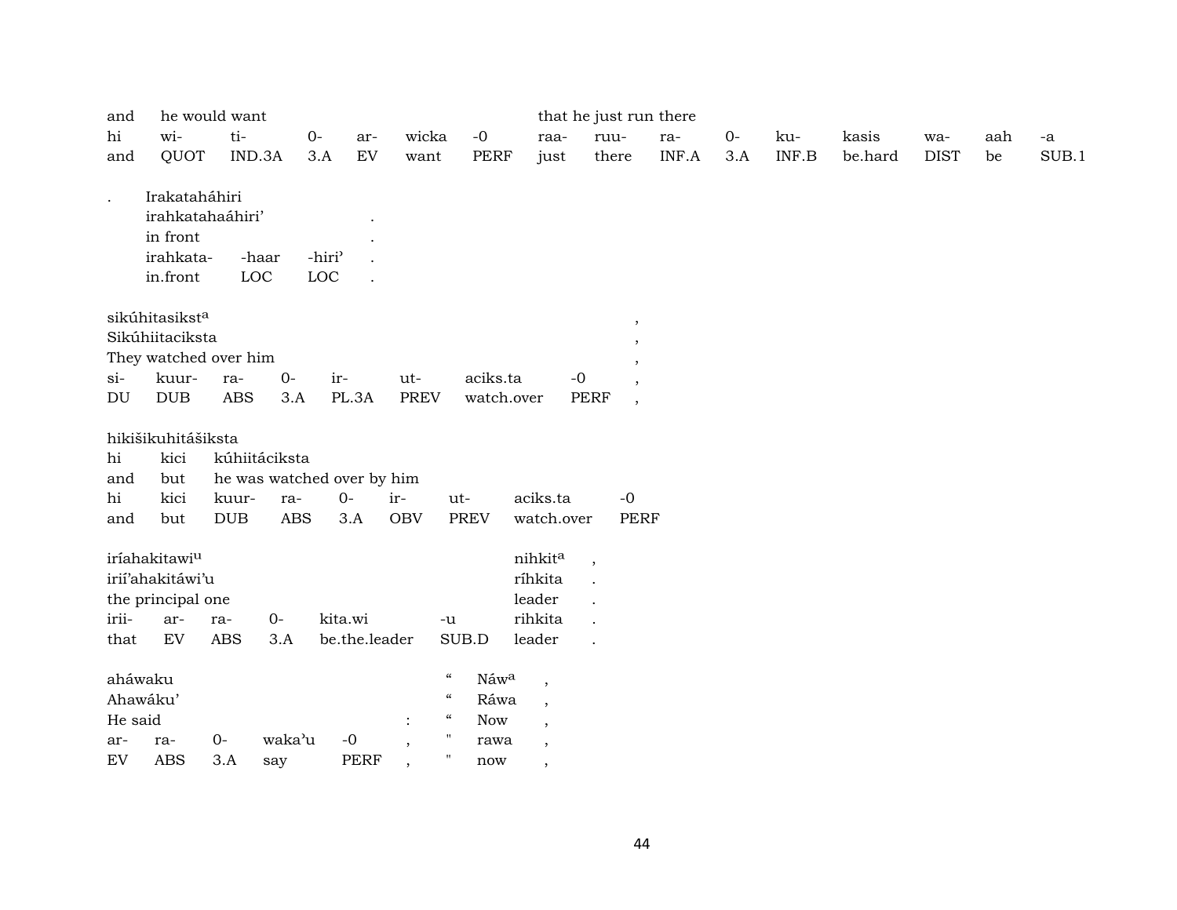| and | he would want | | | | | that he just run there | | | | | | | | |
|---|---|---|---|---|---|---|---|---|---|---|---|---|---|---|
| hi | wi- | ti- | 0- | ar- | wicka | -0 | raa- | ruu- | ra- | 0- | ku- | kasis | wa- | aah | -a |
| and | QUOT | IND.3A | 3.A | EV | want | PERF | just | there | INF.A | 3.A | INF.B | be.hard | DIST | be | SUB.1 |

| . | Irakataháhiri | | | |
|---|---|---|---|---|
| | irahkatahaáhiri’ | | | . |
| | in front | | | . |
| | irahkata- | -haar | -hiri’ | . |
| | in.front | LOC | LOC | . |

| sikúhitasiksta | | | | | | | ,|
|---|---|---|---|---|---|---|---|
| Sikúhiitaciksta | | | | | | | , |
| They watched over him | | | | | | | , |
| si- | kuur- | ra- | 0- | ir- | ut- | aciks.ta | -0 | , |
| DU | DUB | ABS | 3.A | PL.3A | PREV | watch.over | PERF | , |

| hikišikuhitášiksta | | | | | | | | |
|---|---|---|---|---|---|---|---|---|
| hi | kici | kúhiitáciksta | | | | | | |
| and | but | he was watched over by him | | | | | | |
| hi | kici | kuur- | ra- | 0- | ir- | ut- | aciks.ta | -0 |
| and | but | DUB | ABS | 3.A | OBV | PREV | watch.over | PERF |

| iríahakitawiu | | | | | | nihkita | , |
|---|---|---|---|---|---|---|---|
| irií’ahakitáwi’u | | | | | | ríhkita | . |
| the principal one | | | | | | leader | . |
| irii- | ar- | ra- | 0- | kita.wi | -u | rihkita | . |
| that | EV | ABS | 3.A | be.the.leader | SUB.D | leader | . |

| aháwaku | | | | | | “ | Náwa | , |
|---|---|---|---|---|---|---|---|---|
| Ahawáku’ | | | | | | “ | Ráwa | , |
| He said | | | | | : | “ | Now | , |
| ar- | ra- | 0- | waka’u | -0 | , | " | rawa | , |
| EV | ABS | 3.A | say | PERF | , | " | now | , |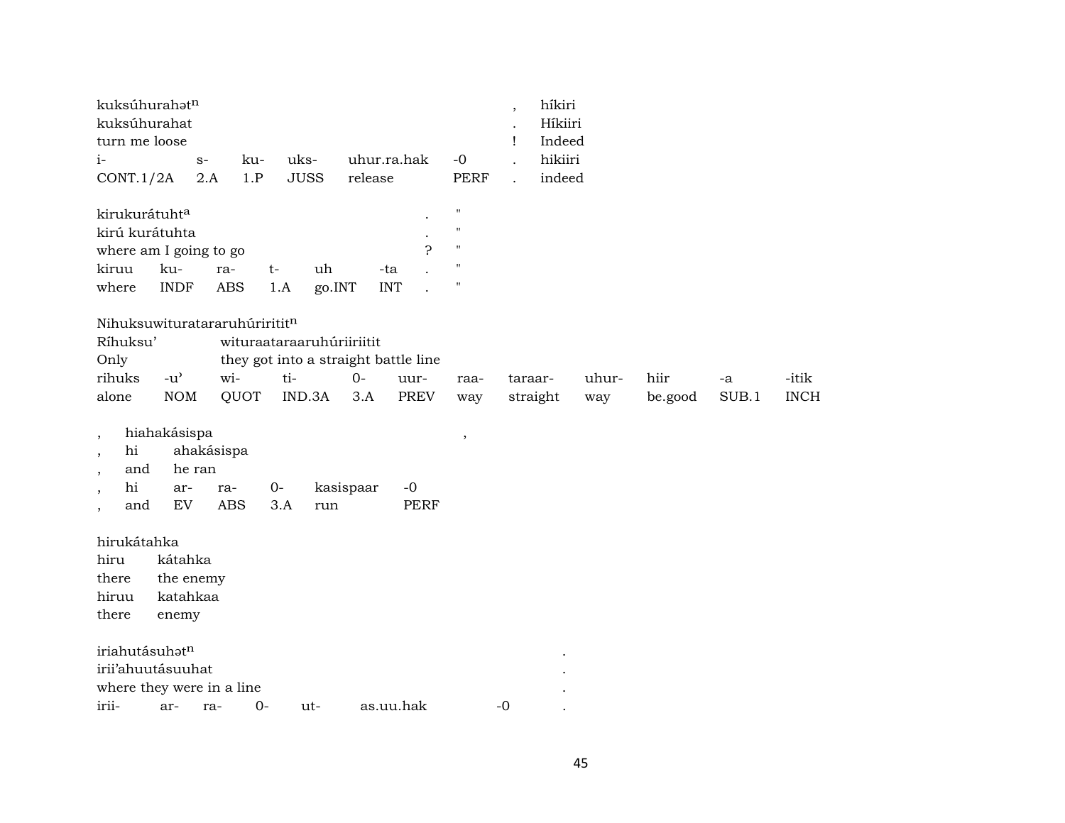| kuksúhurahətn | | | | | | , | híkiri |
|---|---|---|---|---|---|---|---|
| kuksúhurahat | | | | | | . | Híkiiri |
| turn me loose | | | | | | ! | Indeed |
| i- | s- | ku- | uks- | uhur.ra.hak | -0 | . | hikiiri |
| CONT.1/2A | 2.A | 1.P | JUSS | release | PERF | . | indeed |

| kirukurátuhta | | | | | | . | " |
|---|---|---|---|---|---|---|---|
| kirú kurátuhta | | | | | | . | " |
| where am I going to go | | | | | | ? | " |
| kiruu | ku- | ra- | t- | uh | -ta | . | " |
| where | INDF | ABS | 1.A | go.INT | INT | . | " |

| Nihuksuwiturataraaruhúriritit | | | | | | | | | | | |
|---|---|---|---|---|---|---|---|---|---|---|---|
| Ríhuksu' | | wituraataraaruhúriiriitit | | | | | | | | | |
| Only | | they got into a straight battle line | | | | | | | | | |
| rihuks | -u' | wi- | ti- | 0- | uur- | raa- | taraar- | uhur- | hiir | -a | -itik |
| alone | NOM | QUOT | IND.3A | 3.A | PREV | way | straight | way | be.good | SUB.1 | INCH |

| , | hiahakásispa | | | | | , |
|---|---|---|---|---|---|---|
| , | hi | ahakásispa | | | | |
| , | and | he ran | | | | |
| , | hi | ar- | ra- | 0- | kasispaar | -0 |
| , | and | EV | ABS | 3.A | run | PERF |

| hirukátahka | |
|---|---|
| hiru | kátahka |
| there | the enemy |
| hiruu | katahkaa |
| there | enemy |

| iriahutásuhətn | | | | | | | . |
|---|---|---|---|---|---|---|---|
| irii'ahuutásuuhat | | | | | | | . |
| where they were in a line | | | | | | | . |
| irii- | ar- | ra- | 0- | ut- | as.uu.hak | -0 | . |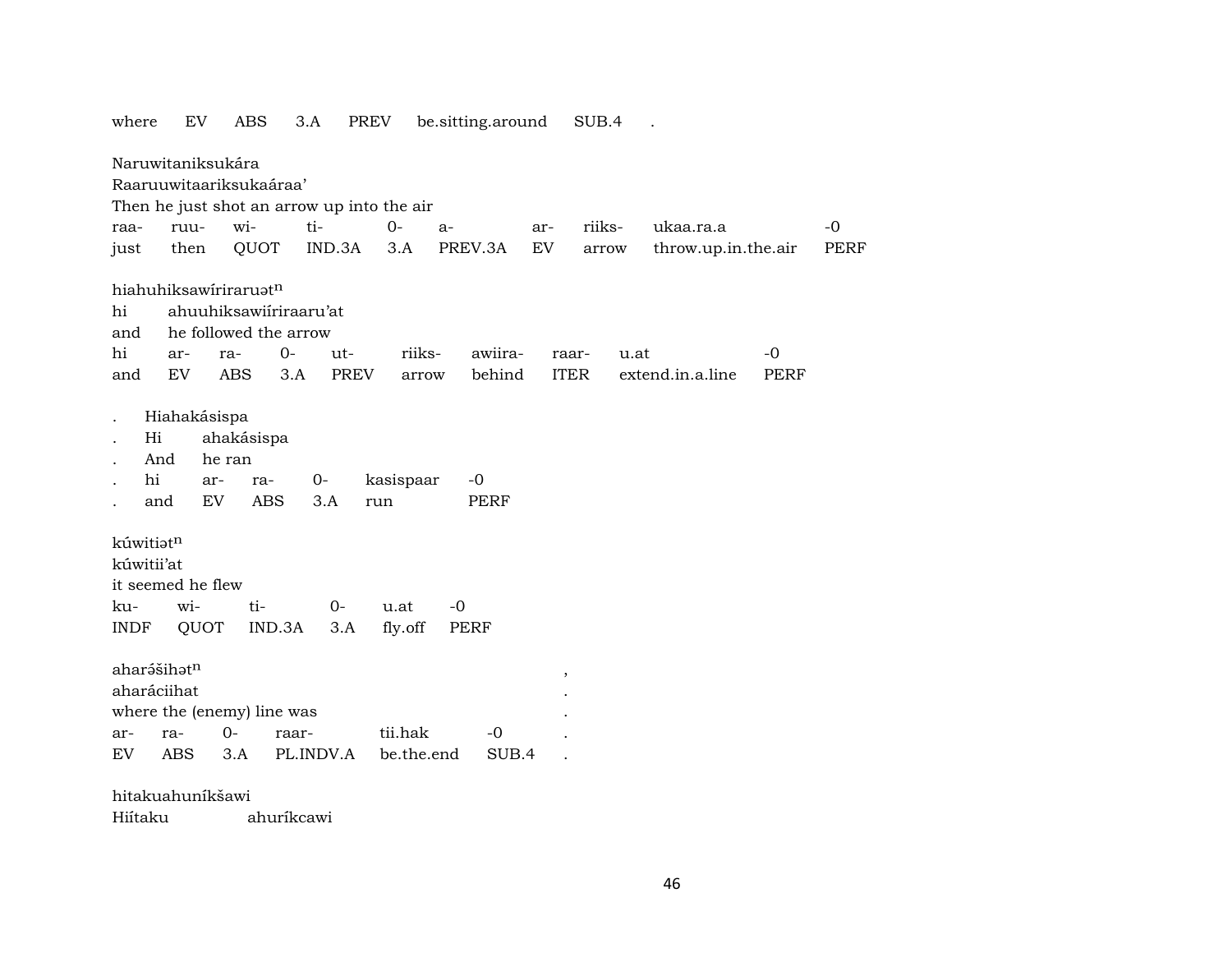where EV ABS 3.A PREV be.sitting.around SUB.4 .

Naruwitaniksukára
Raaruuwitaariksukaáraa'
Then he just shot an arrow up into the air

| raa- | ruu- | wi- | ti- | 0- | a- | ar- | riiks- | ukaa.ra.a | -0 |
|---|---|---|---|---|---|---|---|---|---|
| just | then | QUOT | IND.3A | 3.A | PREV.3A | EV | arrow | throw.up.in.the.air | PERF |

hiahuhiksawíriraruət$^{n}$

| hi | ahuuhiksawiíriraaru'at | | | | | | | | |
|---|---|---|---|---|---|---|---|---|---|
| and | he followed the arrow | | | | | | | | |
| hi | ar- | ra- | 0- | ut- | riiks- | awiira- | raar- | u.at | -0 |
| and | EV | ABS | 3.A | PREV | arrow | behind | ITER | extend.in.a.line | PERF |

| . | Hiahakásispa | | | | |
|---|---|---|---|---|---|
| . | Hi | ahakásispa | | | |
| . | And | he ran | | | |
| . | hi | ar- | ra- | 0- | kasispaar | -0 |
| . | and | EV | ABS | 3.A | run | PERF |

kúwitiət$^{n}$
kúwitii'at
it seemed he flew

| ku- | wi- | ti- | 0- | u.at | -0 |
|---|---|---|---|---|---|
| INDF | QUOT | IND.3A | 3.A | fly.off | PERF |

aharə́šihət$^{n}$ ,
aharáciihat .
where the (enemy) line was .

| ar- | ra- | 0- | raar- | tii.hak | -0 | . |
|---|---|---|---|---|---|---|
| EV | ABS | 3.A | PL.INDV.A | be.the.end | SUB.4 | . |

hitakuahuníkšawi
Hiítaku ahuríkcawi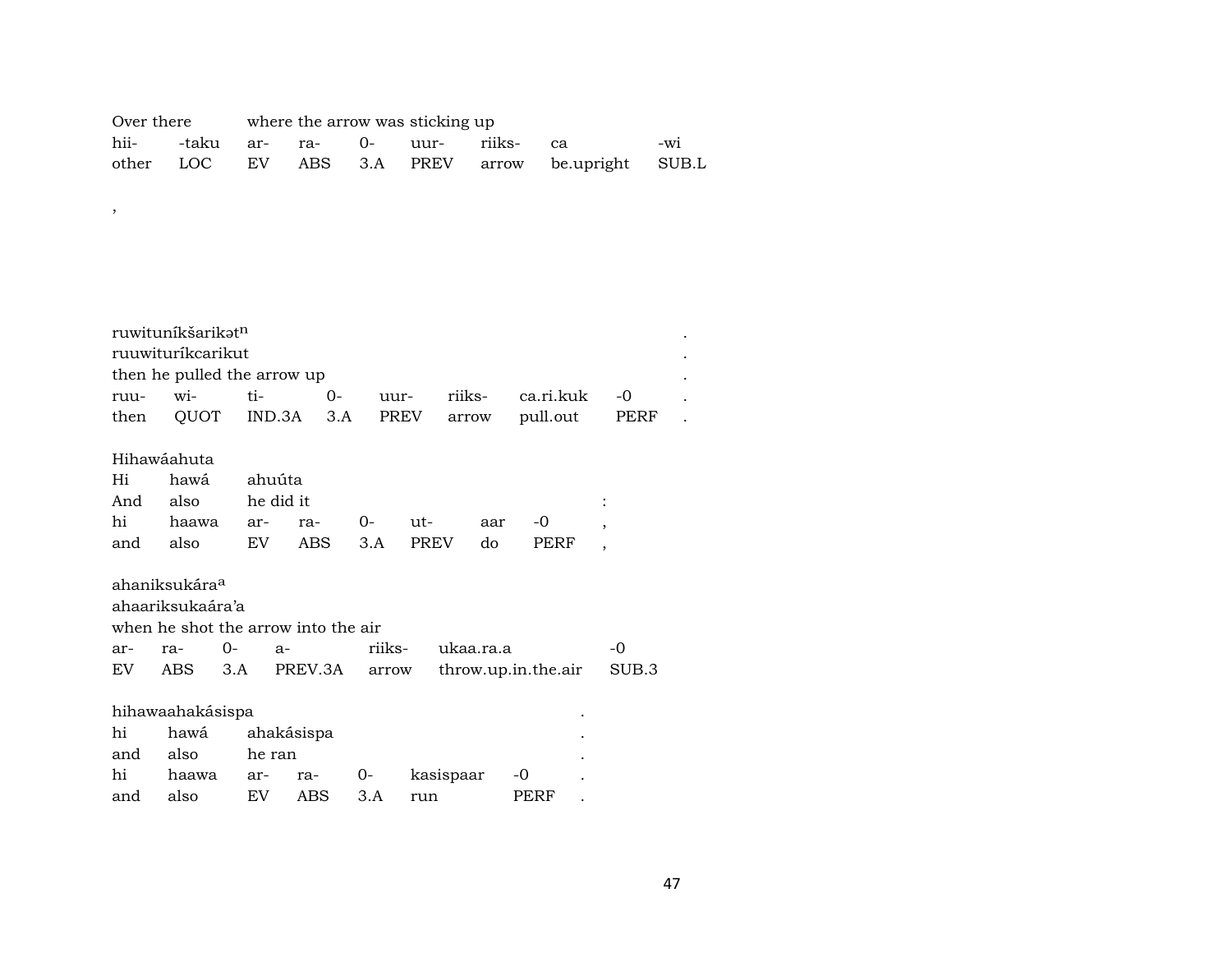Over there where the arrow was sticking up

| hii- | -taku | ar- | ra- | 0- | uur- | riiks- | ca | -wi |
|---|---|---|---|---|---|---|---|---|
| other | LOC | EV | ABS | 3.A | PREV | arrow | be.upright | SUB.L |

,

ruwituníkšarikətn .
ruuwituríkcarikut .
then he pulled the arrow up .

| ruu- | wi- | ti- | 0- | uur- | riiks- | ca.ri.kuk | -0 | . |
|---|---|---|---|---|---|---|---|---|
| then | QUOT | IND.3A | 3.A | PREV | arrow | pull.out | PERF | . |

Hihawáahuta

| Hi | hawá | ahuúta | | | | | | |
|---|---|---|---|---|---|---|---|---|
| And | also | he did it | | | | | | : |
| hi | haawa | ar- | ra- | 0- | ut- | aar | -0 | , |
| and | also | EV | ABS | 3.A | PREV | do | PERF | , |

ahaniksukáraa
ahaariksukaára'a
when he shot the arrow into the air

| ar- | ra- | 0- | a- | riiks- | ukaa.ra.a | -0 |
|---|---|---|---|---|---|---|
| EV | ABS | 3.A | PREV.3A | arrow | throw.up.in.the.air | SUB.3 |

hihawaahakásispa .

| hi | hawá | ahakásispa | | | | . |
|---|---|---|---|---|---|---|
| and | also | he ran | | | | . |
| hi | haawa | ar- | ra- | 0- | kasispaar | -0 | . |
| and | also | EV | ABS | 3.A | run | PERF | . |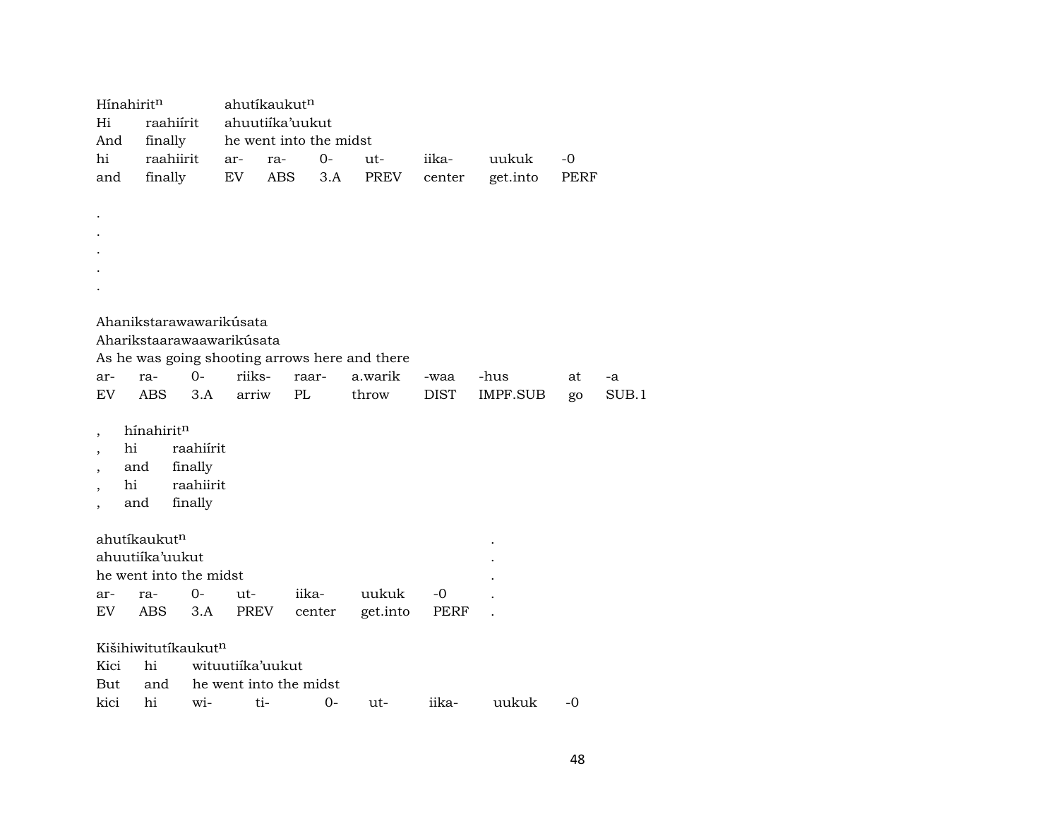Hínahirit$^{n}$ ahutíkaukut$^{n}$

| Hi | raahiírit | ahuutiíka'uukut | | | | | |
|---|---|---|---|---|---|---|---|
| And | finally | he went into the midst | | | | | |
| hi | raahiirit | ar- | ra- | 0- | ut- | iika- | uukuk | -0 |
| and | finally | EV | ABS | 3.A | PREV | center | get.into | PERF |

.
.
.
.
.

Ahanikstarawawarikúsata
Aharikstaarawaawarikúsata
As he was going shooting arrows here and there

| ar- | ra- | 0- | riiks- | raar- | a.warik | -waa | -hus | at | -a |
|---|---|---|---|---|---|---|---|---|---|
| EV | ABS | 3.A | arriw | PL | throw | DIST | IMPF.SUB | go | SUB.1 |

, hínahirit$^{n}$
, hi raahiírit
, and finally
, hi raahiirit
, and finally

ahutíkaukut$^{n}$ .
ahuutiíka'uukut .
he went into the midst .

| ar- | ra- | 0- | ut- | iika- | uukuk | -0 | . |
|---|---|---|---|---|---|---|---|
| EV | ABS | 3.A | PREV | center | get.into | PERF | . |

Kišihiwitutíkaukut$^{n}$

| Kici | hi | wituutiíka'uukut | | | | | |
|---|---|---|---|---|---|---|---|
| But | and | he went into the midst | | | | | |
| kici | hi | wi- | ti- | 0- | ut- | iika- | uukuk | -0 |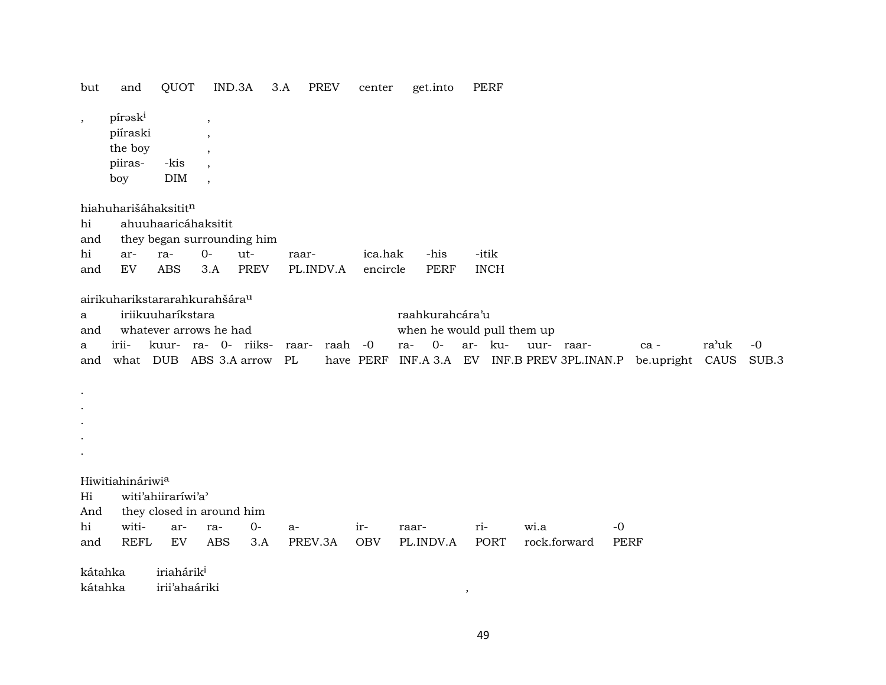but and QUOT IND.3A 3.A PREV center get.into PERF

| , | pírəsk[i] | | , |
|---|---|---|---|
| | piíraski | | , |
| | the boy | | , |
| | piiras- | -kis | , |
| | boy | DIM | , |

hiahuharišáhaksitit[n]

| hi | ahuuhaaricáhaksitit | | | | | | |
|---|---|---|---|---|---|---|---|
| and | they began surrounding him | | | | | | |
| hi | ar- | ra- | 0- | ut- | raar- | ica.hak | -his | -itik |
| and | EV | ABS | 3.A | PREV | PL.INDV.A | encircle | PERF | INCH |

airikuharikstararahkurahšára[u]

a iriikuuharíkstara — raahkurahcára'u

and whatever arrows he had — when he would pull them up

| a | irii- | kuur- | ra- | 0- | riiks- | raar- | raah | -0 | ra- | 0- | ar- | ku- | uur- | raar- | ca - | ra'uk | -0 |
|---|---|---|---|---|---|---|---|---|---|---|---|---|---|---|---|---|---|
| and | what | DUB | ABS | 3.A | arrow | PL | have | PERF | INF.A | 3.A | EV | INF.B | PREV | 3PL.INAN.P | be.upright | CAUS | SUB.3 |

.
.
.
.
.

Hiwitiahináriwi[a]

| Hi | witi'ahiiraríwi'a' | | | | | | | | |
|---|---|---|---|---|---|---|---|---|---|
| And | they closed in around him | | | | | | | | |
| hi | witi- | ar- | ra- | 0- | a- | ir- | raar- | ri- | wi.a | -0 |
| and | REFL | EV | ABS | 3.A | PREV.3A | OBV | PL.INDV.A | PORT | rock.forward | PERF |

kátahka iriahárik[i]

kátahka irii'ahaáriki ,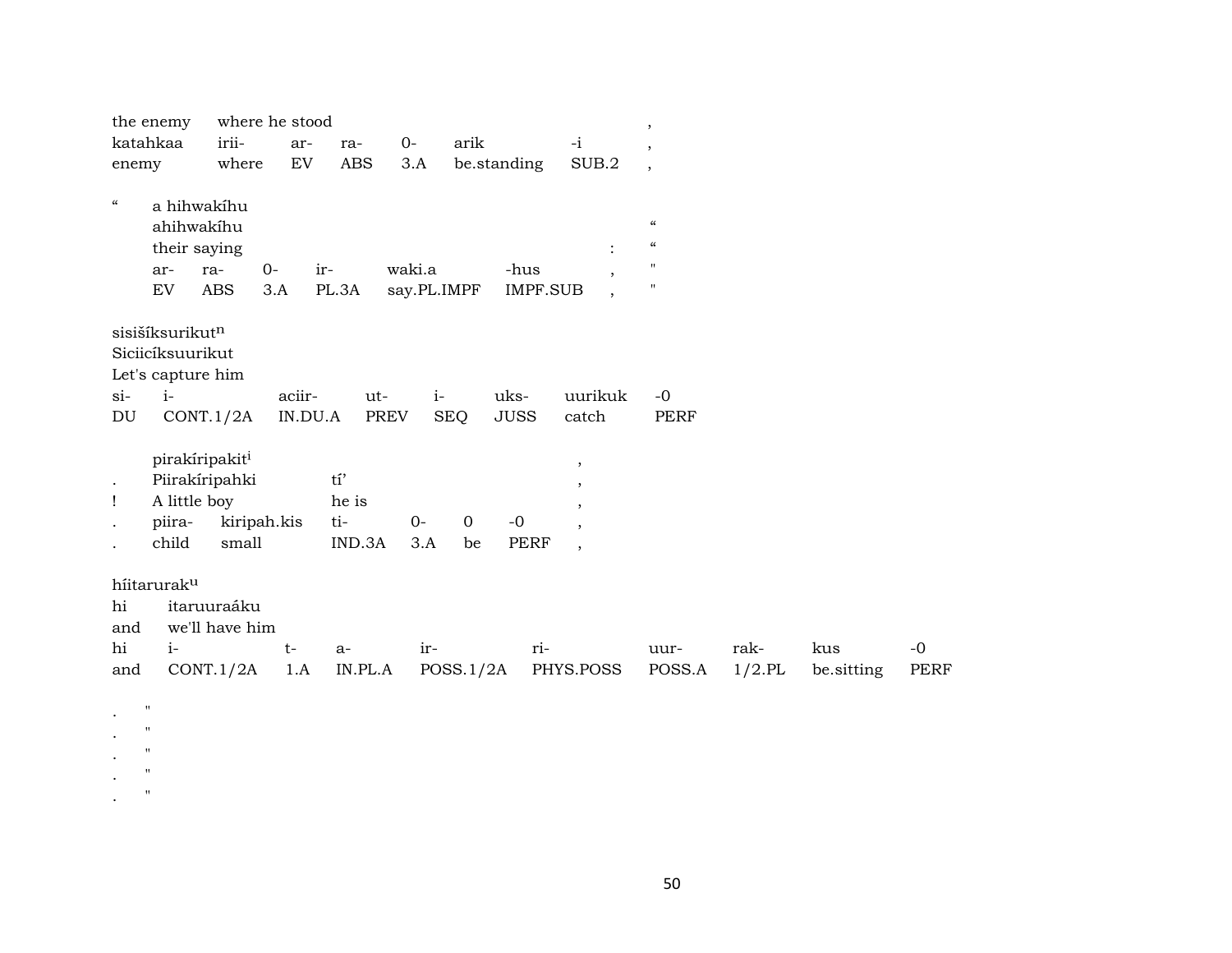| the enemy | where he stood | | | | | | , |
|---|---|---|---|---|---|---|---|
| katahkaa | irii- | ar- | ra- | 0- | arik | -i | , |
| enemy | where | EV | ABS | 3.A | be.standing | SUB.2 | , |

| “ | a hihwakíhu | | | | | | | |
|---|---|---|---|---|---|---|---|---|
| | ahihwakíhu | | | | | | | “ |
| | their saying | | | | | | : | “ |
| | ar- | ra- | 0- | ir- | waki.a | -hus | , | " |
| | EV | ABS | 3.A | PL.3A | say.PL.IMPF | IMPF.SUB | , | " |

| sisišíksurikut[n] | | | | | | | |
|---|---|---|---|---|---|---|---|
| Siciicíksuurikut | | | | | | | |
| Let's capture him | | | | | | | |
| si- | i- | aciir- | ut- | i- | uks- | uurikuk | -0 |
| DU | CONT.1/2A | IN.DU.A | PREV | SEQ | JUSS | catch | PERF |

| | pirakíripakit[i] | | | | | | , |
|---|---|---|---|---|---|---|---|
| . | Piirakíripahki | | tí’ | | | | , |
| ! | A little boy | | he is | | | | , |
| . | piira- | kiripah.kis | ti- | 0- | 0 | -0 | , |
| . | child | small | IND.3A | 3.A | be | PERF | , |

| híitarurak[u] | | | | | | | | | |
|---|---|---|---|---|---|---|---|---|---|
| hi | itaruuraáku | | | | | | | | |
| and | we'll have him | | | | | | | | |
| hi | i- | t- | a- | ir- | ri- | uur- | rak- | kus | -0 |
| and | CONT.1/2A | 1.A | IN.PL.A | POSS.1/2A | PHYS.POSS | POSS.A | 1/2.PL | be.sitting | PERF |

. "
. "
. "
. "
. "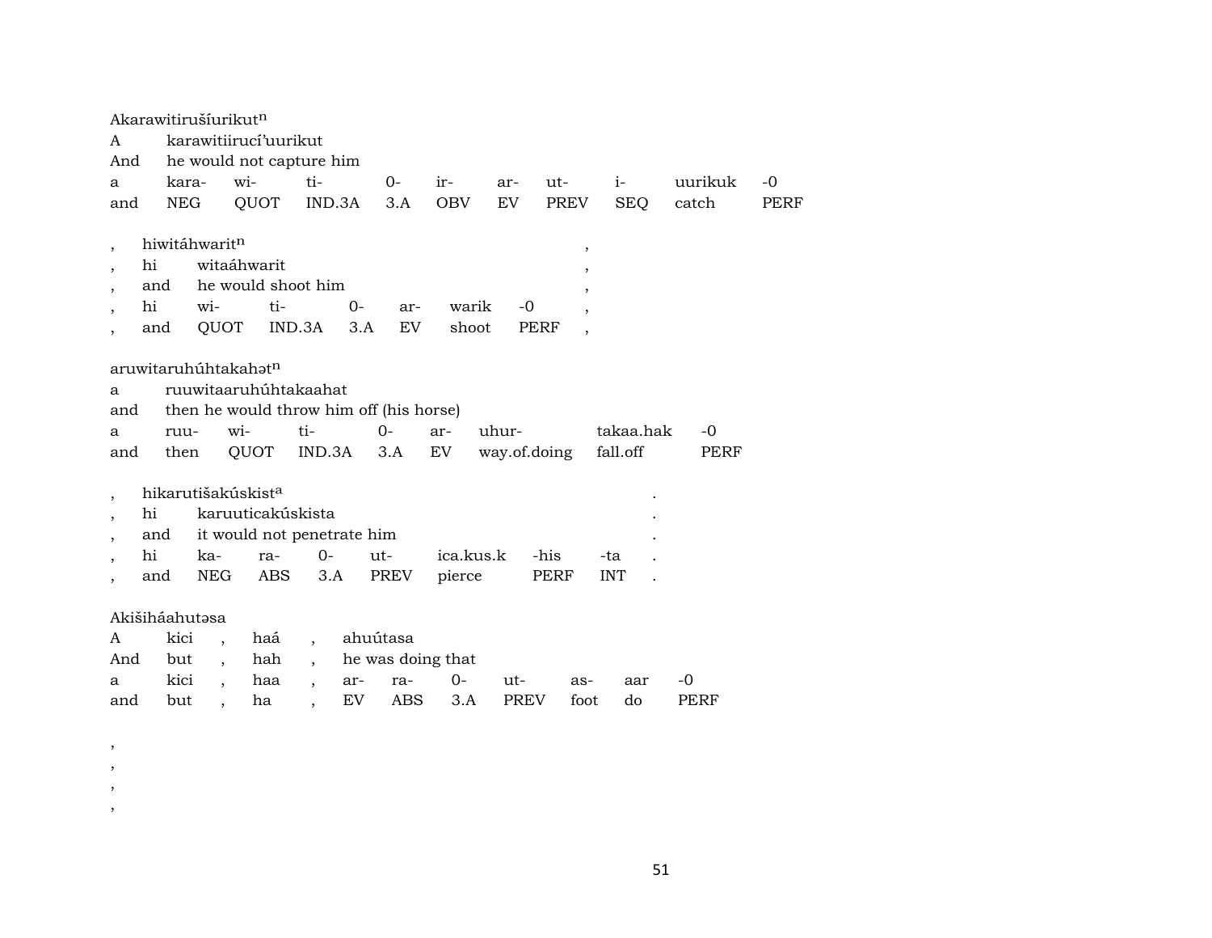Akarawitirušíurikut[n]

| A | karawitiirucí'uurikut | | | | | | | | | |
|---|---|---|---|---|---|---|---|---|---|---|
| And | he would not capture him | | | | | | | | | |
| a | kara- | wi- | ti- | 0- | ir- | ar- | ut- | i- | uurikuk | -0 |
| and | NEG | QUOT | IND.3A | 3.A | OBV | EV | PREV | SEQ | catch | PERF |

, hiwitáhwarit[n] ,

| , | hi | witaáhwarit | | | | | | , |
|---|---|---|---|---|---|---|---|---|
| , | and | he would shoot him | | | | | | , |
| , | hi | wi- | ti- | 0- | ar- | warik | -0 | , |
| , | and | QUOT | IND.3A | 3.A | EV | shoot | PERF | , |

aruwitaruhúhtakahət[n]

| a | ruuwitaaruhúhtakaahat | | | | | | | |
|---|---|---|---|---|---|---|---|---|
| and | then he would throw him off (his horse) | | | | | | | |
| a | ruu- | wi- | ti- | 0- | ar- | uhur- | takaa.hak | -0 |
| and | then | QUOT | IND.3A | 3.A | EV | way.of.doing | fall.off | PERF |

, hikarutišakúskist[a] .

| , | hi | karuuticakúskista | | | | | | | . |
|---|---|---|---|---|---|---|---|---|---|
| , | and | it would not penetrate him | | | | | | | . |
| , | hi | ka- | ra- | 0- | ut- | ica.kus.k | -his | -ta | . |
| , | and | NEG | ABS | 3.A | PREV | pierce | PERF | INT | . |

Akišiháahutəsa

| A | kici | , | haá | , | ahuútasa | | | | | | |
|---|---|---|---|---|---|---|---|---|---|---|---|
| And | but | , | hah | , | he was doing that | | | | | | |
| a | kici | , | haa | , | ar- | ra- | 0- | ut- | as- | aar | -0 |
| and | but | , | ha | , | EV | ABS | 3.A | PREV | foot | do | PERF |

,
,
,
,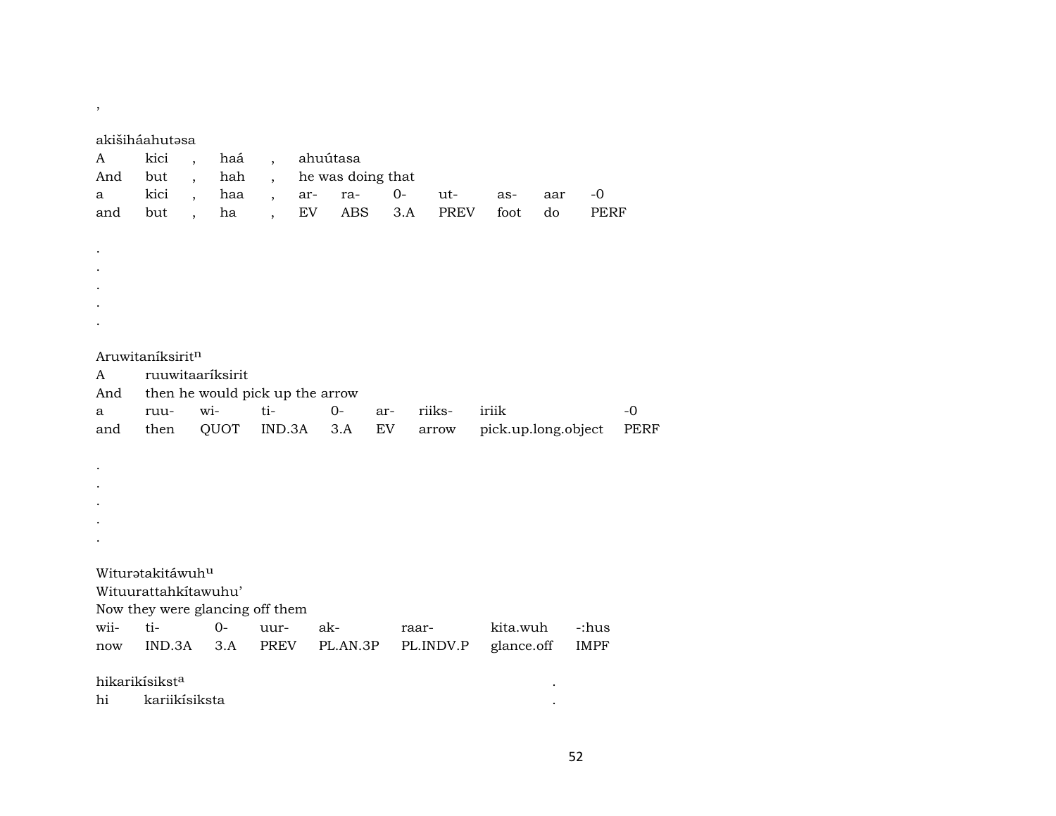,

akišiháahutəsa

| A | kici | , | haá | , | ahuútasa | | | | | | |
|---|---|---|---|---|---|---|---|---|---|---|---|
| And | but | , | hah | , | he was doing that | | | | | | |
| a | kici | , | haa | , | ar- | ra- | 0- | ut- | as- | aar | -0 |
| and | but | , | ha | , | EV | ABS | 3.A | PREV | foot | do | PERF |

.
.
.
.
.

Aruwitaníksirit[n]

| A | ruuwitaaríksirit | | | | | | |
|---|---|---|---|---|---|---|---|
| And | then he would pick up the arrow | | | | | | |
| a | ruu- | wi- | ti- | 0- | ar- | riiks- | iriik | -0 |
| and | then | QUOT | IND.3A | 3.A | EV | arrow | pick.up.long.object | PERF |

.
.
.
.
.

Witurətakitáwuh[u]

Wituurattahkítawuhu’

Now they were glancing off them

| wii- | ti- | 0- | uur- | ak- | raar- | kita.wuh | -:hus |
|---|---|---|---|---|---|---|---|
| now | IND.3A | 3.A | PREV | PL.AN.3P | PL.INDV.P | glance.off | IMPF |

hikarikísikst[a] .

hi kariikísiksta .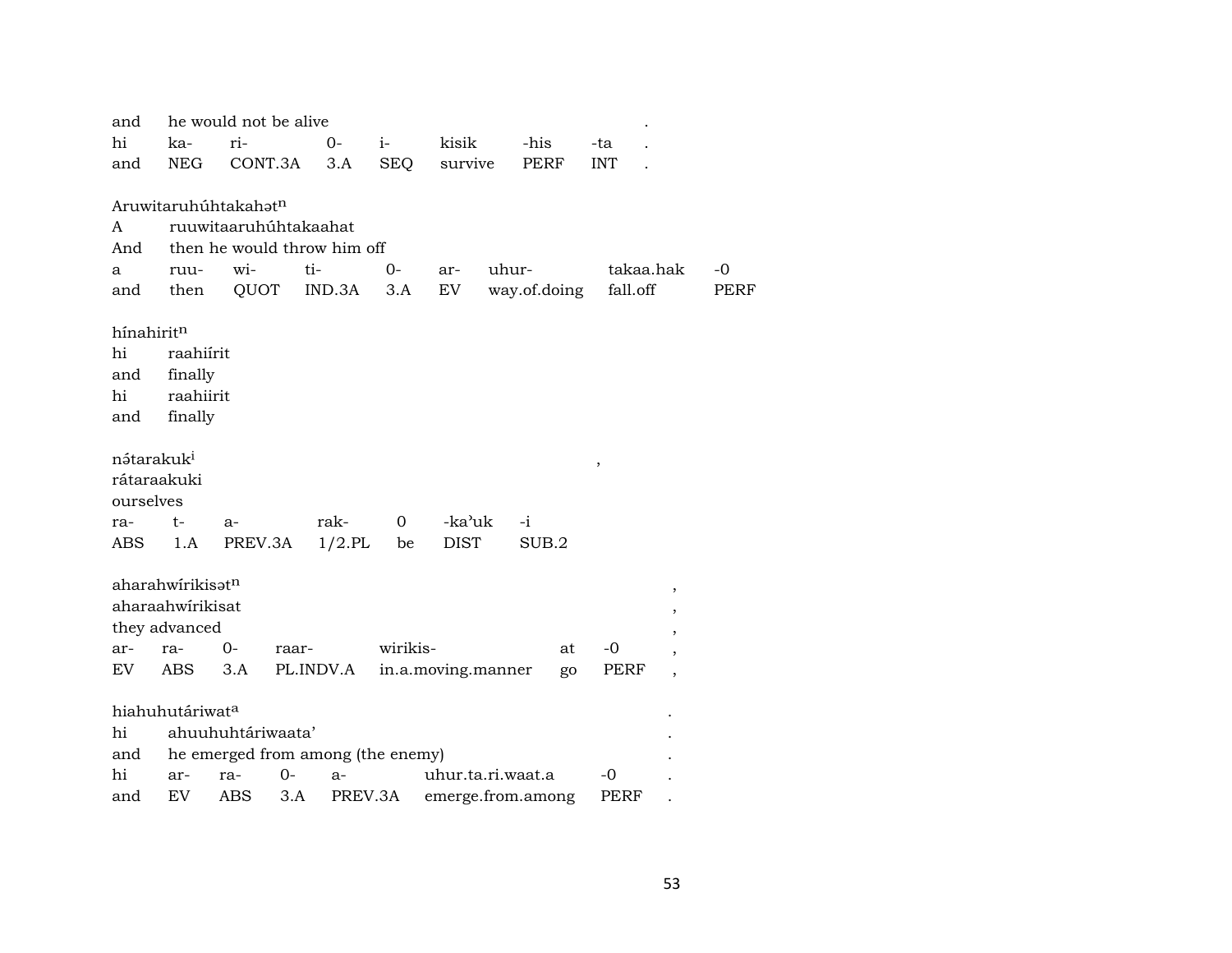and he would not be alive .
hi ka- ri- 0- i- kisik -his -ta .
and NEG CONT.3A 3.A SEQ survive PERF INT .

Aruwitaruhúhtakahət$^{n}$
A ruuwitaaruhúhtakaahat
And then he would throw him off
a ruu- wi- ti- 0- ar- uhur- takaa.hak -0
and then QUOT IND.3A 3.A EV way.of.doing fall.off PERF

hínahirit$^{n}$
hi raahiírit
and finally
hi raahiirit
and finally

nə́tarakuk$^{i}$ ,
rátaraakuki
ourselves
ra- t- a- rak- 0 -ka'uk -i
ABS 1.A PREV.3A 1/2.PL be DIST SUB.2

aharahwírikisət$^{n}$ ,
aharaahwírikisat ,
they advanced ,
ar- ra- 0- raar- wirikis- at -0 ,
EV ABS 3.A PL.INDV.A in.a.moving.manner go PERF ,

hiahuhutáriwat$^{a}$ .
hi ahuuhuhtáriwaata' .
and he emerged from among (the enemy) .
hi ar- ra- 0- a- uhur.ta.ri.waat.a -0 .
and EV ABS 3.A PREV.3A emerge.from.among PERF .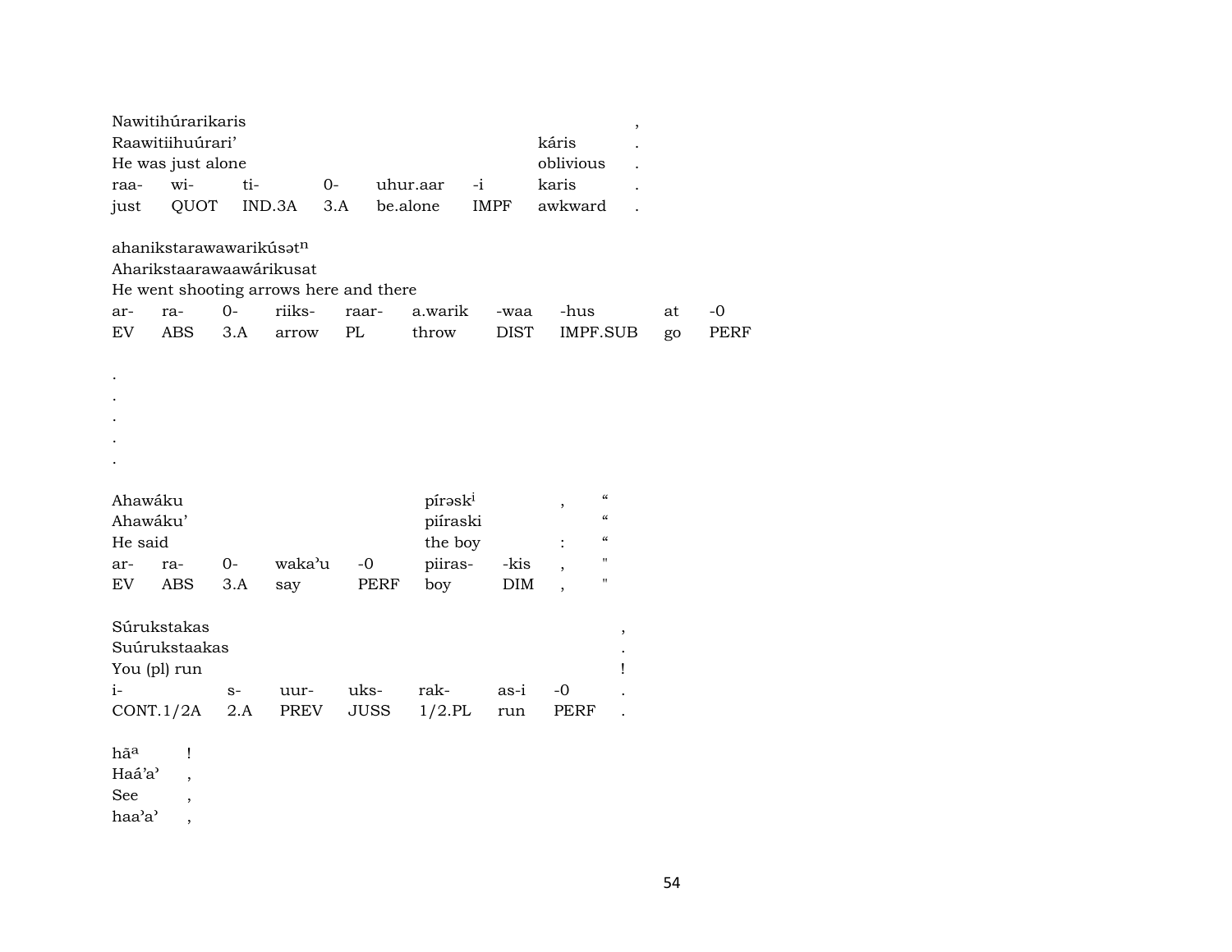| Nawitihúrarikaris | | | | | | | , |
|---|---|---|---|---|---|---|---|
| Raawitiihuúrari' | | | | | | káris | . |
| He was just alone | | | | | | oblivious | . |
| raa- | wi- | ti- | 0- | uhur.aar | -i | karis | . |
| just | QUOT | IND.3A | 3.A | be.alone | IMPF | awkward | . |

| ahanikstarawawarikúsət$^{n}$ | | | | | | | | | |
|---|---|---|---|---|---|---|---|---|---|
| Aharikstaarawaawárikusat | | | | | | | | | |
| He went shooting arrows here and there | | | | | | | | | |
| ar- | ra- | 0- | riiks- | raar- | a.warik | -waa | -hus | at | -0 |
| EV | ABS | 3.A | arrow | PL | throw | DIST | IMPF.SUB | go | PERF |

.
.
.
.
.

| Ahawáku | | | | | píraski | | , | " |
|---|---|---|---|---|---|---|---|---|
| Ahawáku' | | | | | piíraski | | | " |
| He said | | | | | the boy | | : | " |
| ar- | ra- | 0- | waka'u | -0 | piiras- | -kis | , | " |
| EV | ABS | 3.A | say | PERF | boy | DIM | , | " |

| Súrukstakas | | | | | | | , |
|---|---|---|---|---|---|---|---|
| Suúrukstaakas | | | | | | | . |
| You (pl) run | | | | | | | ! |
| i- | s- | uur- | uks- | rak- | as-i | -0 | . |
| CONT.1/2A | 2.A | PREV | JUSS | 1/2.PL | run | PERF | . |

| hā$^{a}$ | ! |
|---|---|
| Haá'a' | , |
| See | , |
| haa'a' | , |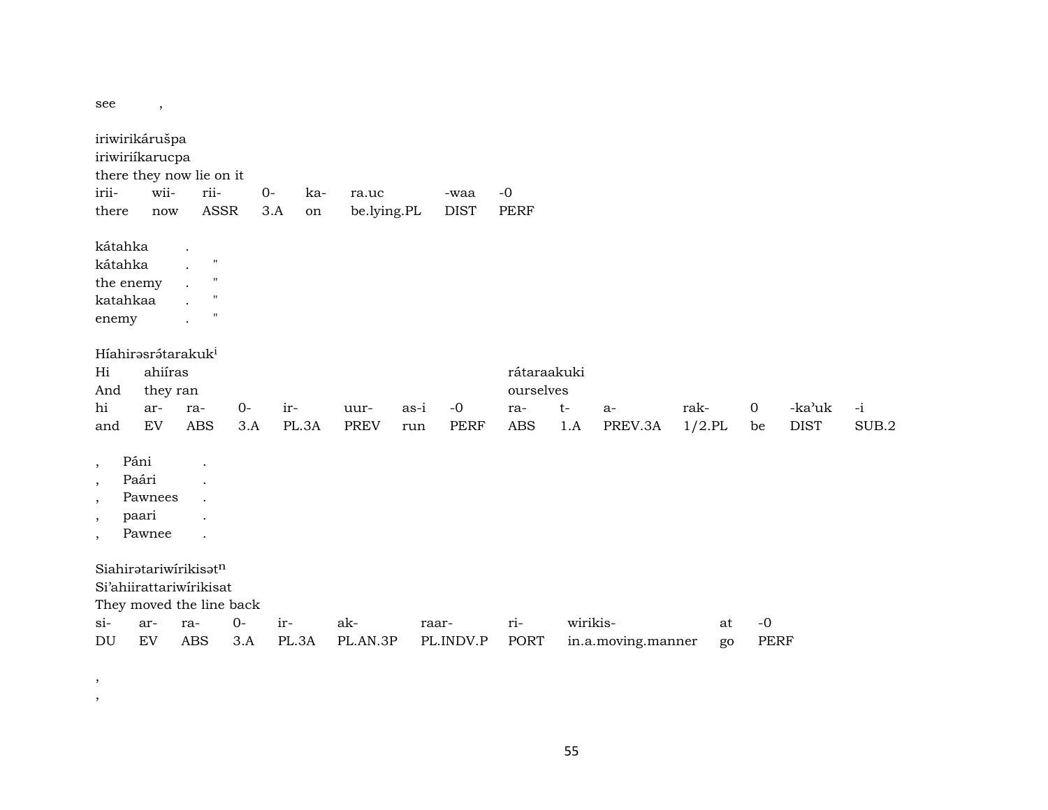see ,

iriwirikárušpa
iriwiriíkarucpa
there they now lie on it

| irii- | wii- | rii- | 0- | ka- | ra.uc | -waa | -0 |
|---|---|---|---|---|---|---|---|
| there | now | ASSR | 3.A | on | be.lying.PL | DIST | PERF |

kátahka .
kátahka . "
the enemy . "
katahkaa . "
enemy . "

Híahirəsrə́tarakuk[i]
Hi ahiíras rátaraakuki
And they ran ourselves

| hi | ar- | ra- | 0- | ir- | uur- | as-i | -0 | ra- | t- | a- | rak- | 0 | -kaʼuk | -i |
|---|---|---|---|---|---|---|---|---|---|---|---|---|---|---|
| and | EV | ABS | 3.A | PL.3A | PREV | run | PERF | ABS | 1.A | PREV.3A | 1/2.PL | be | DIST | SUB.2 |

, Páni .
, Paári .
, Pawnees .
, paari .
, Pawnee .

Siahirətariwírikisət[n]
Siʼahiirattariwírikisat
They moved the line back

| si- | ar- | ra- | 0- | ir- | ak- | raar- | ri- | wirikis- | at | -0 |
|---|---|---|---|---|---|---|---|---|---|---|
| DU | EV | ABS | 3.A | PL.3A | PL.AN.3P | PL.INDV.P | PORT | in.a.moving.manner | go | PERF |

,
,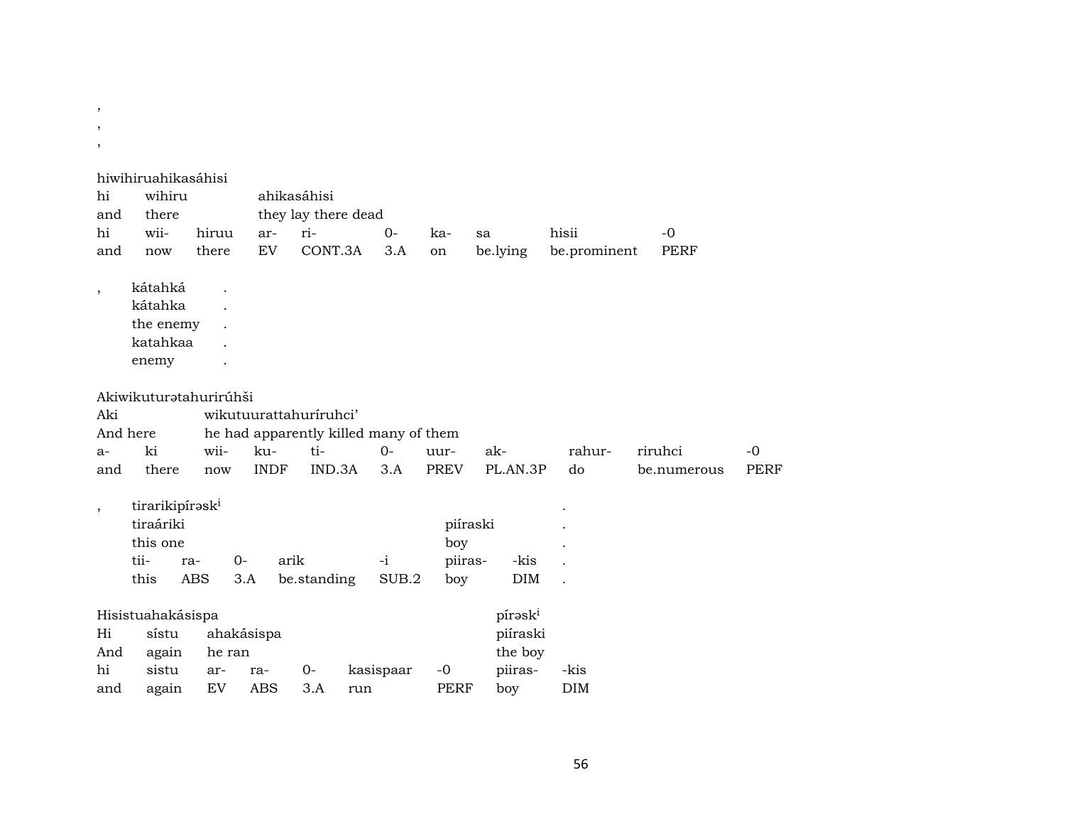,
,
,

hiwihiruahikasáhisi

| hi | wihiru | | ahikasáhisi | | | | | | |
|---|---|---|---|---|---|---|---|---|---|
| and | there | | they lay there dead | | | | | | |
| hi | wii- | hiruu | ar- | ri- | 0- | ka- | sa | hisii | -0 |
| and | now | there | EV | CONT.3A | 3.A | on | be.lying | be.prominent | PERF |

| , | kátahká | . |
|---|---|---|
| | kátahka | . |
| | the enemy | . |
| | katahkaa | . |
| | enemy | . |

Akiwikuturətahurirúhši

| Aki | | wikutuurattahuríruhci’ | | | | | | | | |
|---|---|---|---|---|---|---|---|---|---|---|
| And here | | he had apparently killed many of them | | | | | | | | |
| a- | ki | wii- | ku- | ti- | 0- | uur- | ak- | rahur- | riruhci | -0 |
| and | there | now | INDF | IND.3A | 3.A | PREV | PL.AN.3P | do | be.numerous | PERF |

| , | tirarikipírəsk[i] | | | | | | | . |
|---|---|---|---|---|---|---|---|---|
| | tiraáriki | | | | | piíraski | | . |
| | this one | | | | | boy | | . |
| | tii- | ra- | 0- | arik | -i | piiras- | -kis | . |
| | this | ABS | 3.A | be.standing | SUB.2 | boy | DIM | . |

Hisistuahakásispa

| | | | | | | | pírəsk[i] | |
|---|---|---|---|---|---|---|---|---|
| Hi | sístu | ahakásispa | | | | | piíraski | |
| And | again | he ran | | | | | the boy | |
| hi | sistu | ar- | ra- | 0- | kasispaar | -0 | piiras- | -kis |
| and | again | EV | ABS | 3.A | run | PERF | boy | DIM |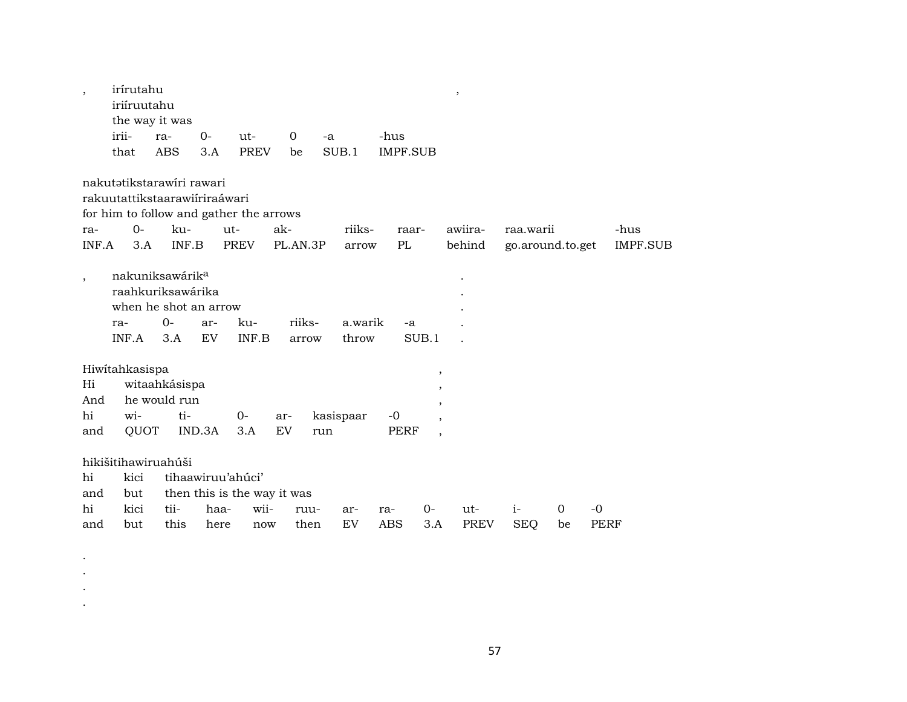, irírutahu ,
iriíruutahu
the way it was

| irii- | ra- | 0- | ut- | 0 | -a | -hus |
|---|---|---|---|---|---|---|
| that | ABS | 3.A | PREV | be | SUB.1 | IMPF.SUB |

nakutətikstarawíri rawari
rakuutattikstaarawiíriraáwari
for him to follow and gather the arrows

| ra- | 0- | ku- | ut- | ak- | riiks- | raar- | awiira- | raa.warii | -hus |
|---|---|---|---|---|---|---|---|---|---|
| INF.A | 3.A | INF.B | PREV | PL.AN.3P | arrow | PL | behind | go.around.to.get | IMPF.SUB |

, nakuniksawárik[a] .
raahkuriksawárika .
when he shot an arrow .

| ra- | 0- | ar- | ku- | riiks- | a.warik | -a | . |
|---|---|---|---|---|---|---|---|
| INF.A | 3.A | EV | INF.B | arrow | throw | SUB.1 | . |

Hiwítahkasispa ,
Hi witaahkásispa ,
And he would run ,

| hi | wi- | ti- | 0- | ar- | kasispaar | -0 | , |
|---|---|---|---|---|---|---|---|
| and | QUOT | IND.3A | 3.A | EV | run | PERF | , |

hikišitihawiruahúši
hi kici tihaawiruu'ahúci'
and but then this is the way it was

| hi | kici | tii- | haa- | wii- | ruu- | ar- | ra- | 0- | ut- | i- | 0 | -0 |
|---|---|---|---|---|---|---|---|---|---|---|---|---|
| and | but | this | here | now | then | EV | ABS | 3.A | PREV | SEQ | be | PERF |

.
.
.
.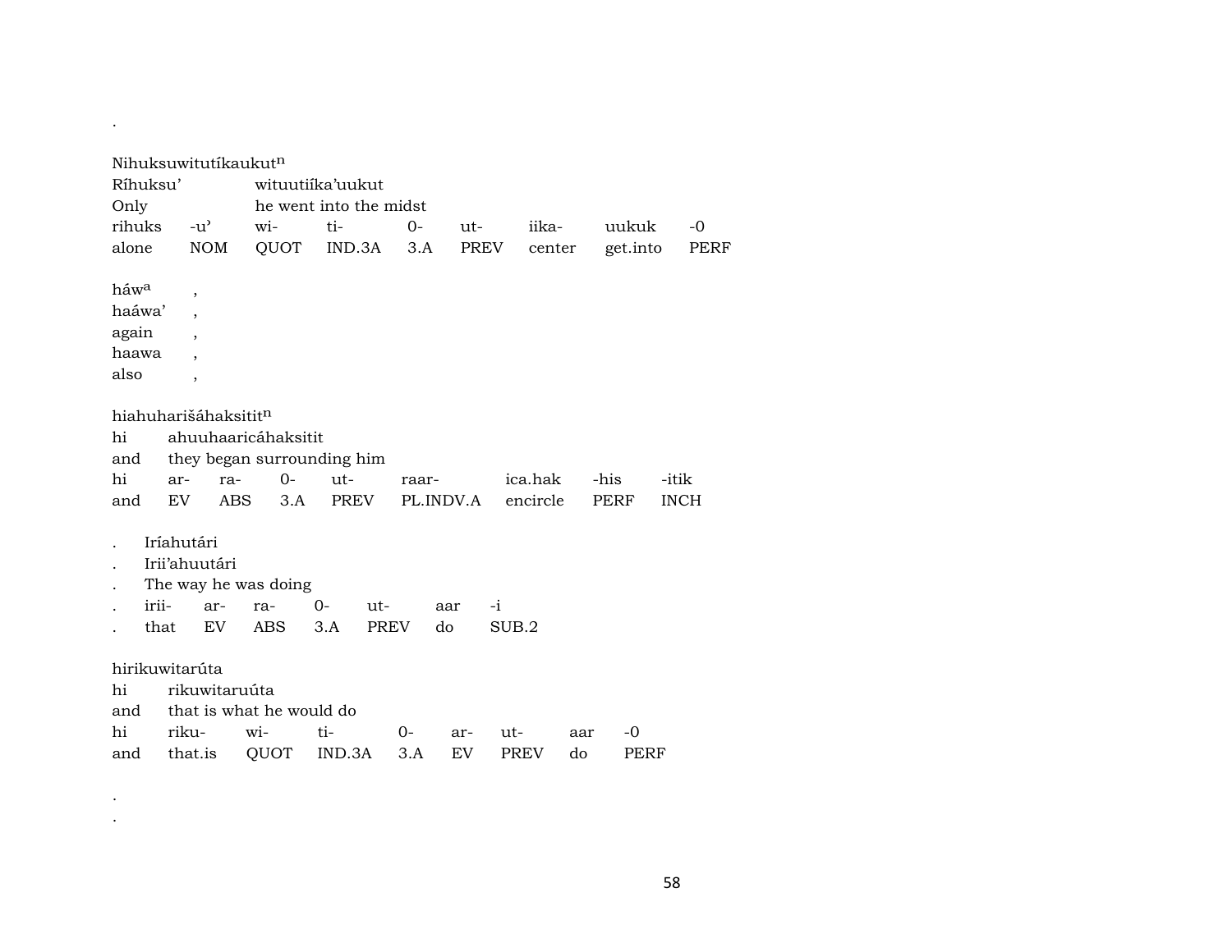.

Nihuksuwitutíkaukut$^{n}$

| Ríhuksu' | | wituutiíka'uukut | | | | | | |
|---|---|---|---|---|---|---|---|---|
| Only | | he went into the midst | | | | | | |
| rihuks | -u' | wi- | ti- | 0- | ut- | iika- | uukuk | -0 |
| alone | NOM | QUOT | IND.3A | 3.A | PREV | center | get.into | PERF |

háw$^{a}$ ,
haáwa' ,
again ,
haawa ,
also ,

hiahuharišáhaksitit$^{n}$

| hi | ahuuhaaricáhaksitit | | | | | | | |
|---|---|---|---|---|---|---|---|---|
| and | they began surrounding him | | | | | | | |
| hi | ar- | ra- | 0- | ut- | raar- | ica.hak | -his | -itik |
| and | EV | ABS | 3.A | PREV | PL.INDV.A | encircle | PERF | INCH |

. Iríahutári
. Irii'ahuutári
. The way he was doing

| . | irii- | ar- | ra- | 0- | ut- | aar | -i |
|---|---|---|---|---|---|---|---|
| . | that | EV | ABS | 3.A | PREV | do | SUB.2 |

hirikuwitarúta

| hi | rikuwitaruúta | | | | | | | |
|---|---|---|---|---|---|---|---|---|
| and | that is what he would do | | | | | | | |
| hi | riku- | wi- | ti- | 0- | ar- | ut- | aar | -0 |
| and | that.is | QUOT | IND.3A | 3.A | EV | PREV | do | PERF |

.
.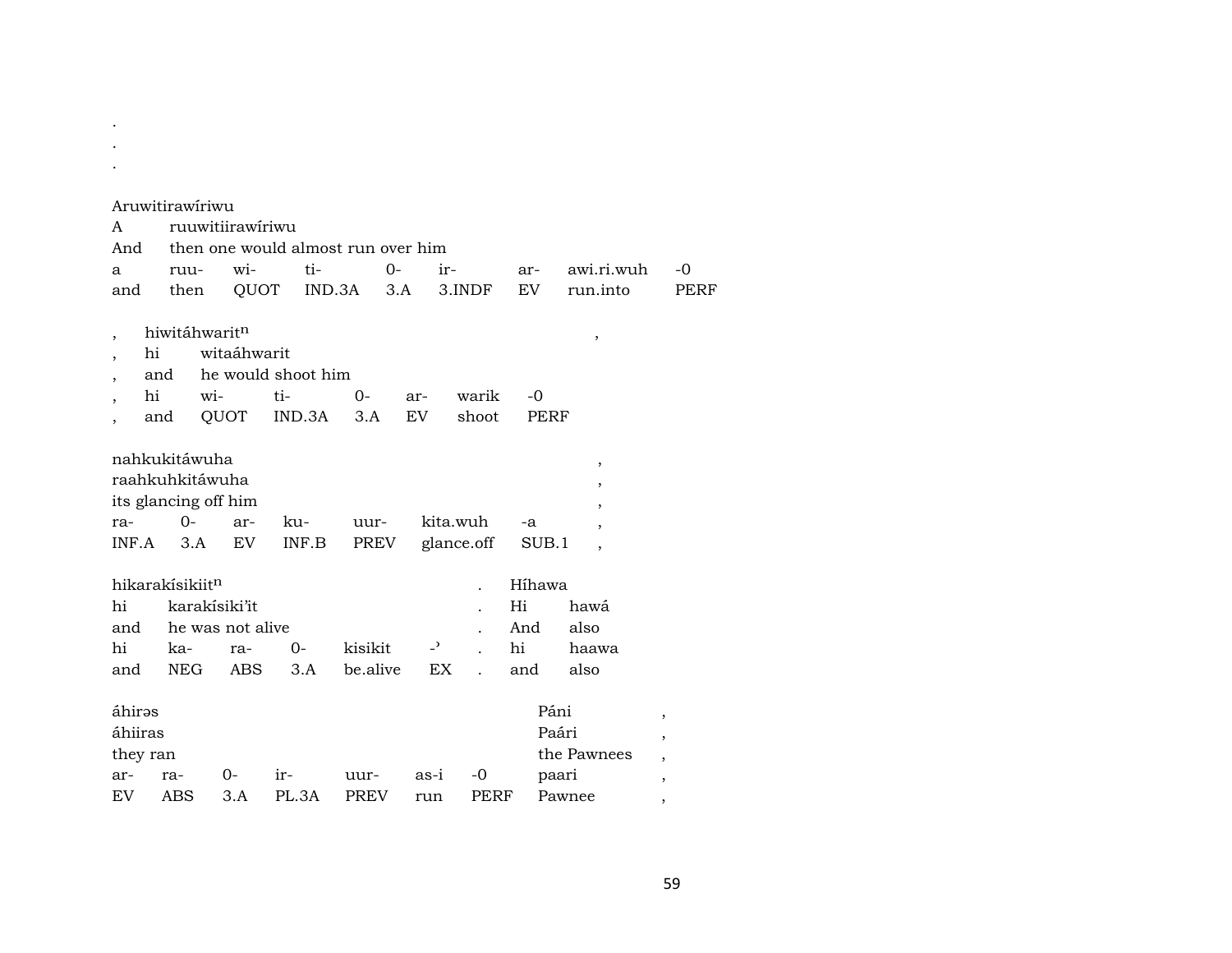.
.
.

| Aruwitirawíriwu | | | | | | | | |
|---|---|---|---|---|---|---|---|---|
| A | ruuwitiirawíriwu | | | | | | | |
| And | then one would almost run over him | | | | | | | |
| a | ruu- | wi- | ti- | 0- | ir- | ar- | awi.ri.wuh | -0 |
| and | then | QUOT | IND.3A | 3.A | 3.INDF | EV | run.into | PERF |

| , | hiwitáhwarit$^{n}$ | | | | | | , |
|---|---|---|---|---|---|---|---|
| , | hi | witaáhwarit | | | | | |
| , | and | he would shoot him | | | | | |
| , | hi | wi- | ti- | 0- | ar- | warik | -0 |
| , | and | QUOT | IND.3A | 3.A | EV | shoot | PERF |

| nahkukitáwuha | | | | | | | , |
|---|---|---|---|---|---|---|---|
| raahkuhkitáwuha | | | | | | | , |
| its glancing off him | | | | | | | , |
| ra- | 0- | ar- | ku- | uur- | kita.wuh | -a | , |
| INF.A | 3.A | EV | INF.B | PREV | glance.off | SUB.1 | , |

| hikarakísikiit$^{n}$ | | | | | | . | Híhawa | |
|---|---|---|---|---|---|---|---|---|
| hi | karakísiki'it | | | | | . | Hi | hawá |
| and | he was not alive | | | | | . | And | also |
| hi | ka- | ra- | 0- | kisikit | -ʾ | . | hi | haawa |
| and | NEG | ABS | 3.A | be.alive | EX | . | and | also |

| áhirəs | | | | | | | Páni | , |
|---|---|---|---|---|---|---|---|---|
| áhiiras | | | | | | | Paári | , |
| they ran | | | | | | | the Pawnees | , |
| ar- | ra- | 0- | ir- | uur- | as-i | -0 | paari | , |
| EV | ABS | 3.A | PL.3A | PREV | run | PERF | Pawnee | , |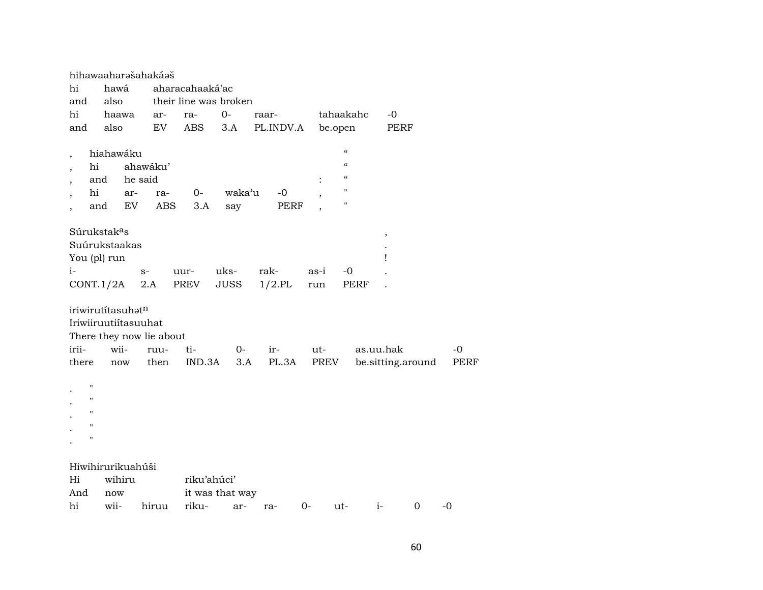hihawaaharəšahakáəš

| hi | hawá | aharacahaaká'ac | | | | | |
|---|---|---|---|---|---|---|---|
| and | also | their line was broken | | | | | |
| hi | haawa | ar- | ra- | 0- | raar- | tahaakahc | -0 |
| and | also | EV | ABS | 3.A | PL.INDV.A | be.open | PERF |

| , | hiahawáku | | | | | | | “ |
|---|---|---|---|---|---|---|---|---|
| , | hi | ahawáku' | | | | | | “ |
| , | and | he said | | | | | : | “ |
| , | hi | ar- | ra- | 0- | waka'u | -0 | , | " |
| , | and | EV | ABS | 3.A | say | PERF | , | " |

| Súrukstak$^{a}$s | | | | | | | , |
|---|---|---|---|---|---|---|---|
| Suúrukstaakas | | | | | | | . |
| You (pl) run | | | | | | | ! |
| i- | s- | uur- | uks- | rak- | as-i | -0 | . |
| CONT.1/2A | 2.A | PREV | JUSS | 1/2.PL | run | PERF | . |

iriwirutítasuhət$^{n}$
Iriwiiruutiítasuuhat
There they now lie about

| irii- | wii- | ruu- | ti- | 0- | ir- | ut- | as.uu.hak | -0 |
|---|---|---|---|---|---|---|---|---|
| there | now | then | IND.3A | 3.A | PL.3A | PREV | be.sitting.around | PERF |

. "
. "
. "
. "
. "

Hiwihirurikuahúši

| Hi | wihiru | | riku'ahúci' | | | | | | | |
|---|---|---|---|---|---|---|---|---|---|---|
| And | now | | it was that way | | | | | | | |
| hi | wii- | hiruu | riku- | ar- | ra- | 0- | ut- | i- | 0 | -0 |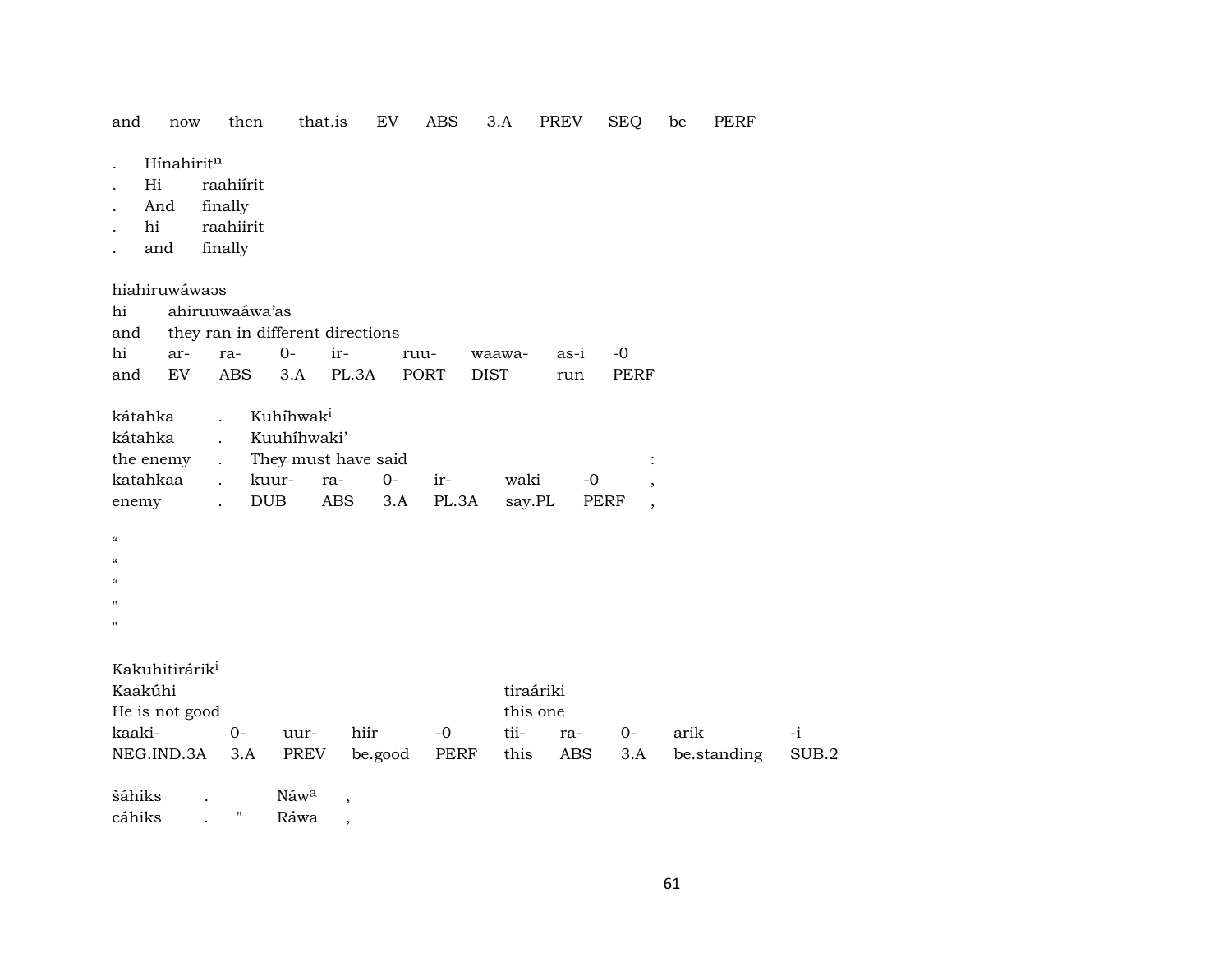| and | now | then | that.is | EV | ABS | 3.A | PREV | SEQ | be | PERF |
|---|---|---|---|---|---|---|---|---|---|---|

| . | Hínahirit[n] |
|---|---|
| . | Hi raahiírit |
| . | And finally |
| . | hi raahiirit |
| . | and finally |

hiahiruwáwaəs

| hi | ahiruuwaáwa'as | | | | | | | |
|---|---|---|---|---|---|---|---|---|
| and | they ran in different directions | | | | | | | |
| hi | ar- | ra- | 0- | ir- | ruu- | waawa- | as-i | -0 |
| and | EV | ABS | 3.A | PL.3A | PORT | DIST | run | PERF |

| kátahka | . | Kuhíhwak[i] | | | | | |
|---|---|---|---|---|---|---|---|
| kátahka | . | Kuuhíhwaki' | | | | | |
| the enemy | . | They must have said | | | | | : |
| katahkaa | . | kuur- | ra- | 0- | ir- | waki | -0 | , |
| enemy | . | DUB | ABS | 3.A | PL.3A | say.PL | PERF | , |

"
"
"
"
"

Kakuhitirárik[i]

| Kaakúhi | | | | | tiraáriki | | | | |
|---|---|---|---|---|---|---|---|---|---|
| He is not good | | | | | this one | | | | |
| kaaki- | 0- | uur- | hiir | -0 | tii- | ra- | 0- | arik | -i |
| NEG.IND.3A | 3.A | PREV | be.good | PERF | this | ABS | 3.A | be.standing | SUB.2 |

| šáhiks | . | | Náw[a] | , |
|---|---|---|---|---|
| cáhiks | . | " | Ráwa | , |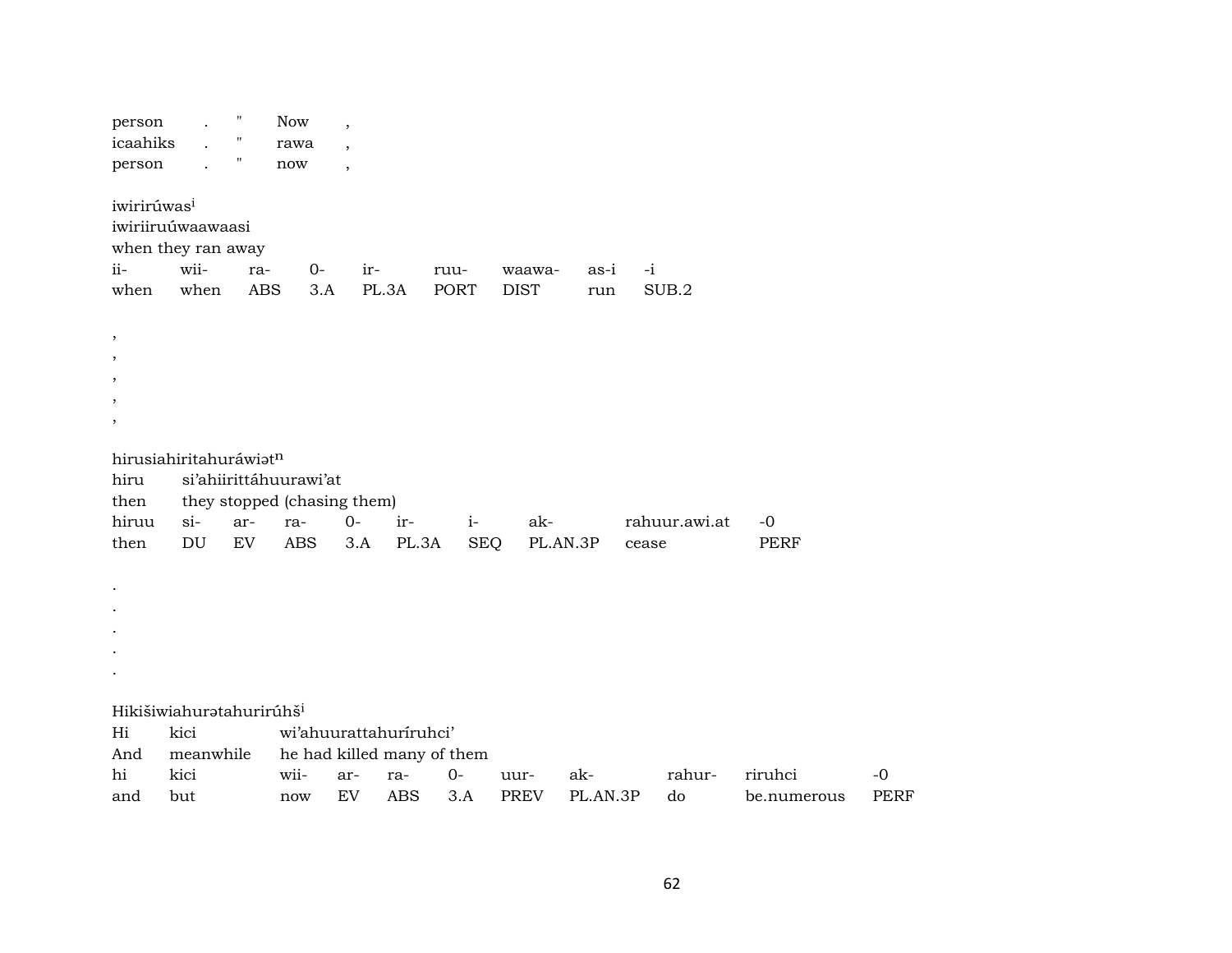| person | . | " | Now | , |
|---|---|---|---|---|
| icaahiks | . | " | rawa | , |
| person | . | " | now | , |

iwirirúwas[i]
iwiriiruúwaawaasi
when they ran away

| ii- | wii- | ra- | 0- | ir- | ruu- | waawa- | as-i | -i |
|---|---|---|---|---|---|---|---|---|
| when | when | ABS | 3.A | PL.3A | PORT | DIST | run | SUB.2 |

,
,
,
,
,

hirusiahiritahuráwiət[n]

| hiru | si'ahiirittáhuurawi'at | | | | | | | |
|---|---|---|---|---|---|---|---|---|
| then | they stopped (chasing them) | | | | | | | |
| hiruu | si- | ar- | ra- | 0- | ir- | i- | ak- | rahuur.awi.at | -0 |
| then | DU | EV | ABS | 3.A | PL.3A | SEQ | PL.AN.3P | cease | PERF |

.
.
.
.
.

Hikišiwiahurətahurirúhš[i]

| Hi | kici | wi'ahuurattahuríruhci' | | | | | | | |
|---|---|---|---|---|---|---|---|---|---|
| And | meanwhile | he had killed many of them | | | | | | | |
| hi | kici | wii- | ar- | ra- | 0- | uur- | ak- | rahur- | riruhci | -0 |
| and | but | now | EV | ABS | 3.A | PREV | PL.AN.3P | do | be.numerous | PERF |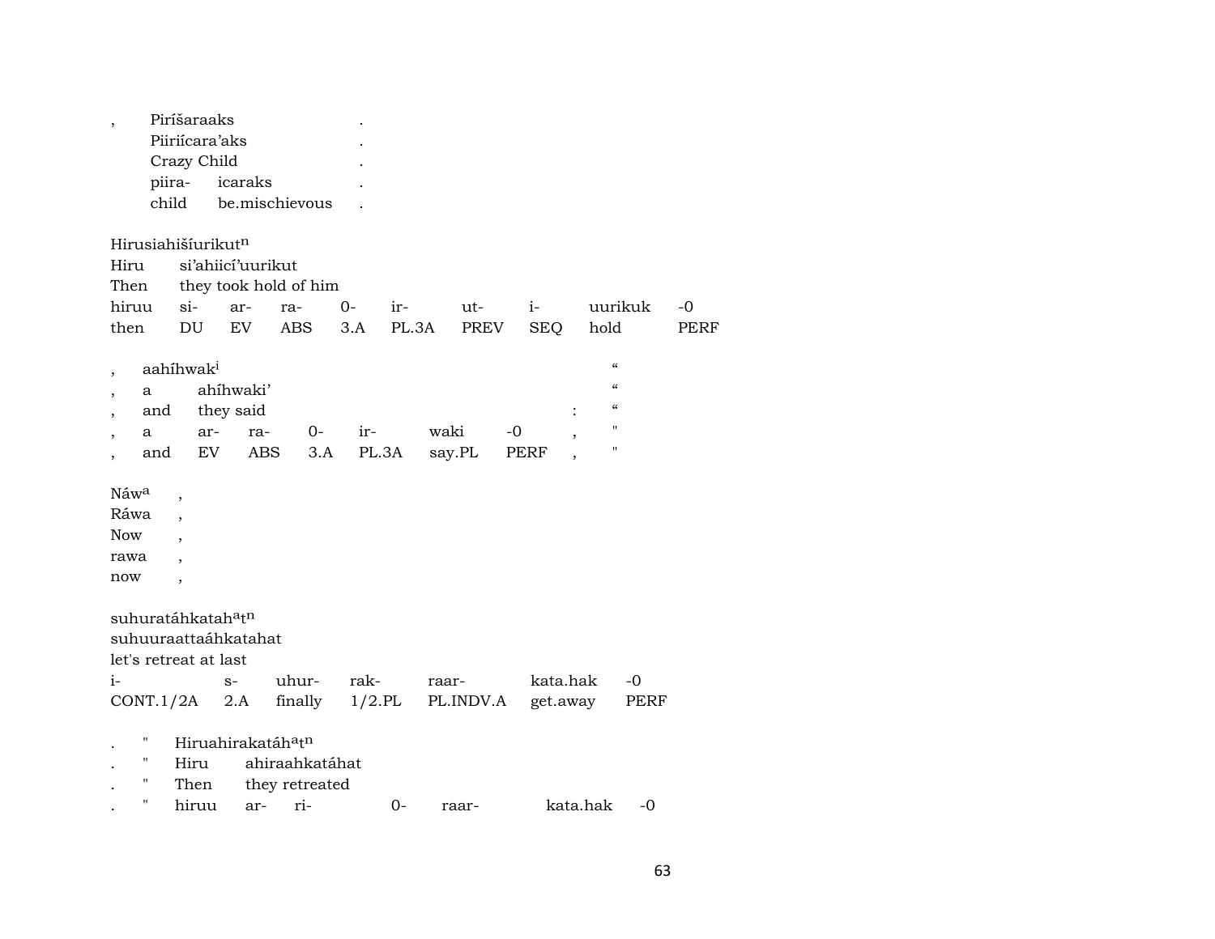| , | Piríšaraaks | | . |
|---|---|---|---|
| | Piiriícara'aks | | . |
| | Crazy Child | | . |
| | piira- | icaraks | . |
| | child | be.mischievous | . |

Hirusiahišíurikut$^{n}$
Hiru si'ahiicí'uurikut
Then they took hold of him

| hiruu | si- | ar- | ra- | 0- | ir- | ut- | i- | uurikuk | -0 |
|---|---|---|---|---|---|---|---|---|---|
| then | DU | EV | ABS | 3.A | PL.3A | PREV | SEQ | hold | PERF |

| , | aahíhwak$^{i}$ | | | | | | | “ |
|---|---|---|---|---|---|---|---|---|
| , | a | ahíhwaki' | | | | | | “ |
| , | and | they said | | | | | : | “ |
| , | a | ar- | ra- | 0- | ir- | waki | -0 | , | " |
| , | and | EV | ABS | 3.A | PL.3A | say.PL | PERF | , | " |

Náw$^{a}$ ,
Ráwa ,
Now ,
rawa ,
now ,

suhuratáhkatah$^{a}$t$^{n}$
suhuuraattaáhkatahat
let's retreat at last

| i- | s- | uhur- | rak- | raar- | kata.hak | -0 |
|---|---|---|---|---|---|---|
| CONT.1/2A | 2.A | finally | 1/2.PL | PL.INDV.A | get.away | PERF |

| . | " | Hiruahirakatáh$^{a}$t$^{n}$ | | | | | |
|---|---|---|---|---|---|---|---|
| . | " | Hiru | ahiraahkatáhat | | | | |
| . | " | Then | they retreated | | | | |
| . | " | hiruu | ar- | ri- | 0- | raar- | kata.hak | -0 |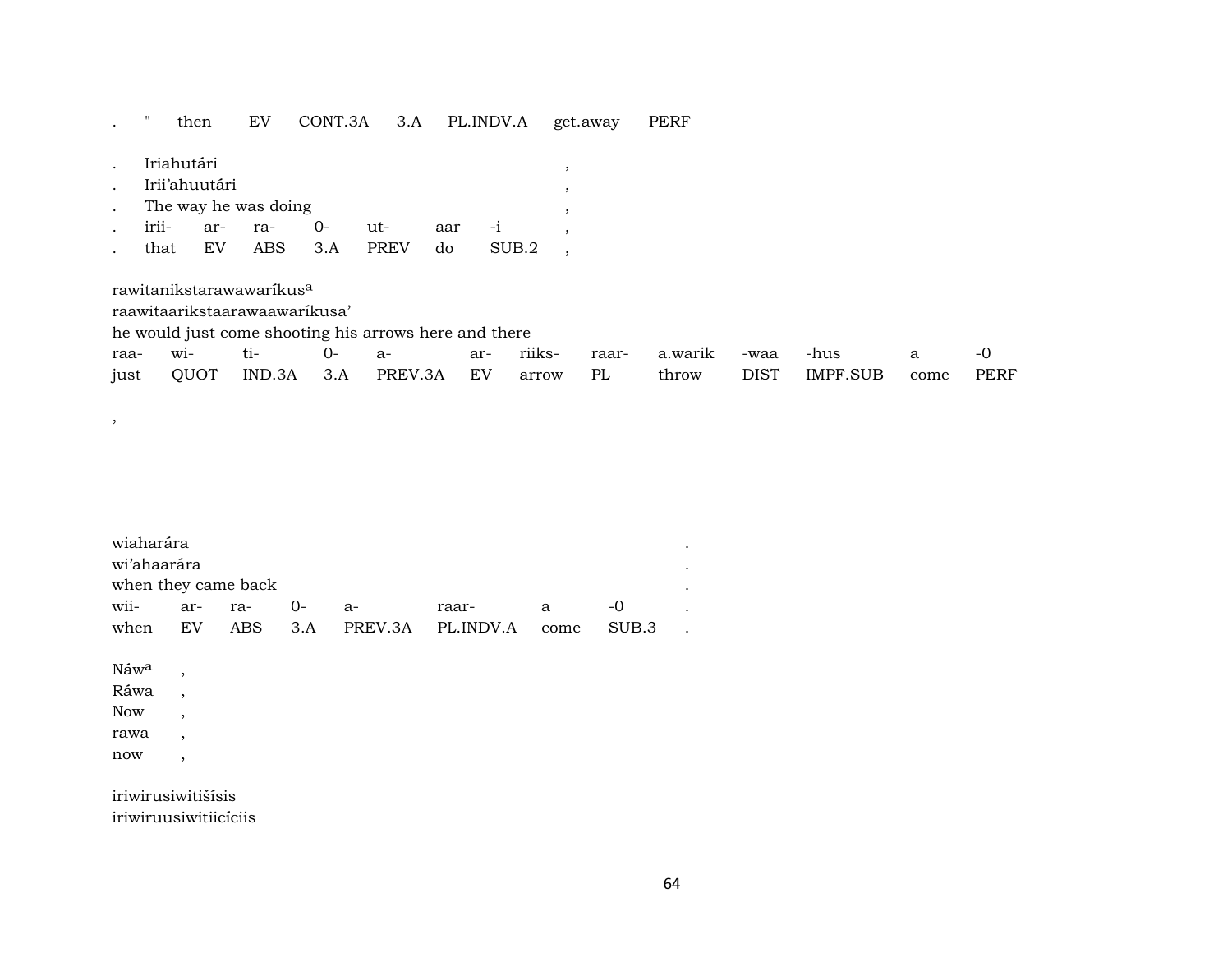| . | " | then | EV | CONT.3A | 3.A | PL.INDV.A | get.away | PERF |
|---|---|---|---|---|---|---|---|---|

| . | Iriahutári | | | | | | | , |
|---|---|---|---|---|---|---|---|---|
| . | Irii'ahuutári | | | | | | | , |
| . | The way he was doing | | | | | | | , |
| . | irii- | ar- | ra- | 0- | ut- | aar | -i | , |
| . | that | EV | ABS | 3.A | PREV | do | SUB.2 | , |

rawitanikstarawawaríkus[a]
raawitaarikstaarawaawaríkusa'
he would just come shooting his arrows here and there

| raa- | wi- | ti- | 0- | a- | ar- | riiks- | raar- | a.warik | -waa | -hus | a | -0 |
|---|---|---|---|---|---|---|---|---|---|---|---|---|
| just | QUOT | IND.3A | 3.A | PREV.3A | EV | arrow | PL | throw | DIST | IMPF.SUB | come | PERF |

,

wiaharára .
wi'ahaarára .
when they came back .

| wii- | ar- | ra- | 0- | a- | raar- | a | -0 | . |
|---|---|---|---|---|---|---|---|---|
| when | EV | ABS | 3.A | PREV.3A | PL.INDV.A | come | SUB.3 | . |

Náw[a] ,
Ráwa ,
Now ,
rawa ,
now ,

iriwirusiwitišísis
iriwiruusiwitiicíciis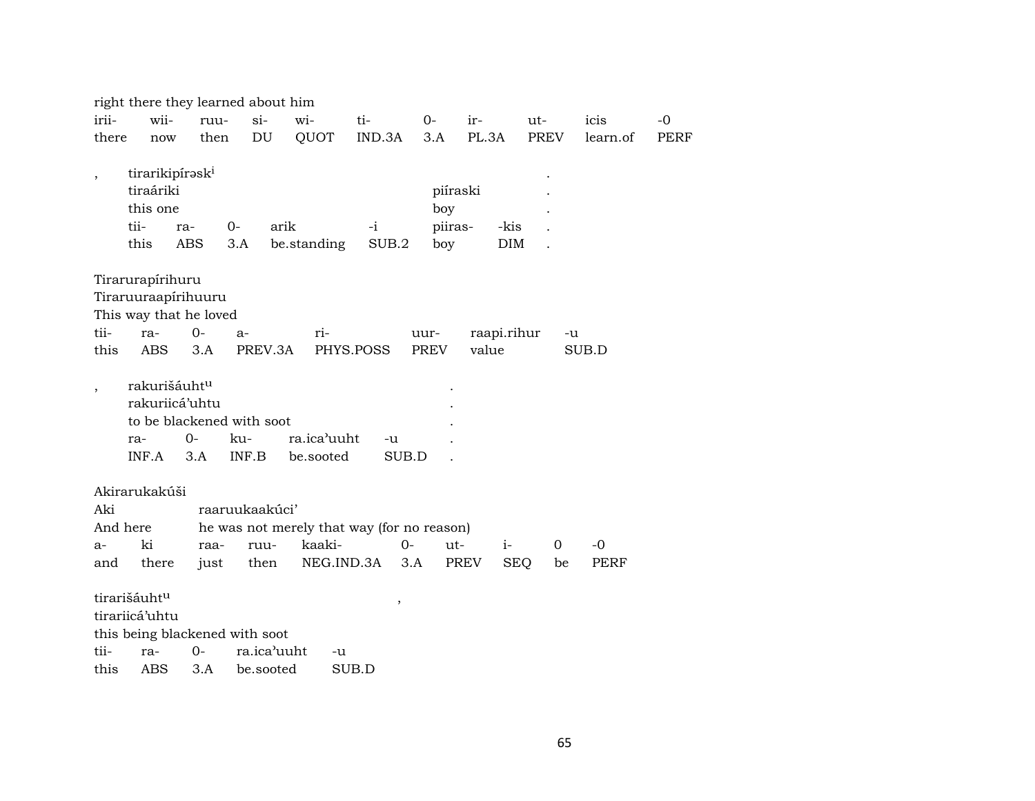right there they learned about him

| irii- | wii- | ruu- | si- | wi- | ti- | 0- | ir- | ut- | icis | -0 |
|---|---|---|---|---|---|---|---|---|---|---|
| there | now | then | DU | QUOT | IND.3A | 3.A | PL.3A | PREV | learn.of | PERF |

, tirarikipírəsk[i] .

tiraáriki piíraski .

this one boy .

| tii- | ra- | 0- | arik | -i | piiras- | -kis | . |
|---|---|---|---|---|---|---|---|
| this | ABS | 3.A | be.standing | SUB.2 | boy | DIM | . |

Tirarurapírihuru

Tiraruuraapírihuuru

This way that he loved

| tii- | ra- | 0- | a- | ri- | uur- | raapi.rihur | -u |
|---|---|---|---|---|---|---|---|
| this | ABS | 3.A | PREV.3A | PHYS.POSS | PREV | value | SUB.D |

, rakurišáuht[u] .

rakuriicá'uhtu .

to be blackened with soot .

| ra- | 0- | ku- | ra.ica'uuht | -u | . |
|---|---|---|---|---|---|
| INF.A | 3.A | INF.B | be.sooted | SUB.D | . |

Akirarukakúši

Aki raaruukaakúci'

And here he was not merely that way (for no reason)

| a- | ki | raa- | ruu- | kaaki- | 0- | ut- | i- | 0 | -0 |
|---|---|---|---|---|---|---|---|---|---|
| and | there | just | then | NEG.IND.3A | 3.A | PREV | SEQ | be | PERF |

tirarišáuht[u] ,

tirariicá'uhtu

this being blackened with soot

| tii- | ra- | 0- | ra.ica'uuht | -u |
|---|---|---|---|---|
| this | ABS | 3.A | be.sooted | SUB.D |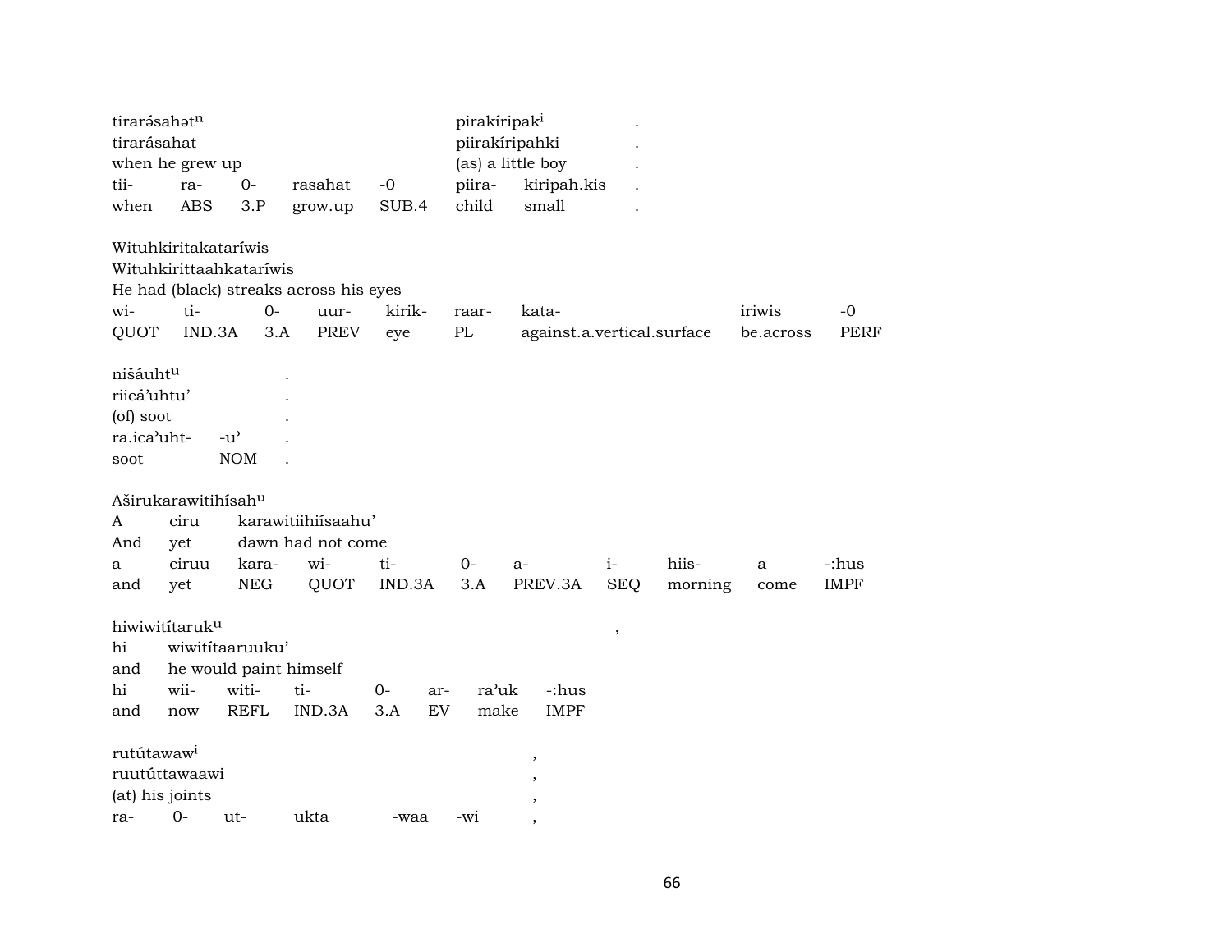tirarə́sahət[n] pirakíripak[i] .
tirarásahat piirakíripahki .
when he grew up (as) a little boy .

| tii- | ra- | 0- | rasahat | -0 | piira- | kiripah.kis | . |
|---|---|---|---|---|---|---|---|
| when | ABS | 3.P | grow.up | SUB.4 | child | small | . |

Wituhkiritakataríwis
Wituhkirittaahkataríwis
He had (black) streaks across his eyes

| wi- | ti- | 0- | uur- | kirik- | raar- | kata- | iriwis | -0 |
|---|---|---|---|---|---|---|---|---|
| QUOT | IND.3A | 3.A | PREV | eye | PL | against.a.vertical.surface | be.across | PERF |

nišáuht[u] .
riicá'uhtu' .
(of) soot .

| ra.ica'uht- | -u' | . |
|---|---|---|
| soot | NOM | . |

Aširukarawitihísah[u]
A ciru karawitiihiísaahu'
And yet dawn had not come

| a | ciruu | kara- | wi- | ti- | 0- | a- | i- | hiis- | a | -:hus |
|---|---|---|---|---|---|---|---|---|---|---|
| and | yet | NEG | QUOT | IND.3A | 3.A | PREV.3A | SEQ | morning | come | IMPF |

hiwiwitítaruk[u] ,
hi wiwitítaaruuku'
and he would paint himself

| hi | wii- | witi- | ti- | 0- | ar- | ra'uk | -:hus |
|---|---|---|---|---|---|---|---|
| and | now | REFL | IND.3A | 3.A | EV | make | IMPF |

rutútawaw[i] ,
ruutúttawaawi ,
(at) his joints ,

| ra- | 0- | ut- | ukta | -waa | -wi | , |
|---|---|---|---|---|---|---|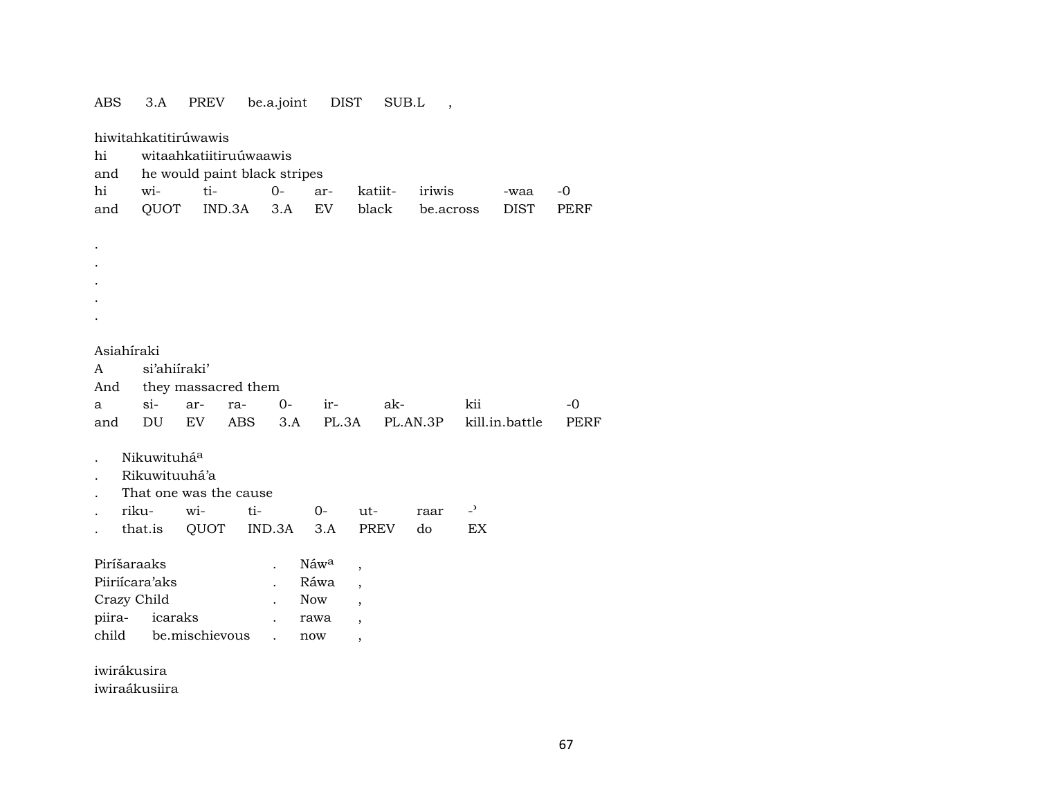ABS    3.A    PREV    be.a.joint    DIST    SUB.L    ,

hiwitahkatitirúwawis
hi    witaahkatiitiruúwaawis
and    he would paint black stripes
hi    wi-    ti-    0-    ar-    katiit-    iriwis    -waa    -0
and    QUOT    IND.3A    3.A    EV    black    be.across    DIST    PERF

.
.
.
.
.

Asiahíraki
A    si'ahiíraki'
And    they massacred them
a    si-    ar-    ra-    0-    ir-    ak-    kii    -0
and    DU    EV    ABS    3.A    PL.3A    PL.AN.3P    kill.in.battle    PERF

.    Nikuwituhá[a]
.    Rikuwituuhá'a
.    That one was the cause
.    riku-    wi-    ti-    0-    ut-    raar    -ʾ
.    that.is    QUOT    IND.3A    3.A    PREV    do    EX

Piríšaraaks    .    Náw[a]    ,
Piiriícara'aks    .    Ráwa    ,
Crazy Child    .    Now    ,
piira-    icaraks    .    rawa    ,
child    be.mischievous    .    now    ,

iwirákusira
iwiraákusiira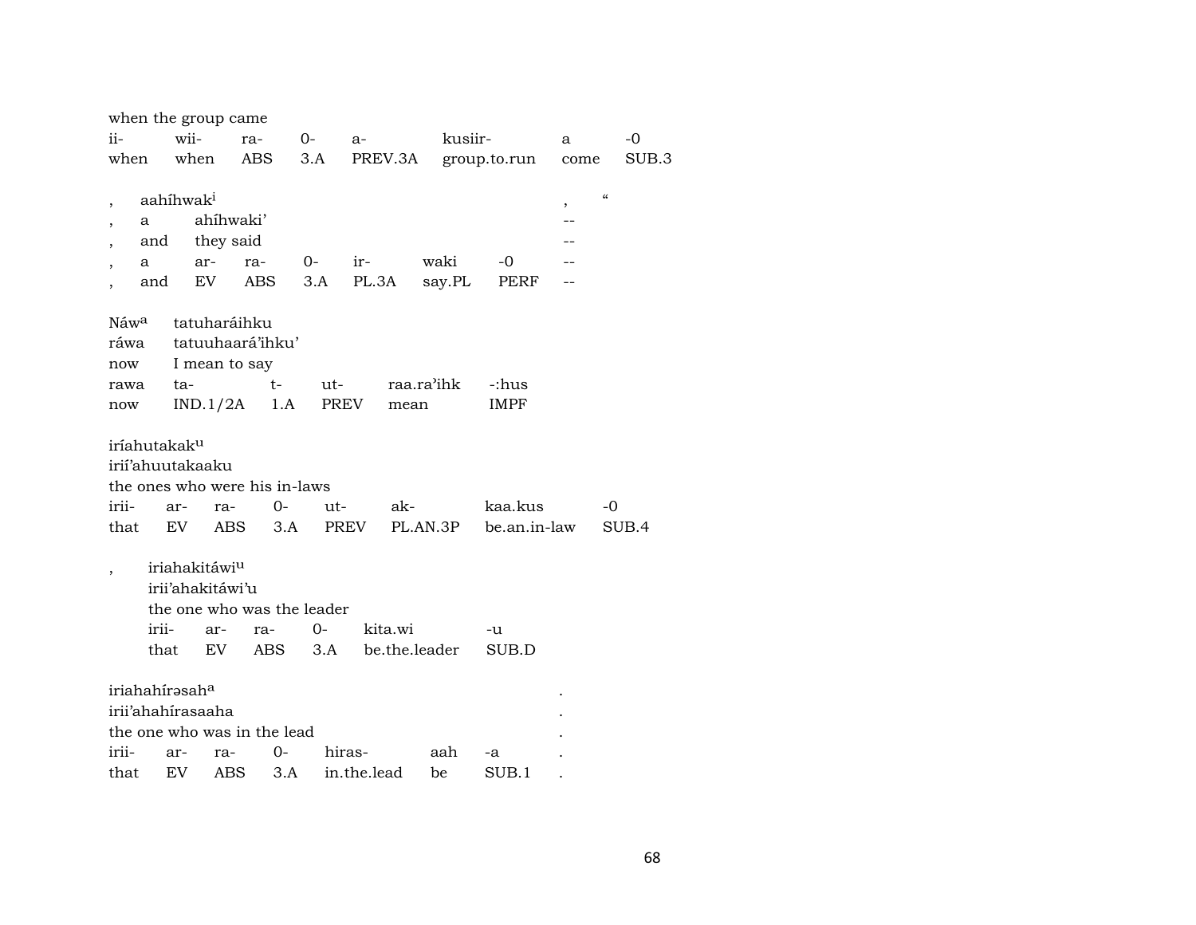when the group came

| ii- | wii- | ra- | 0- | a- | kusiir- | a | -0 |
|---|---|---|---|---|---|---|---|
| when | when | ABS | 3.A | PREV.3A | group.to.run | come | SUB.3 |

| , | aahíhwak[i] | | | | | | , | “ |
|---|---|---|---|---|---|---|---|---|
| , | a | ahíhwaki’ | | | | | -- | |
| , | and | they said | | | | | -- | |
| , | a | ar- | ra- | 0- | ir- | waki | -0 | -- |
| , | and | EV | ABS | 3.A | PL.3A | say.PL | PERF | -- |

| Náw[a] | tatuharáihku | | | | |
|---|---|---|---|---|---|
| ráwa | tatuuhaará’ihku’ | | | | |
| now | I mean to say | | | | |
| rawa | ta- | t- | ut- | raa.ra’ihk | -:hus |
| now | IND.1/2A | 1.A | PREV | mean | IMPF |

| iríahutakak[u] | | | | | | | |
|---|---|---|---|---|---|---|---|
| irií’ahuutakaaku | | | | | | | |
| the ones who were his in-laws | | | | | | | |
| irii- | ar- | ra- | 0- | ut- | ak- | kaa.kus | -0 |
| that | EV | ABS | 3.A | PREV | PL.AN.3P | be.an.in-law | SUB.4 |

| , | iriahakitáwi[u] | | | | | |
|---|---|---|---|---|---|---|
| | irii’ahakitáwi’u | | | | | |
| | the one who was the leader | | | | | |
| | irii- | ar- | ra- | 0- | kita.wi | -u |
| | that | EV | ABS | 3.A | be.the.leader | SUB.D |

| iriahahírəsah[a] | | | | | | | . |
|---|---|---|---|---|---|---|---|
| irii’ahahírasaaha | | | | | | | . |
| the one who was in the lead | | | | | | | . |
| irii- | ar- | ra- | 0- | hiras- | aah | -a | . |
| that | EV | ABS | 3.A | in.the.lead | be | SUB.1 | . |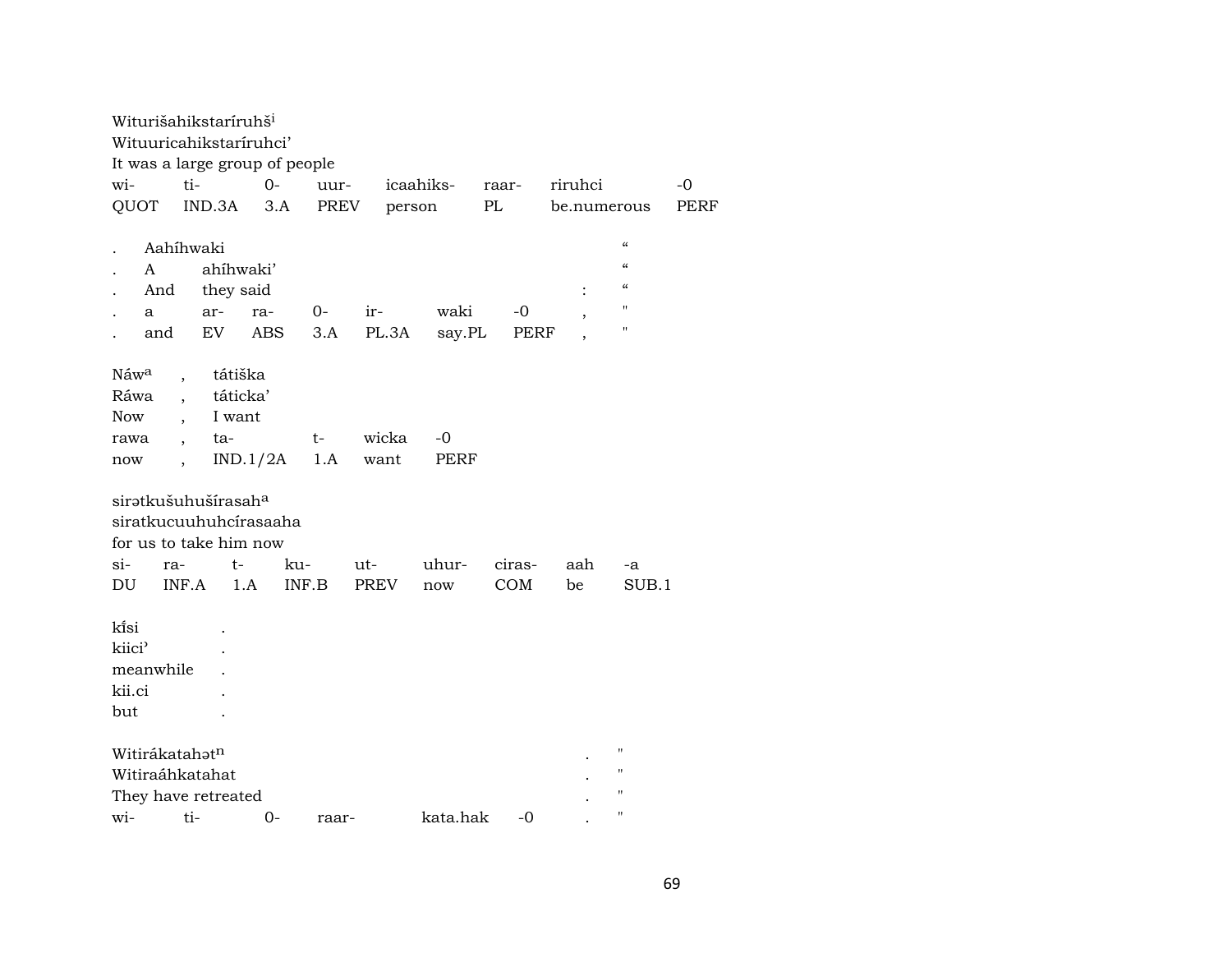Wituri&#353;ahikstaríruh&#353;[i]
Wituuricahikstaríruhci'
It was a large group of people

| wi- | ti- | 0- | uur- | icaahiks- | raar- | riruhci | -0 |
|---|---|---|---|---|---|---|---|
| QUOT | IND.3A | 3.A | PREV | person | PL | be.numerous | PERF |

| . | Aahíhwaki | | | | | | | " |
|---|---|---|---|---|---|---|---|---|
| . | A | ahíhwaki' | | | | | | " |
| . | And | they said | | | | | : | " |
| . | a | ar- | ra- | 0- | ir- | waki | -0 | , | " |
| . | and | EV | ABS | 3.A | PL.3A | say.PL | PERF | , | " |

| Náw[a] | , | tátiška | | | |
|---|---|---|---|---|---|
| Ráwa | , | táticka' | | | |
| Now | , | I want | | | |
| rawa | , | ta- | t- | wicka | -0 |
| now | , | IND.1/2A | 1.A | want | PERF |

sirətkušuhušírasah[a]
siratkucuuhuhcírasaaha
for us to take him now

| si- | ra- | t- | ku- | ut- | uhur- | ciras- | aah | -a |
|---|---|---|---|---|---|---|---|---|
| DU | INF.A | 1.A | INF.B | PREV | now | COM | be | SUB.1 |

| kĩsi | . |
|---|---|
| kiici' | . |
| meanwhile | . |
| kii.ci | . |
| but | . |

| Witirákatahət[n] | | | | | | . | " |
|---|---|---|---|---|---|---|---|
| Witiraáhkatahat | | | | | | . | " |
| They have retreated | | | | | | . | " |
| wi- | ti- | 0- | raar- | kata.hak | -0 | . | " |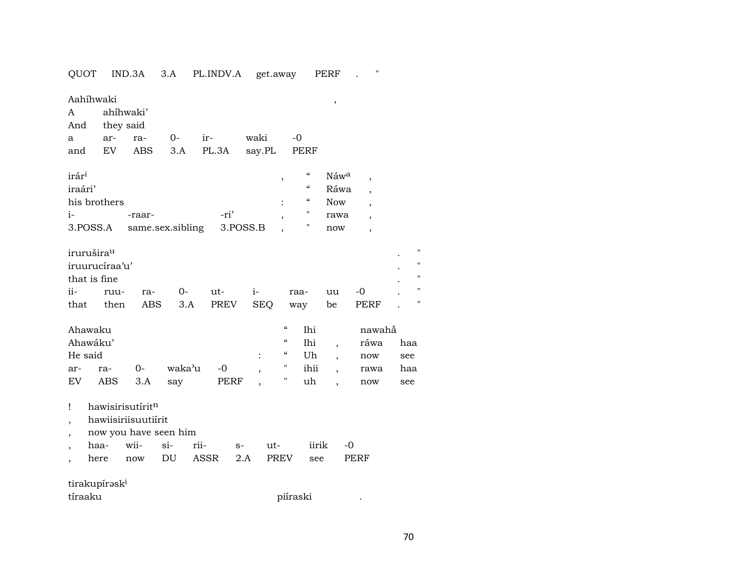| QUOT | IND.3A | 3.A | PL.INDV.A | get.away | PERF | . | " |
|---|---|---|---|---|---|---|---|

Aahíhwaki ,
A ahíhwaki'
And they said

| a | ar- | ra- | 0- | ir- | waki | -0 |
|---|---|---|---|---|---|---|
| and | EV | ABS | 3.A | PL.3A | say.PL | PERF |

irár[i] , " Náw[a] ,
iraári' " Ráwa ,
his brothers : " Now ,

| i- | -raar- | -ri' | , | " | rawa | , |
|---|---|---|---|---|---|---|
| 3.POSS.A | same.sex.sibling | 3.POSS.B | , | " | now | , |

irurušira[u] . "
iruurucíraa'u' . "
that is fine . "

| ii- | ruu- | ra- | 0- | ut- | i- | raa- | uu | -0 | . | " |
|---|---|---|---|---|---|---|---|---|---|---|
| that | then | ABS | 3.A | PREV | SEQ | way | be | PERF | . | " |

Ahawaku " Ihi nawahā́
Ahawáku' " Ihi , ráwa haa
He said : " Uh , now see

| ar- | ra- | 0- | waka'u | -0 | , | " | ihii | , | rawa | haa |
|---|---|---|---|---|---|---|---|---|---|---|
| EV | ABS | 3.A | say | PERF | , | " | uh | , | now | see |

! hawisirisutírit[n]
, hawiisiriisuutiírit
, now you have seen him

| , | haa- | wii- | si- | rii- | s- | ut- | iirik | -0 |
|---|---|---|---|---|---|---|---|---|
| , | here | now | DU | ASSR | 2.A | PREV | see | PERF |

tirakupírəsk[i]
tíraaku piíraski .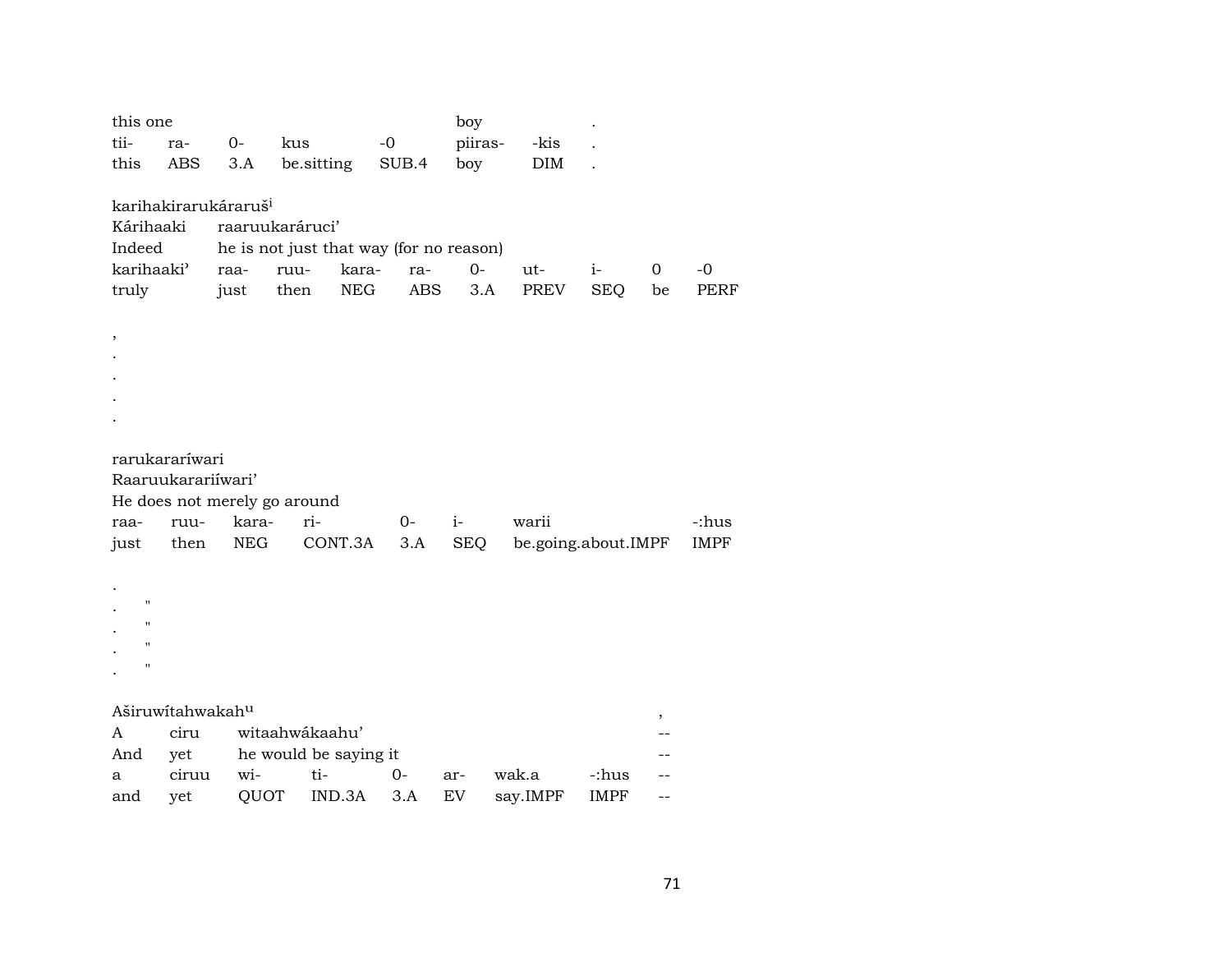| this one | | | | | boy | | . |
|---|---|---|---|---|---|---|---|
| tii- | ra- | 0- | kus | -0 | piiras- | -kis | . |
| this | ABS | 3.A | be.sitting | SUB.4 | boy | DIM | . |

karihakirarukáraruš[i]

| Kárihaaki | raaruukaráruci' | | | | | | | | |
|---|---|---|---|---|---|---|---|---|---|
| Indeed | he is not just that way (for no reason) | | | | | | | | |
| karihaaki' | raa- | ruu- | kara- | ra- | 0- | ut- | i- | 0 | -0 |
| truly | just | then | NEG | ABS | 3.A | PREV | SEQ | be | PERF |

,
.
.
.
.

rarukararíwari

Raaruukarariíwari'

He does not merely go around

| raa- | ruu- | kara- | ri- | 0- | i- | warii | -:hus |
|---|---|---|---|---|---|---|---|
| just | then | NEG | CONT.3A | 3.A | SEQ | be.going.about.IMPF | IMPF |

.
. "
. "
. "
. "

Aširuwítahwakah[u] ,

| A | ciru | witaahwákaahu' | | | | | -- |
|---|---|---|---|---|---|---|---|
| And | yet | he would be saying it | | | | | -- |
| a | ciruu | wi- | ti- | 0- | ar- | wak.a | -:hus | -- |
| and | yet | QUOT | IND.3A | 3.A | EV | say.IMPF | IMPF | -- |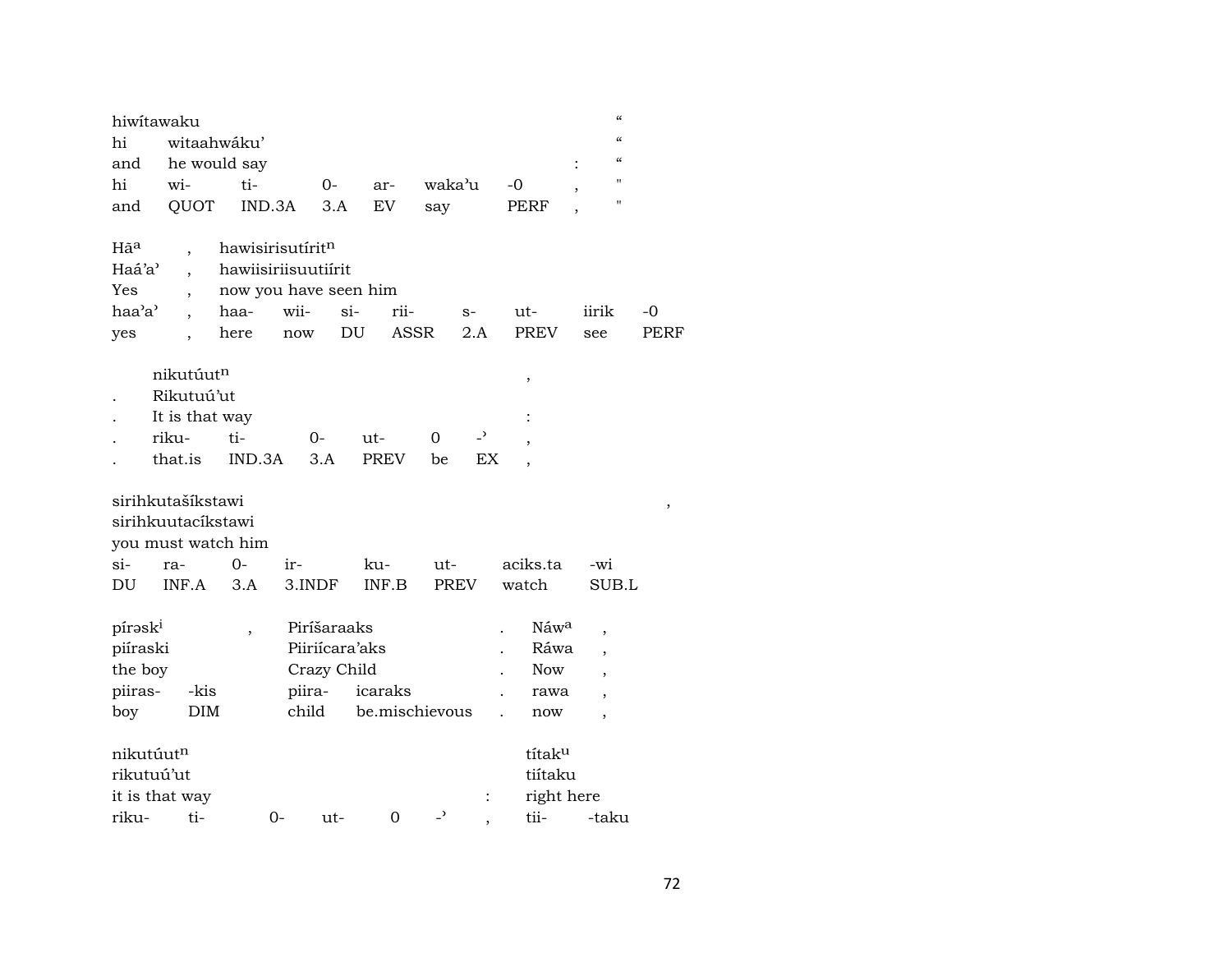hiwítawaku "
hi witaahwáku' "
and he would say : "
hi wi- ti- 0- ar- waka'u -0 , "
and QUOT IND.3A 3.A EV say PERF , "

Hã$^{a}$ , hawisirisutírit$^{n}$
Haá'a' , hawiisiriisuutiírit
Yes , now you have seen him
haa'a' , haa- wii- si- rii- s- ut- iirik -0
yes , here now DU ASSR 2.A PREV see PERF

nikutúut$^{n}$ ,
. Rikutuú'ut
. It is that way :
. riku- ti- 0- ut- 0 -' ,
. that.is IND.3A 3.A PREV be EX ,

sirihkutašíkstawi ,
sirihkuutacíkstawi
you must watch him
si- ra- 0- ir- ku- ut- aciks.ta -wi
DU INF.A 3.A 3.INDF INF.B PREV watch SUB.L

pírəsk$^{i}$ , Piríšaraaks . Náw$^{a}$ ,
piíraski Piiriícara'aks . Ráwa ,
the boy Crazy Child . Now ,
piiras- -kis piira- icaraks . rawa ,
boy DIM child be.mischievous . now ,

nikutúut$^{n}$ títak$^{u}$
rikutuú'ut tiítaku
it is that way : right here
riku- ti- 0- ut- 0 -' , tii- -taku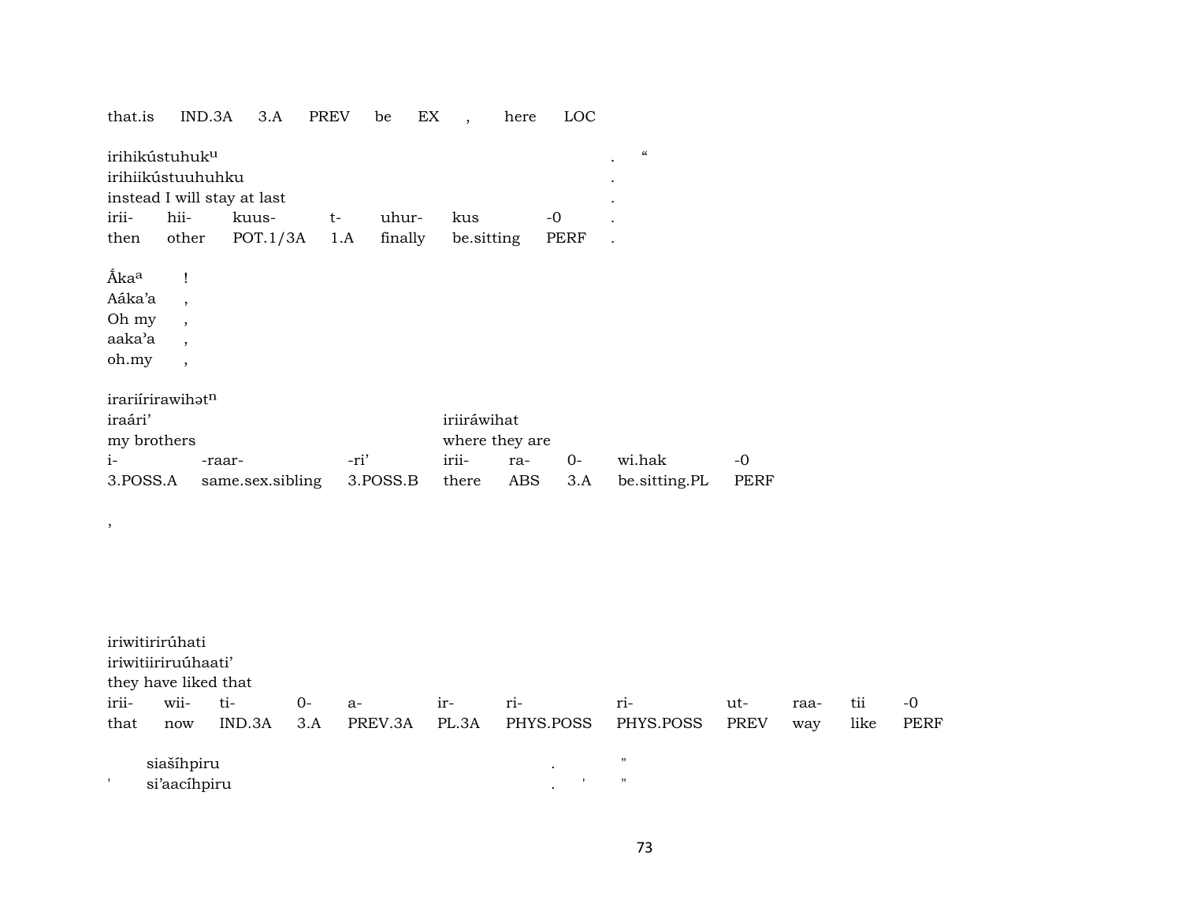that.is IND.3A 3.A PREV be EX , here LOC

irihikústuhukᵘ . “
irihiikústuuhuhku .
instead I will stay at last .

| irii- | hii- | kuus- | t- | uhur- | kus | -0 | . |
|---|---|---|---|---|---|---|---|
| then | other | POT.1/3A | 1.A | finally | be.sitting | PERF | . |

Ā́kaᵃ !
Aáka’a ,
Oh my ,
aaka’a ,
oh.my ,

irariírirawihəṭⁿ
iraári’ iriiráwihat
my brothers where they are

| i- | -raar- | -ri’ | irii- | ra- | 0- | wi.hak | -0 |
|---|---|---|---|---|---|---|---|
| 3.POSS.A | same.sex.sibling | 3.POSS.B | there | ABS | 3.A | be.sitting.PL | PERF |

,

iriwitirirúhati
iriwitiiriruúhaati’
they have liked that

| irii- | wii- | ti- | 0- | a- | ir- | ri- | ri- | ut- | raa- | tii | -0 |
|---|---|---|---|---|---|---|---|---|---|---|---|
| that | now | IND.3A | 3.A | PREV.3A | PL.3A | PHYS.POSS | PHYS.POSS | PREV | way | like | PERF |

siašíhpiru . "
' si’aacíhpiru . ' "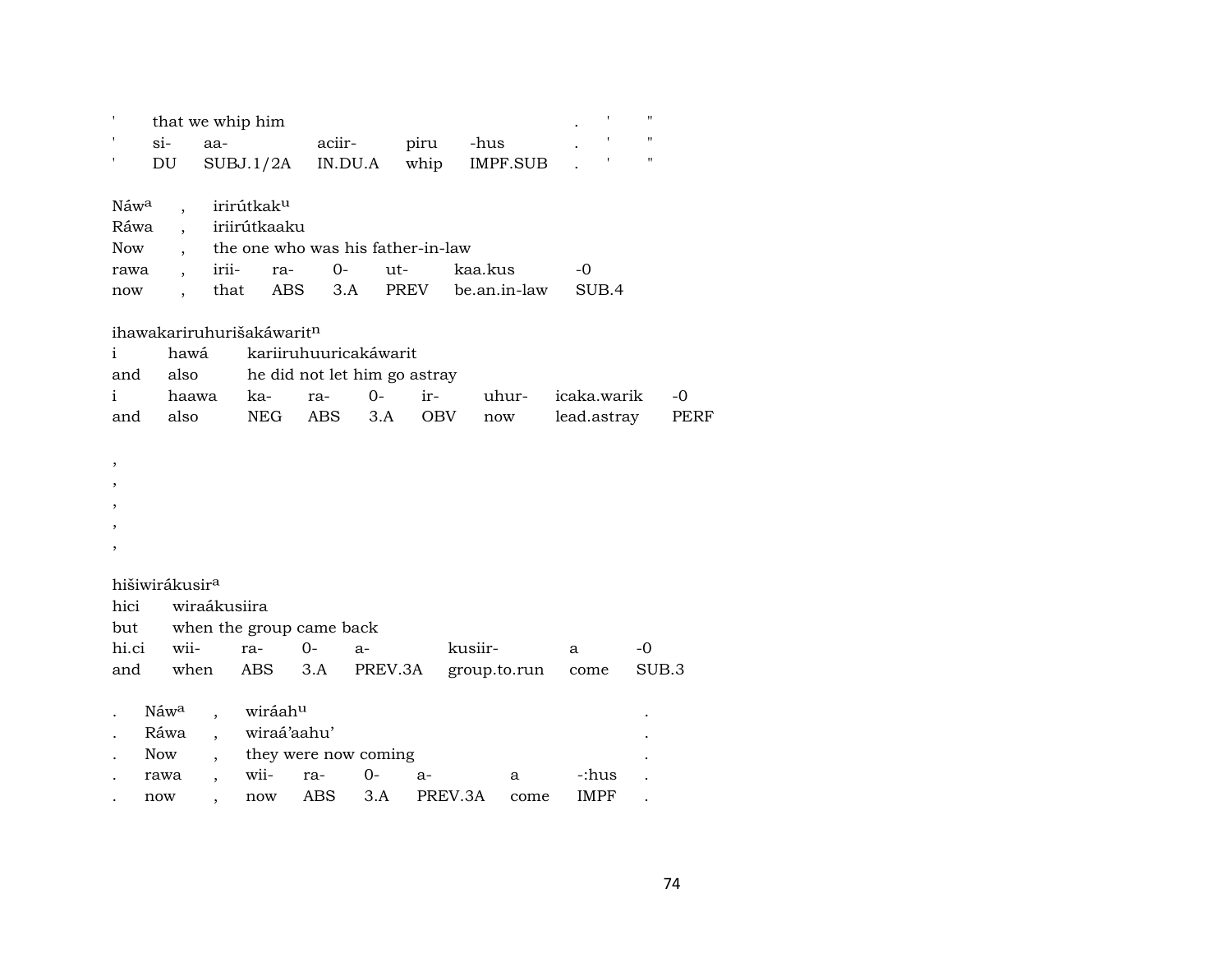| ' | that we whip him | | | | . | ' | " |
|---|---|---|---|---|---|---|---|
| ' | si- | aa- | aciir- | piru | -hus | . | ' | " |
| ' | DU | SUBJ.1/2A | IN.DU.A | whip | IMPF.SUB | . | ' | " |

| Náw[a] | , | irirútkak[u] | | | | | |
|---|---|---|---|---|---|---|---|
| Ráwa | , | iriirútkaaku | | | | | |
| Now | , | the one who was his father-in-law | | | | | |
| rawa | , | irii- | ra- | 0- | ut- | kaa.kus | -0 |
| now | , | that | ABS | 3.A | PREV | be.an.in-law | SUB.4 |

ihawakariruhurišakáwarit[n]

| i | hawá | kariiruhuuricakáwarit | | | | | | |
|---|---|---|---|---|---|---|---|---|
| and | also | he did not let him go astray | | | | | | |
| i | haawa | ka- | ra- | 0- | ir- | uhur- | icaka.warik | -0 |
| and | also | NEG | ABS | 3.A | OBV | now | lead.astray | PERF |

,
,
,
,
,

hišiwirákusir[a]

| hici | wiraákusiira | | | | | | |
|---|---|---|---|---|---|---|---|
| but | when the group came back | | | | | | |
| hi.ci | wii- | ra- | 0- | a- | kusiir- | a | -0 |
| and | when | ABS | 3.A | PREV.3A | group.to.run | come | SUB.3 |

| . | Náw[a] | , | wiráah[u] | | | | | . |
|---|---|---|---|---|---|---|---|---|
| . | Ráwa | , | wiraá'aahu' | | | | | . |
| . | Now | , | they were now coming | | | | | . |
| . | rawa | , | wii- | ra- | 0- | a- | a | -:hus | . |
| . | now | , | now | ABS | 3.A | PREV.3A | come | IMPF | . |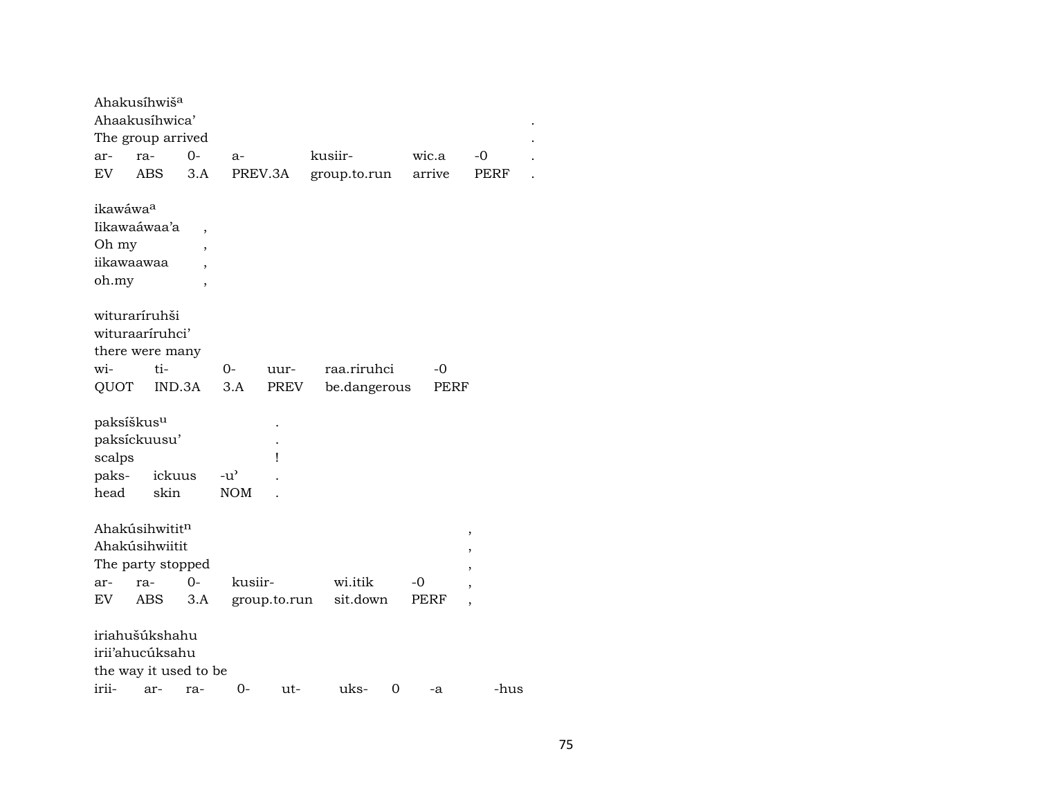Ahakusíhwiš[a]
Ahaakusíhwica' .
The group arrived .

| ar- | ra- | 0- | a- | kusiir- | wic.a | -0 | . |
|---|---|---|---|---|---|---|---|
| EV | ABS | 3.A | PREV.3A | group.to.run | arrive | PERF | . |

ikawáwa[a]
Iikawaáwaa'a ,
Oh my ,
iikawaawaa ,
oh.my ,

witurariruhši
wituraaríruhci'
there were many

| wi- | ti- | 0- | uur- | raa.riruhci | -0 |
|---|---|---|---|---|---|
| QUOT | IND.3A | 3.A | PREV | be.dangerous | PERF |

paksíškus[u] .
paksíckuusu' .
scalps !

| paks- | ickuus | -u' | . |
|---|---|---|---|
| head | skin | NOM | . |

Ahakúsihwitit[n] ,
Ahakúsihwiitit ,
The party stopped ,

| ar- | ra- | 0- | kusiir- | wi.itik | -0 | , |
|---|---|---|---|---|---|---|
| EV | ABS | 3.A | group.to.run | sit.down | PERF | , |

iriahušúkshahu
irii'ahucúksahu
the way it used to be

| irii- | ar- | ra- | 0- | ut- | uks- | 0 | -a | -hus |
|---|---|---|---|---|---|---|---|---|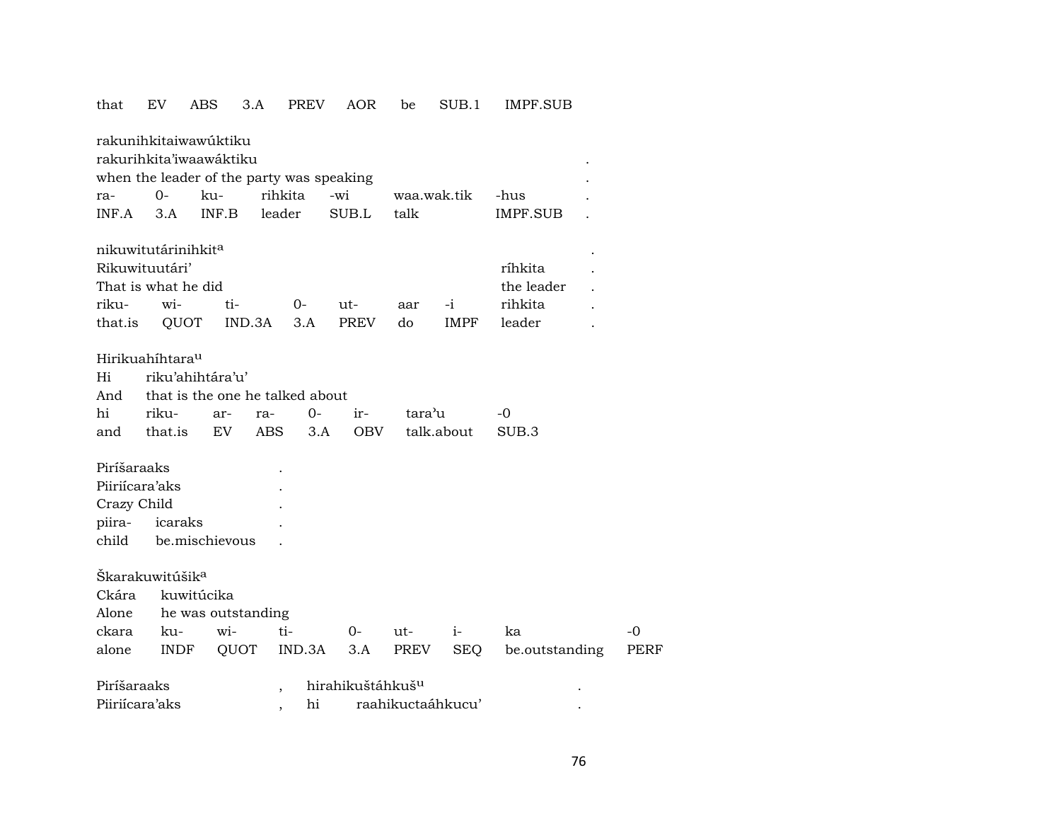that EV ABS 3.A PREV AOR be SUB.1 IMPF.SUB

rakunihkitaiwawúktiku
rakurihkita'iwaawáktiku .
when the leader of the party was speaking .

| ra- | 0- | ku- | rihkita | -wi | waa.wak.tik | -hus | . |
|---|---|---|---|---|---|---|---|
| INF.A | 3.A | INF.B | leader | SUB.L | talk | IMPF.SUB | . |

nikuwitutárinihkit[a] .
Rikuwituutári' ríhkita .
That is what he did the leader .

| riku- | wi- | ti- | 0- | ut- | aar | -i | rihkita | . |
|---|---|---|---|---|---|---|---|---|
| that.is | QUOT | IND.3A | 3.A | PREV | do | IMPF | leader | . |

Hirikuahíhtara[u]
Hi riku'ahihtára'u'
And that is the one he talked about

| hi | riku- | ar- | ra- | 0- | ir- | tara'u | -0 |
|---|---|---|---|---|---|---|---|
| and | that.is | EV | ABS | 3.A | OBV | talk.about | SUB.3 |

Piríšaraaks .
Piiriícara'aks .
Crazy Child .

| piira- | icaraks | . |
|---|---|---|
| child | be.mischievous | . |

Škarakuwitúšik[a]
Ckára kuwitúcika
Alone he was outstanding

| ckara | ku- | wi- | ti- | 0- | ut- | i- | ka | -0 |
|---|---|---|---|---|---|---|---|---|
| alone | INDF | QUOT | IND.3A | 3.A | PREV | SEQ | be.outstanding | PERF |

Piríšaraaks , hirahikuštáhkuš[u] .
Piiriícara'aks , hi raahikuctaáhkucu' .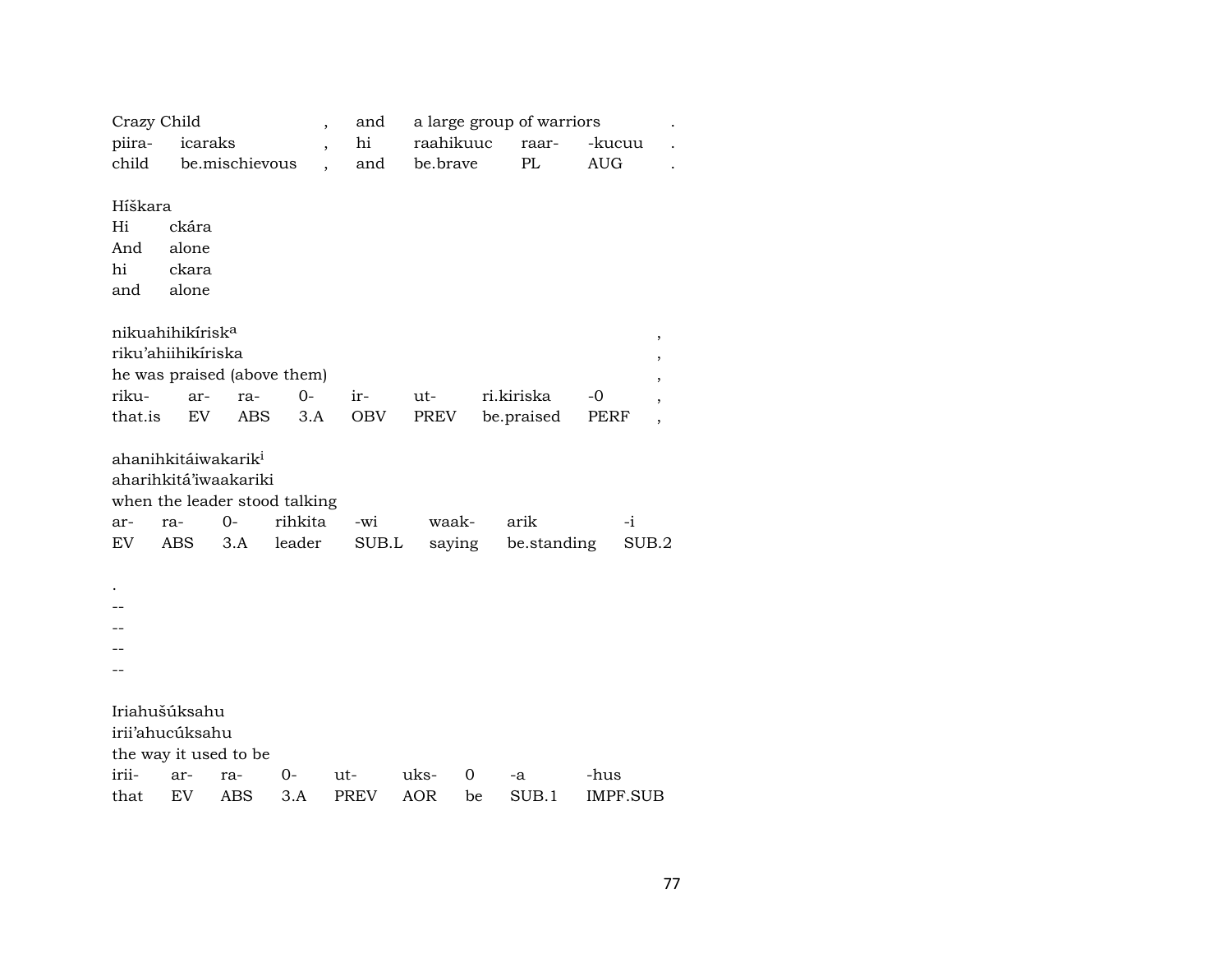| Crazy Child | | , | and | a large group of warriors | | | . |
|---|---|---|---|---|---|---|---|
| piira- | icaraks | , | hi | raahikuuc | raar- | -kucuu | . |
| child | be.mischievous | , | and | be.brave | PL | AUG | . |

Híškara

| Hi | ckára |
|---|---|
| And | alone |
| hi | ckara |
| and | alone |

nikuahihikírisk[a] ,

riku'ahiihikíriska ,

he was praised (above them) ,

| riku- | ar- | ra- | 0- | ir- | ut- | ri.kiriska | -0 | , |
|---|---|---|---|---|---|---|---|---|
| that.is | EV | ABS | 3.A | OBV | PREV | be.praised | PERF | , |

ahanihkitáiwakarik[i]

aharihkitá'iwaakariki

when the leader stood talking

| ar- | ra- | 0- | rihkita | -wi | waak- | arik | -i |
|---|---|---|---|---|---|---|---|
| EV | ABS | 3.A | leader | SUB.L | saying | be.standing | SUB.2 |

.

--

--

--

--

Iriahušúksahu

irii'ahucúksahu

the way it used to be

| irii- | ar- | ra- | 0- | ut- | uks- | 0 | -a | -hus |
|---|---|---|---|---|---|---|---|---|
| that | EV | ABS | 3.A | PREV | AOR | be | SUB.1 | IMPF.SUB |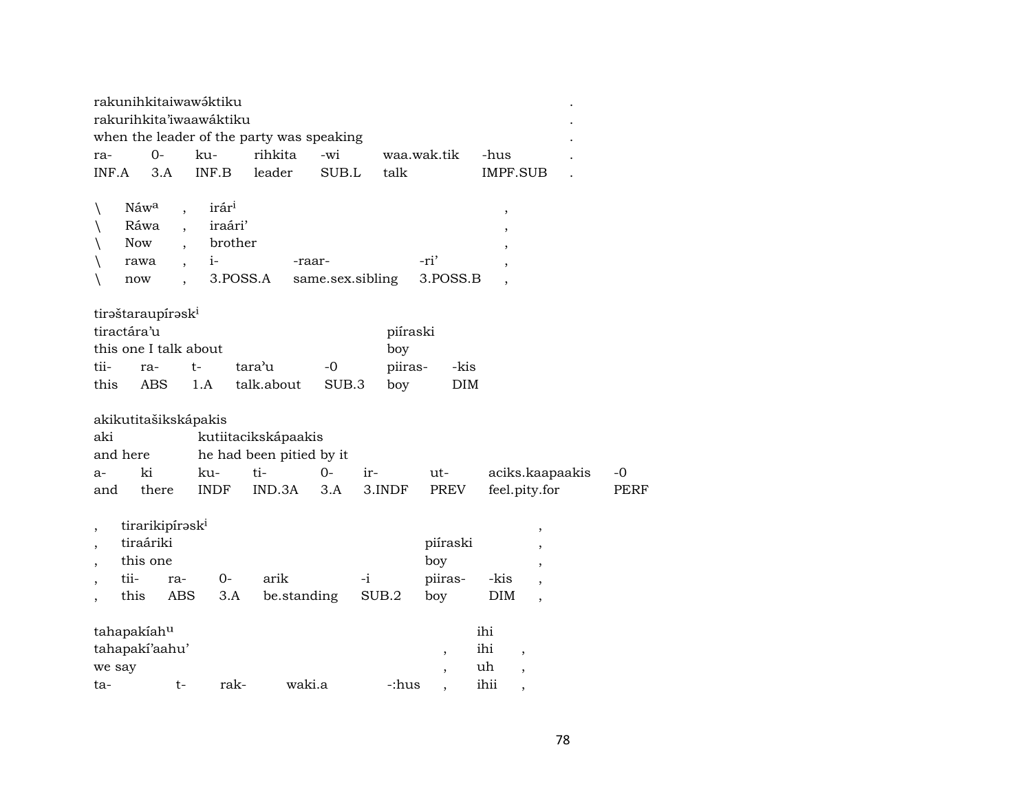| rakunihkitaiwawə́ktiku | | | | | | | . |
|---|---|---|---|---|---|---|---|
| rakurihkita'iwaawáktiku | | | | | | | . |
| when the leader of the party was speaking | | | | | | | . |
| ra- | 0- | ku- | rihkita | -wi | waa.wak.tik | -hus | . |
| INF.A | 3.A | INF.B | leader | SUB.L | talk | IMPF.SUB | . |

| \ | Náwa | , | irári | | | , |
|---|---|---|---|---|---|---|
| \ | Ráwa | , | iraári' | | | , |
| \ | Now | , | brother | | | , |
| \ | rawa | , | i- | -raar- | -ri' | , |
| \ | now | , | 3.POSS.A | same.sex.sibling | 3.POSS.B | , |

| tirəštaraupírəski | | | | | | |
|---|---|---|---|---|---|---|
| tiractára'u | | | | | piíraski | |
| this one I talk about | | | | | boy | |
| tii- | ra- | t- | tara'u | -0 | piiras- | -kis |
| this | ABS | 1.A | talk.about | SUB.3 | boy | DIM |

| akikutitašikskápakis | | | | | | | | |
|---|---|---|---|---|---|---|---|---|
| aki | | kutiitacikskápaakis | | | | | | |
| and here | | he had been pitied by it | | | | | | |
| a- | ki | ku- | ti- | 0- | ir- | ut- | aciks.kaapaakis | -0 |
| and | there | INDF | IND.3A | 3.A | 3.INDF | PREV | feel.pity.for | PERF |

| , | tirarikipírəski | | | | | | , |
|---|---|---|---|---|---|---|---|
| , | tiraáriki | | | | piíraski | | , |
| , | this one | | | | boy | | , |
| , | tii- | ra- | 0- | arik | -i | piiras- | -kis | , |
| , | this | ABS | 3.A | be.standing | SUB.2 | boy | DIM | , |

| tahapakíahu | | | | | | ihi | |
|---|---|---|---|---|---|---|---|
| tahapakí'aahu' | | | | | , | ihi | , |
| we say | | | | | , | uh | , |
| ta- | t- | rak- | waki.a | -:hus | , | ihii | , |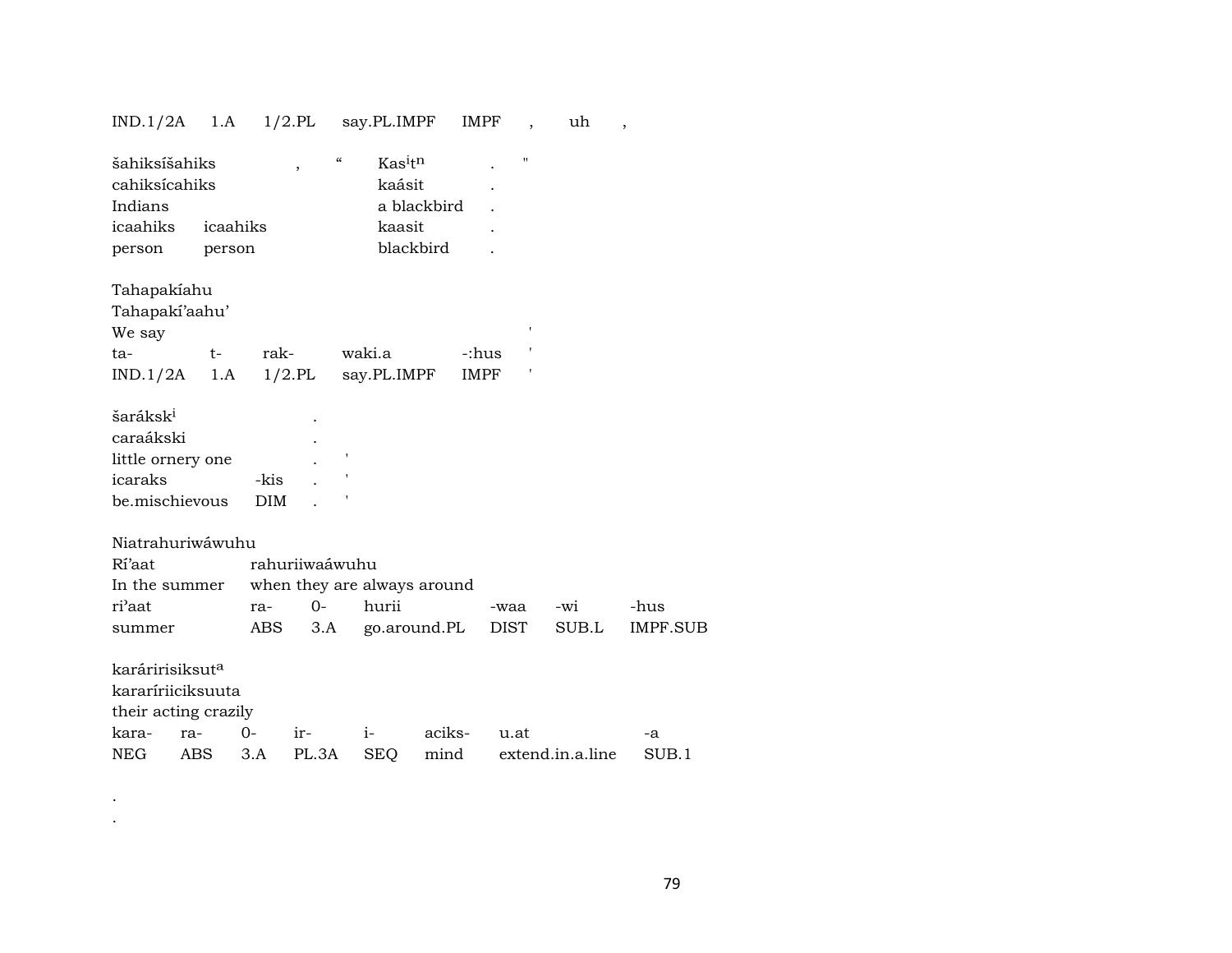IND.1/2A 1.A 1/2.PL say.PL.IMPF IMPF , uh ,

| šahiksíšahiks | , | " | Kas$^{i}$t$^{n}$ | . | " |
|---|---|---|---|---|---|
| cahiksícahiks | | | kaásit | . | |
| Indians | | | a blackbird | . | |
| icaahiks icaahiks | | | kaasit | . | |
| person person | | | blackbird | . | |

Tahapakíahu
Tahapakí'aahu'
We say '

| ta- | t- | rak- | waki.a | -:hus | ' |
|---|---|---|---|---|---|
| IND.1/2A | 1.A | 1/2.PL | say.PL.IMPF | IMPF | ' |

| šaráksk$^{i}$ | | . | |
|---|---|---|---|
| caraákski | | . | |
| little ornery one | | . | ' |
| icaraks | -kis | . | ' |
| be.mischievous | DIM | . | ' |

Niatrahuriwáwuhu

| Rí'aat | rahuriiwaáwuhu | | | | | |
|---|---|---|---|---|---|---|
| In the summer | when they are always around | | | | | |
| ri'aat | ra- | 0- | hurii | -waa | -wi | -hus |
| summer | ABS | 3.A | go.around.PL | DIST | SUB.L | IMPF.SUB |

karáririsiksut$^{a}$
kararíriiciksuuta
their acting crazily

| kara- | ra- | 0- | ir- | i- | aciks- | u.at | -a |
|---|---|---|---|---|---|---|---|
| NEG | ABS | 3.A | PL.3A | SEQ | mind | extend.in.a.line | SUB.1 |

.
.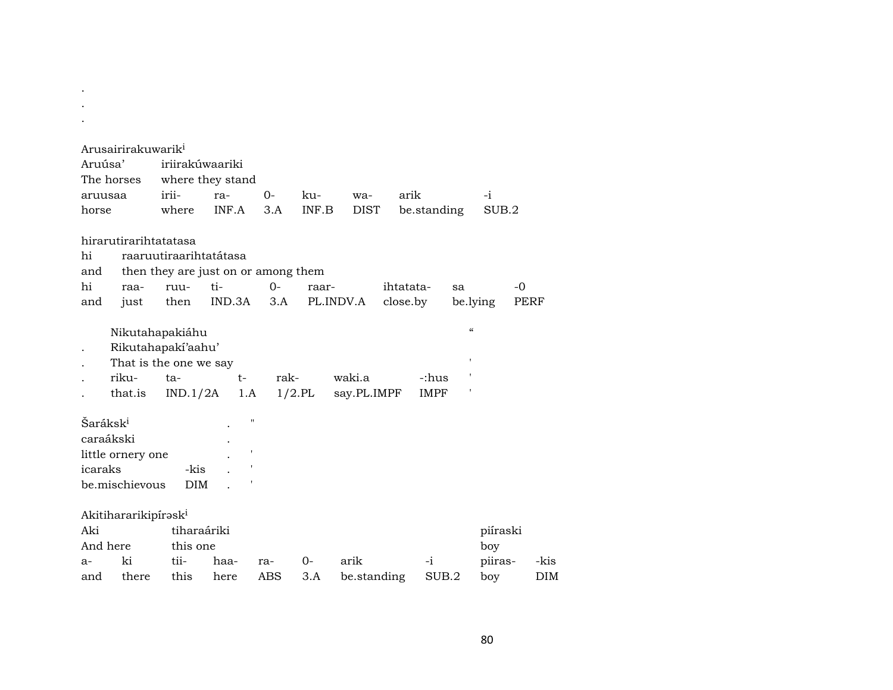.
.
.

Arusairirakuwarik[i]

| Aruúsa' | iriirakúwaariki | | | | | | |
|---|---|---|---|---|---|---|---|
| The horses | where they stand | | | | | | |
| aruusaa | irii- | ra- | 0- | ku- | wa- | arik | -i |
| horse | where | INF.A | 3.A | INF.B | DIST | be.standing | SUB.2 |

hirarutirarihtatatasa

| hi | raaruutiraarihtatátasa | | | | | | | |
|---|---|---|---|---|---|---|---|---|
| and | then they are just on or among them | | | | | | | |
| hi | raa- | ruu- | ti- | 0- | raar- | ihtatata- | sa | -0 |
| and | just | then | IND.3A | 3.A | PL.INDV.A | close.by | be.lying | PERF |

Nikutahapakiáhu "

| . | Rikutahapakí'aahu' | | | | | |
|---|---|---|---|---|---|---|
| . | That is the one we say | | | | | ' |
| . | riku- | ta- | t- | rak- | waki.a | -:hus ' |
| . | that.is | IND.1/2A | 1.A | 1/2.PL | say.PL.IMPF | IMPF ' |

Šarák­sk[i] . "

| caraákski | | . | |
|---|---|---|---|
| little ornery one | | . | ' |
| icaraks | -kis | . | ' |
| be.mischievous | DIM | . | ' |

Akitihararikipírəsk[i]

| Aki | | tiharaáriki | | | | | | piíraski | |
|---|---|---|---|---|---|---|---|---|---|
| And here | | this one | | | | | | boy | |
| a- | ki | tii- | haa- | ra- | 0- | arik | -i | piiras- | -kis |
| and | there | this | here | ABS | 3.A | be.standing | SUB.2 | boy | DIM |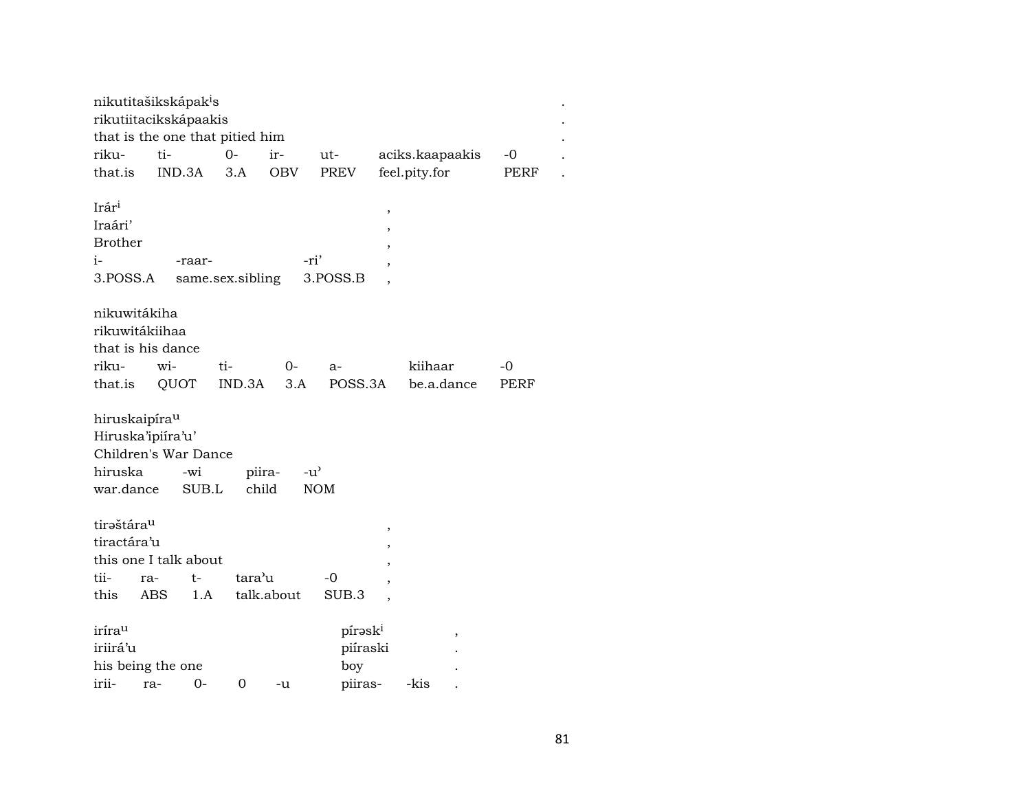nikutitašikskápak^i^s .
rikutiitacikskápaakis .
that is the one that pitied him .

| riku- | ti- | 0- | ir- | ut- | aciks.kaapaakis | -0 | . |
|---|---|---|---|---|---|---|---|
| that.is | IND.3A | 3.A | OBV | PREV | feel.pity.for | PERF | . |

Irár^i^ ,
Iraári' ,
Brother ,

| i- | -raar- | -ri' | , |
|---|---|---|---|
| 3.POSS.A | same.sex.sibling | 3.POSS.B | , |

nikuwitákiha
rikuwitákiihaa
that is his dance

| riku- | wi- | ti- | 0- | a- | kiihaar | -0 |
|---|---|---|---|---|---|---|
| that.is | QUOT | IND.3A | 3.A | POSS.3A | be.a.dance | PERF |

hiruskaipíra^u^
Hiruska'ipiíra'u'
Children's War Dance

| hiruska | -wi | piira- | -u' |
|---|---|---|---|
| war.dance | SUB.L | child | NOM |

tirəštára^u^ ,
tiractára'u ,
this one I talk about ,

| tii- | ra- | t- | tara'u | -0 | , |
|---|---|---|---|---|---|
| this | ABS | 1.A | talk.about | SUB.3 | , |

irára^u^ pírəsk^i^ ,
iriirá'u piíraski .
his being the one boy .

| irii- | ra- | 0- | 0 | -u | piiras- | -kis | . |
|---|---|---|---|---|---|---|---|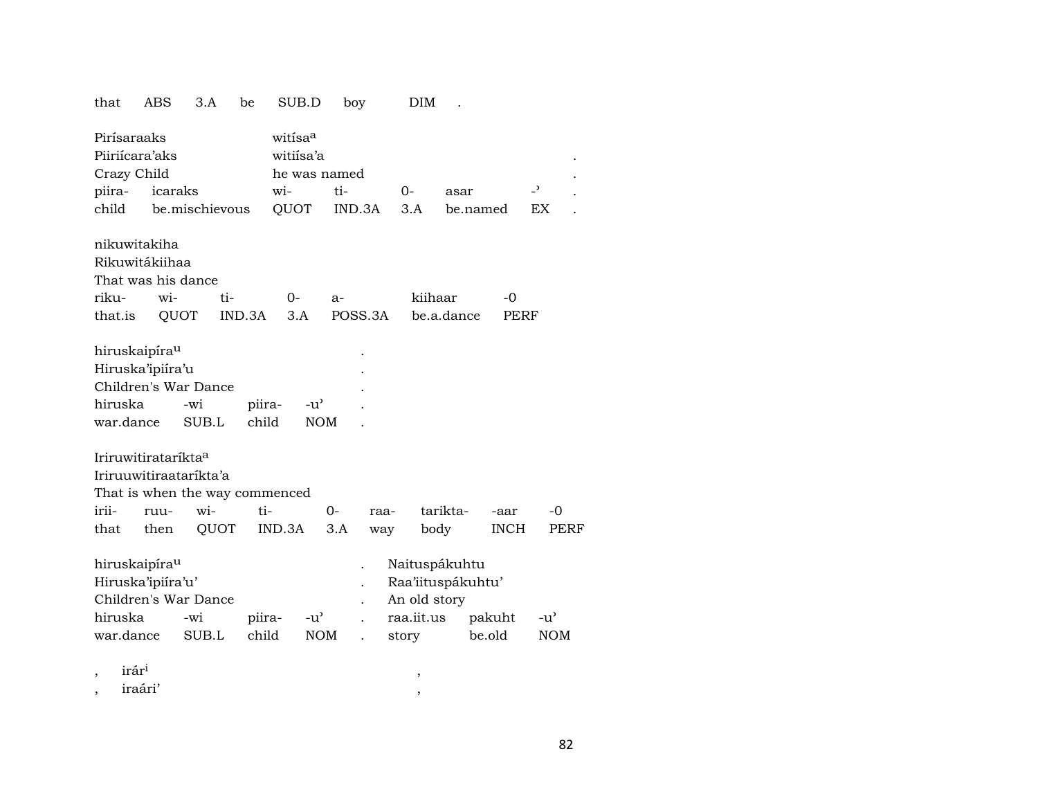| that | ABS | 3.A | be | SUB.D | boy | DIM | . |
|---|---|---|---|---|---|---|---|

Pirísaraaks witísa[a]
Piiriícara'aks witiísa'a .
Crazy Child he was named .

| piira- | icaraks | wi- | ti- | 0- | asar | -ʾ | . |
|---|---|---|---|---|---|---|---|
| child | be.mischievous | QUOT | IND.3A | 3.A | be.named | EX | . |

nikuwitakiha
Rikuwitákiihaa
That was his dance

| riku- | wi- | ti- | 0- | a- | kiihaar | -0 |
|---|---|---|---|---|---|---|
| that.is | QUOT | IND.3A | 3.A | POSS.3A | be.a.dance | PERF |

hiruskaipíra[u] .
Hiruska'ipiíra'u .
Children's War Dance .

| hiruska | -wi | piira- | -u' | . |
|---|---|---|---|---|
| war.dance | SUB.L | child | NOM | . |

Iriruwitiratarákta[a]
Iriruuwitiraatarákta'a
That is when the way commenced

| irii- | ruu- | wi- | ti- | 0- | raa- | tarikta- | -aar | -0 |
|---|---|---|---|---|---|---|---|---|
| that | then | QUOT | IND.3A | 3.A | way | body | INCH | PERF |

hiruskaipíra[u] . Naituspákuhtu
Hiruska'ipiíra'u' . Raa'iituspákuhtu'
Children's War Dance . An old story

| hiruska | -wi | piira- | -u' | . | raa.iit.us | pakuht | -u' |
|---|---|---|---|---|---|---|---|
| war.dance | SUB.L | child | NOM | . | story | be.old | NOM |

, irár[i] ,
, iraári' ,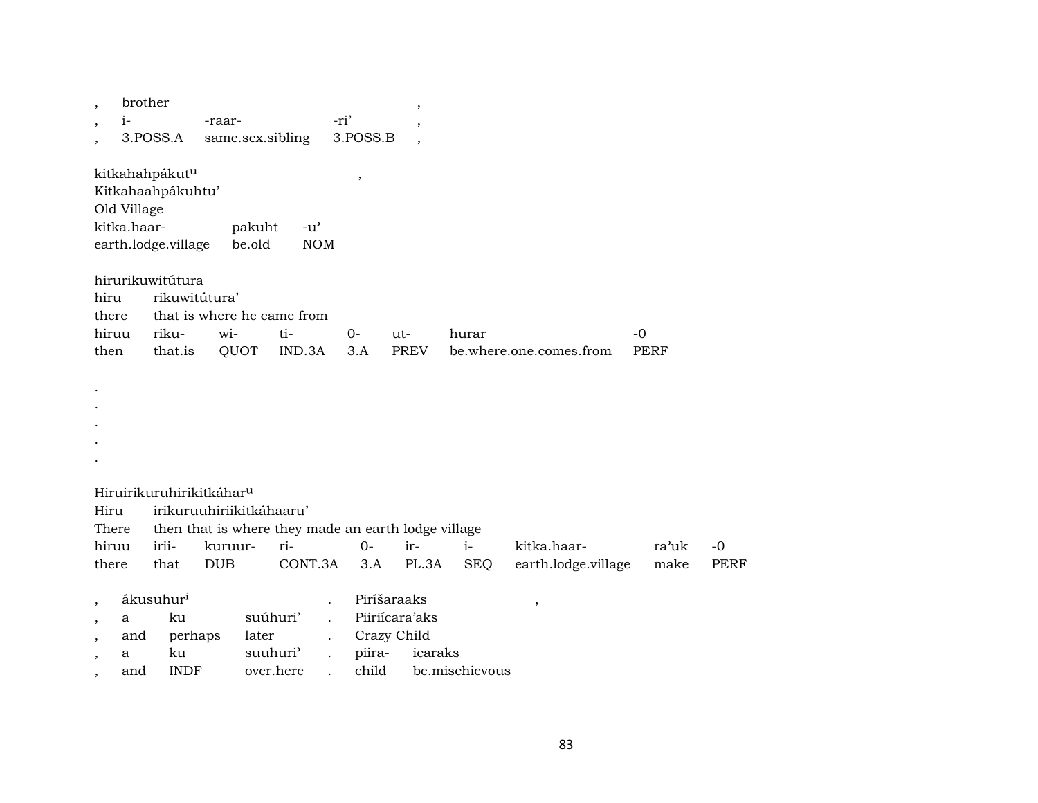| , | brother | | | , |
|---|---|---|---|---|
| , | i- | -raar- | -ri’ | , |
| , | 3.POSS.A | same.sex.sibling | 3.POSS.B | , |

kitkahahpákut$^{u}$ ,
Kitkahaahpákuhtu’
Old Village

| kitka.haar- | pakuht | -u’ |
|---|---|---|
| earth.lodge.village | be.old | NOM |

hirurikuwitútura

| hiru | rikuwitútura’ | | | | | | |
|---|---|---|---|---|---|---|---|
| there | that is where he came from | | | | | | |
| hiruu | riku- | wi- | ti- | 0- | ut- | hurar | -0 |
| then | that.is | QUOT | IND.3A | 3.A | PREV | be.where.one.comes.from | PERF |

.
.
.
.
.

Hiruirikuruhirikitkáhar$^{u}$

| Hiru | irikuruuhiriikitkáhaaru’ | | | | | | | | |
|---|---|---|---|---|---|---|---|---|---|
| There | then that is where they made an earth lodge village | | | | | | | | |
| hiruu | irii- | kuruur- | ri- | 0- | ir- | i- | kitka.haar- | ra’uk | -0 |
| there | that | DUB | CONT.3A | 3.A | PL.3A | SEQ | earth.lodge.village | make | PERF |

| , | ákusuhur$^{i}$ | | | . | Piríšaraaks | | , |
|---|---|---|---|---|---|---|---|
| , | a | ku | suúhuri’ | . | Piiriícara’aks | | |
| , | and | perhaps | later | . | Crazy Child | | |
| , | a | ku | suuhuri’ | . | piira- | icaraks | |
| , | and | INDF | over.here | . | child | be.mischievous | |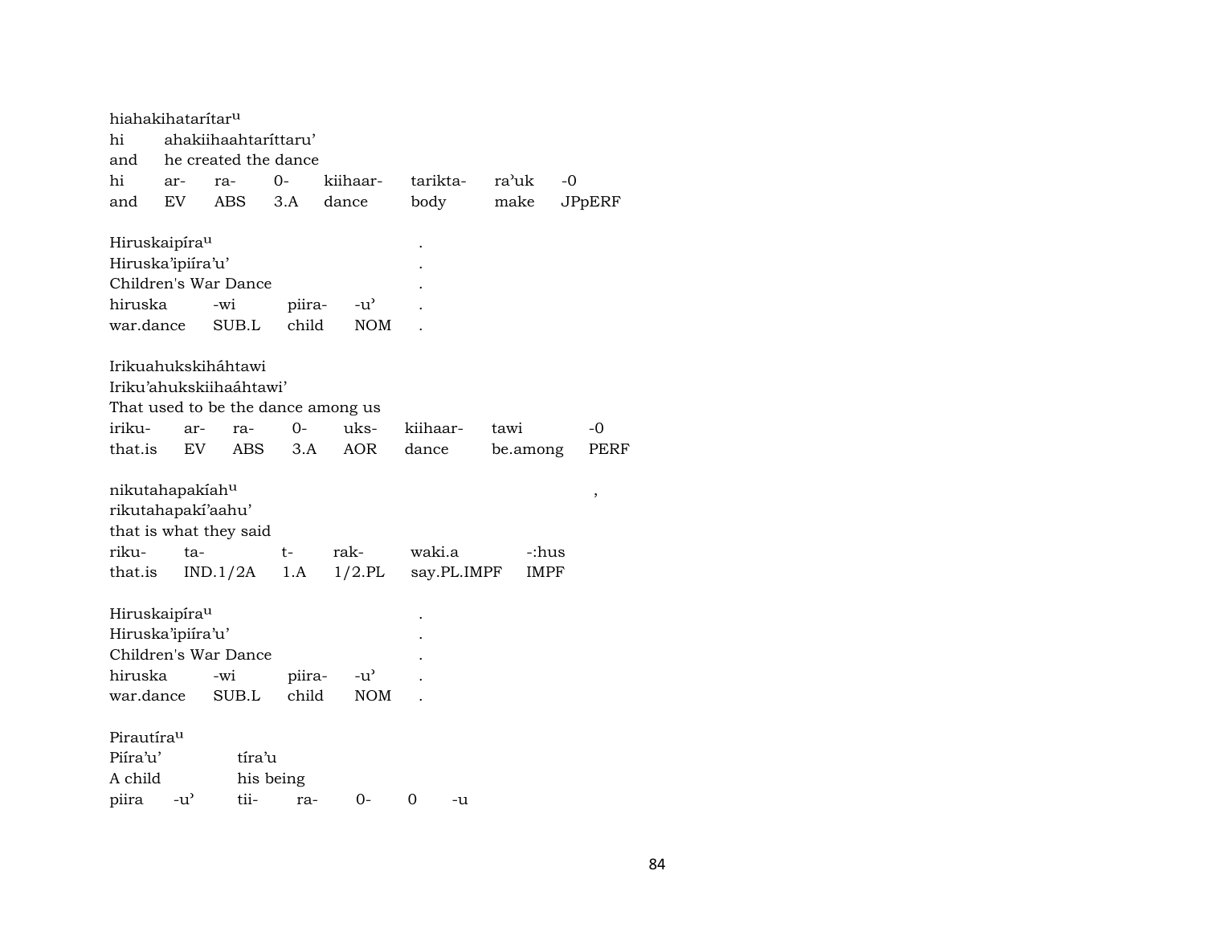hiahakihatarítar^u
hi ahakiihaahtaríttaru'
and he created the dance

| hi | ar- | ra- | 0- | kiihaar- | tarikta- | ra'uk | -0 |
|---|---|---|---|---|---|---|---|
| and | EV | ABS | 3.A | dance | body | make | JPpERF |

Hiruskaipíra^u .
Hiruska'ipiíra'u' .
Children's War Dance .

| hiruska | -wi | piira- | -u' | . |
|---|---|---|---|---|
| war.dance | SUB.L | child | NOM | . |

Irikuahukskiháhtawi
Iriku'ahukskiihaáhtawi'
That used to be the dance among us

| iriku- | ar- | ra- | 0- | uks- | kiihaar- | tawi | -0 |
|---|---|---|---|---|---|---|---|
| that.is | EV | ABS | 3.A | AOR | dance | be.among | PERF |

nikutahapakíah^u ,
rikutahapakí'aahu'
that is what they said

| riku- | ta- | t- | rak- | waki.a | -:hus |
|---|---|---|---|---|---|
| that.is | IND.1/2A | 1.A | 1/2.PL | say.PL.IMPF | IMPF |

Hiruskaipíra^u .
Hiruska'ipiíra'u' .
Children's War Dance .

| hiruska | -wi | piira- | -u' | . |
|---|---|---|---|---|
| war.dance | SUB.L | child | NOM | . |

Pirautíra^u
Piíra'u' tíra'u
A child his being

| piira | -u' | tii- | ra- | 0- | 0 | -u |
|---|---|---|---|---|---|---|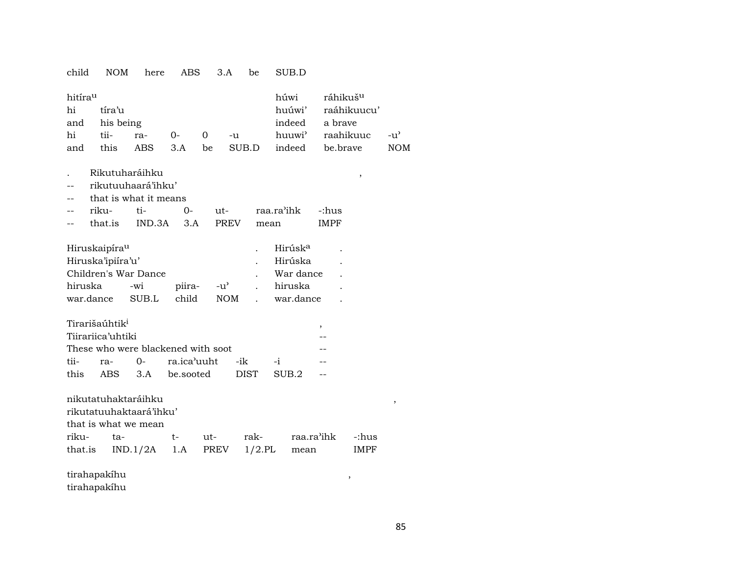child NOM here ABS 3.A be SUB.D

| hitíra[u] | | | | | | húwi | ráhikuš[u] | |
|---|---|---|---|---|---|---|---|---|
| hi | tíra'u | | | | | huúwi' | raáhikuucu' | |
| and | his being | | | | | indeed | a brave | |
| hi | tii- | ra- | 0- | 0 | -u | huuwi' | raahikuuc | -u' |
| and | this | ABS | 3.A | be | SUB.D | indeed | be.brave | NOM |

| . | Rikutuharáihku | | | | | , |
|---|---|---|---|---|---|---|
| -- | rikutuuhaará'ihku' | | | | | |
| -- | that is what it means | | | | | |
| -- | riku- | ti- | 0- | ut- | raa.ra'ihk | -:hus |
| -- | that.is | IND.3A | 3.A | PREV | mean | IMPF |

| Hiruskaipíra[u] | | | | . | Hirúsk[a] | . |
|---|---|---|---|---|---|---|
| Hiruska'ipiíra'u' | | | | . | Hirúska | . |
| Children's War Dance | | | | . | War dance | . |
| hiruska | -wi | piira- | -u' | . | hiruska | . |
| war.dance | SUB.L | child | NOM | . | war.dance | . |

| Tirarišaúhtik[i] | | | | | | , |
|---|---|---|---|---|---|---|
| Tiirariica'uhtiki | | | | | | -- |
| These who were blackened with soot | | | | | | -- |
| tii- | ra- | 0- | ra.ica'uuht | -ik | -i | -- |
| this | ABS | 3.A | be.sooted | DIST | SUB.2 | -- |

| nikutatuhaktaráihku | | | | | | | , |
|---|---|---|---|---|---|---|---|
| rikutatuuhaktaará'ihku' | | | | | | | |
| that is what we mean | | | | | | | |
| riku- | ta- | t- | ut- | rak- | raa.ra'ihk | -:hus | |
| that.is | IND.1/2A | 1.A | PREV | 1/2.PL | mean | IMPF | |

tirahapakíhu ,
tirahapakíhu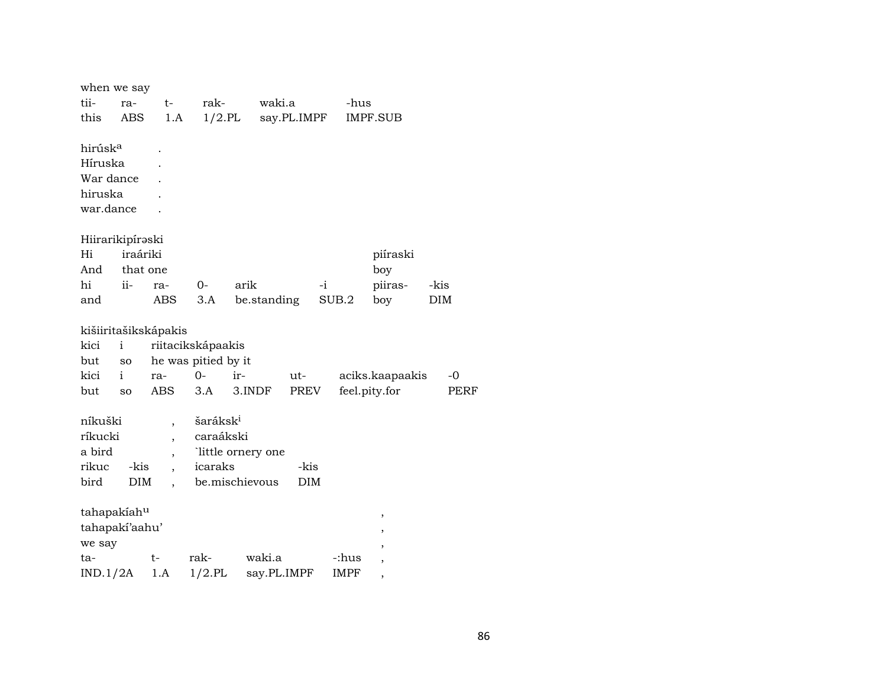when we say

| tii- | ra- | t- | rak- | waki.a | -hus |
|---|---|---|---|---|---|
| this | ABS | 1.A | 1/2.PL | say.PL.IMPF | IMPF.SUB |

hirúsk[a] .
Híruska .
War dance .

| hiruska | . |
|---|---|
| war.dance | . |

Hiirarikipírəski

| Hi | iraáriki | | | | | piíraski | |
|---|---|---|---|---|---|---|---|
| And | that one | | | | | boy | |
| hi | ii- | ra- | 0- | arik | -i | piiras- | -kis |
| and | | ABS | 3.A | be.standing | SUB.2 | boy | DIM |

kišiiritašikskápakis

| kici | i | riitacikskápaakis | | | | |
|---|---|---|---|---|---|---|
| but | so | he was pitied by it | | | | |
| kici | i | ra- | 0- | ir- | ut- | aciks.kaapaakis | -0 |
| but | so | ABS | 3.A | 3.INDF | PREV | feel.pity.for | PERF |

níkuški , šarákski[i]
ríkucki , caraákski
a bird , `little ornery one

| rikuc | -kis | , | icaraks | -kis |
|---|---|---|---|---|
| bird | DIM | , | be.mischievous | DIM |

tahapakíah[u] ,
tahapakí'aahu' ,
we say ,

| ta- | t- | rak- | waki.a | -:hus | , |
|---|---|---|---|---|---|
| IND.1/2A | 1.A | 1/2.PL | say.PL.IMPF | IMPF | , |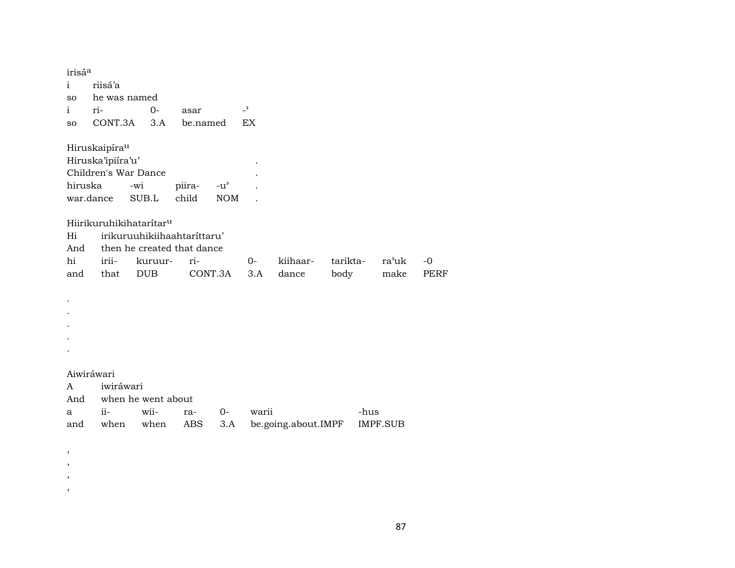irisá[a]

| i | riisá'a | | | |
|---|---|---|---|---|
| so | he was named | | | |
| i | ri- | 0- | asar | -ʾ |
| so | CONT.3A | 3.A | be.named | EX |

Hiruskaipíra[u]

| Hiruska'ipiíra'u' | | | | . |
|---|---|---|---|---|
| Children's War Dance | | | | . |
| hiruska | -wi | piira- | -u' | . |
| war.dance | SUB.L | child | NOM | . |

Hiirikuruhikihatarítar[u]

| Hi | irikuruuhikiihaahtaríttaru' | | | | | | | |
|---|---|---|---|---|---|---|---|---|
| And | then he created that dance | | | | | | | |
| hi | irii- | kuruur- | ri- | 0- | kiihaar- | tarikta- | ra'uk | -0 |
| and | that | DUB | CONT.3A | 3.A | dance | body | make | PERF |

.
.
.
.
.

Aiwiráwari

| A | iwiráwari | | | | | |
|---|---|---|---|---|---|---|
| And | when he went about | | | | | |
| a | ii- | wii- | ra- | 0- | warii | -hus |
| and | when | when | ABS | 3.A | be.going.about.IMPF | IMPF.SUB |

,
,
,
,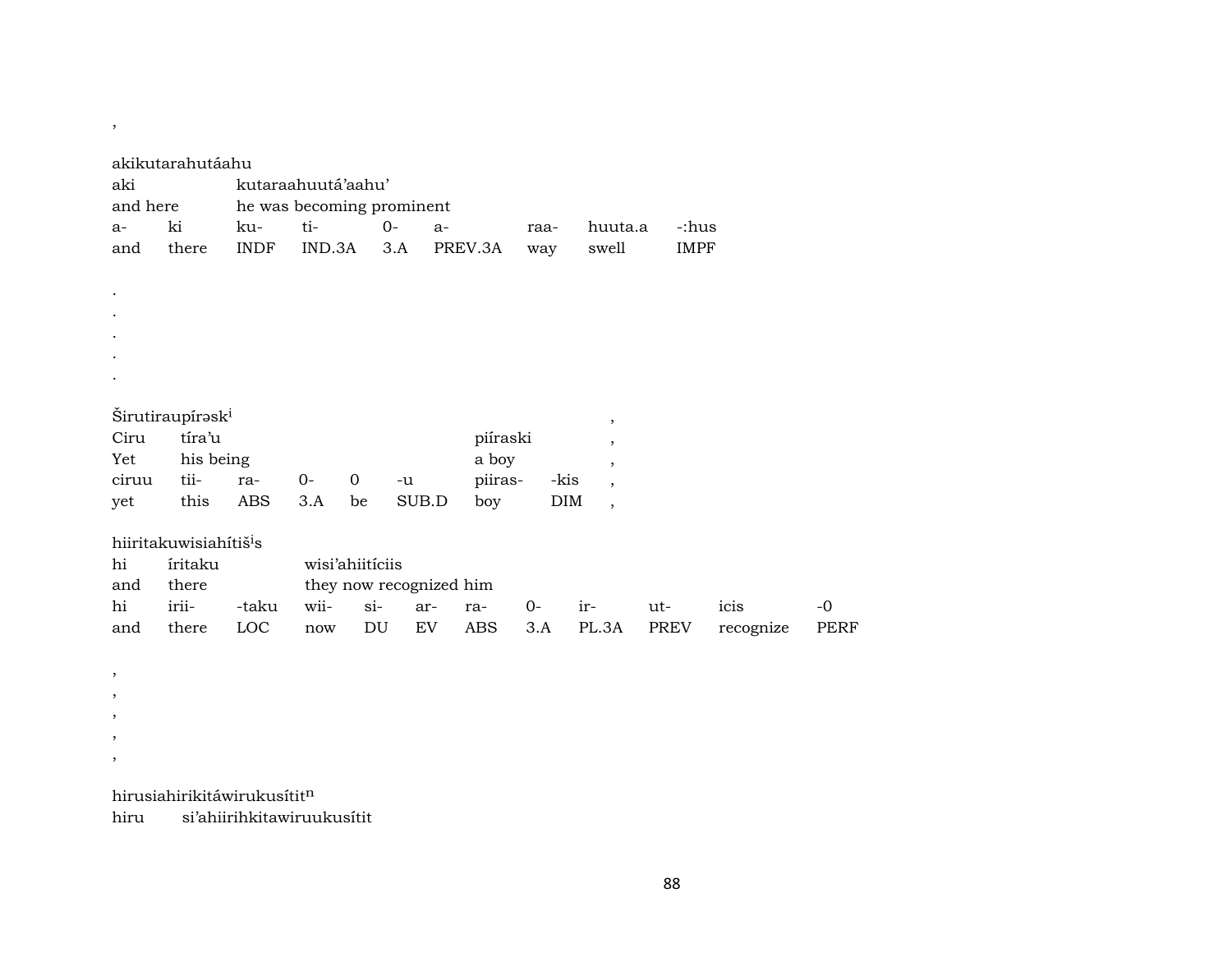,

akikutarahutáahu

| aki | | kutaraahuutá'aahu' | | | | | | |
|---|---|---|---|---|---|---|---|---|
| and here | | he was becoming prominent | | | | | | |
| a- | ki | ku- | ti- | 0- | a- | raa- | huuta.a | -:hus |
| and | there | INDF | IND.3A | 3.A | PREV.3A | way | swell | IMPF |

.
.
.
.
.

Širutiraupírəsk[i] ,

| Ciru | tíra'u | | | | | piíraski | | , |
|---|---|---|---|---|---|---|---|---|
| Yet | his being | | | | | a boy | | , |
| ciruu | tii- | ra- | 0- | 0 | -u | piiras- | -kis | , |
| yet | this | ABS | 3.A | be | SUB.D | boy | DIM | , |

hiiritakuwisiahítiš[i]s

| hi | íritaku | | wisi'ahiitíciis | | | | | | | | |
|---|---|---|---|---|---|---|---|---|---|---|---|
| and | there | | they now recognized him | | | | | | | | |
| hi | irii- | -taku | wii- | si- | ar- | ra- | 0- | ir- | ut- | icis | -0 |
| and | there | LOC | now | DU | EV | ABS | 3.A | PL.3A | PREV | recognize | PERF |

,
,
,
,
,

hirusiahirikitáwirukusítit[n]

hiru si'ahiirihkitawiruukusítit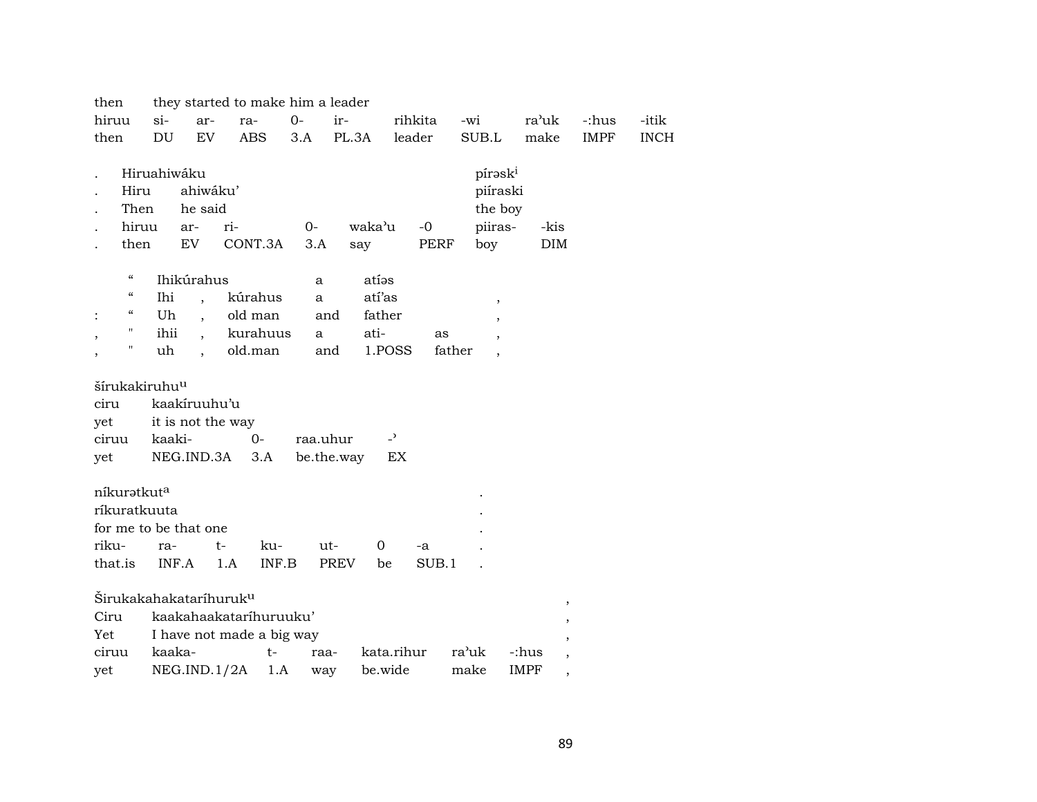then they started to make him a leader

| hiruu | si- | ar- | ra- | 0- | ir- | rihkita | -wi | ra'uk | -:hus | -itik |
|---|---|---|---|---|---|---|---|---|---|---|
| then | DU | EV | ABS | 3.A | PL.3A | leader | SUB.L | make | IMPF | INCH |

| . | Hiruahiwáku | | | | | | píraskⁱ | |
|---|---|---|---|---|---|---|---|---|
| . | Hiru | ahiwáku' | | | | | piíraski | |
| . | Then | he said | | | | | the boy | |
| . | hiruu | ar- | ri- | 0- | waka'u | -0 | piiras- | -kis |
| . | then | EV | CONT.3A | 3.A | say | PERF | boy | DIM |

| | " | Ihikúrahus | | | a | atíəs | | |
|---|---|---|---|---|---|---|---|---|
| | " | Ihi | , | kúrahus | a | atí'as | | , |
| : | " | Uh | , | old man | and | father | | , |
| , | " | ihii | , | kurahuus | a | ati- | as | , |
| , | " | uh | , | old.man | and | 1.POSS | father | , |

šírukakiruhuᵘ

| ciru | kaakíruuhu'u | | | |
|---|---|---|---|---|
| yet | it is not the way | | | |
| ciruu | kaaki- | 0- | raa.uhur | -ʾ |
| yet | NEG.IND.3A | 3.A | be.the.way | EX |

níkurətkutᵃ .

| ríkuratkuuta | | | | | | | . |
|---|---|---|---|---|---|---|---|
| for me to be that one | | | | | | | . |
| riku- | ra- | t- | ku- | ut- | 0 | -a | . |
| that.is | INF.A | 1.A | INF.B | PREV | be | SUB.1 | . |

Širukakahakataríhurukᵘ ,

| Ciru | kaakahaakataríhuruuku' | | | | | , |
|---|---|---|---|---|---|---|
| Yet | I have not made a big way | | | | | , |
| ciruu | kaaka- | t- | raa- | kata.rihur | ra'uk | -:hus | , |
| yet | NEG.IND.1/2A | 1.A | way | be.wide | make | IMPF | , |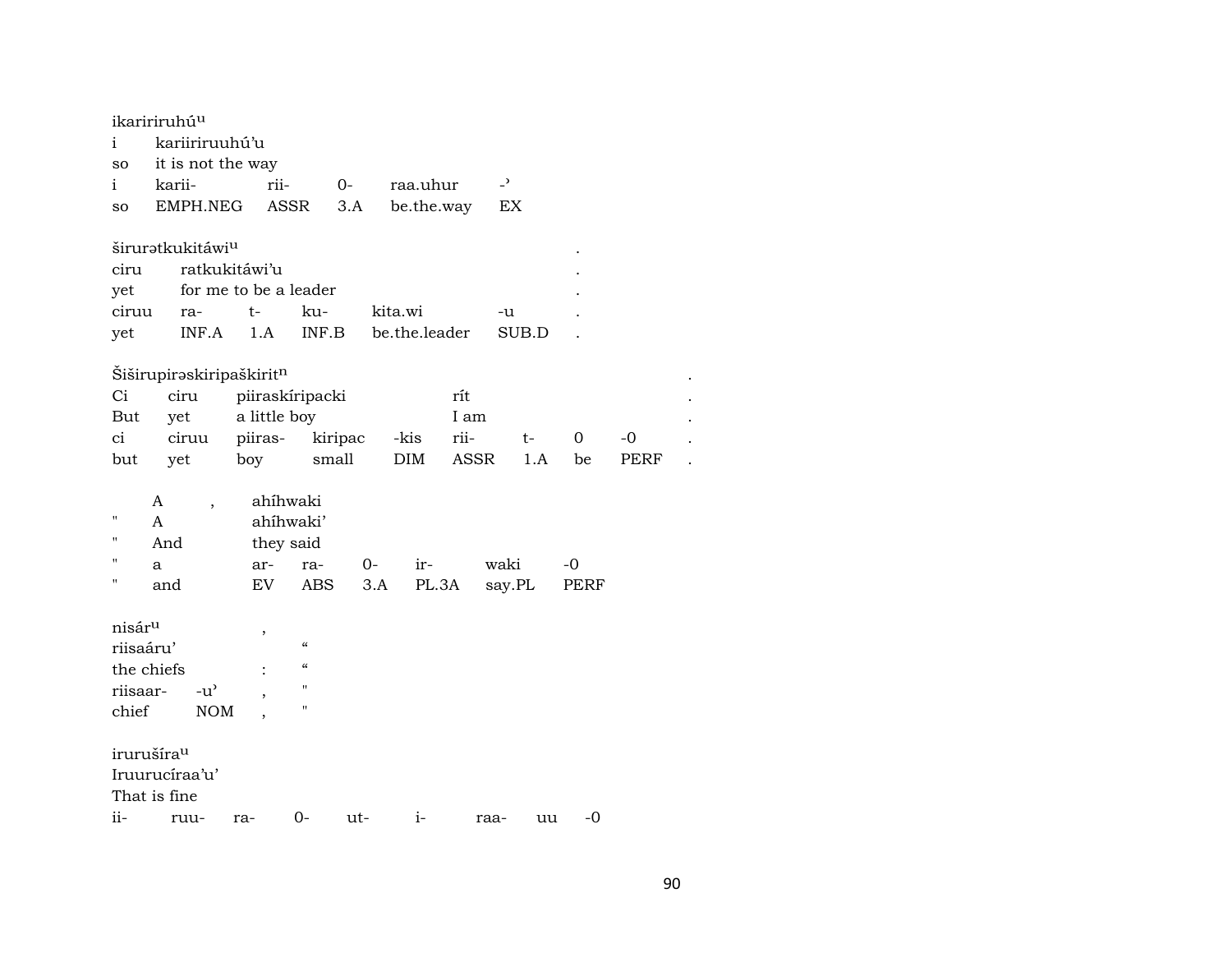ikaririruhú$^{u}$

| i | kariiriruuhú'u | | | | |
|---|---|---|---|---|---|
| so | it is not the way | | | | |
| i | karii- | rii- | 0- | raa.uhur | -' |
| so | EMPH.NEG | ASSR | 3.A | be.the.way | EX |

širurətkukitáwi$^{u}$ .

| ciru | ratkukitáwi'u | | | | | . |
|---|---|---|---|---|---|---|
| yet | for me to be a leader | | | | | . |
| ciruu | ra- | t- | ku- | kita.wi | -u | . |
| yet | INF.A | 1.A | INF.B | be.the.leader | SUB.D | . |

Šiširupirəskiripaškirit$^{n}$ .

| Ci | ciru | piiraskíripacki | | | rít | | | | . |
|---|---|---|---|---|---|---|---|---|---|
| But | yet | a little boy | | | I am | | | | . |
| ci | ciruu | piiras- | kiripac | -kis | rii- | t- | 0 | -0 | . |
| but | yet | boy | small | DIM | ASSR | 1.A | be | PERF | . |

| | A | , | ahíhwaki | | | | | |
|---|---|---|---|---|---|---|---|---|
| " | A | | ahíhwaki' | | | | | |
| " | And | | they said | | | | | |
| " | a | | ar- | ra- | 0- | ir- | waki | -0 |
| " | and | | EV | ABS | 3.A | PL.3A | say.PL | PERF |

| nisár$^{u}$ | | , | |
|---|---|---|---|
| riisaáru' | | | " |
| the chiefs | | : | " |
| riisaar- | -u' | , | " |
| chief | NOM | , | " |

irurušíra$^{u}$

Iruurucíraa'u'

That is fine

| ii- | ruu- | ra- | 0- | ut- | i- | raa- | uu | -0 |
|---|---|---|---|---|---|---|---|---|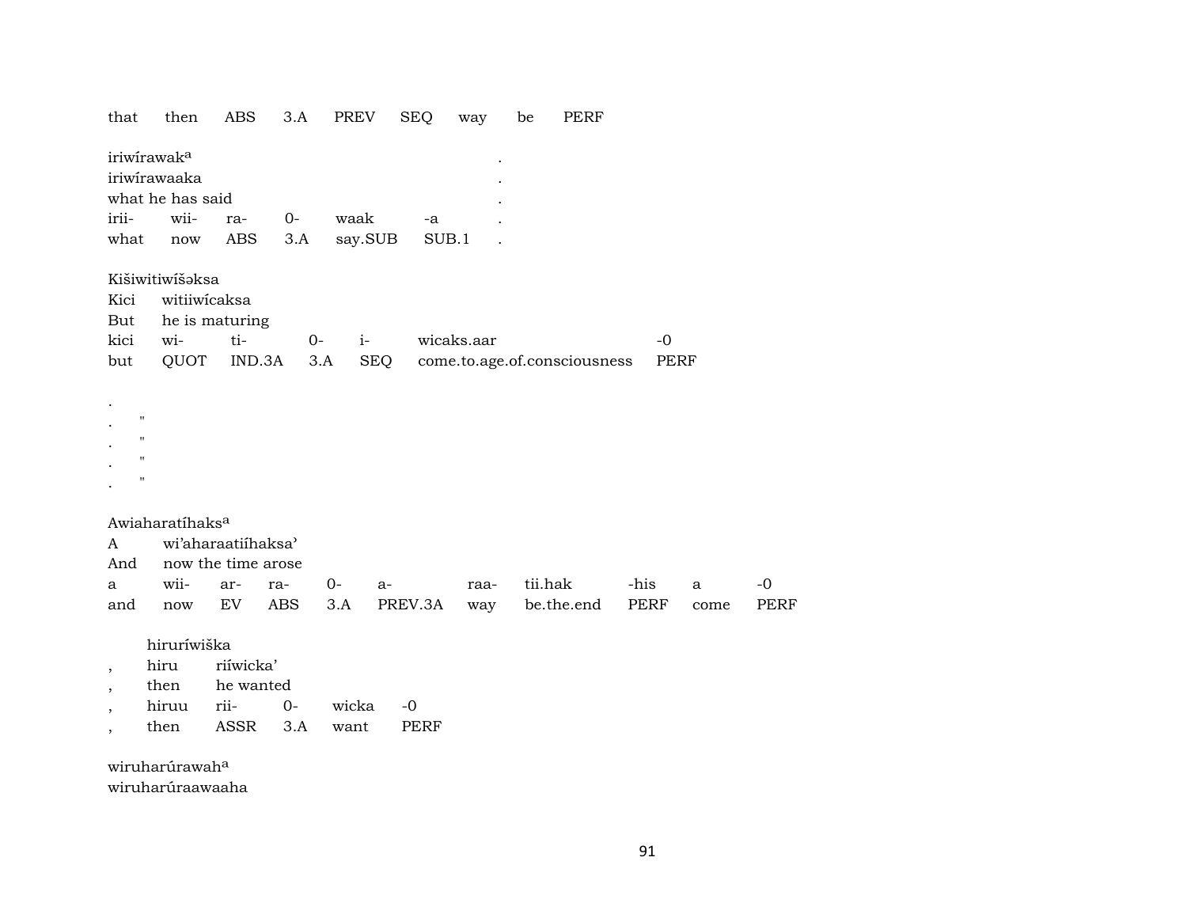that then ABS 3.A PREV SEQ way be PERF

iriwírawak[a] .
iriwírawaaka .
what he has said .

| irii- | wii- | ra- | 0- | waak | -a | . |
|---|---|---|---|---|---|---|
| what | now | ABS | 3.A | say.SUB | SUB.1 | . |

Kišiwitiwíšəksa
Kici witiiwícaksa
But he is maturing

| kici | wi- | ti- | 0- | i- | wicaks.aar | -0 |
|---|---|---|---|---|---|---|
| but | QUOT | IND.3A | 3.A | SEQ | come.to.age.of.consciousness | PERF |

.
. "
. "
. "
. "

Awiaharatíhaks[a]
A wi'aharaatiíhaksa'
And now the time arose

| a | wii- | ar- | ra- | 0- | a- | raa- | tii.hak | -his | a | -0 |
|---|---|---|---|---|---|---|---|---|---|---|
| and | now | EV | ABS | 3.A | PREV.3A | way | be.the.end | PERF | come | PERF |

hiruríwiška
, hiru riíwicka'
, then he wanted

| , | hiruu | rii- | 0- | wicka | -0 |
|---|---|---|---|---|---|
| , | then | ASSR | 3.A | want | PERF |

wiruharúrawah[a]
wiruharúraawaaha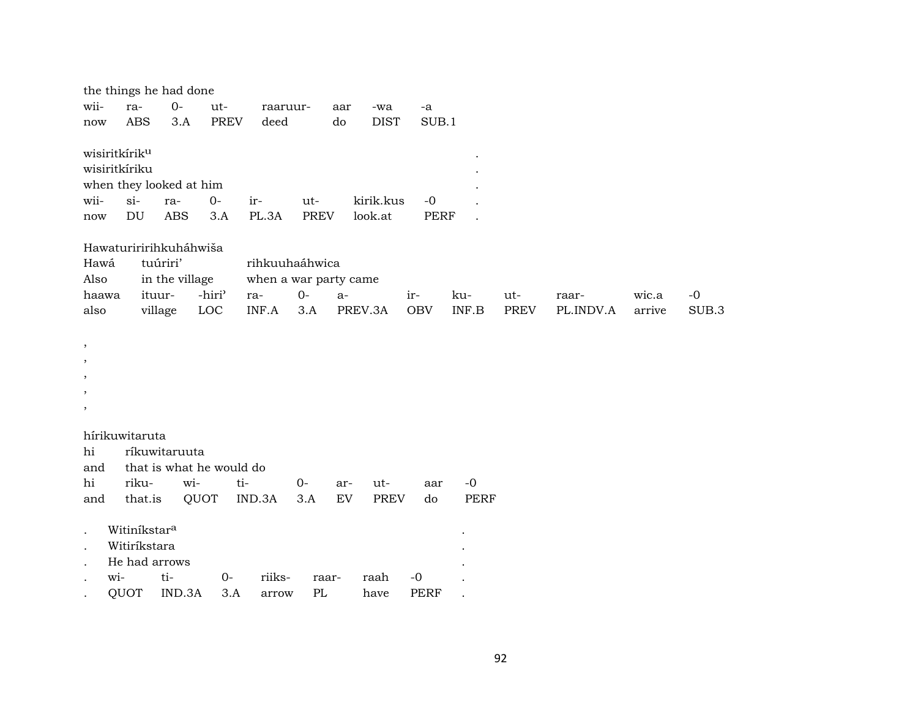the things he had done

| wii- | ra- | 0- | ut- | raaruur- | aar | -wa | -a |
|---|---|---|---|---|---|---|---|
| now | ABS | 3.A | PREV | deed | do | DIST | SUB.1 |

wisiritkírik$^{u}$ .
wisiritkíriku .
when they looked at him .

| wii- | si- | ra- | 0- | ir- | ut- | kirik.kus | -0 | . |
|---|---|---|---|---|---|---|---|---|
| now | DU | ABS | 3.A | PL.3A | PREV | look.at | PERF | . |

Hawaturiririhkuháhwiša
Hawá tuúriri' rihkuuhaáhwica
Also in the village when a war party came

| haawa | ituur- | -hiriˀ | ra- | 0- | a- | ir- | ku- | ut- | raar- | wic.a | -0 |
|---|---|---|---|---|---|---|---|---|---|---|---|
| also | village | LOC | INF.A | 3.A | PREV.3A | OBV | INF.B | PREV | PL.INDV.A | arrive | SUB.3 |

,
,
,
,
,

hírikuwitaruta
hi ríkuwitaruuta
and that is what he would do

| hi | riku- | wi- | ti- | 0- | ar- | ut- | aar | -0 |
|---|---|---|---|---|---|---|---|---|
| and | that.is | QUOT | IND.3A | 3.A | EV | PREV | do | PERF |

. Witiníkstar$^{a}$ .
. Witiríkstara .
. He had arrows .

| . | wi- | ti- | 0- | riiks- | raar- | raah | -0 | . |
|---|---|---|---|---|---|---|---|---|
| . | QUOT | IND.3A | 3.A | arrow | PL | have | PERF | . |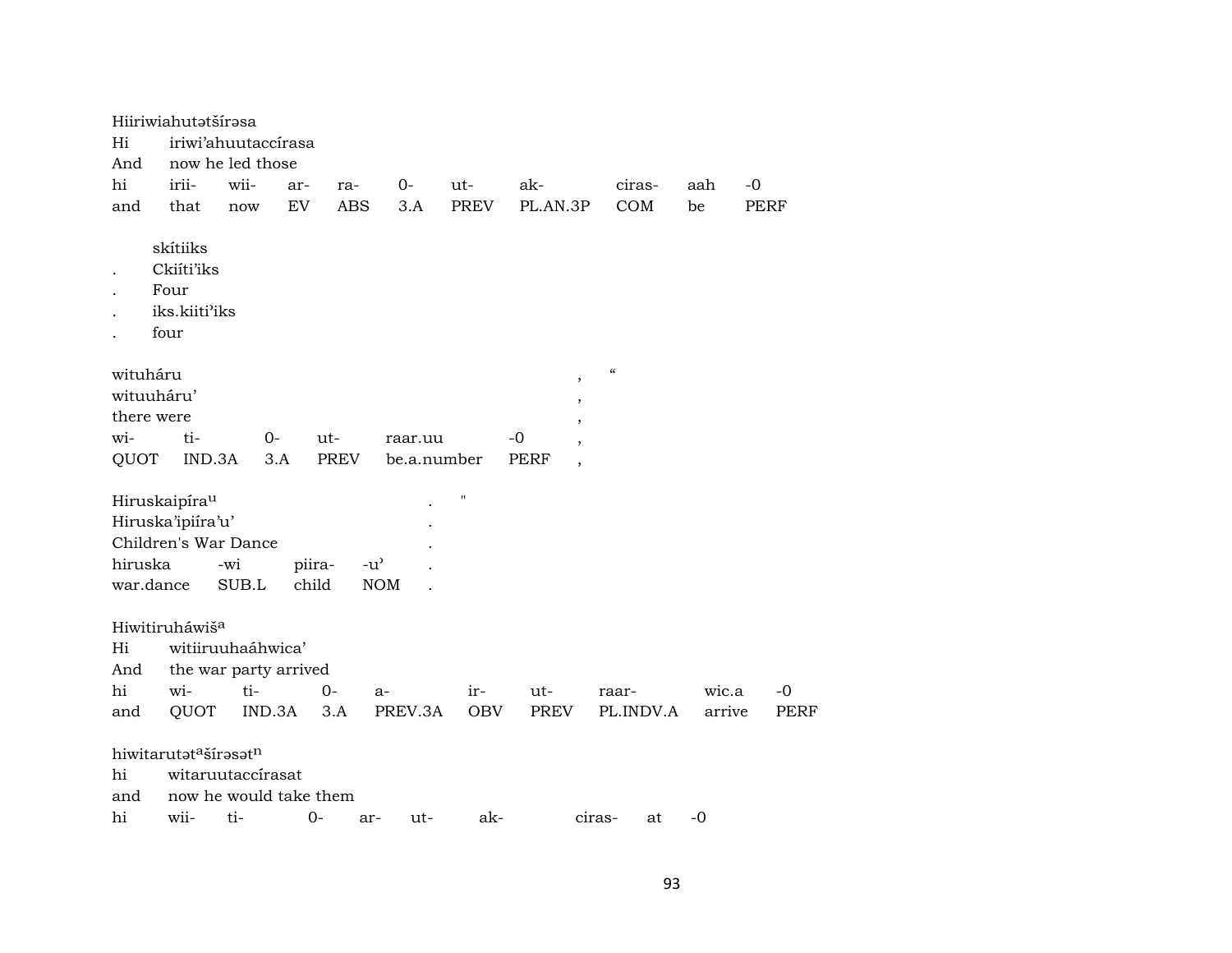Hiiriwiahutətšírəsa

| Hi | iriwi'ahuutaccírasa | | | | | | | | | |
|---|---|---|---|---|---|---|---|---|---|---|
| And | now he led those | | | | | | | | | |
| hi | irii- | wii- | ar- | ra- | 0- | ut- | ak- | ciras- | aah | -0 |
| and | that | now | EV | ABS | 3.A | PREV | PL.AN.3P | COM | be | PERF |

skítiiks

| . | Ckiíti'iks |
|---|---|
| . | Four |
| . | iks.kiiti'iks |
| . | four |

wituháru , “

| wituuháru' | | | | | | , |
|---|---|---|---|---|---|---|
| there were | | | | | | , |
| wi- | ti- | 0- | ut- | raar.uu | -0 | , |
| QUOT | IND.3A | 3.A | PREV | be.a.number | PERF | , |

Hiruskaipíra^u . "

| Hiruska'ipiíra'u' | | | | . |
|---|---|---|---|---|
| Children's War Dance | | | | . |
| hiruska | -wi | piira- | -u' | . |
| war.dance | SUB.L | child | NOM | . |

Hiwitiruháwiš^a

| Hi | witiiruuhaáhwica' | | | | | | | | |
|---|---|---|---|---|---|---|---|---|---|
| And | the war party arrived | | | | | | | | |
| hi | wi- | ti- | 0- | a- | ir- | ut- | raar- | wic.a | -0 |
| and | QUOT | IND.3A | 3.A | PREV.3A | OBV | PREV | PL.INDV.A | arrive | PERF |

hiwitarutət^ašírəsət^n

| hi | witaruutaccírasat | | | | | | | | |
|---|---|---|---|---|---|---|---|---|---|
| and | now he would take them | | | | | | | | |
| hi | wii- | ti- | 0- | ar- | ut- | ak- | ciras- | at | -0 |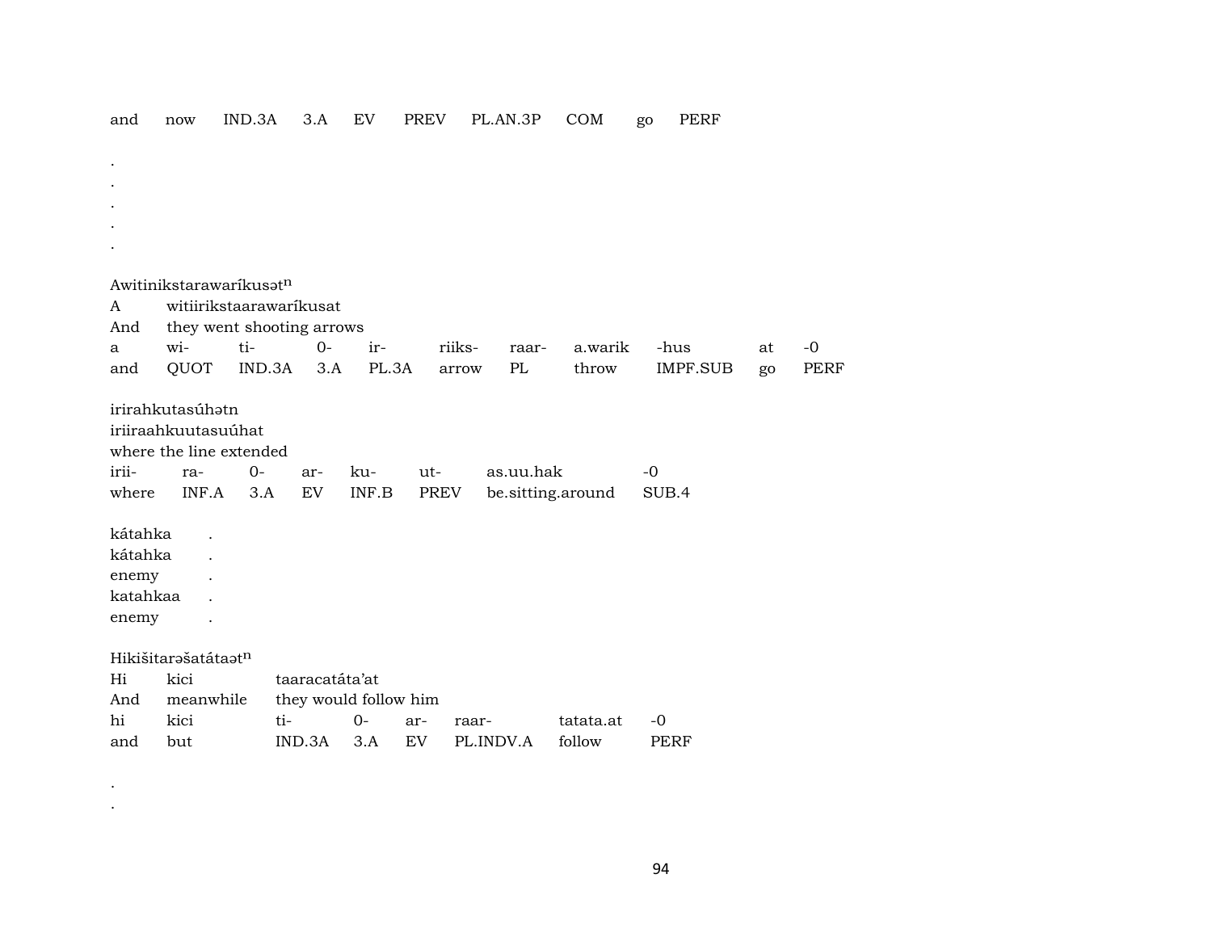and now IND.3A 3.A EV PREV PL.AN.3P COM go PERF

.
.
.
.
.

Awitinikstarawaríkusətⁿ
A witiirikstaarawaríkusat
And they went shooting arrows

| a | wi- | ti- | 0- | ir- | riiks- | raar- | a.warik | -hus | at | -0 |
|---|---|---|---|---|---|---|---|---|---|---|
| and | QUOT | IND.3A | 3.A | PL.3A | arrow | PL | throw | IMPF.SUB | go | PERF |

irirahkutasúhətn
iriiraahkuutasuúhat
where the line extended

| irii- | ra- | 0- | ar- | ku- | ut- | as.uu.hak | -0 |
|---|---|---|---|---|---|---|---|
| where | INF.A | 3.A | EV | INF.B | PREV | be.sitting.around | SUB.4 |

kátahka .
kátahka .
enemy .
katahkaa .
enemy .

Hikišitarəšatátaətⁿ
Hi kici taaracatáta'at
And meanwhile they would follow him

| hi | kici | ti- | 0- | ar- | raar- | tatata.at | -0 |
|---|---|---|---|---|---|---|---|
| and | but | IND.3A | 3.A | EV | PL.INDV.A | follow | PERF |

.
.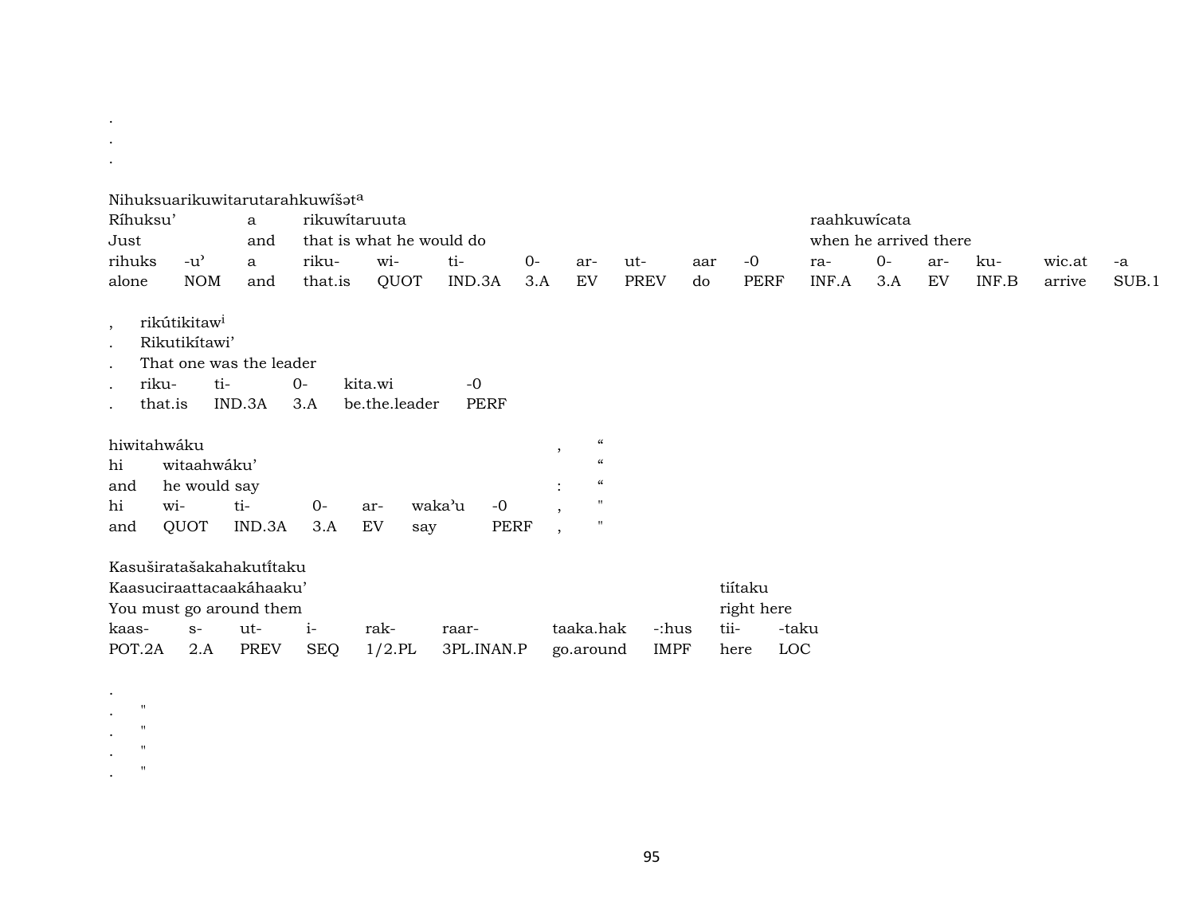.
.
.

Nihuksuarikuwitarutarahkuwíšəta

| Ríhuksu’ | | a | rikuwítaruuta | | | | | | | | raahkuwícata | | | | | |
|---|---|---|---|---|---|---|---|---|---|---|---|---|---|---|---|---|
| Just | | and | that is what he would do | | | | | | | | when he arrived there | | | | | |
| rihuks | -u’ | a | riku- | wi- | ti- | 0- | ar- | ut- | aar | -0 | ra- | 0- | ar- | ku- | wic.at | -a |
| alone | NOM | and | that.is | QUOT | IND.3A | 3.A | EV | PREV | do | PERF | INF.A | 3.A | EV | INF.B | arrive | SUB.1 |

| , | rikútikitawi | | | | |
|---|---|---|---|---|---|
| . | Rikutikítawi’ | | | | |
| . | That one was the leader | | | | |
| . | riku- | ti- | 0- | kita.wi | -0 |
| . | that.is | IND.3A | 3.A | be.the.leader | PERF |

| hiwitahwáku | | | | | | | , | “ |
|---|---|---|---|---|---|---|---|---|
| hi | witaahwáku’ | | | | | | | “ |
| and | he would say | | | | | | : | “ |
| hi | wi- | ti- | 0- | ar- | waka’u | -0 | , | " |
| and | QUOT | IND.3A | 3.A | EV | say | PERF | , | " |

Kasuširatašakahakutĩ́taku

| Kaasuciraattacaakáhaaku’ | | | | | | | | tiítaku | |
|---|---|---|---|---|---|---|---|---|---|
| You must go around them | | | | | | | | right here | |
| kaas- | s- | ut- | i- | rak- | raar- | taaka.hak | -:hus | tii- | -taku |
| POT.2A | 2.A | PREV | SEQ | 1/2.PL | 3PL.INAN.P | go.around | IMPF | here | LOC |

.
. "
. "
. "
. "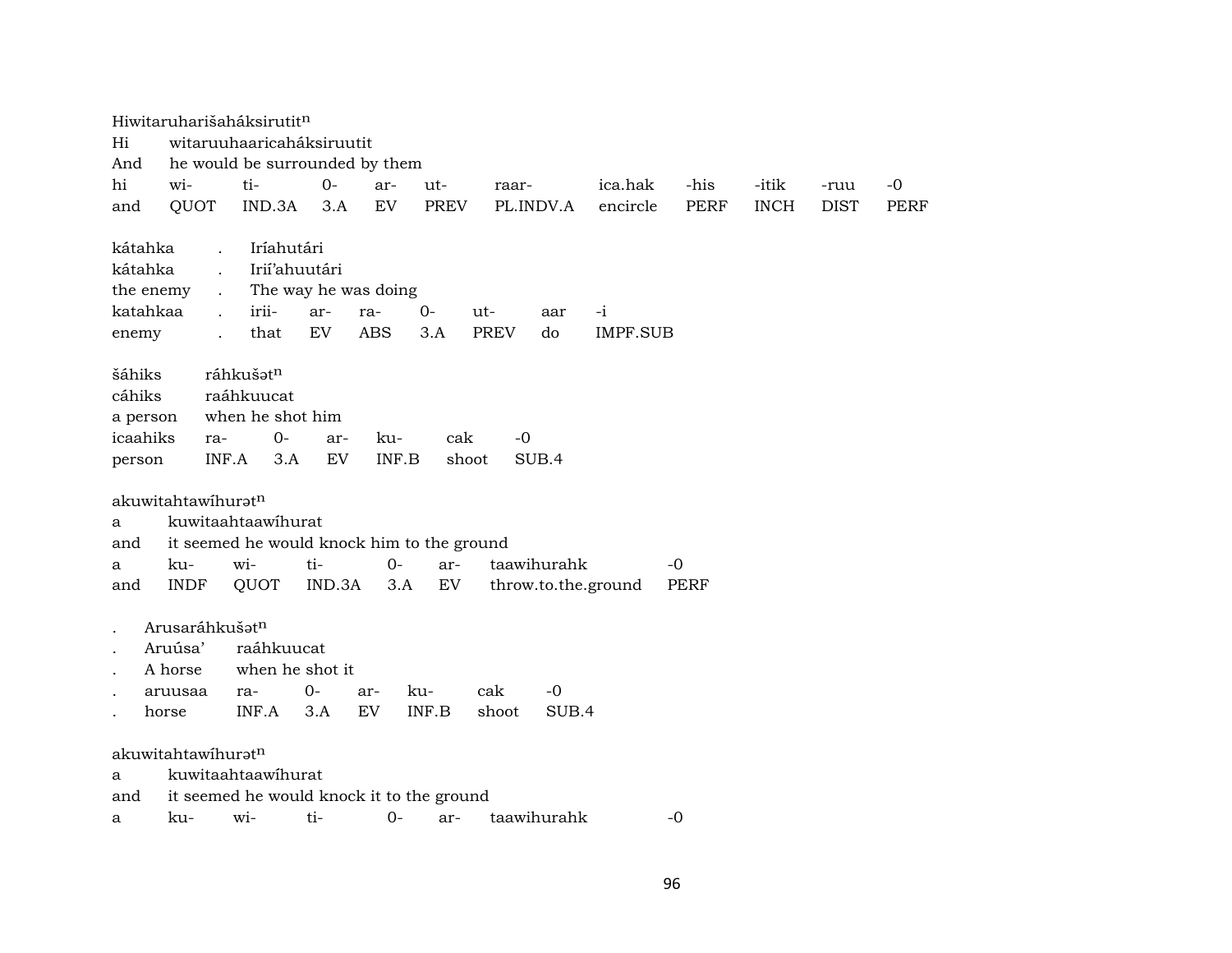Hiwitaruharišaháksirutit$^{n}$

| | | | | | | | | | | | |
|---|---|---|---|---|---|---|---|---|---|---|---|
| Hi | witaruuhaaricaháksiruutit | | | | | | | | | | |
| And | he would be surrounded by them | | | | | | | | | | |
| hi | wi- | ti- | 0- | ar- | ut- | raar- | ica.hak | -his | -itik | -ruu | -0 |
| and | QUOT | IND.3A | 3.A | EV | PREV | PL.INDV.A | encircle | PERF | INCH | DIST | PERF |

| | | | | | | | | |
|---|---|---|---|---|---|---|---|---|
| kátahka | . | Iríahutári | | | | | | |
| kátahka | . | Irií'ahuutári | | | | | | |
| the enemy | . | The way he was doing | | | | | | |
| katahkaa | . | irii- | ar- | ra- | 0- | ut- | aar | -i |
| enemy | . | that | EV | ABS | 3.A | PREV | do | IMPF.SUB |

| | | | | | | |
|---|---|---|---|---|---|---|
| šáhiks | ráhkušət$^{n}$ | | | | | |
| cáhiks | raáhkuucat | | | | | |
| a person | when he shot him | | | | | |
| icaahiks | ra- | 0- | ar- | ku- | cak | -0 |
| person | INF.A | 3.A | EV | INF.B | shoot | SUB.4 |

akuwitahtawíhurət$^{n}$

| | | | | | | |
|---|---|---|---|---|---|---|
| a | kuwitaahtaawíhurat | | | | | |
| and | it seemed he would knock him to the ground | | | | | |
| a | ku- | wi- | ti- | 0- | ar- | taawihurahk | -0 |
| and | INDF | QUOT | IND.3A | 3.A | EV | throw.to.the.ground | PERF |

| | | | | | | | |
|---|---|---|---|---|---|---|---|
| . | Arusaráhkušət$^{n}$ | | | | | | |
| . | Aruúsa' | raáhkuucat | | | | | |
| . | A horse | when he shot it | | | | | |
| . | aruusaa | ra- | 0- | ar- | ku- | cak | -0 |
| . | horse | INF.A | 3.A | EV | INF.B | shoot | SUB.4 |

akuwitahtawíhurət$^{n}$

| | | | | | | | |
|---|---|---|---|---|---|---|---|
| a | kuwitaahtaawíhurat | | | | | | |
| and | it seemed he would knock it to the ground | | | | | | |
| a | ku- | wi- | ti- | 0- | ar- | taawihurahk | -0 |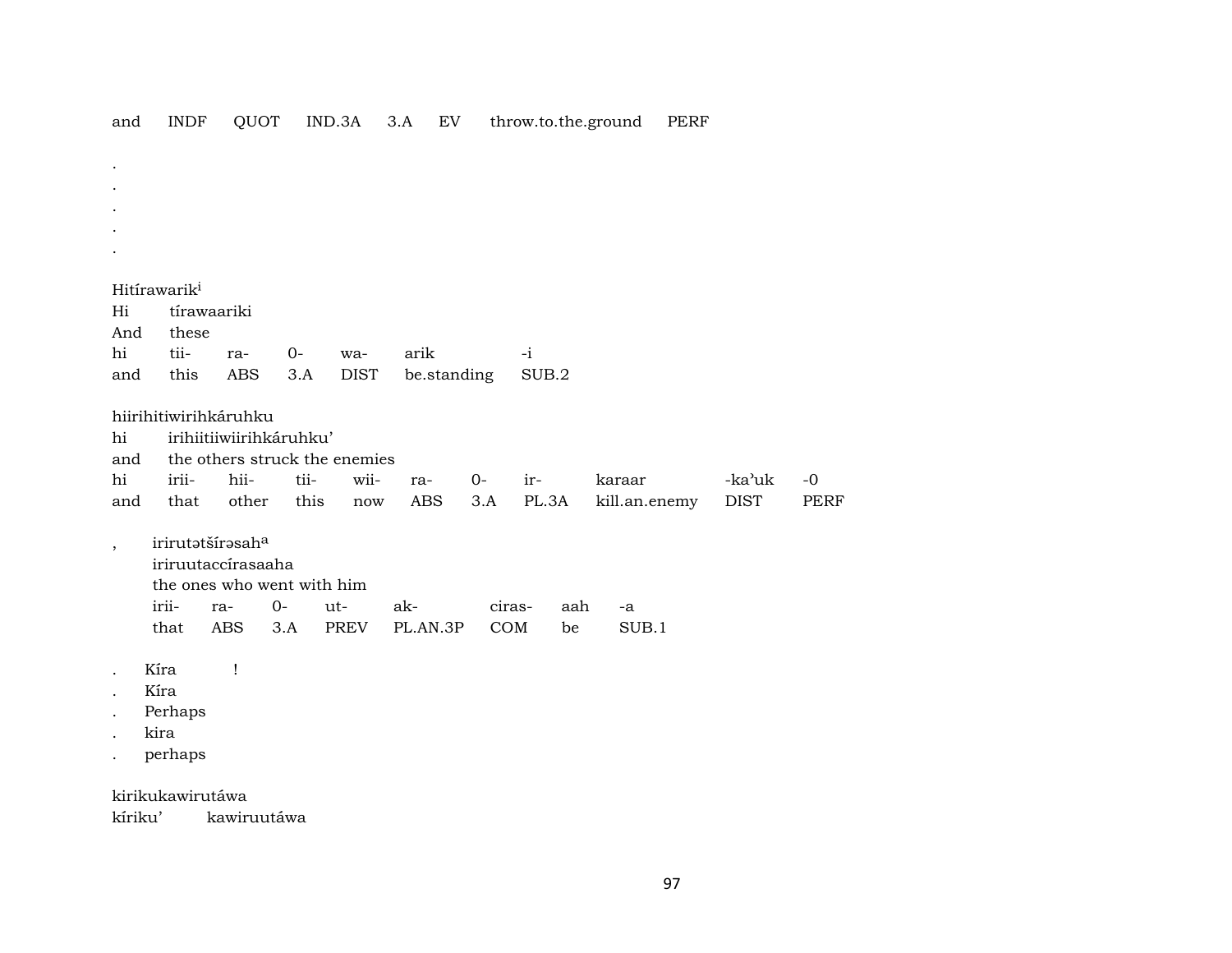and INDF QUOT IND.3A 3.A EV throw.to.the.ground PERF

.
.
.
.
.

Hitírawarik[i]
Hi tírawaariki
And these
hi tii- ra- 0- wa- arik -i
and this ABS 3.A DIST be.standing SUB.2

hiirihitiwirihkáruhku
hi irihiitiiwiirihkáruhku'
and the others struck the enemies
hi irii- hii- tii- wii- ra- 0- ir- karaar -ka'uk -0
and that other this now ABS 3.A PL.3A kill.an.enemy DIST PERF

, irirutətšírəsah[a]
iriruutaccírasaaha
the ones who went with him
irii- ra- 0- ut- ak- ciras- aah -a
that ABS 3.A PREV PL.AN.3P COM be SUB.1

. Kíra !
. Kíra
. Perhaps
. kira
. perhaps

kirikukawirutáwa
kíriku' kawiruutáwa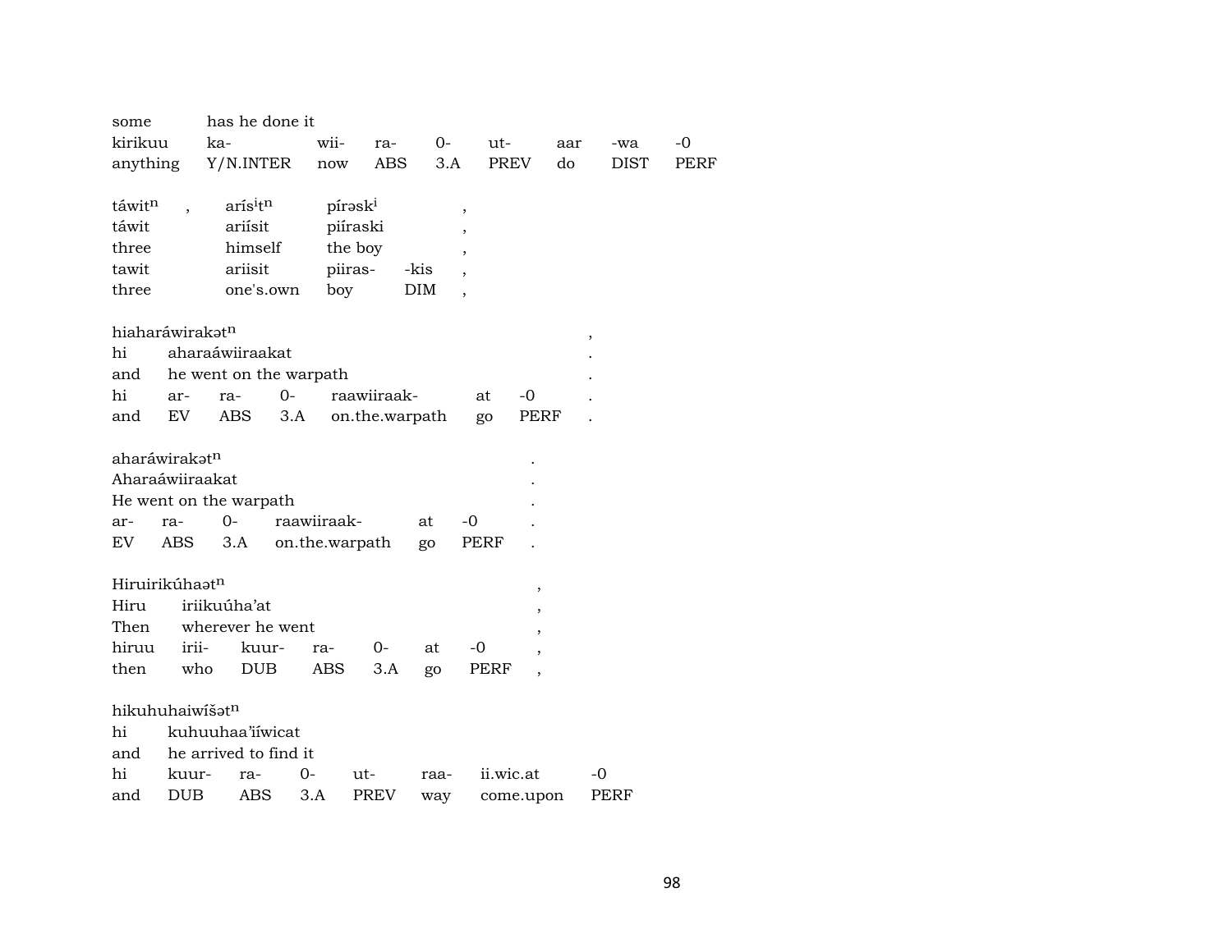| some | has he done it | | | | | | | |
|---|---|---|---|---|---|---|---|---|
| kirikuu | ka- | wii- | ra- | 0- | ut- | aar | -wa | -0 |
| anything | Y/N.INTER | now | ABS | 3.A | PREV | do | DIST | PERF |

| táwit$^n$ | , | arís$^i$t$^n$ | pírəsk$^i$ | | , |
|---|---|---|---|---|---|
| táwit | | ariísit | piíraski | | , |
| three | | himself | the boy | | , |
| tawit | | ariisit | piiras- | -kis | , |
| three | | one's.own | boy | DIM | , |

| hiaharáwirakət$^n$ | | | | | | | , |
|---|---|---|---|---|---|---|---|
| hi | aharaáwiiraakat | | | | | | . |
| and | he went on the warpath | | | | | | . |
| hi | ar- | ra- | 0- | raawiiraak- | at | -0 | . |
| and | EV | ABS | 3.A | on.the.warpath | go | PERF | . |

| aharáwirakət$^n$ | | | | | | . |
|---|---|---|---|---|---|---|
| Aharaáwiiraakat | | | | | | . |
| He went on the warpath | | | | | | . |
| ar- | ra- | 0- | raawiiraak- | at | -0 | . |
| EV | ABS | 3.A | on.the.warpath | go | PERF | . |

| Hiruirikúhaət$^n$ | | | | | | | , |
|---|---|---|---|---|---|---|---|
| Hiru | iriikuúha'at | | | | | | , |
| Then | wherever he went | | | | | | , |
| hiruu | irii- | kuur- | ra- | 0- | at | -0 | , |
| then | who | DUB | ABS | 3.A | go | PERF | , |

| hikuhuhaiwíšət$^n$ | | | | | | | |
|---|---|---|---|---|---|---|---|
| hi | kuhuuhaa'iíwicat | | | | | | |
| and | he arrived to find it | | | | | | |
| hi | kuur- | ra- | 0- | ut- | raa- | ii.wic.at | -0 |
| and | DUB | ABS | 3.A | PREV | way | come.upon | PERF |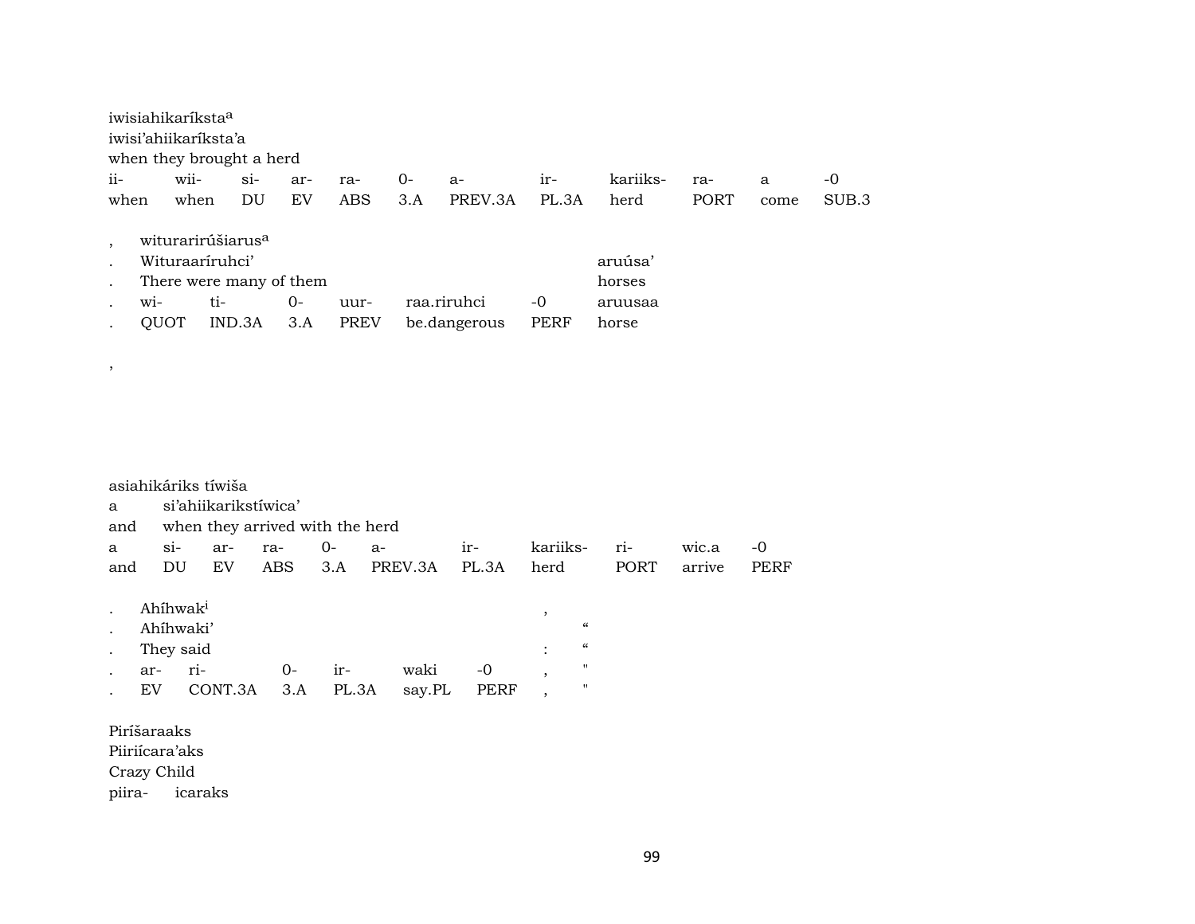iwisiahikaríksta[a]
iwisi'ahiikaríksta'a
when they brought a herd

| ii- | wii- | si- | ar- | ra- | 0- | a- | ir- | kariiks- | ra- | a | -0 |
|---|---|---|---|---|---|---|---|---|---|---|---|
| when | when | DU | EV | ABS | 3.A | PREV.3A | PL.3A | herd | PORT | come | SUB.3 |

, witurarirúšiarus[a]
. Wituraaríruhci' aruúsa'
. There were many of them horses

| . | wi- | ti- | 0- | uur- | raa.riruhci | -0 | aruusaa |
|---|---|---|---|---|---|---|---|
| . | QUOT | IND.3A | 3.A | PREV | be.dangerous | PERF | horse |

,

asiahikáriks tíwiša
a si'ahiikarikstíwica'
and when they arrived with the herd

| a | si- | ar- | ra- | 0- | a- | ir- | kariiks- | ri- | wic.a | -0 |
|---|---|---|---|---|---|---|---|---|---|---|
| and | DU | EV | ABS | 3.A | PREV.3A | PL.3A | herd | PORT | arrive | PERF |

. Ahíhwak[i] ,
. Ahíhwaki' “
. They said : “

| . | ar- | ri- | 0- | ir- | waki | -0 | , | " |
|---|---|---|---|---|---|---|---|---|
| . | EV | CONT.3A | 3.A | PL.3A | say.PL | PERF | , | " |

Piríšaraaks
Piiriícara'aks
Crazy Child
piira- icaraks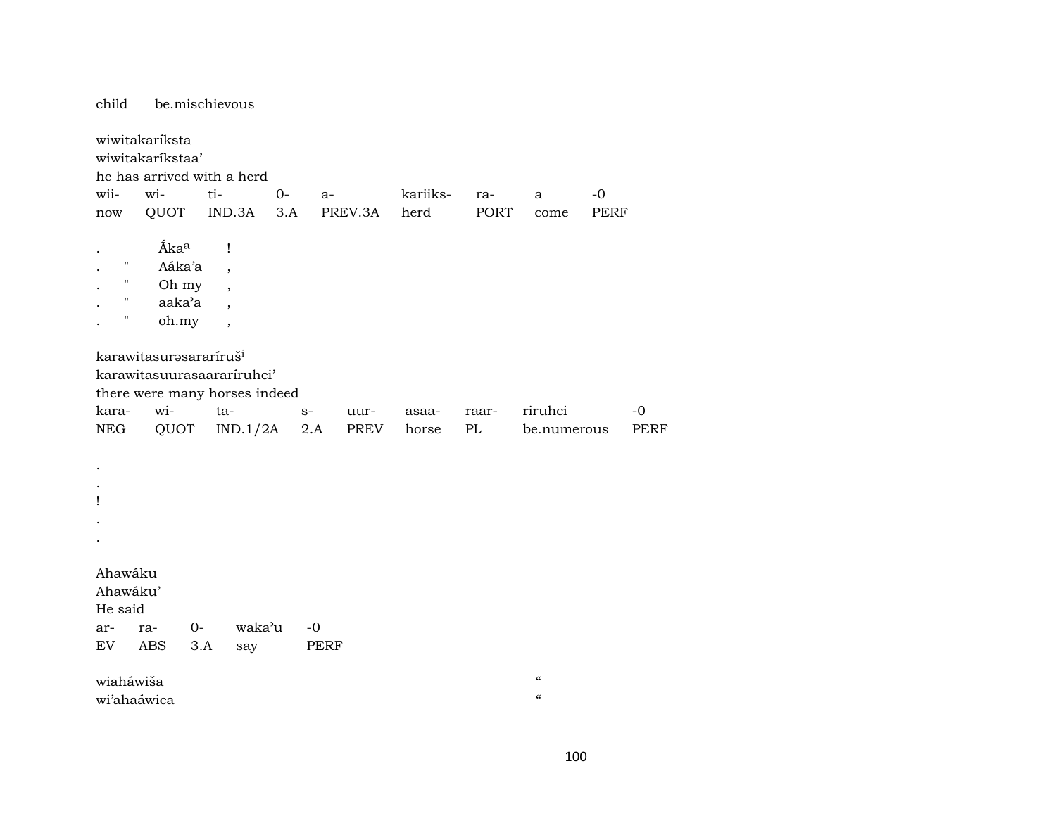child be.mischievous

wiwitakaríksta
wiwitakaríkstaa'
he has arrived with a herd

| wii- | wi- | ti- | 0- | a- | kariiks- | ra- | a | -0 |
|---|---|---|---|---|---|---|---|---|
| now | QUOT | IND.3A | 3.A | PREV.3A | herd | PORT | come | PERF |

| . | | Ắka$^{a}$ | ! |
|---|---|---|---|
| . | " | Aáka'a | , |
| . | " | Oh my | , |
| . | " | aaka'a | , |
| . | " | oh.my | , |

karawitasurəsararíruš$^{i}$
karawitasuurasaararíruhci'
there were many horses indeed

| kara- | wi- | ta- | s- | uur- | asaa- | raar- | riruhci | -0 |
|---|---|---|---|---|---|---|---|---|
| NEG | QUOT | IND.1/2A | 2.A | PREV | horse | PL | be.numerous | PERF |

.
.
!
.
.

Ahawáku
Ahawáku'
He said

| ar- | ra- | 0- | waka'u | -0 |
|---|---|---|---|---|
| EV | ABS | 3.A | say | PERF |

wiaháwiša "
wi'ahaáwica "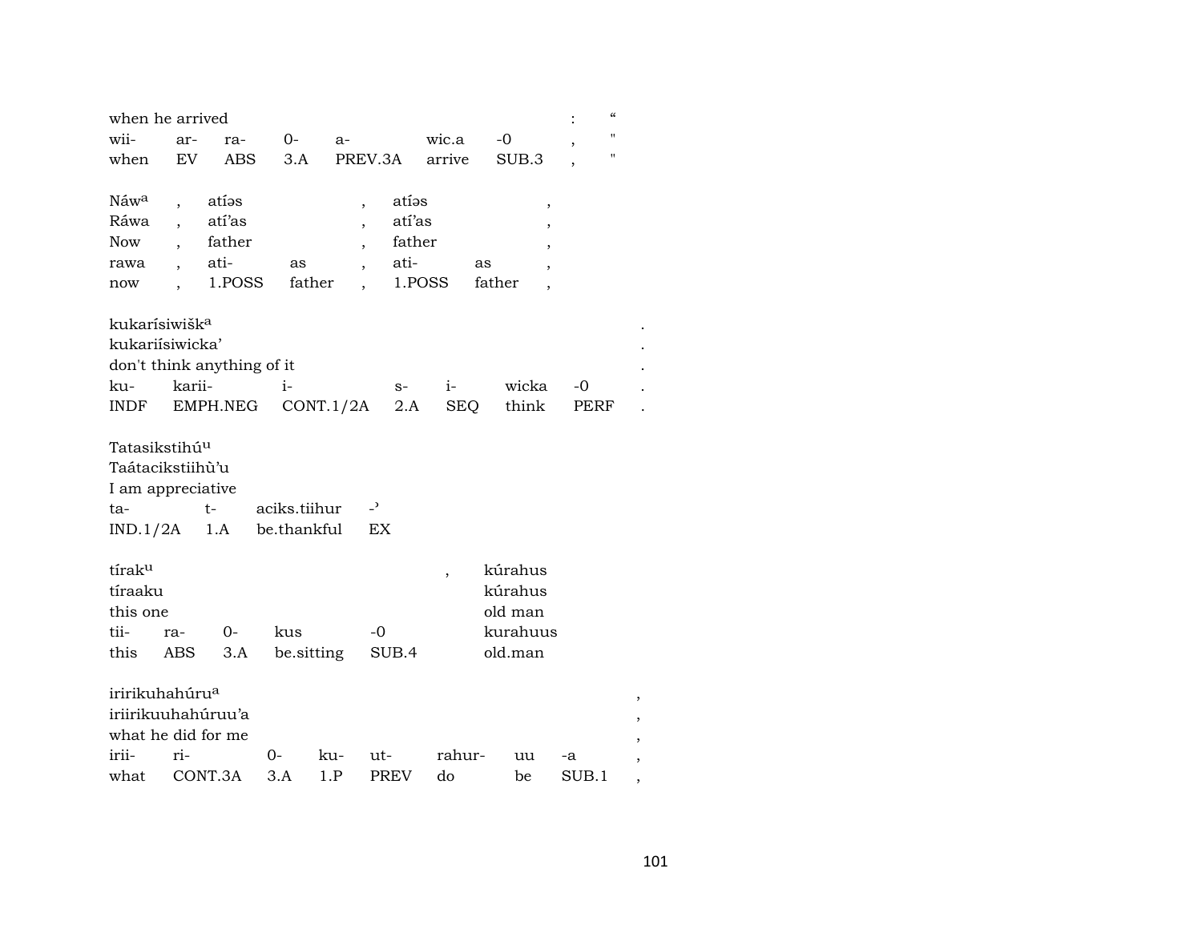| when he arrived | | | | | | | : | " |
|---|---|---|---|---|---|---|---|---|
| wii- | ar- | ra- | 0- | a- | wic.a | -0 | , | " |
| when | EV | ABS | 3.A | PREV.3A | arrive | SUB.3 | , | " |

| Náwa | , | atíəs | | , | atíəs | | , |
|---|---|---|---|---|---|---|---|
| Ráwa | , | atí'as | | , | atí'as | | , |
| Now | , | father | | , | father | | , |
| rawa | , | ati- | as | , | ati- | as | , |
| now | , | 1.POSS | father | , | 1.POSS | father | , |

| kukarísiwiška | | | | | | | . |
|---|---|---|---|---|---|---|---|
| kukariísiwicka' | | | | | | | . |
| don't think anything of it | | | | | | | . |
| ku- | karii- | i- | s- | i- | wicka | -0 | . |
| INDF | EMPH.NEG | CONT.1/2A | 2.A | SEQ | think | PERF | . |

| Tatasikstihúu | | | |
|---|---|---|---|
| Taátacikstiihù'u | | | |
| I am appreciative | | | |
| ta- | t- | aciks.tiihur | -' |
| IND.1/2A | 1.A | be.thankful | EX |

| tíraku | | | | | , | kúrahus |
|---|---|---|---|---|---|---|
| tíraaku | | | | | | kúrahus |
| this one | | | | | | old man |
| tii- | ra- | 0- | kus | -0 | | kurahuus |
| this | ABS | 3.A | be.sitting | SUB.4 | | old.man |

| iririkuhahúrua | | | | | | | | , |
|---|---|---|---|---|---|---|---|---|
| iriirikuuhahúruu'a | | | | | | | | , |
| what he did for me | | | | | | | | , |
| irii- | ri- | 0- | ku- | ut- | rahur- | uu | -a | , |
| what | CONT.3A | 3.A | 1.P | PREV | do | be | SUB.1 | , |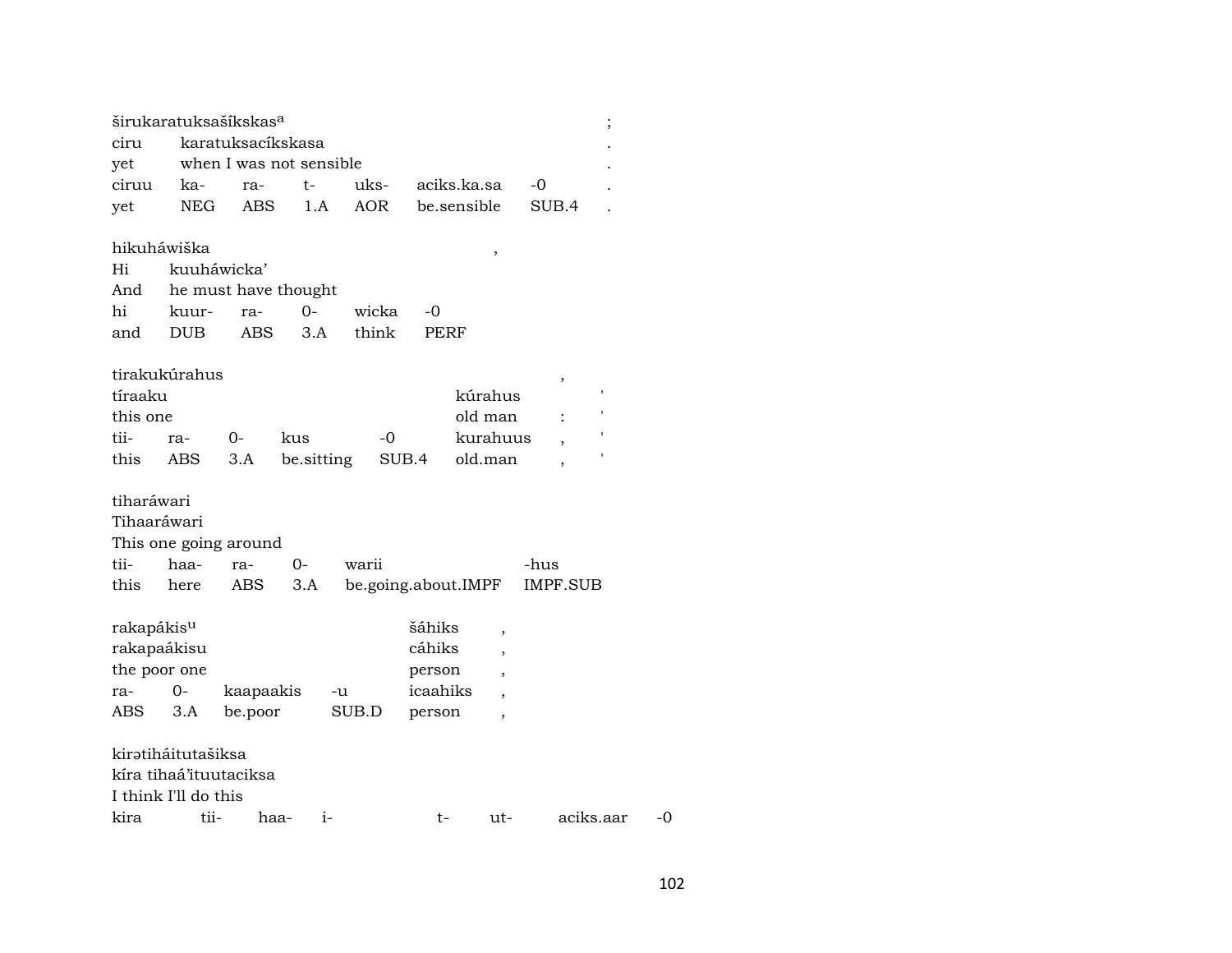širukaratuksašíkskas[a] ;
ciru karatuksacíkskasa .
yet when I was not sensible .

| ciruu | ka- | ra- | t- | uks- | aciks.ka.sa | -0 | . |
|---|---|---|---|---|---|---|---|
| yet | NEG | ABS | 1.A | AOR | be.sensible | SUB.4 | . |

hikuháwiška ,
Hi kuuháwicka'
And he must have thought

| hi | kuur- | ra- | 0- | wicka | -0 |
|---|---|---|---|---|---|
| and | DUB | ABS | 3.A | think | PERF |

tirakukúrahus ,
tíraaku kúrahus '
this one old man : '

| tii- | ra- | 0- | kus | -0 | kurahuus | , | ' |
|---|---|---|---|---|---|---|---|
| this | ABS | 3.A | be.sitting | SUB.4 | old.man | , | ' |

tiharáwari
Tihaaráwari
This one going around

| tii- | haa- | ra- | 0- | warii | -hus |
|---|---|---|---|---|---|
| this | here | ABS | 3.A | be.going.about.IMPF | IMPF.SUB |

rakapákis[u] šáhiks ,
rakapaákisu cáhiks ,
the poor one person ,

| ra- | 0- | kaapaakis | -u | icaahiks | , |
|---|---|---|---|---|---|
| ABS | 3.A | be.poor | SUB.D | person | , |

kirətiháitutašiksa
kíra tihaá'ituutaciksa
I think I'll do this

| kira | tii- | haa- | i- | t- | ut- | aciks.aar | -0 |
|---|---|---|---|---|---|---|---|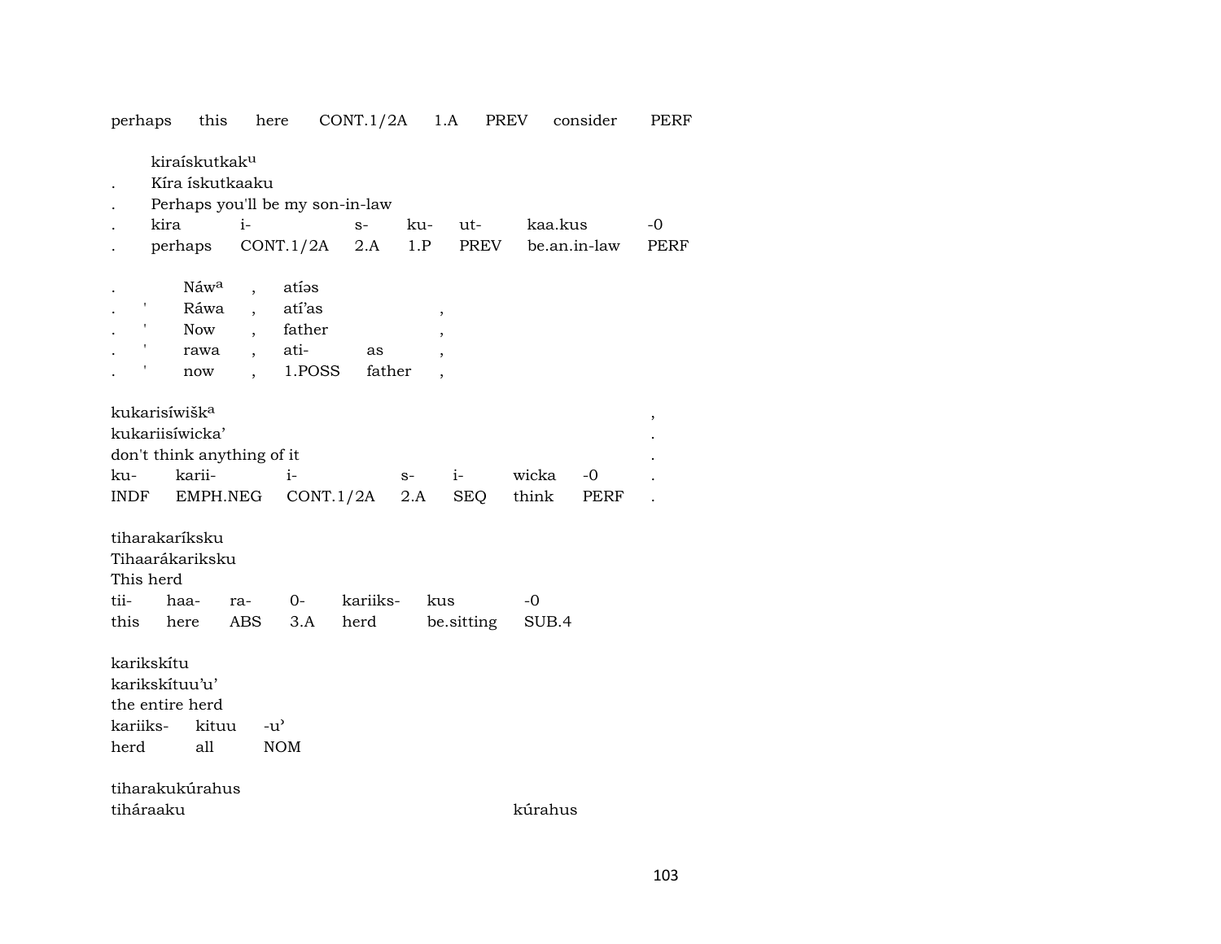perhaps this here CONT.1/2A 1.A PREV consider PERF

kiraískutkak[u]
. Kíra ískutkaaku
. Perhaps you'll be my son-in-law

| . | kira | i- | s- | ku- | ut- | kaa.kus | -0 |
|---|---|---|---|---|---|---|---|
| . | perhaps | CONT.1/2A | 2.A | 1.P | PREV | be.an.in-law | PERF |

| . | | Náw[a] | , | atíəs | | |
|---|---|---|---|---|---|---|
| . | ' | Ráwa | , | atí'as | | , |
| . | ' | Now | , | father | | , |
| . | ' | rawa | , | ati- | as | , |
| . | ' | now | , | 1.POSS | father | , |

kukarisíwišk[a] ,
kukariisíwicka' .
don't think anything of it .

| ku- | karii- | i- | s- | i- | wicka | -0 | . |
|---|---|---|---|---|---|---|---|
| INDF | EMPH.NEG | CONT.1/2A | 2.A | SEQ | think | PERF | . |

tiharakaríksku
Tihaarákariksku
This herd

| tii- | haa- | ra- | 0- | kariiks- | kus | -0 |
|---|---|---|---|---|---|---|
| this | here | ABS | 3.A | herd | be.sitting | SUB.4 |

karikskítu
karikskítuu'u'
the entire herd

| kariiks- | kituu | -u' |
|---|---|---|
| herd | all | NOM |

tiharakukúrahus
tiháraaku kúrahus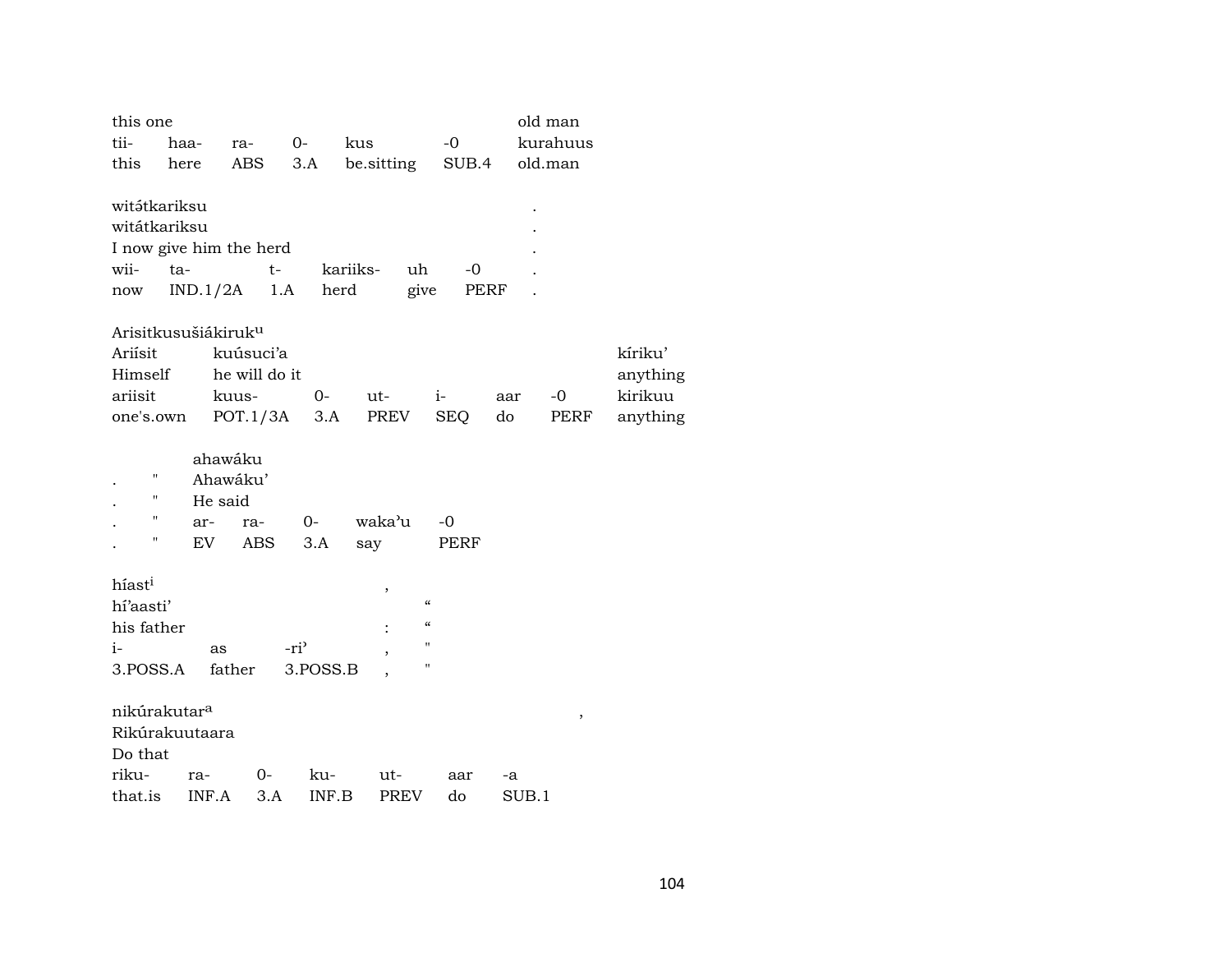| this one | | | | | | old man |
|---|---|---|---|---|---|---|
| tii- | haa- | ra- | 0- | kus | -0 | kurahuus |
| this | here | ABS | 3.A | be.sitting | SUB.4 | old.man |

witə́tkariksu .
witátkariksu .
I now give him the herd .

| wii- | ta- | t- | kariiks- | uh | -0 | . |
|---|---|---|---|---|---|---|
| now | IND.1/2A | 1.A | herd | give | PERF | . |

Arisitkusušiákiruk[u]

| Ariísit | kuúsuci'a | | | | | | kíriku' |
|---|---|---|---|---|---|---|---|
| Himself | he will do it | | | | | | anything |
| ariisit | kuus- | 0- | ut- | i- | aar | -0 | kirikuu |
| one's.own | POT.1/3A | 3.A | PREV | SEQ | do | PERF | anything |

| | | ahawáku | | | | |
|---|---|---|---|---|---|---|
| . | " | Ahawáku' | | | | |
| . | " | He said | | | | |
| . | " | ar- | ra- | 0- | waka'u | -0 |
| . | " | EV | ABS | 3.A | say | PERF |

| híast[i] | | | , | |
|---|---|---|---|---|
| hí'aasti' | | | | " |
| his father | | | : | " |
| i- | as | -ri' | , | " |
| 3.POSS.A | father | 3.POSS.B | , | " |

nikúrakutar[a] ,
Rikúrakuutaara
Do that

| riku- | ra- | 0- | ku- | ut- | aar | -a |
|---|---|---|---|---|---|---|
| that.is | INF.A | 3.A | INF.B | PREV | do | SUB.1 |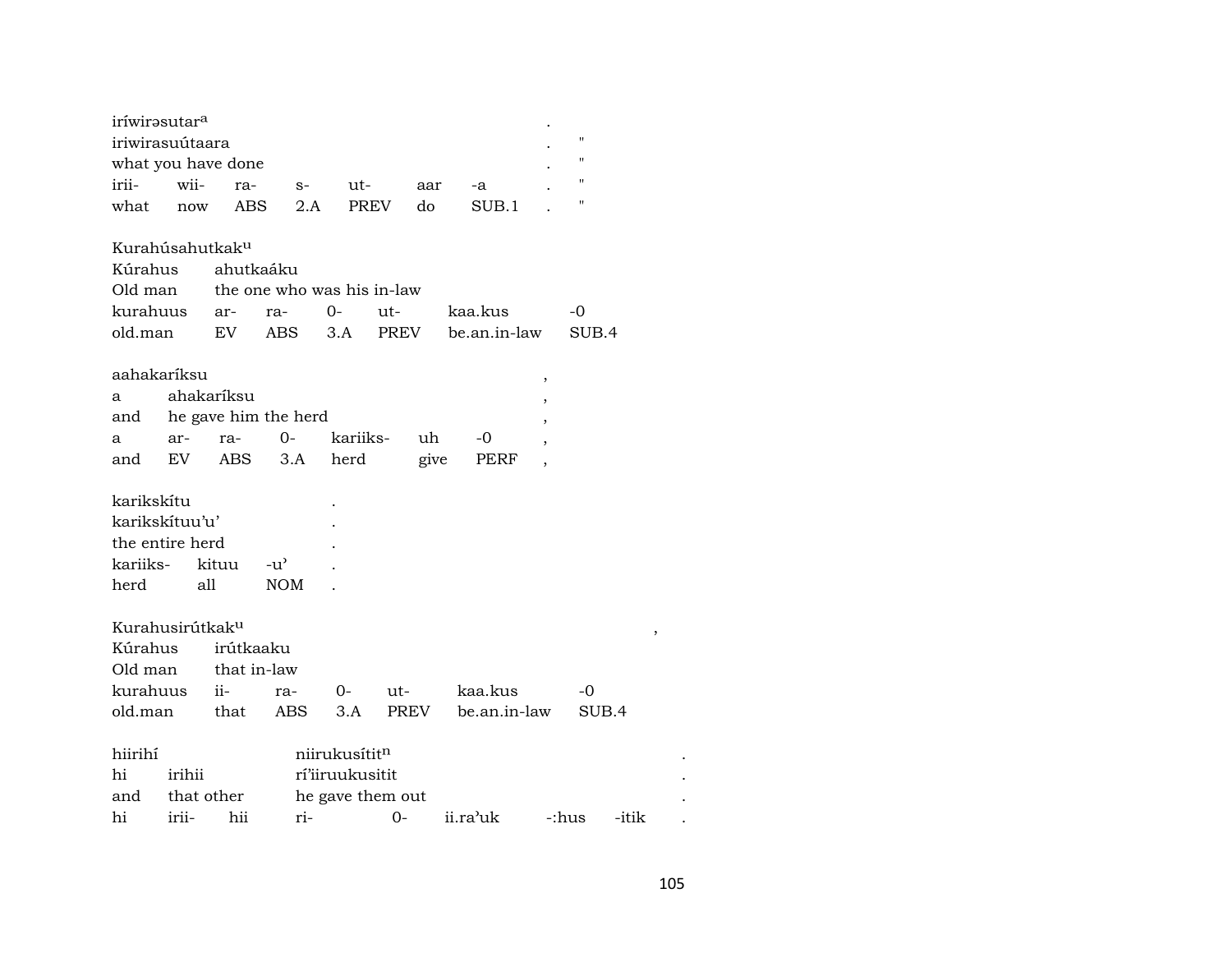iríwirəsutar[a] .
iriwirasuútaara . "
what you have done . "

| irii- | wii- | ra- | s- | ut- | aar | -a | . | " |
|---|---|---|---|---|---|---|---|---|
| what | now | ABS | 2.A | PREV | do | SUB.1 | . | " |

Kurahúsahutkak[u]

| Kúrahus | ahutkaáku | | | | | |
|---|---|---|---|---|---|---|
| Old man | the one who was his in-law | | | | | |
| kurahuus | ar- | ra- | 0- | ut- | kaa.kus | -0 |
| old.man | EV | ABS | 3.A | PREV | be.an.in-law | SUB.4 |

aahakaríksu ,

| a | ahakaríksu | | | | | | , |
|---|---|---|---|---|---|---|---|
| and | he gave him the herd | | | | | | , |
| a | ar- | ra- | 0- | kariiks- | uh | -0 | , |
| and | EV | ABS | 3.A | herd | give | PERF | , |

karikskítu .
karikskítuu'u' .
the entire herd .

| kariiks- | kituu | -u' | . |
|---|---|---|---|
| herd | all | NOM | . |

Kurahusirútkak[u] ,

| Kúrahus | irútkaaku | | | | | |
|---|---|---|---|---|---|---|
| Old man | that in-law | | | | | |
| kurahuus | ii- | ra- | 0- | ut- | kaa.kus | -0 |
| old.man | that | ABS | 3.A | PREV | be.an.in-law | SUB.4 |

hiirihí niirukusítit[n] .

| hi | irihii | | rí'iiruukusitit | | | | | . |
|---|---|---|---|---|---|---|---|---|
| and | that other | | he gave them out | | | | | . |
| hi | irii- | hii | ri- | 0- | ii.ra'uk | -:hus | -itik | . |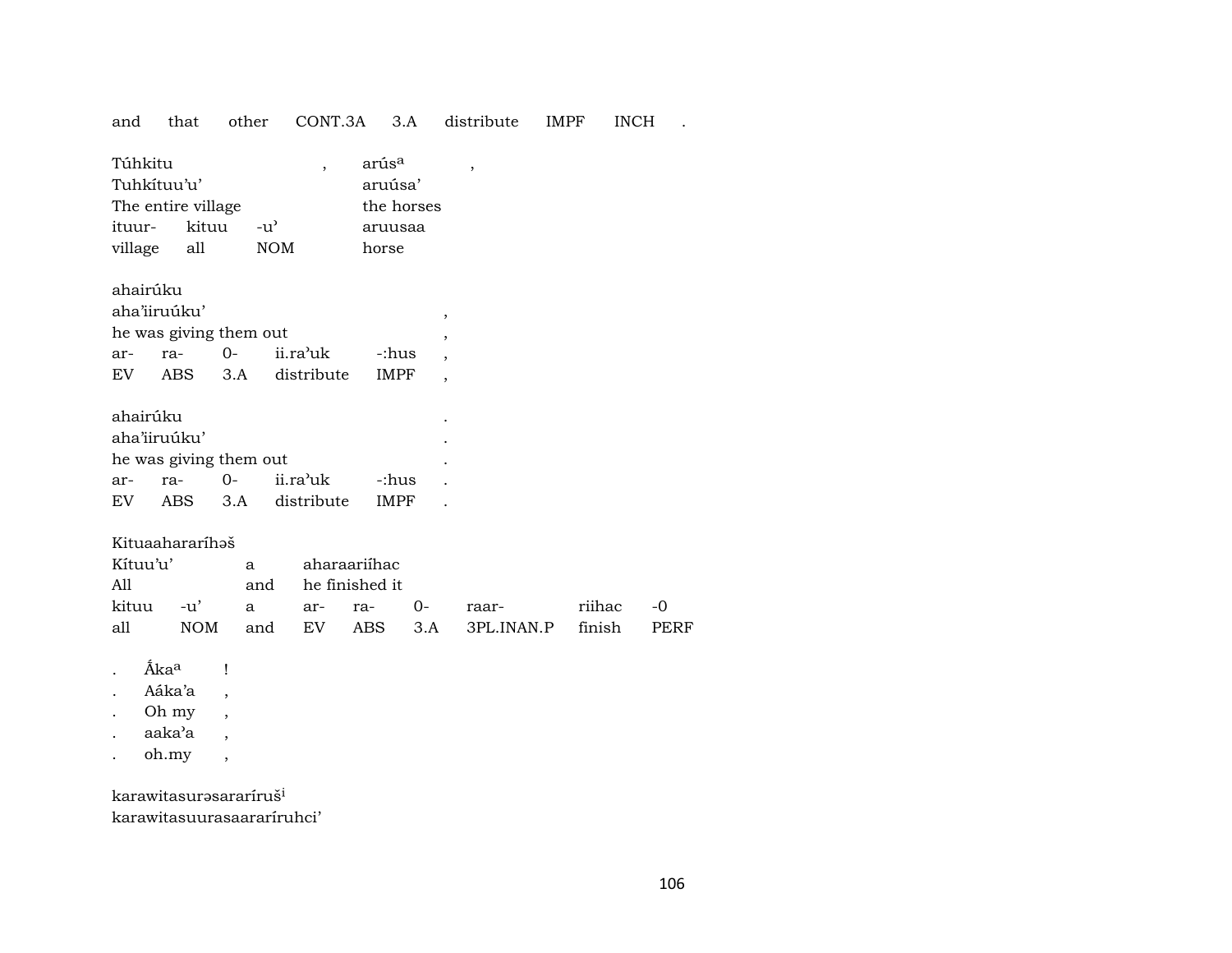| and | that | other | CONT.3A | 3.A | distribute | IMPF | INCH | . |
|---|---|---|---|---|---|---|---|---|

| Túhkitu | | | , | arúsᵃ | , |
|---|---|---|---|---|---|
| Tuhkítuu'u' | | | | aruúsa' | |
| The entire village | | | | the horses | |
| ituur- | kituu | -u' | | aruusaa | |
| village | all | NOM | | horse | |

| ahairúku | | | | | |
|---|---|---|---|---|---|
| aha'iiruúku' | | | | | , |
| he was giving them out | | | | | , |
| ar- | ra- | 0- | ii.ra'uk | -:hus | , |
| EV | ABS | 3.A | distribute | IMPF | , |

| ahairúku | | | | | . |
|---|---|---|---|---|---|
| aha'iiruúku' | | | | | . |
| he was giving them out | | | | | . |
| ar- | ra- | 0- | ii.ra'uk | -:hus | . |
| EV | ABS | 3.A | distribute | IMPF | . |

| Kituaahararíhəš | | | | | | | | |
|---|---|---|---|---|---|---|---|---|
| Kítuu'u' | | a | aharaariíhac | | | | | |
| All | | and | he finished it | | | | | |
| kituu | -u' | a | ar- | ra- | 0- | raar- | riihac | -0 |
| all | NOM | and | EV | ABS | 3.A | 3PL.INAN.P | finish | PERF |

| . | Ắkaᵃ | ! |
|---|---|---|
| . | Aáka'a | , |
| . | Oh my | , |
| . | aaka'a | , |
| . | oh.my | , |

karawitasurəsararíruš[i]
karawitasuurasaararíruhci'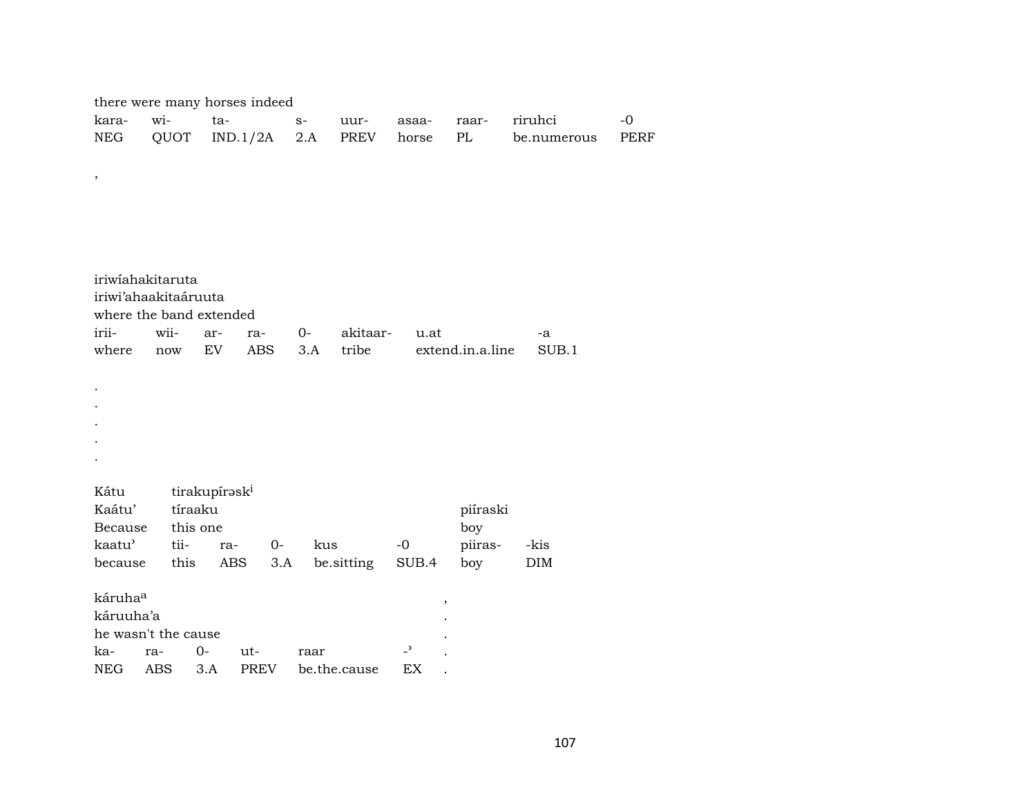there were many horses indeed

| kara- | wi- | ta- | s- | uur- | asaa- | raar- | riruhci | -0 |
|---|---|---|---|---|---|---|---|---|
| NEG | QUOT | IND.1/2A | 2.A | PREV | horse | PL | be.numerous | PERF |

,

iriwíahakitaruta
iriwi'ahaakitaáruuta
where the band extended

| irii- | wii- | ar- | ra- | 0- | akitaar- | u.at | -a |
|---|---|---|---|---|---|---|---|
| where | now | EV | ABS | 3.A | tribe | extend.in.a.line | SUB.1 |

.
.
.
.
.

Kátu tirakupírəsk[i]
Kaátu' tíraaku piíraski
Because this one boy

| kaatu' | tii- | ra- | 0- | kus | -0 | piiras- | -kis |
|---|---|---|---|---|---|---|---|
| because | this | ABS | 3.A | be.sitting | SUB.4 | boy | DIM |

káruha[a] ,
káruuha'a .
he wasn't the cause .

| ka- | ra- | 0- | ut- | raar | -ʾ | . |
|---|---|---|---|---|---|---|
| NEG | ABS | 3.A | PREV | be.the.cause | EX | . |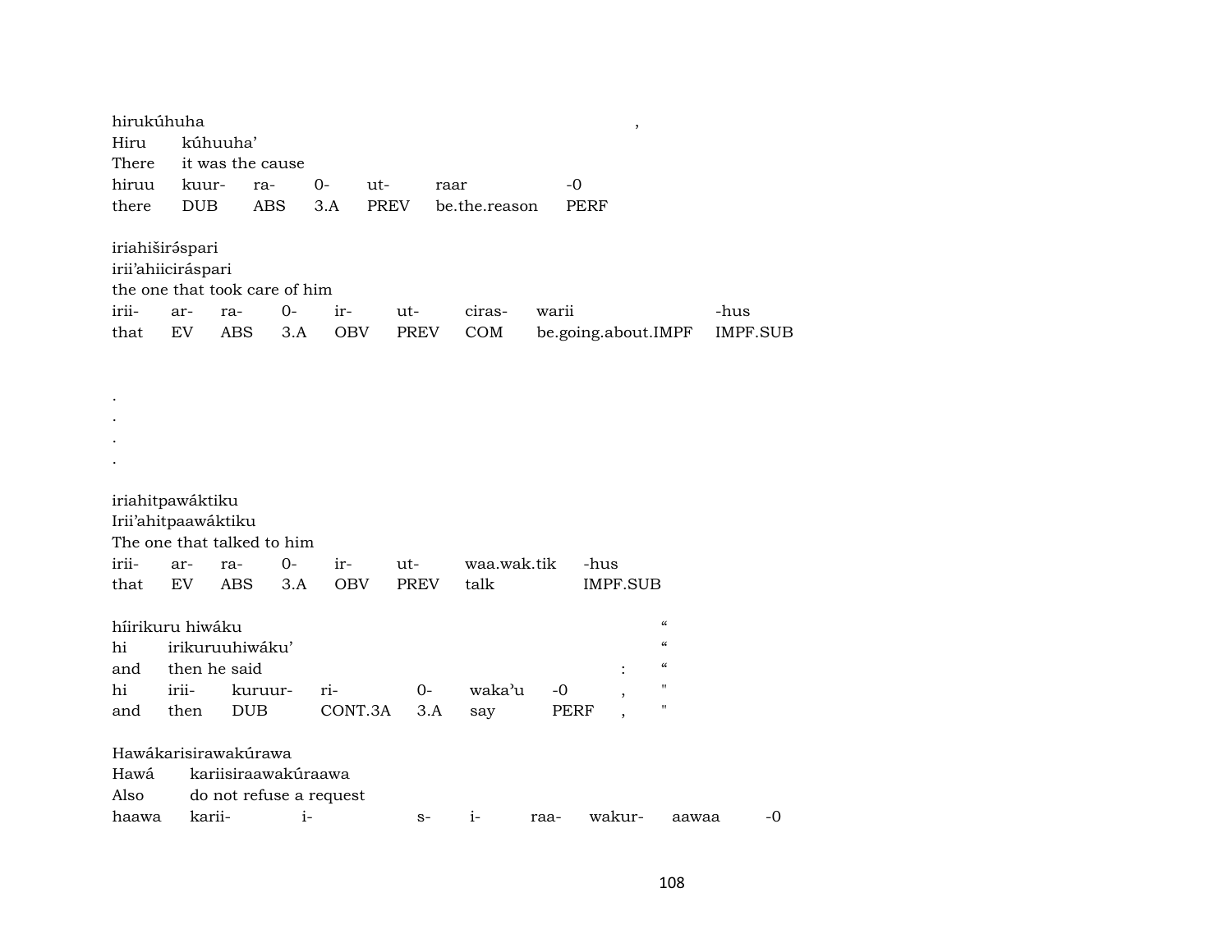hirukúhuha ,
Hiru kúhuuha'
There it was the cause

| hiruu | kuur- | ra- | 0- | ut- | raar | -0 |
|---|---|---|---|---|---|---|
| there | DUB | ABS | 3.A | PREV | be.the.reason | PERF |

iriahiširə́spari
irii'ahiicirášpari
the one that took care of him

| irii- | ar- | ra- | 0- | ir- | ut- | ciras- | warii | -hus |
|---|---|---|---|---|---|---|---|---|
| that | EV | ABS | 3.A | OBV | PREV | COM | be.going.about.IMPF | IMPF.SUB |

.
.
.
.

iriahitpawáktiku
Irii'ahitpaawáktiku
The one that talked to him

| irii- | ar- | ra- | 0- | ir- | ut- | waa.wak.tik | -hus |
|---|---|---|---|---|---|---|---|
| that | EV | ABS | 3.A | OBV | PREV | talk | IMPF.SUB |

híirikuru hiwáku "
hi irikuruuhiwáku' "
and then he said : "

| hi | irii- | kuruur- | ri- | 0- | waka'u | -0 | , | " |
|---|---|---|---|---|---|---|---|---|
| and | then | DUB | CONT.3A | 3.A | say | PERF | , | " |

Hawákarisirawakúrawa
Hawá kariisiraawakúraawa
Also do not refuse a request

| haawa | karii- | i- | s- | i- | raa- | wakur- | aawaa | -0 |
|---|---|---|---|---|---|---|---|---|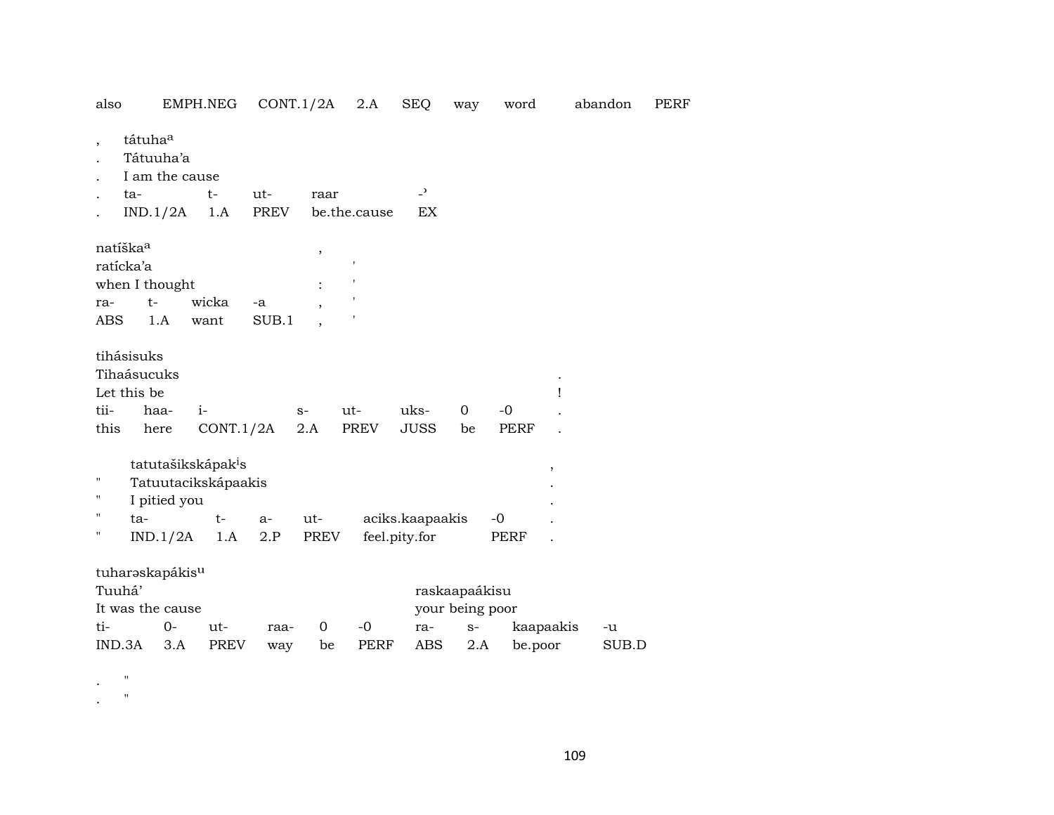also EMPH.NEG CONT.1/2A 2.A SEQ way word abandon PERF

| , | tátuha[a] | | | | |
|---|---|---|---|---|---|
| . | Tátuuha'a | | | | |
| . | I am the cause | | | | |
| . | ta- | t- | ut- | raar | -ʾ |
| . | IND.1/2A | 1.A | PREV | be.the.cause | EX |

| natíška[a] | | | | , | |
|---|---|---|---|---|---|
| ratícka'a | | | | | ' |
| when I thought | | | | : | ' |
| ra- | t- | wicka | -a | , | ' |
| ABS | 1.A | want | SUB.1 | , | ' |

| tihásisuks | | | | | | | | |
|---|---|---|---|---|---|---|---|---|
| Tihaásucuks | | | | | | | | . |
| Let this be | | | | | | | | ! |
| tii- | haa- | i- | s- | ut- | uks- | 0 | -0 | . |
| this | here | CONT.1/2A | 2.A | PREV | JUSS | be | PERF | . |

| | tatutašikskápak[i]s | | | | | | , |
|---|---|---|---|---|---|---|---|
| " | Tatuutacikskápaakis | | | | | | . |
| " | I pitied you | | | | | | . |
| " | ta- | t- | a- | ut- | aciks.kaapaakis | -0 | . |
| " | IND.1/2A | 1.A | 2.P | PREV | feel.pity.for | PERF | . |

| tuharəskapákis[u] | | | | | | | | | |
|---|---|---|---|---|---|---|---|---|---|
| Tuuhá' | | | | | | raskaapaákisu | | | |
| It was the cause | | | | | | your being poor | | | |
| ti- | 0- | ut- | raa- | 0 | -0 | ra- | s- | kaapaakis | -u |
| IND.3A | 3.A | PREV | way | be | PERF | ABS | 2.A | be.poor | SUB.D |

. "
. "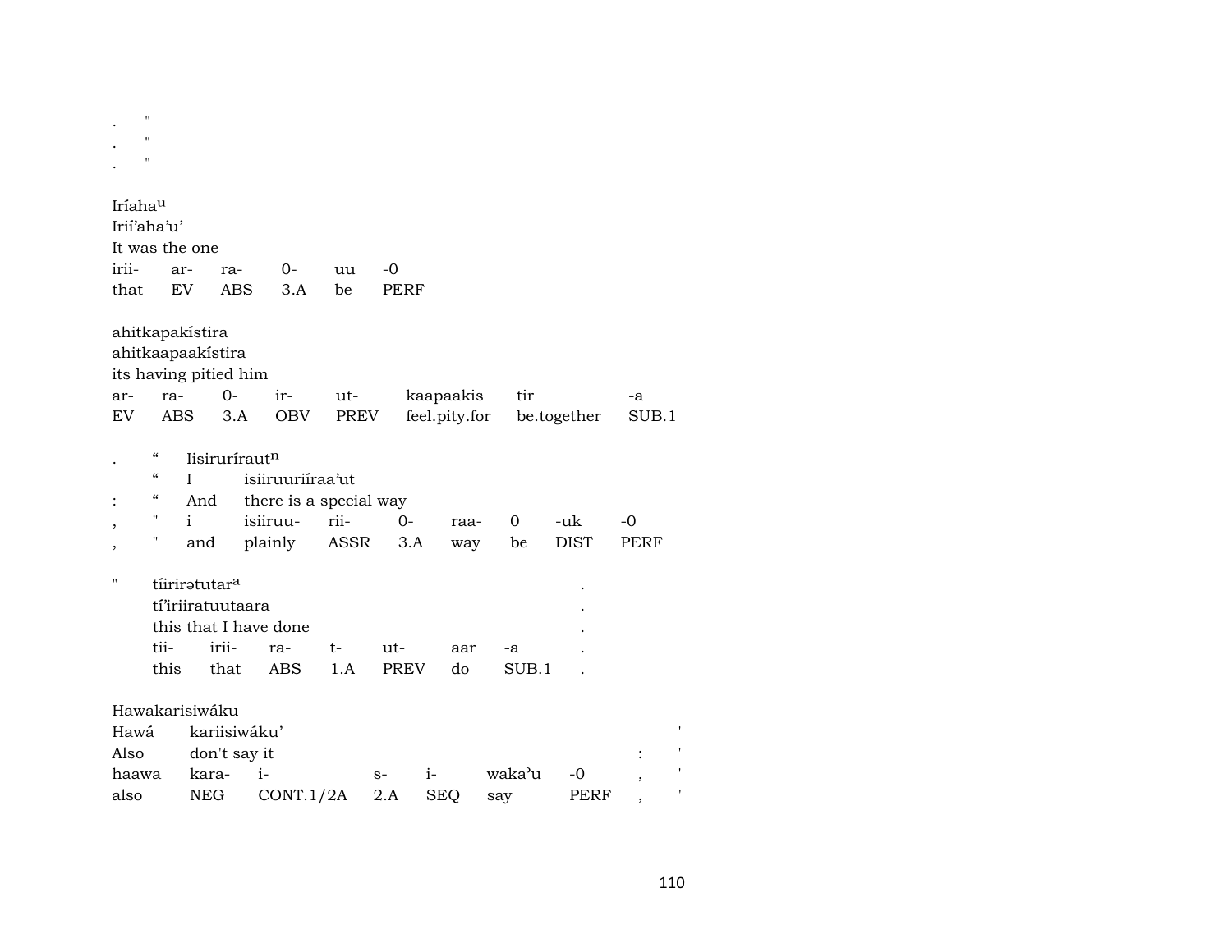.   "
.   "
.   "

Iríaha[u]
Irií'aha'u'
It was the one

| irii- | ar- | ra- | 0- | uu | -0 |
|---|---|---|---|---|---|
| that | EV | ABS | 3.A | be | PERF |

ahitkapakístira
ahitkaapaakístira
its having pitied him

| ar- | ra- | 0- | ir- | ut- | kaapaakis | tir | -a |
|---|---|---|---|---|---|---|---|
| EV | ABS | 3.A | OBV | PREV | feel.pity.for | be.together | SUB.1 |

| | | | | | | | | | |
|---|---|---|---|---|---|---|---|---|---|
| . | " | Iisiruríraut[n] | | | | | | | |
| | " | I | isiiruuriíraa'ut | | | | | | |
| : | " | And | there is a special way | | | | | | |
| , | " | i | isiiruu- | rii- | 0- | raa- | 0 | -uk | -0 |
| , | " | and | plainly | ASSR | 3.A | way | be | DIST | PERF |

" tíirirətutar[a] .
tí'iriiratuutaara .
this that I have done .

| tii- | irii- | ra- | t- | ut- | aar | -a | . |
|---|---|---|---|---|---|---|---|
| this | that | ABS | 1.A | PREV | do | SUB.1 | . |

Hawakarisiwáku

| | | | | | | | | |
|---|---|---|---|---|---|---|---|---|
| Hawá | kariisiwáku' | | | | | | | ' |
| Also | don't say it | | | | | | : | ' |
| haawa | kara- | i- | s- | i- | waka'u | -0 | , | ' |
| also | NEG | CONT.1/2A | 2.A | SEQ | say | PERF | , | ' |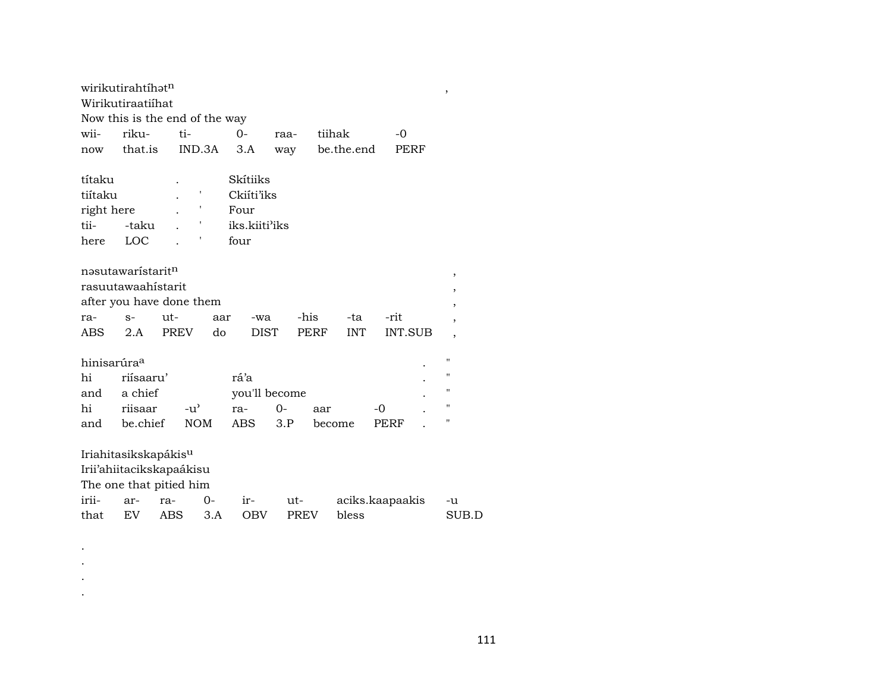wirikutirahtíhət<sup>n</sup> ,
Wirikutiraatiíhat
Now this is the end of the way

| wii- | riku- | ti- | 0- | raa- | tiihak | -0 |
|---|---|---|---|---|---|---|
| now | that.is | IND.3A | 3.A | way | be.the.end | PERF |

títaku . Skítiiks
tiítaku . ' Ckiíti'iks
right here . ' Four

| tii- | -taku | . | ' | iks.kiiti'iks |
|---|---|---|---|---|
| here | LOC | . | ' | four |

nəsutawarístarit[n] ,
rasuutawaahístarit ,
after you have done them ,

| ra- | s- | ut- | aar | -wa | -his | -ta | -rit | , |
|---|---|---|---|---|---|---|---|---|
| ABS | 2.A | PREV | do | DIST | PERF | INT | INT.SUB | , |

hinisarúra[a] . "
hi riísaaru' rá'a . "
and a chief you'll become . "

| hi | riisaar | -u' | ra- | 0- | aar | -0 | . | " |
|---|---|---|---|---|---|---|---|---|
| and | be.chief | NOM | ABS | 3.P | become | PERF | . | " |

Iriahitasikskapákis[u]
Irii'ahiitacikskapaákisu
The one that pitied him

| irii- | ar- | ra- | 0- | ir- | ut- | aciks.kaapaakis | -u |
|---|---|---|---|---|---|---|---|
| that | EV | ABS | 3.A | OBV | PREV | bless | SUB.D |

.
.
.
.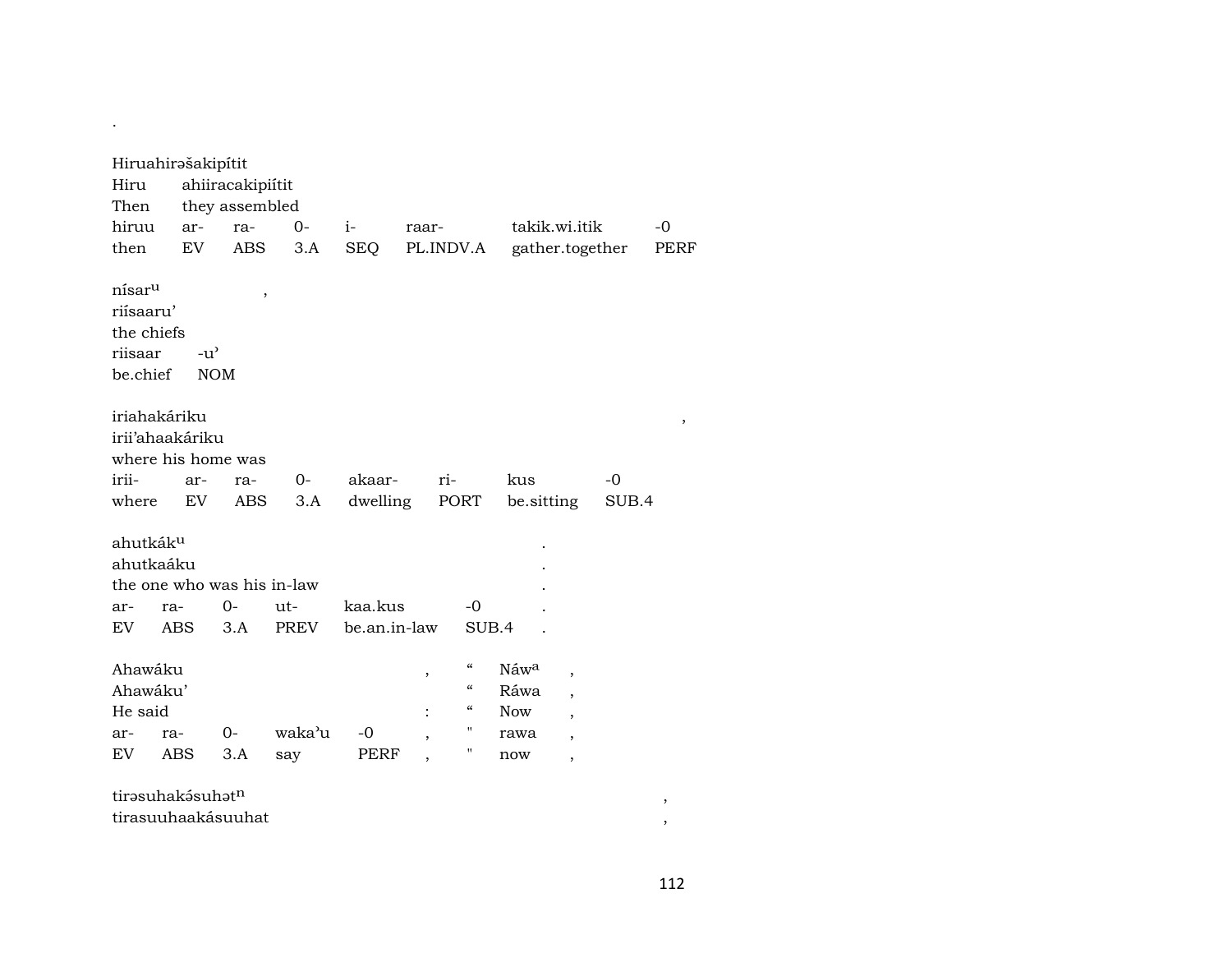.

Hiruahirəšakipítit
Hiru ahiiracakipiítit
Then they assembled

| hiruu | ar- | ra- | 0- | i- | raar- | takik.wi.itik | -0 |
|---|---|---|---|---|---|---|---|
| then | EV | ABS | 3.A | SEQ | PL.INDV.A | gather.together | PERF |

nísar^u ,
riísaaru'
the chiefs

| riisaar | -u' |
|---|---|
| be.chief | NOM |

iriahakáriku ,
irii'ahaakáriku
where his home was

| irii- | ar- | ra- | 0- | akaar- | ri- | kus | -0 |
|---|---|---|---|---|---|---|---|
| where | EV | ABS | 3.A | dwelling | PORT | be.sitting | SUB.4 |

ahutkák^u .
ahutkaáku .
the one who was his in-law .

| ar- | ra- | 0- | ut- | kaa.kus | -0 | . |
|---|---|---|---|---|---|---|
| EV | ABS | 3.A | PREV | be.an.in-law | SUB.4 | . |

Ahawáku , “ Náw^a ,
Ahawáku' “ Ráwa ,
He said : “ Now ,

| ar- | ra- | 0- | waka'u | -0 | , | " | rawa | , |
|---|---|---|---|---|---|---|---|---|
| EV | ABS | 3.A | say | PERF | , | " | now | , |

tirəsuhakə́suhət^n ,
tirasuuhaakásuuhat ,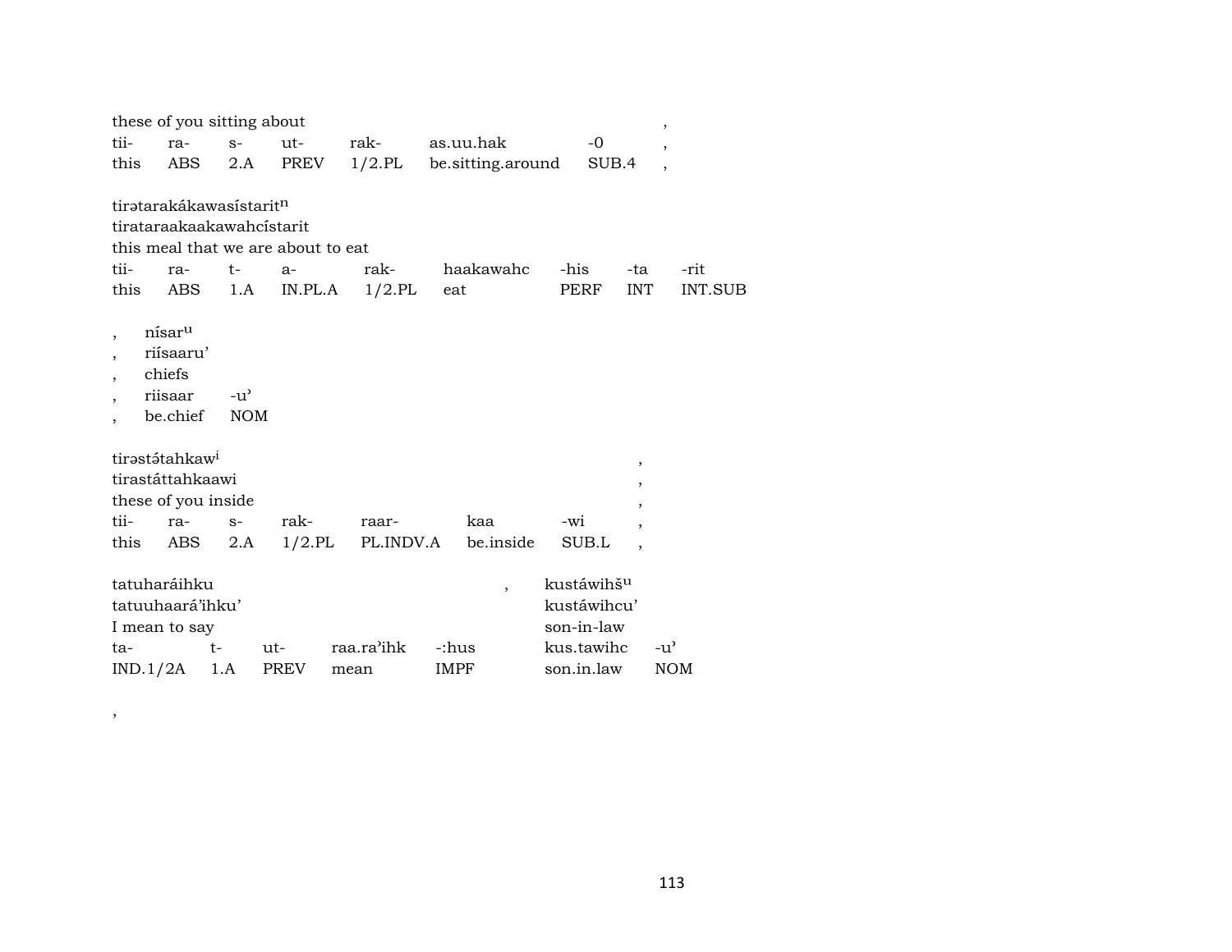these of you sitting about ,

| tii- | ra- | s- | ut- | rak- | as.uu.hak | -0 | , |
|---|---|---|---|---|---|---|---|
| this | ABS | 2.A | PREV | 1/2.PL | be.sitting.around | SUB.4 | , |

tirətarakákawasístaritⁿ
tirataraakaakawahcístarit
this meal that we are about to eat

| tii- | ra- | t- | a- | rak- | haakawahc | -his | -ta | -rit |
|---|---|---|---|---|---|---|---|---|
| this | ABS | 1.A | IN.PL.A | 1/2.PL | eat | PERF | INT | INT.SUB |

, nísarᵘ
, riísaaru’
, chiefs

| , | riisaar | -u’ |
|---|---|---|
| , | be.chief | NOM |

tirəstə́tahkawⁱ ,
tirastáttahkaawi ,
these of you inside ,

| tii- | ra- | s- | rak- | raar- | kaa | -wi | , |
|---|---|---|---|---|---|---|---|
| this | ABS | 2.A | 1/2.PL | PL.INDV.A | be.inside | SUB.L | , |

tatuharáihku , kustáwihšᵘ
tatuuhaará’ihku’ kustáwihcu’
I mean to say son-in-law

| ta- | t- | ut- | raa.ra’ihk | -:hus | kus.tawihc | -u’ |
|---|---|---|---|---|---|---|
| IND.1/2A | 1.A | PREV | mean | IMPF | son.in.law | NOM |

,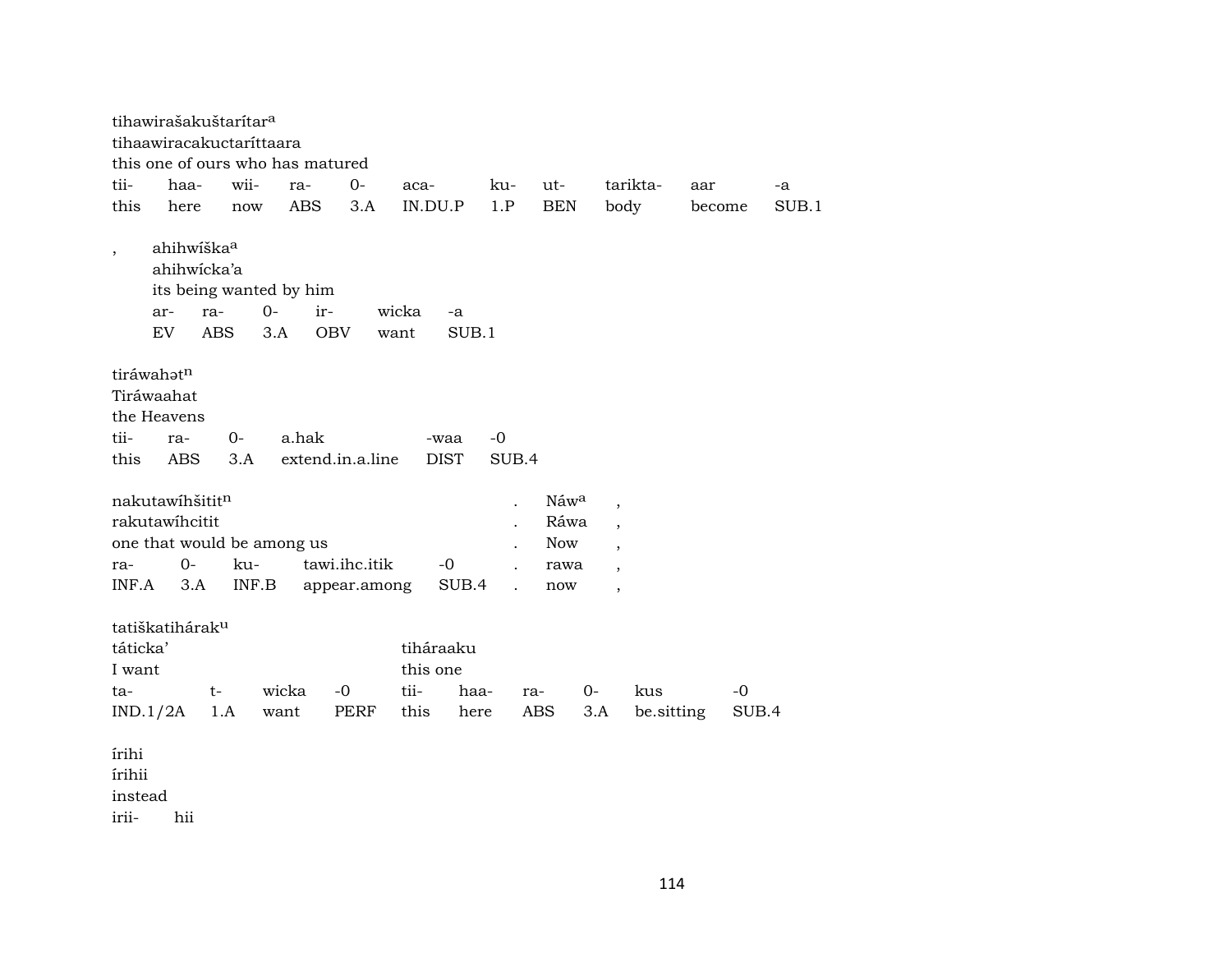tihawirašakuštarítar[a]
tihaawiracakuctaríttaara
this one of ours who has matured

| tii- | haa- | wii- | ra- | 0- | aca- | ku- | ut- | tarikta- | aar | -a |
|---|---|---|---|---|---|---|---|---|---|---|
| this | here | now | ABS | 3.A | IN.DU.P | 1.P | BEN | body | become | SUB.1 |

, ahihwíška[a]
ahihwícka'a
its being wanted by him

| ar- | ra- | 0- | ir- | wicka | -a |
|---|---|---|---|---|---|
| EV | ABS | 3.A | OBV | want | SUB.1 |

tiráwahət[n]
Tiráwaahat
the Heavens

| tii- | ra- | 0- | a.hak | -waa | -0 |
|---|---|---|---|---|---|
| this | ABS | 3.A | extend.in.a.line | DIST | SUB.4 |

nakutawíhšitit[n] . Náw[a] ,
rakutawíhcitit . Ráwa ,
one that would be among us . Now ,

| ra- | 0- | ku- | tawi.ihc.itik | -0 | . | rawa | , |
|---|---|---|---|---|---|---|---|
| INF.A | 3.A | INF.B | appear.among | SUB.4 | . | now | , |

tatiškatihárak[u]
táticka' tiháraaku
I want this one

| ta- | t- | wicka | -0 | tii- | haa- | ra- | 0- | kus | -0 |
|---|---|---|---|---|---|---|---|---|---|
| IND.1/2A | 1.A | want | PERF | this | here | ABS | 3.A | be.sitting | SUB.4 |

írihi
írihii
instead
irii- hii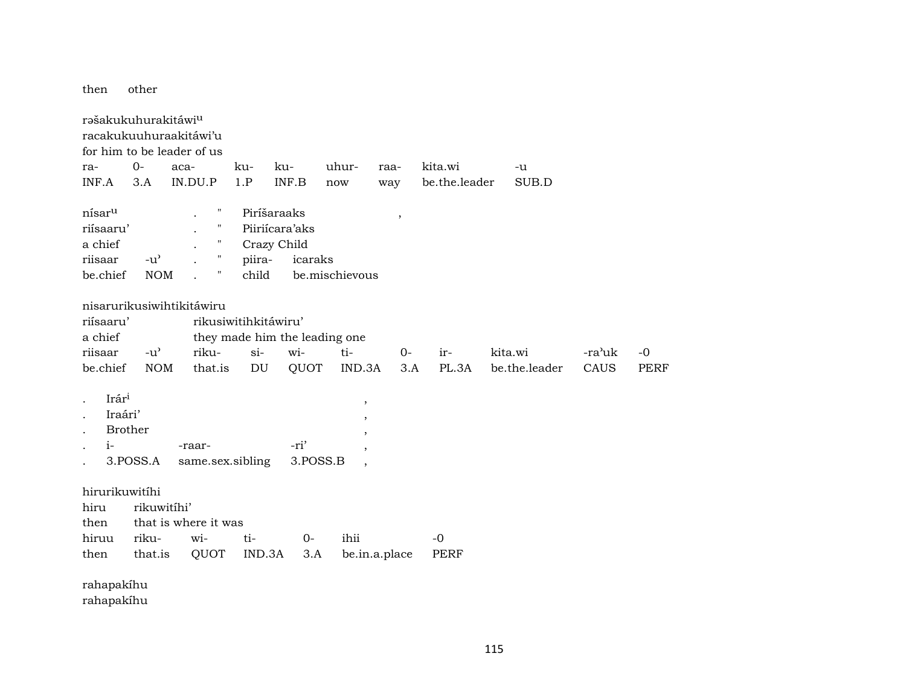then other

rəšakukuhurakitáwi[u]
racakukuuhuraakitáwi'u
for him to be leader of us

| ra- | 0- | aca- | ku- | ku- | uhur- | raa- | kita.wi | -u |
|---|---|---|---|---|---|---|---|---|
| INF.A | 3.A | IN.DU.P | 1.P | INF.B | now | way | be.the.leader | SUB.D |

| nísar[u] | | . | " | Piríšaraaks | | , |
|---|---|---|---|---|---|---|
| riísaaru' | | . | " | Piiriícara'aks | | |
| a chief | | . | " | Crazy Child | | |
| riisaar | -u' | . | " | piira- | icaraks | |
| be.chief | NOM | . | " | child | be.mischievous | |

nisarurikusiwihtikitáwiru

| riísaaru' | | rikusiwitihkitáwiru' | | | | | | | | |
|---|---|---|---|---|---|---|---|---|---|---|
| a chief | | they made him the leading one | | | | | | | | |
| riisaar | -u' | riku- | si- | wi- | ti- | 0- | ir- | kita.wi | -ra'uk | -0 |
| be.chief | NOM | that.is | DU | QUOT | IND.3A | 3.A | PL.3A | be.the.leader | CAUS | PERF |

| . | Irár[i] | | | , |
|---|---|---|---|---|
| . | Iraári' | | | , |
| . | Brother | | | , |
| . | i- | -raar- | -ri' | , |
| . | 3.POSS.A | same.sex.sibling | 3.POSS.B | , |

hirurikuwitíhi

| hiru | rikuwitíhi' | | | | |
|---|---|---|---|---|---|
| then | that is where it was | | | | |
| hiruu | riku- | wi- | ti- | 0- | ihii | -0 |
| then | that.is | QUOT | IND.3A | 3.A | be.in.a.place | PERF |

rahapakíhu
rahapakíhu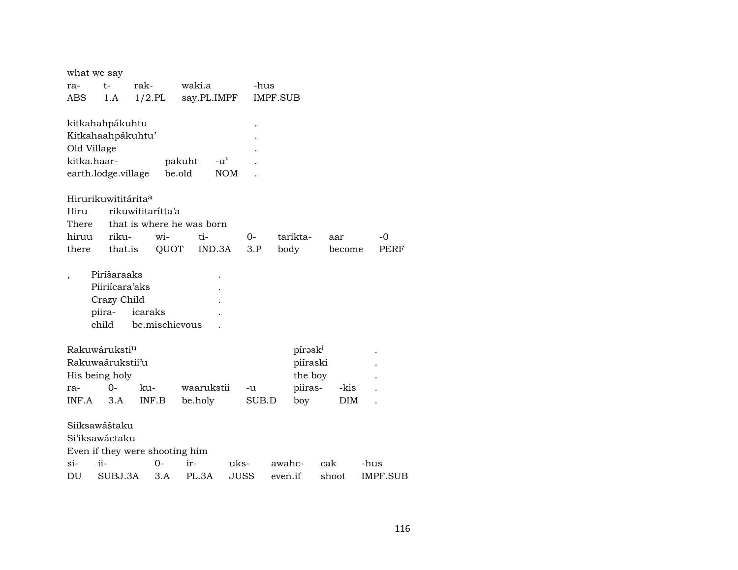what we say

| ra- | t- | rak- | waki.a | -hus |
|---|---|---|---|---|
| ABS | 1.A | 1/2.PL | say.PL.IMPF | IMPF.SUB |

kitkahahpákuhtu .
Kitkahaahpákuhtu' .
Old Village .

| kitka.haar- | pakuht | -u' | . |
|---|---|---|---|
| earth.lodge.village | be.old | NOM | . |

Hirurikuwititárita[a]
Hiru rikuwititaríttaʼa
There that is where he was born

| hiruu | riku- | wi- | ti- | 0- | tarikta- | aar | -0 |
|---|---|---|---|---|---|---|---|
| there | that.is | QUOT | IND.3A | 3.P | body | become | PERF |

, Piríšaraaks .
Piiriícara'aks .
Crazy Child .

| piira- | icaraks | . |
|---|---|---|
| child | be.mischievous | . |

Rakuwáruksti[u] pírəsk[i] .
Rakuwaárukstii'u piíraski .
His being holy the boy .

| ra- | 0- | ku- | waarukstii | -u | piiras- | -kis | . |
|---|---|---|---|---|---|---|---|
| INF.A | 3.A | INF.B | be.holy | SUB.D | boy | DIM | . |

Siiksawáštaku
Si'iksawáctaku
Even if they were shooting him

| si- | ii- | 0- | ir- | uks- | awahc- | cak | -hus |
|---|---|---|---|---|---|---|---|
| DU | SUBJ.3A | 3.A | PL.3A | JUSS | even.if | shoot | IMPF.SUB |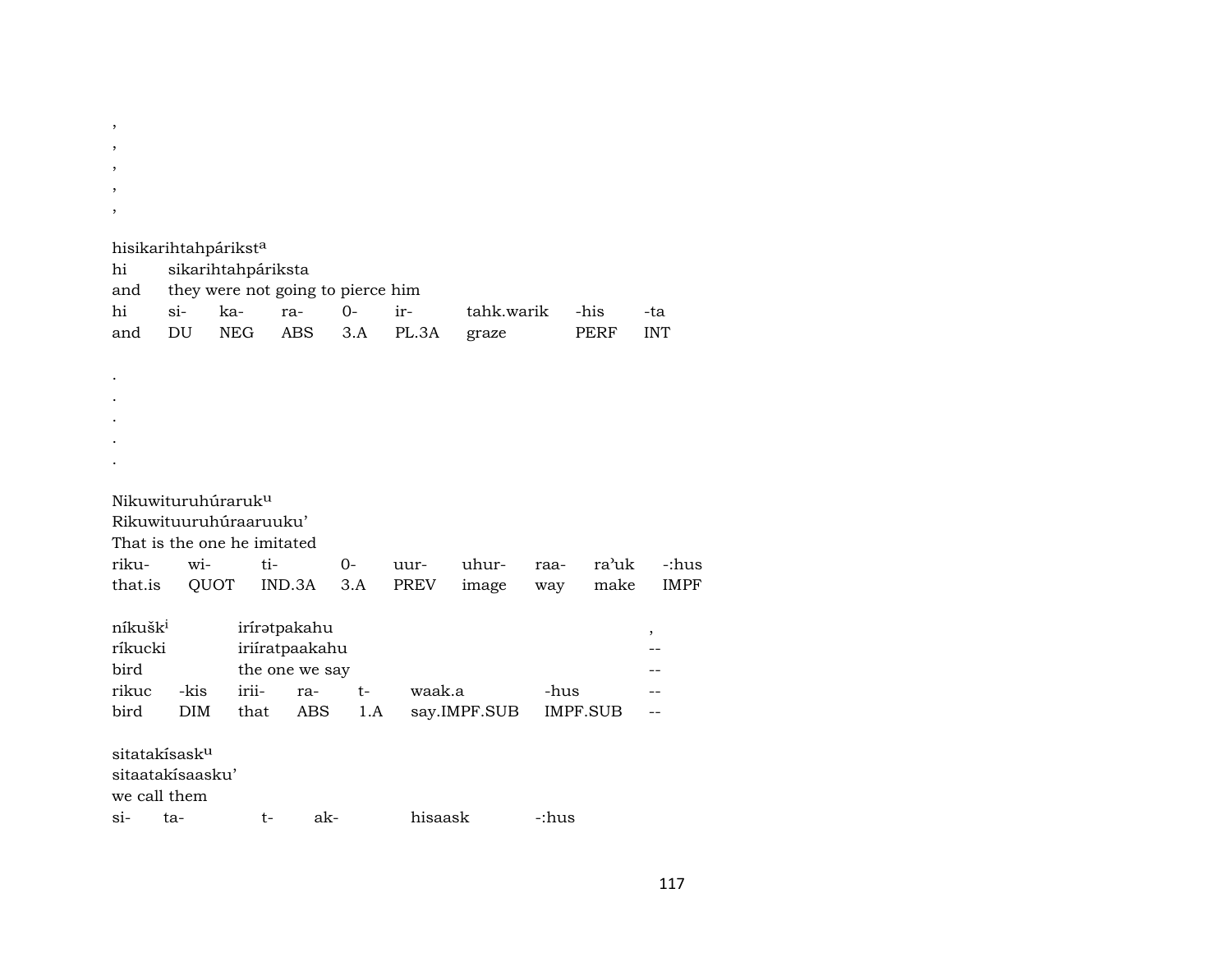,
,
,
,
,

hisikarihtahpárikst[a]

| hi | sikarihtahpáriksta | | | | | | | |
|---|---|---|---|---|---|---|---|---|
| and | they were not going to pierce him | | | | | | | |
| hi | si- | ka- | ra- | 0- | ir- | tahk.warik | -his | -ta |
| and | DU | NEG | ABS | 3.A | PL.3A | graze | PERF | INT |

.
.
.
.
.

Nikuwituruhúraruk[u]

Rikuwituuruhúraaruuku'

That is the one he imitated

| riku- | wi- | ti- | 0- | uur- | uhur- | raa- | ra'uk | -:hus |
|---|---|---|---|---|---|---|---|---|
| that.is | QUOT | IND.3A | 3.A | PREV | image | way | make | IMPF |

| níkušk[i] | | irírətpakahu | | | | | , |
|---|---|---|---|---|---|---|---|
| ríkucki | | iriíratpaakahu | | | | | -- |
| bird | | the one we say | | | | | -- |
| rikuc | -kis | irii- | ra- | t- | waak.a | -hus | -- |
| bird | DIM | that | ABS | 1.A | say.IMPF.SUB | IMPF.SUB | -- |

sitatakísask[u]

sitaatakísaasku'

we call them

| si- | ta- | t- | ak- | hisaask | -:hus |
|---|---|---|---|---|---|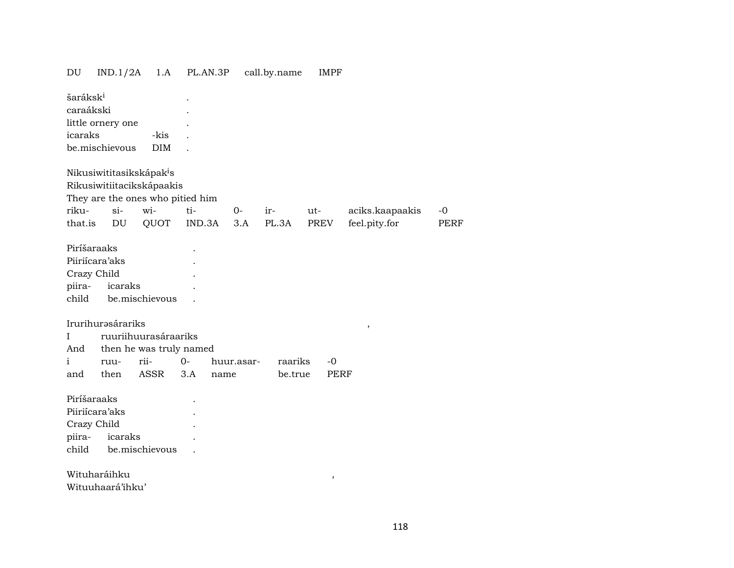| DU | IND.1/2A | 1.A | PL.AN.3P | call.by.name | IMPF |
|---|---|---|---|---|---|

šaráksk[i] .
caraákski .
little ornery one .

| icaraks | -kis | . |
|---|---|---|
| be.mischievous | DIM | . |

Nikusiwititasikskápak[i]s
Rikusiwitiitacikskápaakis
They are the ones who pitied him

| riku- | si- | wi- | ti- | 0- | ir- | ut- | aciks.kaapaakis | -0 |
|---|---|---|---|---|---|---|---|---|
| that.is | DU | QUOT | IND.3A | 3.A | PL.3A | PREV | feel.pity.for | PERF |

Piríšaraaks .
Piiriícara'aks .
Crazy Child .

| piira- | icaraks | . |
|---|---|---|
| child | be.mischievous | . |

Irurihurəsárariks ,
I ruuriihuurasáraariks
And then he was truly named

| i | ruu- | rii- | 0- | huur.asar- | raariks | -0 |
|---|---|---|---|---|---|---|
| and | then | ASSR | 3.A | name | be.true | PERF |

Piríšaraaks .
Piiriícara'aks .
Crazy Child .

| piira- | icaraks | . |
|---|---|---|
| child | be.mischievous | . |

Wituharáihku ,
Wituuhaará'ihku'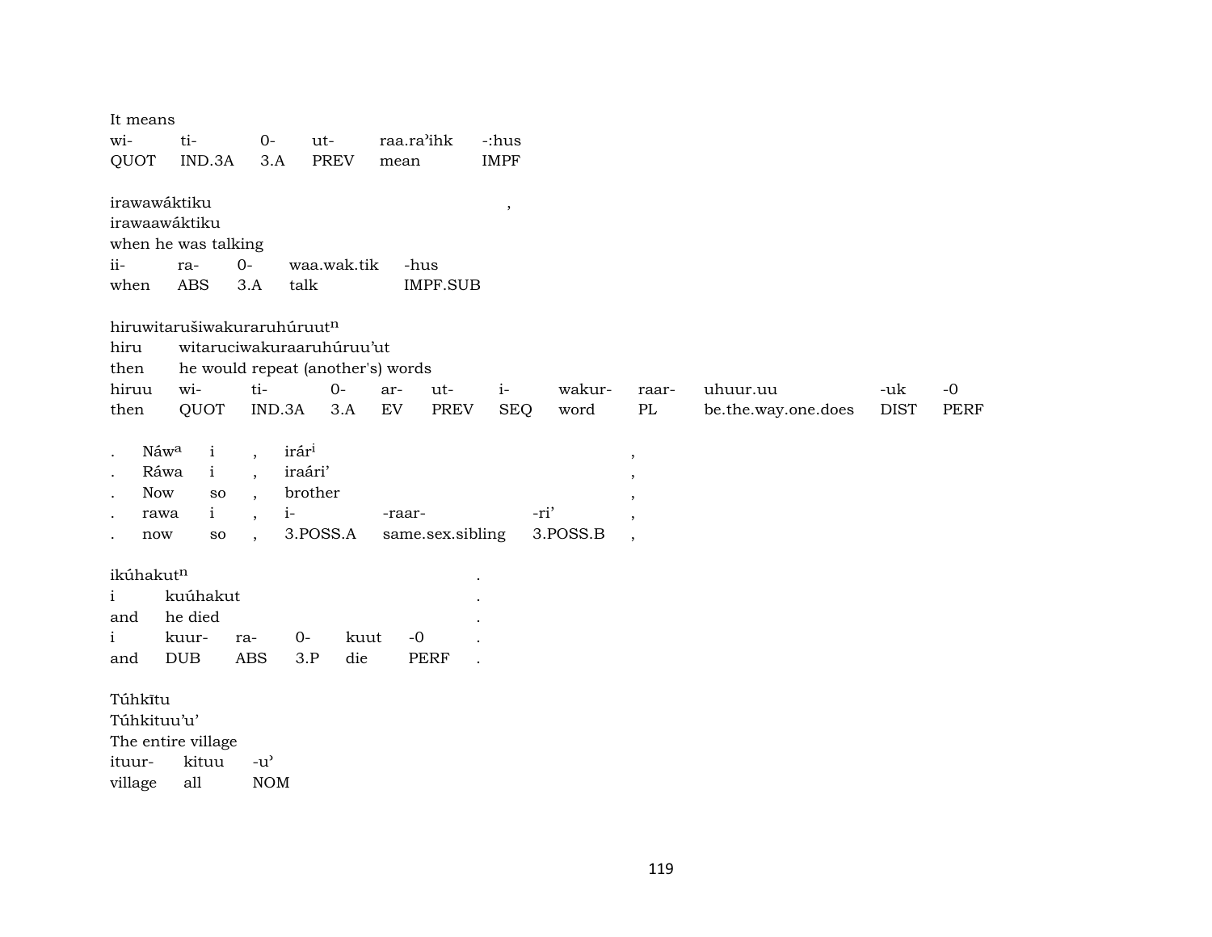It means

| wi- | ti- | 0- | ut- | raa.ra'ihk | -:hus |
|---|---|---|---|---|---|
| QUOT | IND.3A | 3.A | PREV | mean | IMPF |

irawawáktiku ,
irawaawáktiku
when he was talking

| ii- | ra- | 0- | waa.wak.tik | -hus |
|---|---|---|---|---|
| when | ABS | 3.A | talk | IMPF.SUB |

hiruwitarušiwakuraruhúruut$^{n}$

| hiru | witaruciwakuraaruhúruu'ut |
|---|---|
| then | he would repeat (another's) words |

| hiruu | wi- | ti- | 0- | ar- | ut- | i- | wakur- | raar- | uhuur.uu | -uk | -0 |
|---|---|---|---|---|---|---|---|---|---|---|---|
| then | QUOT | IND.3A | 3.A | EV | PREV | SEQ | word | PL | be.the.way.one.does | DIST | PERF |

| . | Náw$^{a}$ | i | , | irár$^{i}$ | | | , |
|---|---|---|---|---|---|---|---|
| . | Ráwa | i | , | iraári' | | | , |
| . | Now | so | , | brother | | | , |
| . | rawa | i | , | i- | -raar- | -ri' | , |
| . | now | so | , | 3.POSS.A | same.sex.sibling | 3.POSS.B | , |

ikúhakut$^{n}$ .

| i | kuúhakut | | | | . |
|---|---|---|---|---|---|
| and | he died | | | | . |
| i | kuur- | ra- | 0- | kuut | -0 | .
| and | DUB | ABS | 3.P | die | PERF | .

Túhkītu
Túhkituu'u'
The entire village

| ituur- | kituu | -u' |
|---|---|---|
| village | all | NOM |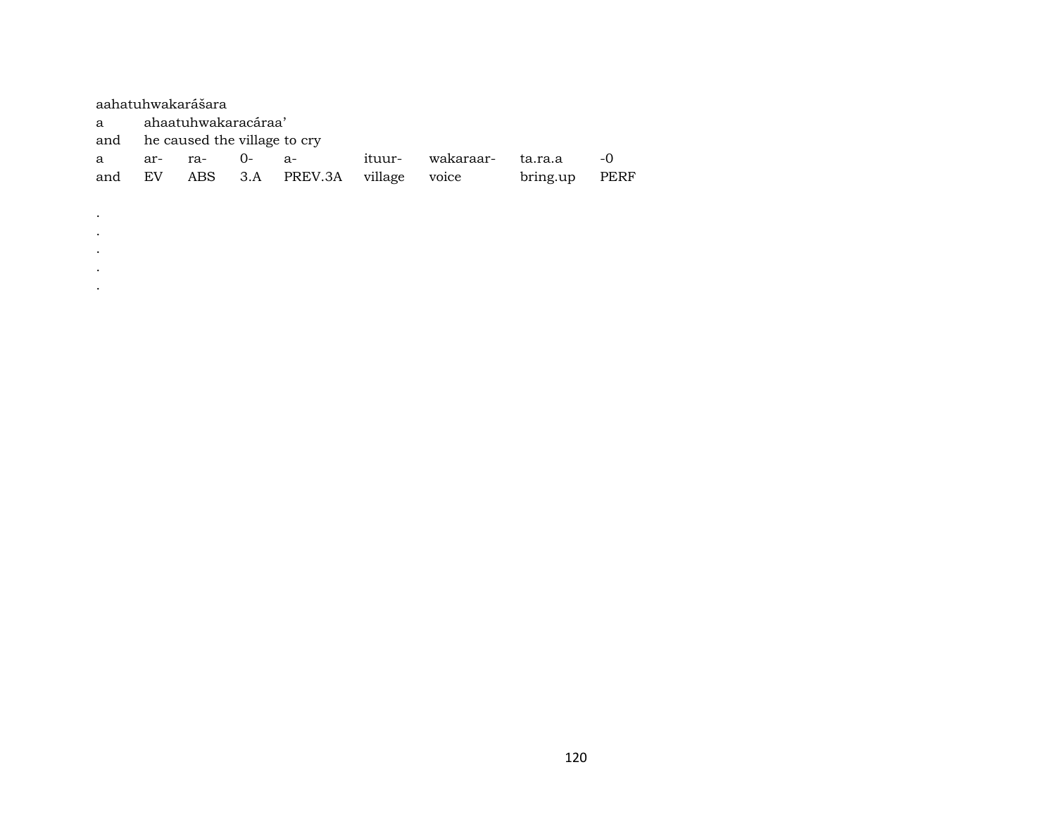aahatuhwakaráŝara

| | | | | | | | | |
|---|---|---|---|---|---|---|---|---|
| a | ahaatuhwakaracáraa’ | | | | | | | |
| and | he caused the village to cry | | | | | | | |
| a | ar- | ra- | 0- | a- | ituur- | wakaraar- | ta.ra.a | -0 |
| and | EV | ABS | 3.A | PREV.3A | village | voice | bring.up | PERF |

.

.

.

.

.